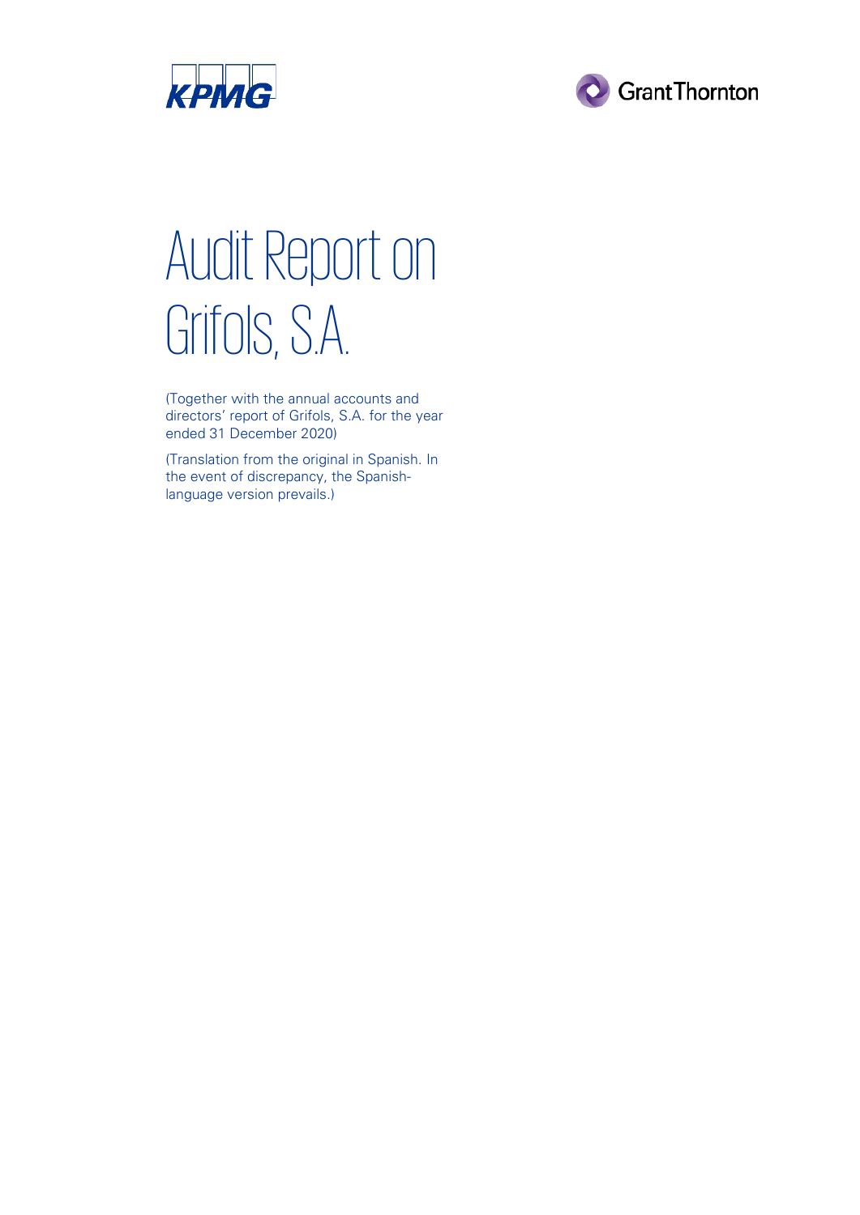KPMG

Grant Thornton

# Audit Report on Grifols, S.A.

(Together with the annual accounts and directors' report of Grifols, S.A. for the year ended 31 December 2020)

(Translation from the original in Spanish. In the event of discrepancy, the Spanish-language version prevails.)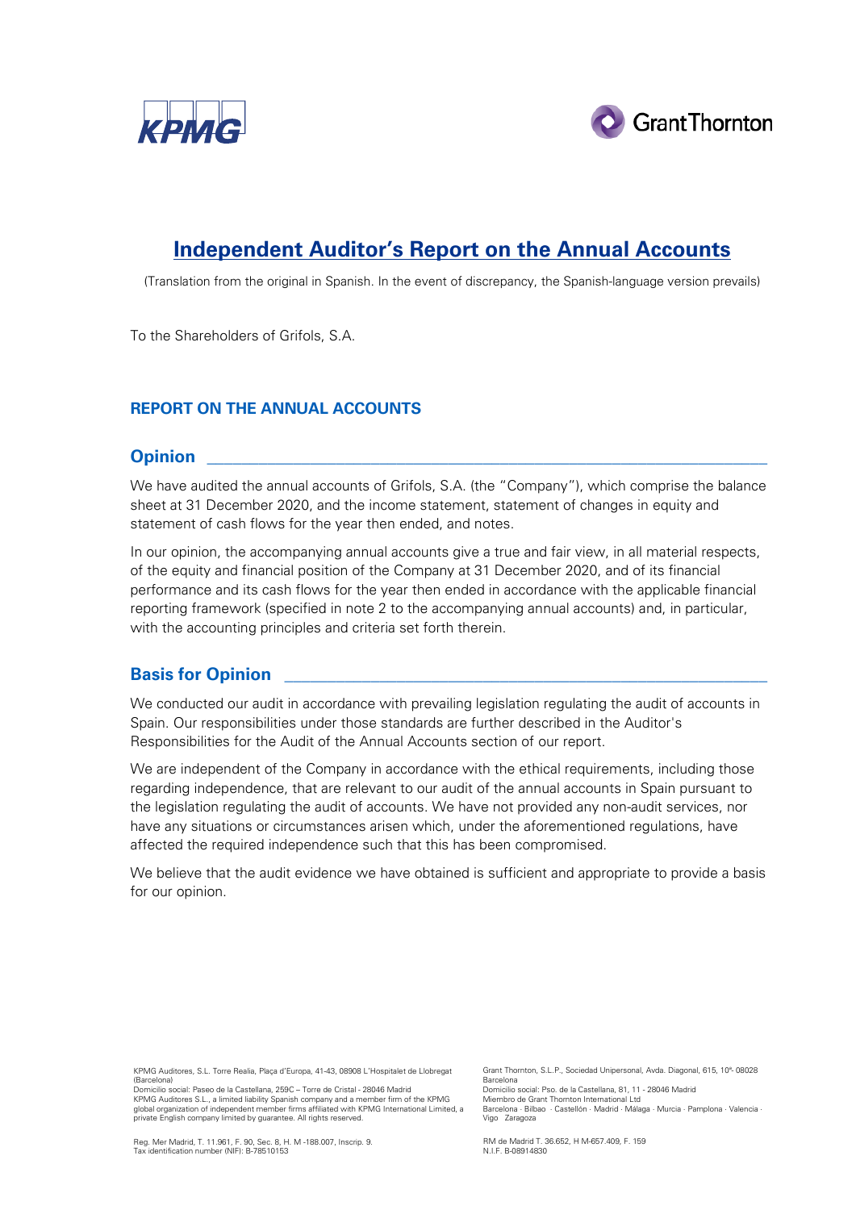# Independent Auditor's Report on the Annual Accounts

(Translation from the original in Spanish. In the event of discrepancy, the Spanish-language version prevails)

To the Shareholders of Grifols, S.A.

## REPORT ON THE ANNUAL ACCOUNTS

### Opinion

We have audited the annual accounts of Grifols, S.A. (the "Company"), which comprise the balance sheet at 31 December 2020, and the income statement, statement of changes in equity and statement of cash flows for the year then ended, and notes.

In our opinion, the accompanying annual accounts give a true and fair view, in all material respects, of the equity and financial position of the Company at 31 December 2020, and of its financial performance and its cash flows for the year then ended in accordance with the applicable financial reporting framework (specified in note 2 to the accompanying annual accounts) and, in particular, with the accounting principles and criteria set forth therein.

### Basis for Opinion

We conducted our audit in accordance with prevailing legislation regulating the audit of accounts in Spain. Our responsibilities under those standards are further described in the Auditor's Responsibilities for the Audit of the Annual Accounts section of our report.

We are independent of the Company in accordance with the ethical requirements, including those regarding independence, that are relevant to our audit of the annual accounts in Spain pursuant to the legislation regulating the audit of accounts. We have not provided any non-audit services, nor have any situations or circumstances arisen which, under the aforementioned regulations, have affected the required independence such that this has been compromised.

We believe that the audit evidence we have obtained is sufficient and appropriate to provide a basis for our opinion.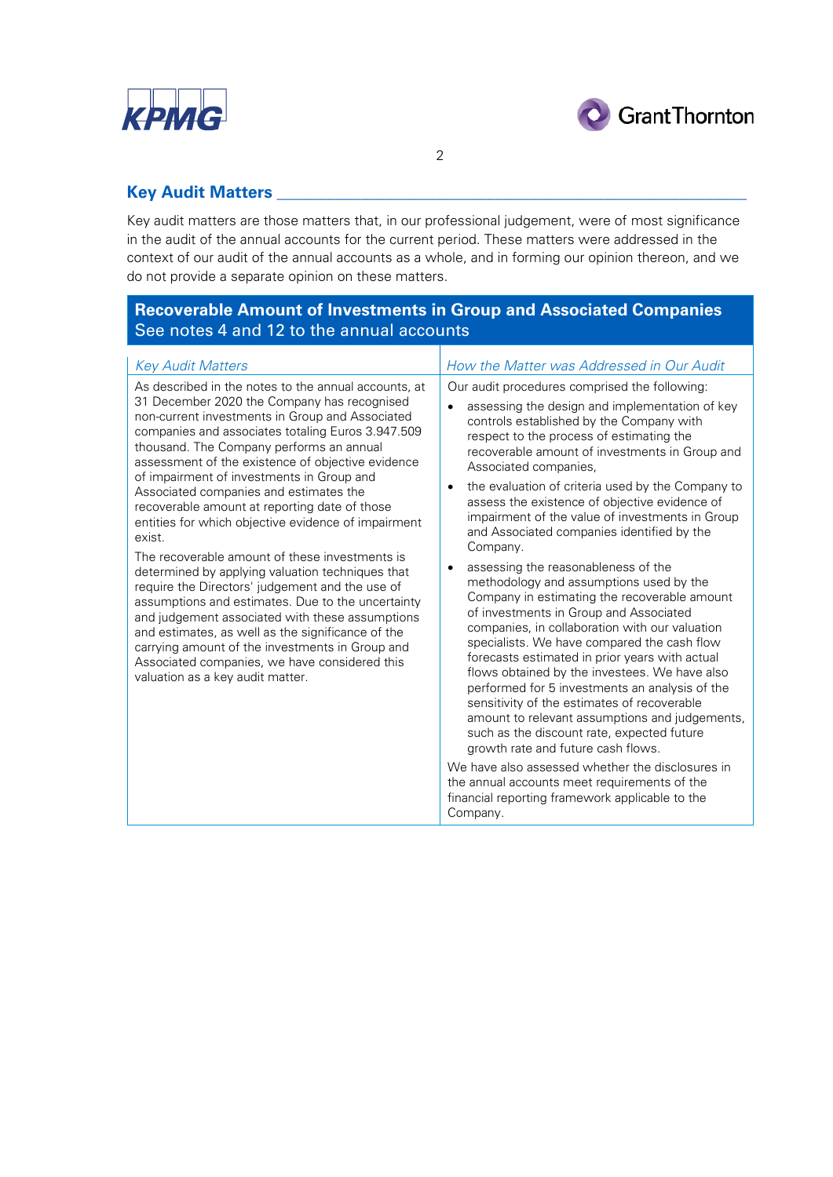## Key Audit Matters

Key audit matters are those matters that, in our professional judgement, were of most significance in the audit of the annual accounts for the current period. These matters were addressed in the context of our audit of the annual accounts as a whole, and in forming our opinion thereon, and we do not provide a separate opinion on these matters.

| **Recoverable Amount of Investments in Group and Associated Companies**<br>See notes 4 and 12 to the annual accounts | |
|---|---|
| *Key Audit Matters* | *How the Matter was Addressed in Our Audit* |
| As described in the notes to the annual accounts, at 31 December 2020 the Company has recognised non-current investments in Group and Associated companies and associates totaling Euros 3.947.509 thousand. The Company performs an annual assessment of the existence of objective evidence of impairment of investments in Group and Associated companies and estimates the recoverable amount at reporting date of those entities for which objective evidence of impairment exist.<br><br>The recoverable amount of these investments is determined by applying valuation techniques that require the Directors' judgement and the use of assumptions and estimates. Due to the uncertainty and judgement associated with these assumptions and estimates, as well as the significance of the carrying amount of the investments in Group and Associated companies, we have considered this valuation as a key audit matter. | Our audit procedures comprised the following:<br><br>• assessing the design and implementation of key controls established by the Company with respect to the process of estimating the recoverable amount of investments in Group and Associated companies,<br><br>• the evaluation of criteria used by the Company to assess the existence of objective evidence of impairment of the value of investments in Group and Associated companies identified by the Company.<br><br>• assessing the reasonableness of the methodology and assumptions used by the Company in estimating the recoverable amount of investments in Group and Associated companies, in collaboration with our valuation specialists. We have compared the cash flow forecasts estimated in prior years with actual flows obtained by the investees. We have also performed for 5 investments an analysis of the sensitivity of the estimates of recoverable amount to relevant assumptions and judgements, such as the discount rate, expected future growth rate and future cash flows.<br><br>We have also assessed whether the disclosures in the annual accounts meet requirements of the financial reporting framework applicable to the Company. |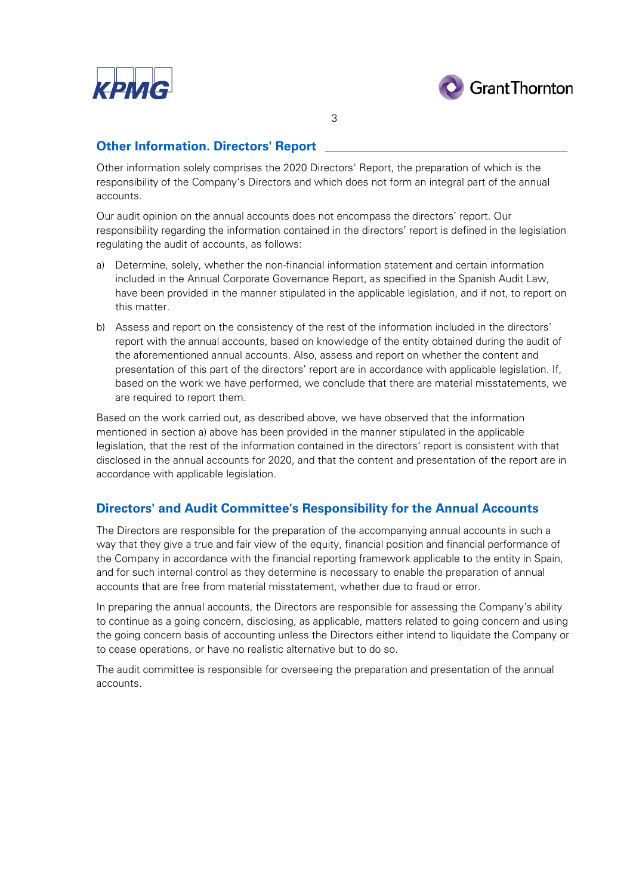## Other Information. Directors' Report

Other information solely comprises the 2020 Directors' Report, the preparation of which is the responsibility of the Company's Directors and which does not form an integral part of the annual accounts.

Our audit opinion on the annual accounts does not encompass the directors' report. Our responsibility regarding the information contained in the directors' report is defined in the legislation regulating the audit of accounts, as follows:

a) Determine, solely, whether the non-financial information statement and certain information included in the Annual Corporate Governance Report, as specified in the Spanish Audit Law, have been provided in the manner stipulated in the applicable legislation, and if not, to report on this matter.

b) Assess and report on the consistency of the rest of the information included in the directors' report with the annual accounts, based on knowledge of the entity obtained during the audit of the aforementioned annual accounts. Also, assess and report on whether the content and presentation of this part of the directors' report are in accordance with applicable legislation. If, based on the work we have performed, we conclude that there are material misstatements, we are required to report them.

Based on the work carried out, as described above, we have observed that the information mentioned in section a) above has been provided in the manner stipulated in the applicable legislation, that the rest of the information contained in the directors' report is consistent with that disclosed in the annual accounts for 2020, and that the content and presentation of the report are in accordance with applicable legislation.

## Directors' and Audit Committee's Responsibility for the Annual Accounts

The Directors are responsible for the preparation of the accompanying annual accounts in such a way that they give a true and fair view of the equity, financial position and financial performance of the Company in accordance with the financial reporting framework applicable to the entity in Spain, and for such internal control as they determine is necessary to enable the preparation of annual accounts that are free from material misstatement, whether due to fraud or error.

In preparing the annual accounts, the Directors are responsible for assessing the Company's ability to continue as a going concern, disclosing, as applicable, matters related to going concern and using the going concern basis of accounting unless the Directors either intend to liquidate the Company or to cease operations, or have no realistic alternative but to do so.

The audit committee is responsible for overseeing the preparation and presentation of the annual accounts.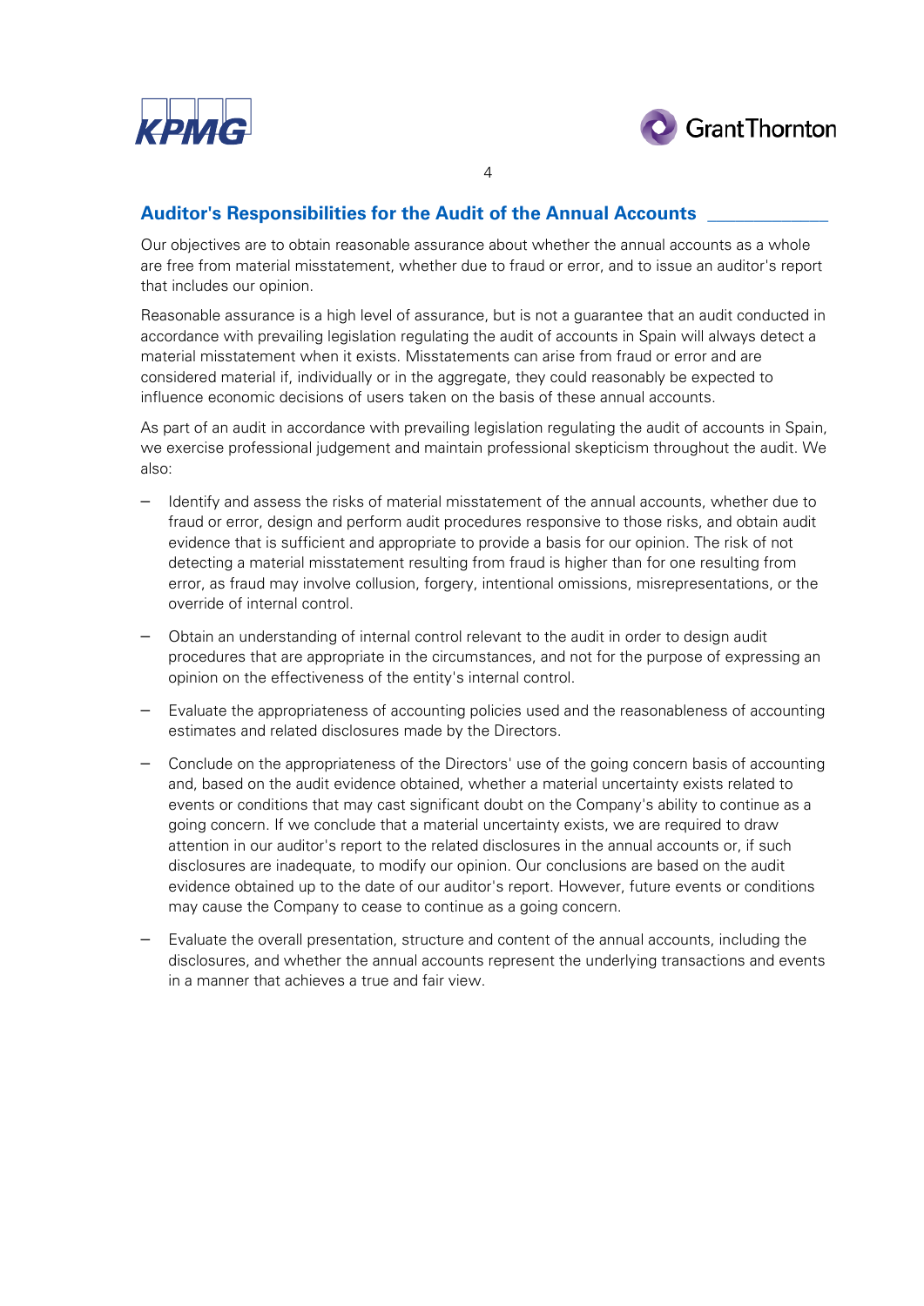## Auditor's Responsibilities for the Audit of the Annual Accounts

Our objectives are to obtain reasonable assurance about whether the annual accounts as a whole are free from material misstatement, whether due to fraud or error, and to issue an auditor's report that includes our opinion.

Reasonable assurance is a high level of assurance, but is not a guarantee that an audit conducted in accordance with prevailing legislation regulating the audit of accounts in Spain will always detect a material misstatement when it exists. Misstatements can arise from fraud or error and are considered material if, individually or in the aggregate, they could reasonably be expected to influence economic decisions of users taken on the basis of these annual accounts.

As part of an audit in accordance with prevailing legislation regulating the audit of accounts in Spain, we exercise professional judgement and maintain professional skepticism throughout the audit. We also:

- Identify and assess the risks of material misstatement of the annual accounts, whether due to fraud or error, design and perform audit procedures responsive to those risks, and obtain audit evidence that is sufficient and appropriate to provide a basis for our opinion. The risk of not detecting a material misstatement resulting from fraud is higher than for one resulting from error, as fraud may involve collusion, forgery, intentional omissions, misrepresentations, or the override of internal control.

- Obtain an understanding of internal control relevant to the audit in order to design audit procedures that are appropriate in the circumstances, and not for the purpose of expressing an opinion on the effectiveness of the entity's internal control.

- Evaluate the appropriateness of accounting policies used and the reasonableness of accounting estimates and related disclosures made by the Directors.

- Conclude on the appropriateness of the Directors' use of the going concern basis of accounting and, based on the audit evidence obtained, whether a material uncertainty exists related to events or conditions that may cast significant doubt on the Company's ability to continue as a going concern. If we conclude that a material uncertainty exists, we are required to draw attention in our auditor's report to the related disclosures in the annual accounts or, if such disclosures are inadequate, to modify our opinion. Our conclusions are based on the audit evidence obtained up to the date of our auditor's report. However, future events or conditions may cause the Company to cease to continue as a going concern.

- Evaluate the overall presentation, structure and content of the annual accounts, including the disclosures, and whether the annual accounts represent the underlying transactions and events in a manner that achieves a true and fair view.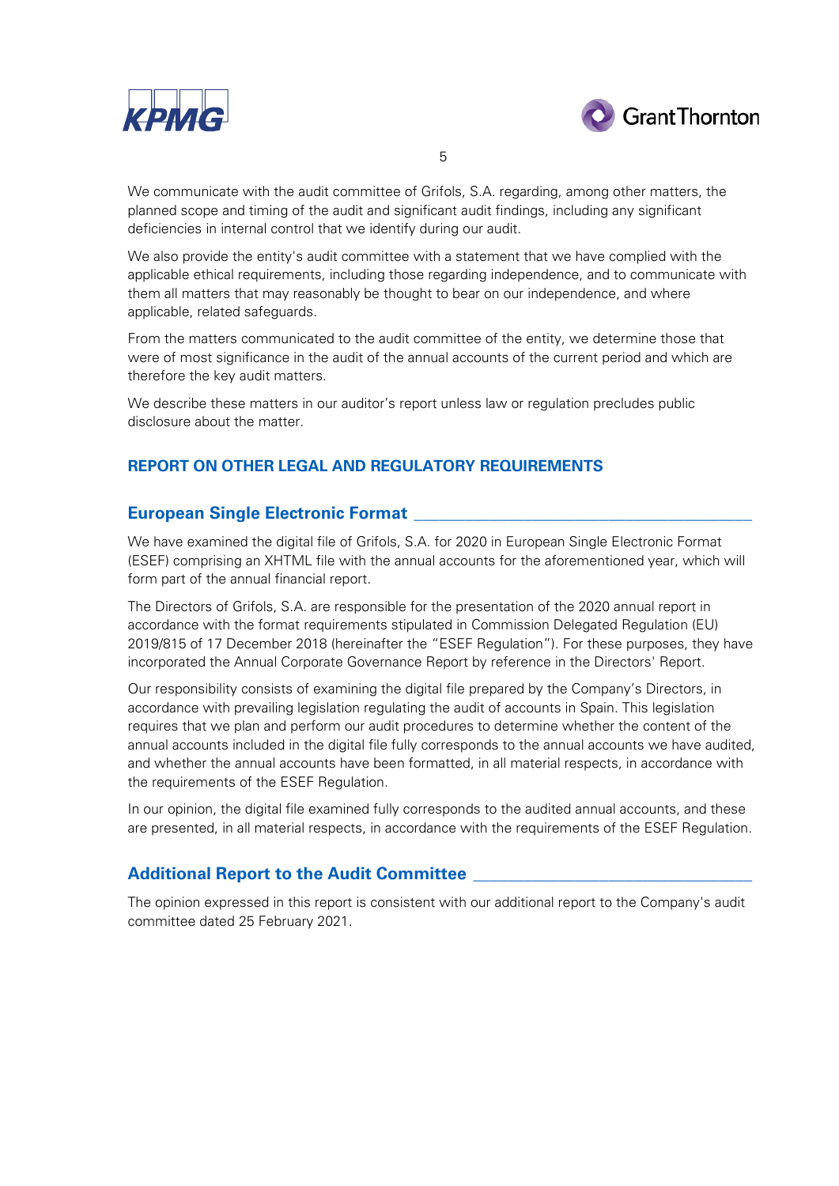We communicate with the audit committee of Grifols, S.A. regarding, among other matters, the planned scope and timing of the audit and significant audit findings, including any significant deficiencies in internal control that we identify during our audit.

We also provide the entity's audit committee with a statement that we have complied with the applicable ethical requirements, including those regarding independence, and to communicate with them all matters that may reasonably be thought to bear on our independence, and where applicable, related safeguards.

From the matters communicated to the audit committee of the entity, we determine those that were of most significance in the audit of the annual accounts of the current period and which are therefore the key audit matters.

We describe these matters in our auditor's report unless law or regulation precludes public disclosure about the matter.

## REPORT ON OTHER LEGAL AND REGULATORY REQUIREMENTS

### European Single Electronic Format

We have examined the digital file of Grifols, S.A. for 2020 in European Single Electronic Format (ESEF) comprising an XHTML file with the annual accounts for the aforementioned year, which will form part of the annual financial report.

The Directors of Grifols, S.A. are responsible for the presentation of the 2020 annual report in accordance with the format requirements stipulated in Commission Delegated Regulation (EU) 2019/815 of 17 December 2018 (hereinafter the "ESEF Regulation"). For these purposes, they have incorporated the Annual Corporate Governance Report by reference in the Directors' Report.

Our responsibility consists of examining the digital file prepared by the Company's Directors, in accordance with prevailing legislation regulating the audit of accounts in Spain. This legislation requires that we plan and perform our audit procedures to determine whether the content of the annual accounts included in the digital file fully corresponds to the annual accounts we have audited, and whether the annual accounts have been formatted, in all material respects, in accordance with the requirements of the ESEF Regulation.

In our opinion, the digital file examined fully corresponds to the audited annual accounts, and these are presented, in all material respects, in accordance with the requirements of the ESEF Regulation.

### Additional Report to the Audit Committee

The opinion expressed in this report is consistent with our additional report to the Company's audit committee dated 25 February 2021.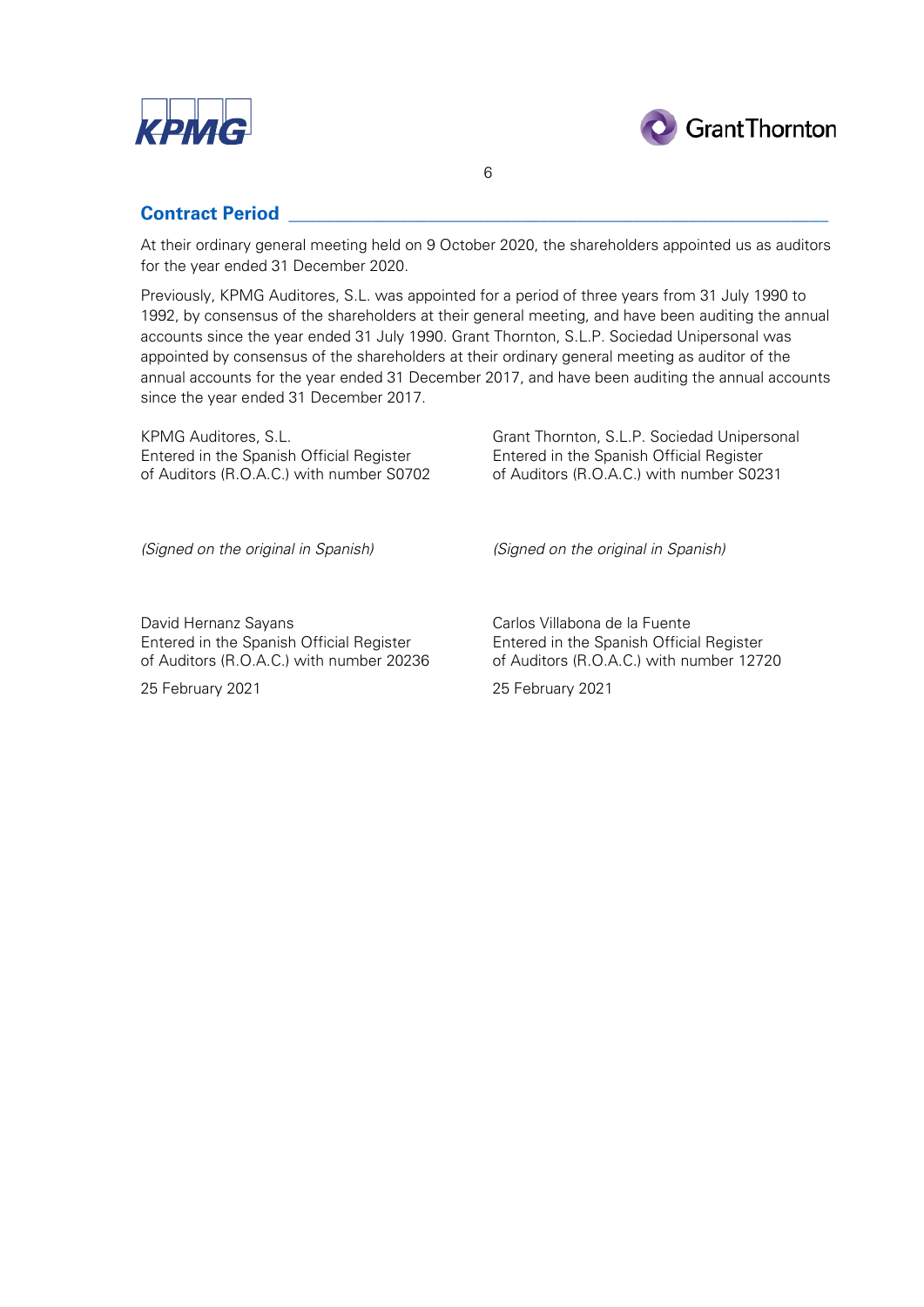## Contract Period

At their ordinary general meeting held on 9 October 2020, the shareholders appointed us as auditors for the year ended 31 December 2020.

Previously, KPMG Auditores, S.L. was appointed for a period of three years from 31 July 1990 to 1992, by consensus of the shareholders at their general meeting, and have been auditing the annual accounts since the year ended 31 July 1990. Grant Thornton, S.L.P. Sociedad Unipersonal was appointed by consensus of the shareholders at their ordinary general meeting as auditor of the annual accounts for the year ended 31 December 2017, and have been auditing the annual accounts since the year ended 31 December 2017.

KPMG Auditores, S.L.
Entered in the Spanish Official Register
of Auditors (R.O.A.C.) with number S0702

*(Signed on the original in Spanish)*

David Hernanz Sayans
Entered in the Spanish Official Register
of Auditors (R.O.A.C.) with number 20236

25 February 2021

Grant Thornton, S.L.P. Sociedad Unipersonal
Entered in the Spanish Official Register
of Auditors (R.O.A.C.) with number S0231

*(Signed on the original in Spanish)*

Carlos Villabona de la Fuente
Entered in the Spanish Official Register
of Auditors (R.O.A.C.) with number 12720

25 February 2021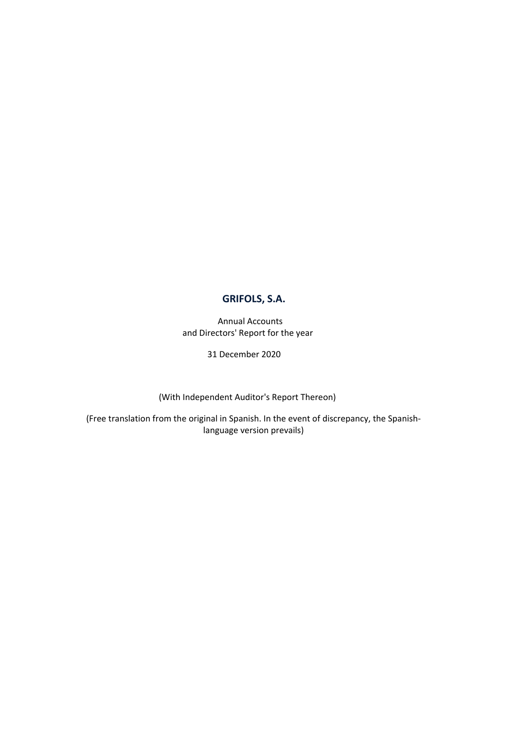# GRIFOLS, S.A.

Annual Accounts
and Directors' Report for the year

31 December 2020

(With Independent Auditor's Report Thereon)

(Free translation from the original in Spanish. In the event of discrepancy, the Spanish-language version prevails)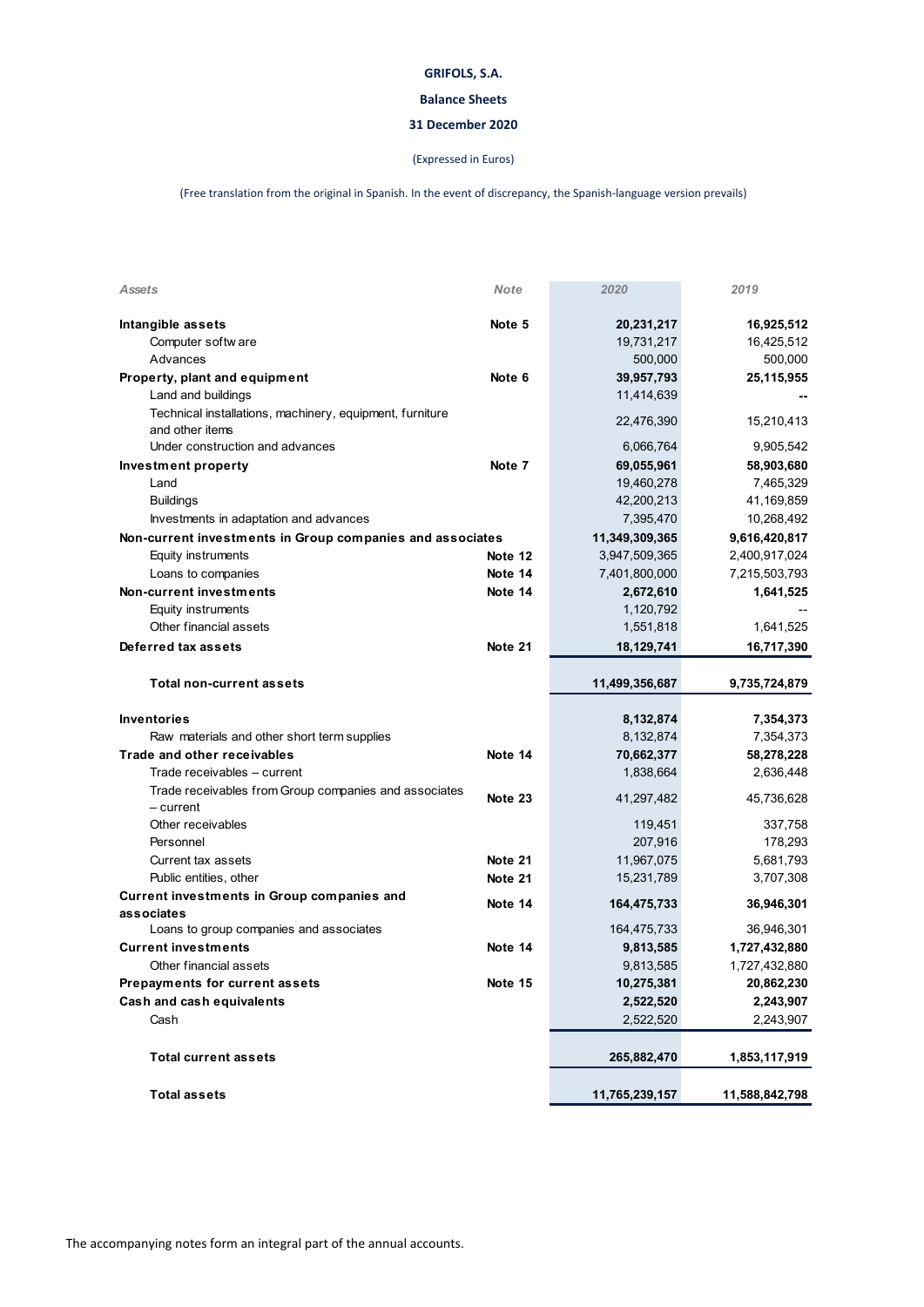**GRIFOLS, S.A.**

**Balance Sheets**

**31 December 2020**

(Expressed in Euros)

(Free translation from the original in Spanish. In the event of discrepancy, the Spanish-language version prevails)

| *Assets* | *Note* | *2020* | *2019* |
|---|---|---|---|
| **Intangible assets** | **Note 5** | **20,231,217** | **16,925,512** |
| Computer software | | 19,731,217 | 16,425,512 |
| Advances | | 500,000 | 500,000 |
| **Property, plant and equipment** | **Note 6** | **39,957,793** | **25,115,955** |
| Land and buildings | | 11,414,639 | -- |
| Technical installations, machinery, equipment, furniture and other items | | 22,476,390 | 15,210,413 |
| Under construction and advances | | 6,066,764 | 9,905,542 |
| **Investment property** | **Note 7** | **69,055,961** | **58,903,680** |
| Land | | 19,460,278 | 7,465,329 |
| Buildings | | 42,200,213 | 41,169,859 |
| Investments in adaptation and advances | | 7,395,470 | 10,268,492 |
| **Non-current investments in Group companies and associates** | | **11,349,309,365** | **9,616,420,817** |
| Equity instruments | **Note 12** | 3,947,509,365 | 2,400,917,024 |
| Loans to companies | **Note 14** | 7,401,800,000 | 7,215,503,793 |
| **Non-current investments** | **Note 14** | **2,672,610** | **1,641,525** |
| Equity instruments | | 1,120,792 | -- |
| Other financial assets | | 1,551,818 | 1,641,525 |
| **Deferred tax assets** | **Note 21** | **18,129,741** | **16,717,390** |
| **Total non-current assets** | | **11,499,356,687** | **9,735,724,879** |
| **Inventories** | | **8,132,874** | **7,354,373** |
| Raw materials and other short term supplies | | 8,132,874 | 7,354,373 |
| **Trade and other receivables** | **Note 14** | **70,662,377** | **58,278,228** |
| Trade receivables – current | | 1,838,664 | 2,636,448 |
| Trade receivables from Group companies and associates – current | **Note 23** | 41,297,482 | 45,736,628 |
| Other receivables | | 119,451 | 337,758 |
| Personnel | | 207,916 | 178,293 |
| Current tax assets | **Note 21** | 11,967,075 | 5,681,793 |
| Public entities, other | **Note 21** | 15,231,789 | 3,707,308 |
| **Current investments in Group companies and associates** | **Note 14** | **164,475,733** | **36,946,301** |
| Loans to group companies and associates | | 164,475,733 | 36,946,301 |
| **Current investments** | **Note 14** | **9,813,585** | **1,727,432,880** |
| Other financial assets | | 9,813,585 | 1,727,432,880 |
| **Prepayments for current assets** | **Note 15** | **10,275,381** | **20,862,230** |
| **Cash and cash equivalents** | | **2,522,520** | **2,243,907** |
| Cash | | 2,522,520 | 2,243,907 |
| **Total current assets** | | **265,882,470** | **1,853,117,919** |
| **Total assets** | | **11,765,239,157** | **11,588,842,798** |

The accompanying notes form an integral part of the annual accounts.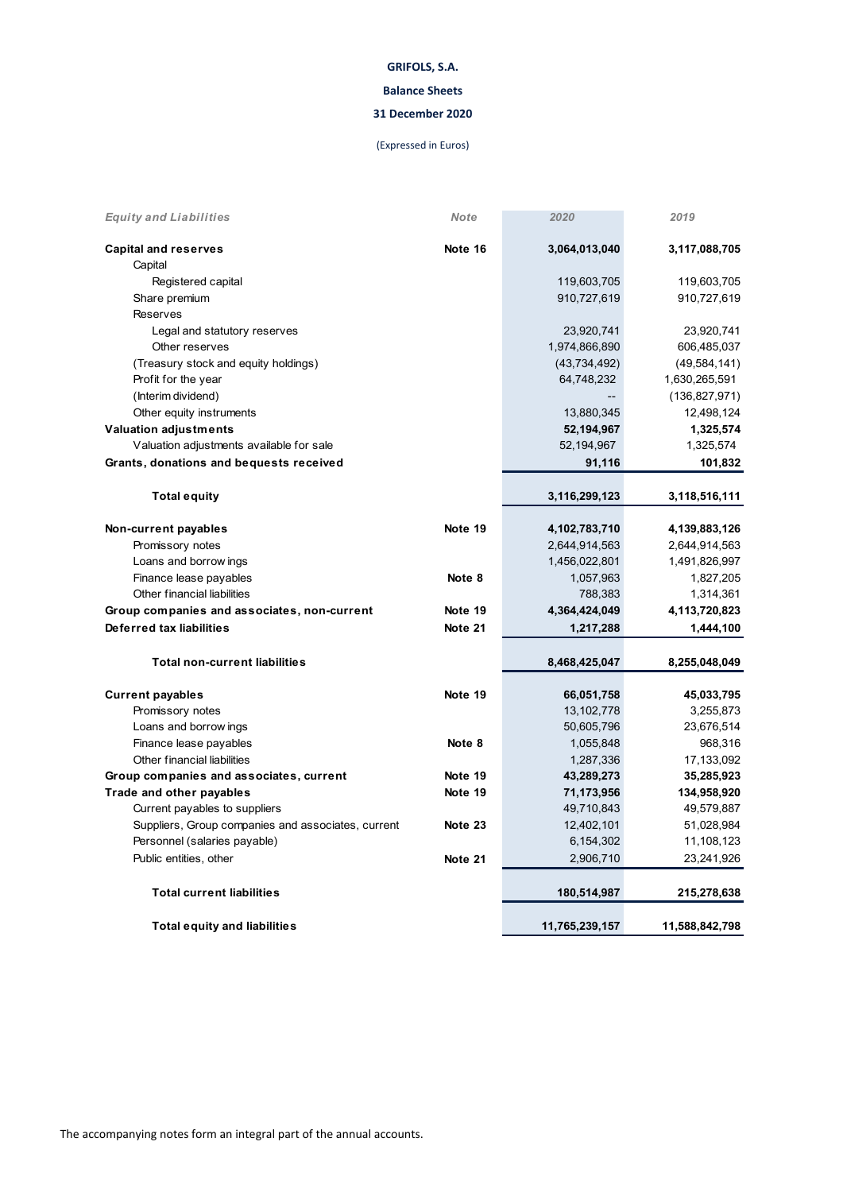**GRIFOLS, S.A.**

**Balance Sheets**

**31 December 2020**

(Expressed in Euros)

| *Equity and Liabilities* | *Note* | *2020* | *2019* |
|---|---|---|---|
| **Capital and reserves** | **Note 16** | **3,064,013,040** | **3,117,088,705** |
| Capital | | | |
| Registered capital | | 119,603,705 | 119,603,705 |
| Share premium | | 910,727,619 | 910,727,619 |
| Reserves | | | |
| Legal and statutory reserves | | 23,920,741 | 23,920,741 |
| Other reserves | | 1,974,866,890 | 606,485,037 |
| (Treasury stock and equity holdings) | | (43,734,492) | (49,584,141) |
| Profit for the year | | 64,748,232 | 1,630,265,591 |
| (Interim dividend) | | -- | (136,827,971) |
| Other equity instruments | | 13,880,345 | 12,498,124 |
| **Valuation adjustments** | | **52,194,967** | **1,325,574** |
| Valuation adjustments available for sale | | 52,194,967 | 1,325,574 |
| **Grants, donations and bequests received** | | **91,116** | **101,832** |
| **Total equity** | | **3,116,299,123** | **3,118,516,111** |
| **Non-current payables** | **Note 19** | **4,102,783,710** | **4,139,883,126** |
| Promissory notes | | 2,644,914,563 | 2,644,914,563 |
| Loans and borrowings | | 1,456,022,801 | 1,491,826,997 |
| Finance lease payables | **Note 8** | 1,057,963 | 1,827,205 |
| Other financial liabilities | | 788,383 | 1,314,361 |
| **Group companies and associates, non-current** | **Note 19** | **4,364,424,049** | **4,113,720,823** |
| **Deferred tax liabilities** | **Note 21** | **1,217,288** | **1,444,100** |
| **Total non-current liabilities** | | **8,468,425,047** | **8,255,048,049** |
| **Current payables** | **Note 19** | **66,051,758** | **45,033,795** |
| Promissory notes | | 13,102,778 | 3,255,873 |
| Loans and borrowings | | 50,605,796 | 23,676,514 |
| Finance lease payables | **Note 8** | 1,055,848 | 968,316 |
| Other financial liabilities | | 1,287,336 | 17,133,092 |
| **Group companies and associates, current** | **Note 19** | **43,289,273** | **35,285,923** |
| **Trade and other payables** | **Note 19** | **71,173,956** | **134,958,920** |
| Current payables to suppliers | | 49,710,843 | 49,579,887 |
| Suppliers, Group companies and associates, current | **Note 23** | 12,402,101 | 51,028,984 |
| Personnel (salaries payable) | | 6,154,302 | 11,108,123 |
| Public entities, other | **Note 21** | 2,906,710 | 23,241,926 |
| **Total current liabilities** | | **180,514,987** | **215,278,638** |
| **Total equity and liabilities** | | **11,765,239,157** | **11,588,842,798** |

The accompanying notes form an integral part of the annual accounts.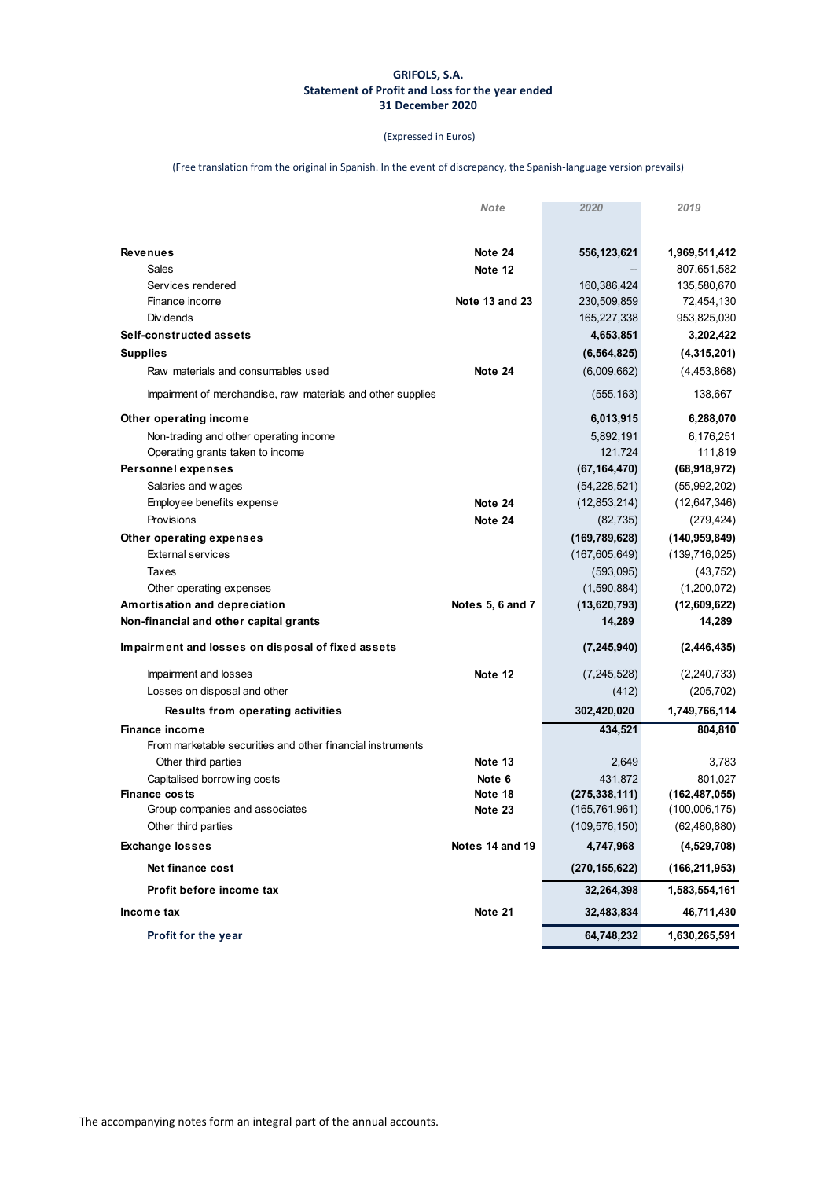**GRIFOLS, S.A.**
**Statement of Profit and Loss for the year ended**
**31 December 2020**

(Expressed in Euros)

(Free translation from the original in Spanish. In the event of discrepancy, the Spanish-language version prevails)

| | Note | 2020 | 2019 |
|---|---|---|---|
| **Revenues** | **Note 24** | **556,123,621** | **1,969,511,412** |
| Sales | **Note 12** | -- | 807,651,582 |
| Services rendered | | 160,386,424 | 135,580,670 |
| Finance income | **Note 13 and 23** | 230,509,859 | 72,454,130 |
| Dividends | | 165,227,338 | 953,825,030 |
| **Self-constructed assets** | | **4,653,851** | **3,202,422** |
| **Supplies** | | **(6,564,825)** | **(4,315,201)** |
| Raw materials and consumables used | **Note 24** | (6,009,662) | (4,453,868) |
| Impairment of merchandise, raw materials and other supplies | | (555,163) | 138,667 |
| **Other operating income** | | **6,013,915** | **6,288,070** |
| Non-trading and other operating income | | 5,892,191 | 6,176,251 |
| Operating grants taken to income | | 121,724 | 111,819 |
| **Personnel expenses** | | **(67,164,470)** | **(68,918,972)** |
| Salaries and wages | | (54,228,521) | (55,992,202) |
| Employee benefits expense | **Note 24** | (12,853,214) | (12,647,346) |
| Provisions | **Note 24** | (82,735) | (279,424) |
| **Other operating expenses** | | **(169,789,628)** | **(140,959,849)** |
| External services | | (167,605,649) | (139,716,025) |
| Taxes | | (593,095) | (43,752) |
| Other operating expenses | | (1,590,884) | (1,200,072) |
| **Amortisation and depreciation** | **Notes 5, 6 and 7** | **(13,620,793)** | **(12,609,622)** |
| **Non-financial and other capital grants** | | **14,289** | **14,289** |
| **Impairment and losses on disposal of fixed assets** | | **(7,245,940)** | **(2,446,435)** |
| Impairment and losses | **Note 12** | (7,245,528) | (2,240,733) |
| Losses on disposal and other | | (412) | (205,702) |
| **Results from operating activities** | | **302,420,020** | **1,749,766,114** |
| **Finance income** | | **434,521** | **804,810** |
| From marketable securities and other financial instruments | | | |
| Other third parties | **Note 13** | 2,649 | 3,783 |
| Capitalised borrowing costs | **Note 6** | 431,872 | 801,027 |
| **Finance costs** | **Note 18** | **(275,338,111)** | **(162,487,055)** |
| Group companies and associates | **Note 23** | (165,761,961) | (100,006,175) |
| Other third parties | | (109,576,150) | (62,480,880) |
| **Exchange losses** | **Notes 14 and 19** | **4,747,968** | **(4,529,708)** |
| **Net finance cost** | | **(270,155,622)** | **(166,211,953)** |
| **Profit before income tax** | | **32,264,398** | **1,583,554,161** |
| **Income tax** | **Note 21** | **32,483,834** | **46,711,430** |
| **Profit for the year** | | **64,748,232** | **1,630,265,591** |

The accompanying notes form an integral part of the annual accounts.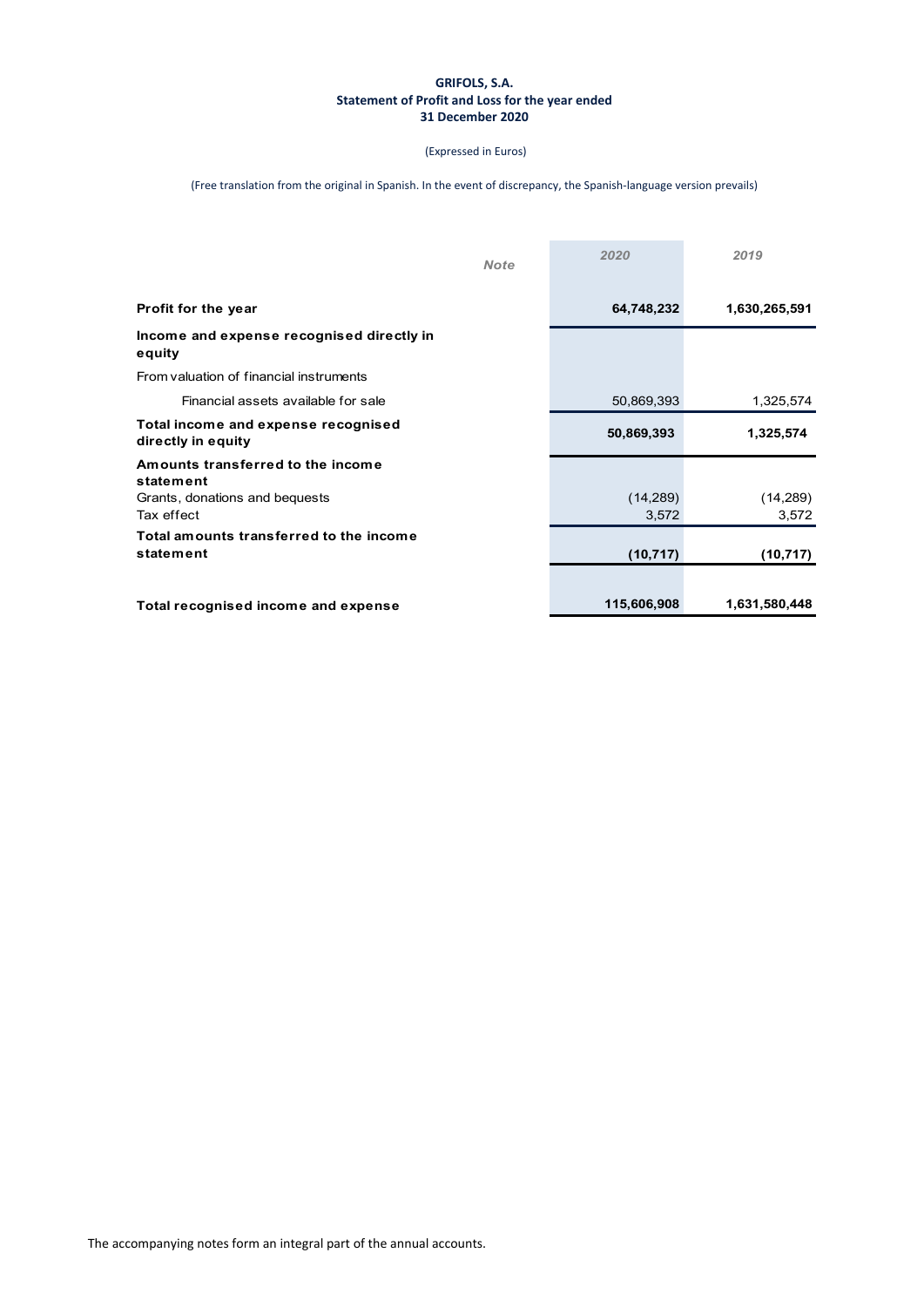**GRIFOLS, S.A.**
**Statement of Profit and Loss for the year ended**
**31 December 2020**

(Expressed in Euros)

(Free translation from the original in Spanish. In the event of discrepancy, the Spanish-language version prevails)

| | *Note* | *2020* | *2019* |
|---|---|---|---|
| **Profit for the year** | | **64,748,232** | **1,630,265,591** |
| **Income and expense recognised directly in equity** | | | |
| From valuation of financial instruments | | | |
| Financial assets available for sale | | 50,869,393 | 1,325,574 |
| **Total income and expense recognised directly in equity** | | **50,869,393** | **1,325,574** |
| **Amounts transferred to the income statement** | | | |
| Grants, donations and bequests | | (14,289) | (14,289) |
| Tax effect | | 3,572 | 3,572 |
| **Total amounts transferred to the income statement** | | **(10,717)** | **(10,717)** |
| **Total recognised income and expense** | | **115,606,908** | **1,631,580,448** |

The accompanying notes form an integral part of the annual accounts.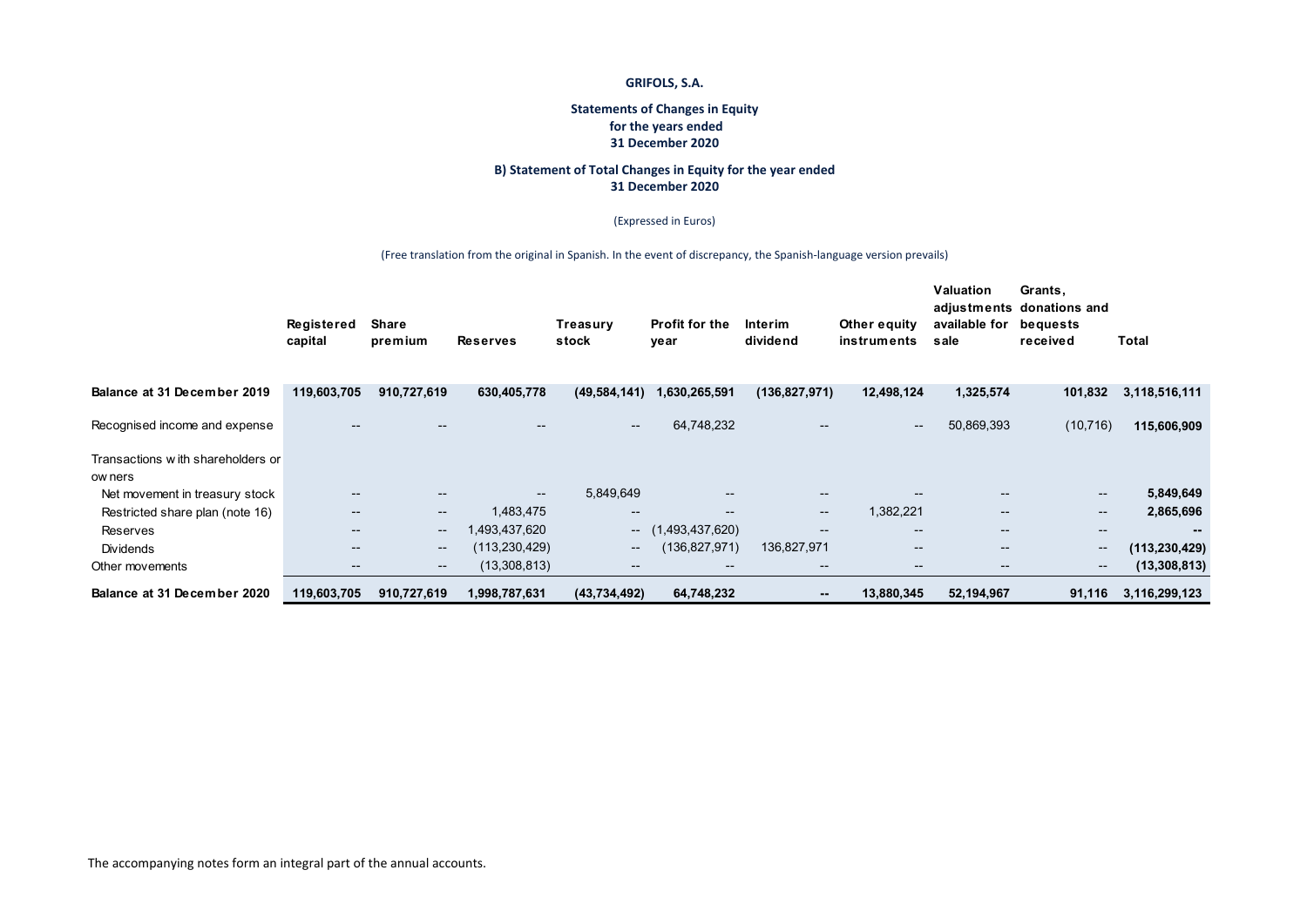**GRIFOLS, S.A.**

**Statements of Changes in Equity**
**for the years ended**
**31 December 2020**

**B) Statement of Total Changes in Equity for the year ended**
**31 December 2020**

(Expressed in Euros)

(Free translation from the original in Spanish. In the event of discrepancy, the Spanish-language version prevails)

| | Registered capital | Share premium | Reserves | Treasury stock | Profit for the year | Interim dividend | Other equity instruments | Valuation adjustments available for sale | Grants, donations and bequests received | Total |
|---|---|---|---|---|---|---|---|---|---|---|
| **Balance at 31 December 2019** | **119,603,705** | **910,727,619** | **630,405,778** | **(49,584,141)** | **1,630,265,591** | **(136,827,971)** | **12,498,124** | **1,325,574** | **101,832** | **3,118,516,111** |
| Recognised income and expense | -- | -- | -- | -- | 64,748,232 | -- | -- | 50,869,393 | (10,716) | **115,606,909** |
| Transactions with shareholders or owners | | | | | | | | | | |
| Net movement in treasury stock | -- | -- | -- | 5,849,649 | -- | -- | -- | -- | -- | **5,849,649** |
| Restricted share plan (note 16) | -- | -- | 1,483,475 | -- | -- | -- | 1,382,221 | -- | -- | **2,865,696** |
| Reserves | -- | -- | 1,493,437,620 | -- | (1,493,437,620) | -- | -- | -- | -- | **--** |
| Dividends | -- | -- | (113,230,429) | -- | (136,827,971) | 136,827,971 | -- | -- | -- | **(113,230,429)** |
| Other movements | -- | -- | (13,308,813) | -- | -- | -- | -- | -- | -- | **(13,308,813)** |
| **Balance at 31 December 2020** | **119,603,705** | **910,727,619** | **1,998,787,631** | **(43,734,492)** | **64,748,232** | **--** | **13,880,345** | **52,194,967** | **91,116** | **3,116,299,123** |

The accompanying notes form an integral part of the annual accounts.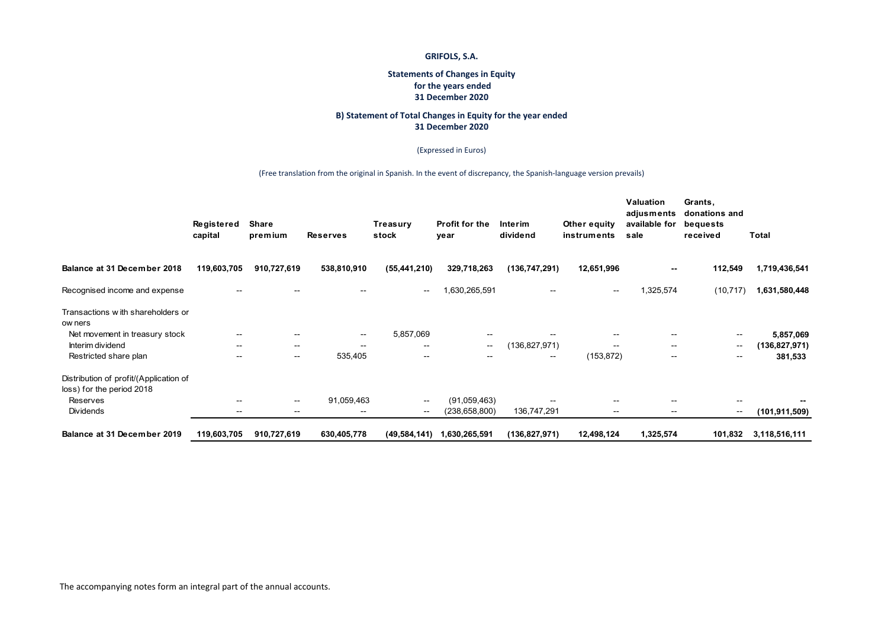**GRIFOLS, S.A.**

**Statements of Changes in Equity for the years ended 31 December 2020**

**B) Statement of Total Changes in Equity for the year ended 31 December 2020**

(Expressed in Euros)

(Free translation from the original in Spanish. In the event of discrepancy, the Spanish-language version prevails)

| | Registered capital | Share premium | Reserves | Treasury stock | Profit for the year | Interim dividend | Other equity instruments | Valuation adjusments available for sale | Grants, donations and bequests received | Total |
|---|---|---|---|---|---|---|---|---|---|---|
| **Balance at 31 December 2018** | **119,603,705** | **910,727,619** | **538,810,910** | **(55,441,210)** | **329,718,263** | **(136,747,291)** | **12,651,996** | **--** | **112,549** | **1,719,436,541** |
| Recognised income and expense | -- | -- | -- | -- | 1,630,265,591 | -- | -- | 1,325,574 | (10,717) | **1,631,580,448** |
| Transactions with shareholders or owners | | | | | | | | | | |
| Net movement in treasury stock | -- | -- | -- | 5,857,069 | -- | -- | -- | -- | -- | **5,857,069** |
| Interim dividend | -- | -- | -- | -- | -- | (136,827,971) | -- | -- | -- | **(136,827,971)** |
| Restricted share plan | -- | -- | 535,405 | -- | -- | -- | (153,872) | -- | -- | **381,533** |
| Distribution of profit/(Application of loss) for the period 2018 | | | | | | | | | | |
| Reserves | -- | -- | 91,059,463 | -- | (91,059,463) | -- | -- | -- | -- | **--** |
| Dividends | -- | -- | -- | -- | (238,658,800) | 136,747,291 | -- | -- | -- | **(101,911,509)** |
| **Balance at 31 December 2019** | **119,603,705** | **910,727,619** | **630,405,778** | **(49,584,141)** | **1,630,265,591** | **(136,827,971)** | **12,498,124** | **1,325,574** | **101,832** | **3,118,516,111** |

The accompanying notes form an integral part of the annual accounts.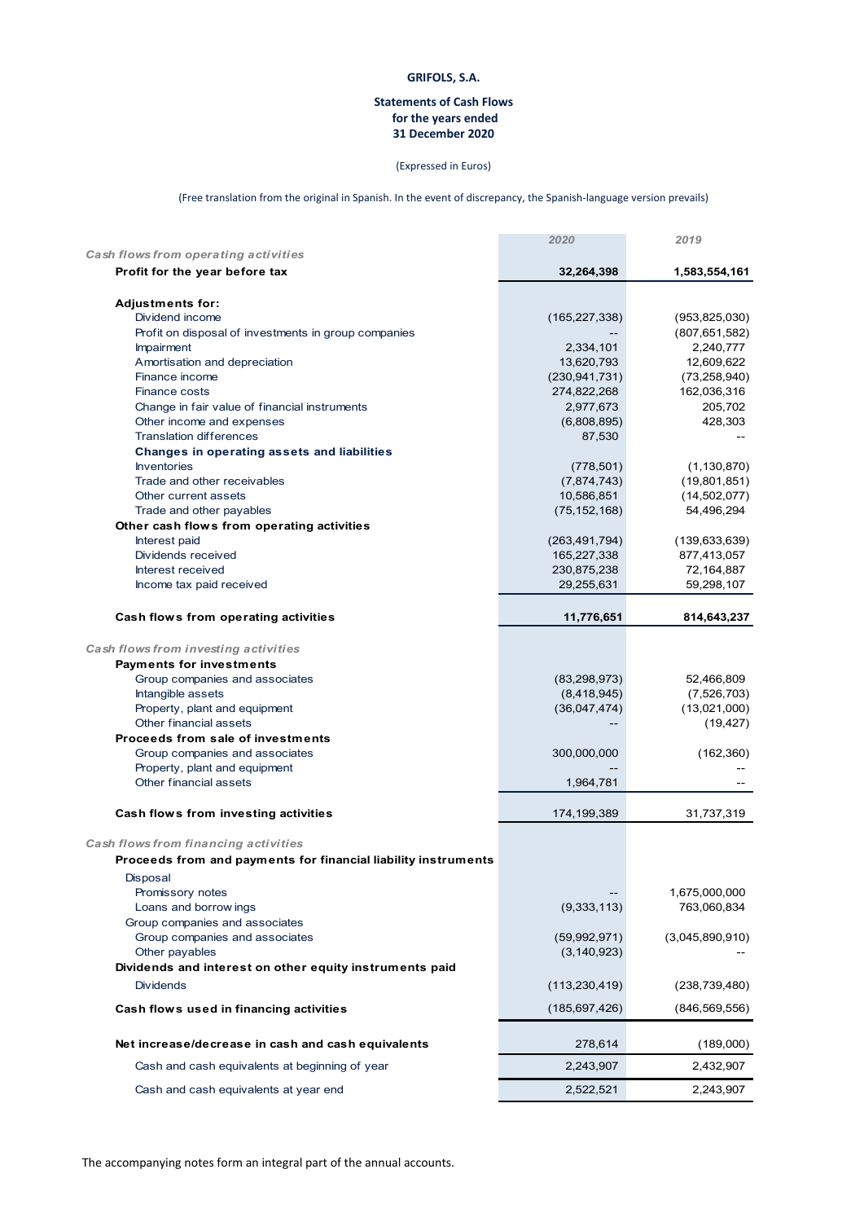**GRIFOLS, S.A.**

**Statements of Cash Flows for the years ended 31 December 2020**

(Expressed in Euros)

(Free translation from the original in Spanish. In the event of discrepancy, the Spanish-language version prevails)

| | 2020 | 2019 |
|---|---|---|
| *Cash flows from operating activities* | | |
| **Profit for the year before tax** | **32,264,398** | **1,583,554,161** |
| **Adjustments for:** | | |
| Dividend income | (165,227,338) | (953,825,030) |
| Profit on disposal of investments in group companies | -- | (807,651,582) |
| Impairment | 2,334,101 | 2,240,777 |
| Amortisation and depreciation | 13,620,793 | 12,609,622 |
| Finance income | (230,941,731) | (73,258,940) |
| Finance costs | 274,822,268 | 162,036,316 |
| Change in fair value of financial instruments | 2,977,673 | 205,702 |
| Other income and expenses | (6,808,895) | 428,303 |
| Translation differences | 87,530 | -- |
| **Changes in operating assets and liabilities** | | |
| Inventories | (778,501) | (1,130,870) |
| Trade and other receivables | (7,874,743) | (19,801,851) |
| Other current assets | 10,586,851 | (14,502,077) |
| Trade and other payables | (75,152,168) | 54,496,294 |
| **Other cash flows from operating activities** | | |
| Interest paid | (263,491,794) | (139,633,639) |
| Dividends received | 165,227,338 | 877,413,057 |
| Interest received | 230,875,238 | 72,164,887 |
| Income tax paid received | 29,255,631 | 59,298,107 |
| **Cash flows from operating activities** | **11,776,651** | **814,643,237** |
| *Cash flows from investing activities* | | |
| **Payments for investments** | | |
| Group companies and associates | (83,298,973) | 52,466,809 |
| Intangible assets | (8,418,945) | (7,526,703) |
| Property, plant and equipment | (36,047,474) | (13,021,000) |
| Other financial assets | -- | (19,427) |
| **Proceeds from sale of investments** | | |
| Group companies and associates | 300,000,000 | (162,360) |
| Property, plant and equipment | -- | -- |
| Other financial assets | 1,964,781 | -- |
| **Cash flows from investing activities** | 174,199,389 | 31,737,319 |
| *Cash flows from financing activities* | | |
| **Proceeds from and payments for financial liability instruments** | | |
| Disposal | | |
| Promissory notes | -- | 1,675,000,000 |
| Loans and borrowings | (9,333,113) | 763,060,834 |
| Group companies and associates | | |
| Group companies and associates | (59,992,971) | (3,045,890,910) |
| Other payables | (3,140,923) | -- |
| **Dividends and interest on other equity instruments paid** | | |
| Dividends | (113,230,419) | (238,739,480) |
| **Cash flows used in financing activities** | (185,697,426) | (846,569,556) |
| **Net increase/decrease in cash and cash equivalents** | 278,614 | (189,000) |
| Cash and cash equivalents at beginning of year | 2,243,907 | 2,432,907 |
| Cash and cash equivalents at year end | 2,522,521 | 2,243,907 |

The accompanying notes form an integral part of the annual accounts.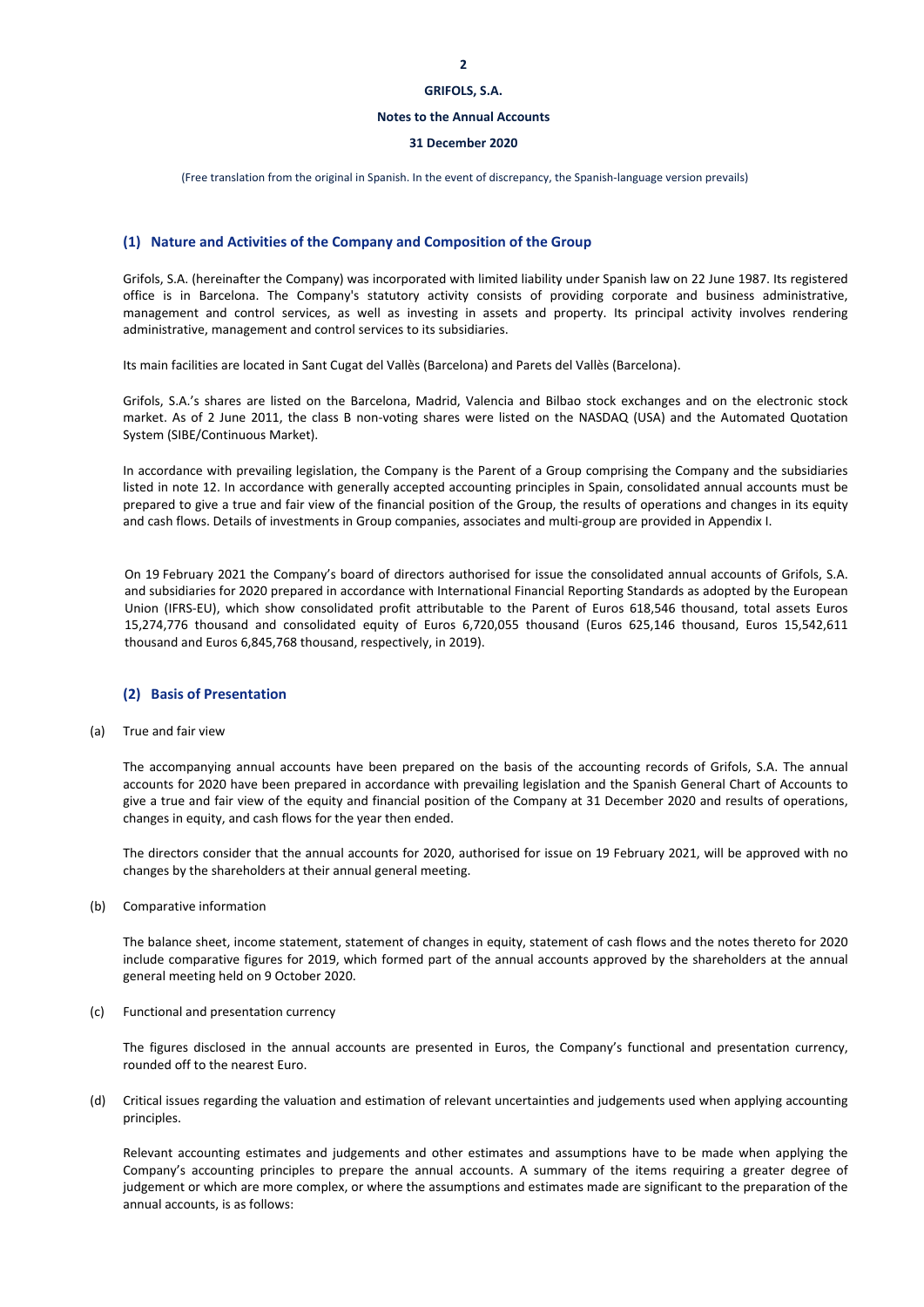**GRIFOLS, S.A.**

**Notes to the Annual Accounts**

**31 December 2020**

(Free translation from the original in Spanish. In the event of discrepancy, the Spanish-language version prevails)

## (1) Nature and Activities of the Company and Composition of the Group

Grifols, S.A. (hereinafter the Company) was incorporated with limited liability under Spanish law on 22 June 1987. Its registered office is in Barcelona. The Company's statutory activity consists of providing corporate and business administrative, management and control services, as well as investing in assets and property. Its principal activity involves rendering administrative, management and control services to its subsidiaries.

Its main facilities are located in Sant Cugat del Vallès (Barcelona) and Parets del Vallès (Barcelona).

Grifols, S.A.'s shares are listed on the Barcelona, Madrid, Valencia and Bilbao stock exchanges and on the electronic stock market. As of 2 June 2011, the class B non-voting shares were listed on the NASDAQ (USA) and the Automated Quotation System (SIBE/Continuous Market).

In accordance with prevailing legislation, the Company is the Parent of a Group comprising the Company and the subsidiaries listed in note 12. In accordance with generally accepted accounting principles in Spain, consolidated annual accounts must be prepared to give a true and fair view of the financial position of the Group, the results of operations and changes in its equity and cash flows. Details of investments in Group companies, associates and multi-group are provided in Appendix I.

On 19 February 2021 the Company's board of directors authorised for issue the consolidated annual accounts of Grifols, S.A. and subsidiaries for 2020 prepared in accordance with International Financial Reporting Standards as adopted by the European Union (IFRS-EU), which show consolidated profit attributable to the Parent of Euros 618,546 thousand, total assets Euros 15,274,776 thousand and consolidated equity of Euros 6,720,055 thousand (Euros 625,146 thousand, Euros 15,542,611 thousand and Euros 6,845,768 thousand, respectively, in 2019).

## (2) Basis of Presentation

(a) True and fair view

The accompanying annual accounts have been prepared on the basis of the accounting records of Grifols, S.A. The annual accounts for 2020 have been prepared in accordance with prevailing legislation and the Spanish General Chart of Accounts to give a true and fair view of the equity and financial position of the Company at 31 December 2020 and results of operations, changes in equity, and cash flows for the year then ended.

The directors consider that the annual accounts for 2020, authorised for issue on 19 February 2021, will be approved with no changes by the shareholders at their annual general meeting.

(b) Comparative information

The balance sheet, income statement, statement of changes in equity, statement of cash flows and the notes thereto for 2020 include comparative figures for 2019, which formed part of the annual accounts approved by the shareholders at the annual general meeting held on 9 October 2020.

(c) Functional and presentation currency

The figures disclosed in the annual accounts are presented in Euros, the Company's functional and presentation currency, rounded off to the nearest Euro.

(d) Critical issues regarding the valuation and estimation of relevant uncertainties and judgements used when applying accounting principles.

Relevant accounting estimates and judgements and other estimates and assumptions have to be made when applying the Company's accounting principles to prepare the annual accounts. A summary of the items requiring a greater degree of judgement or which are more complex, or where the assumptions and estimates made are significant to the preparation of the annual accounts, is as follows: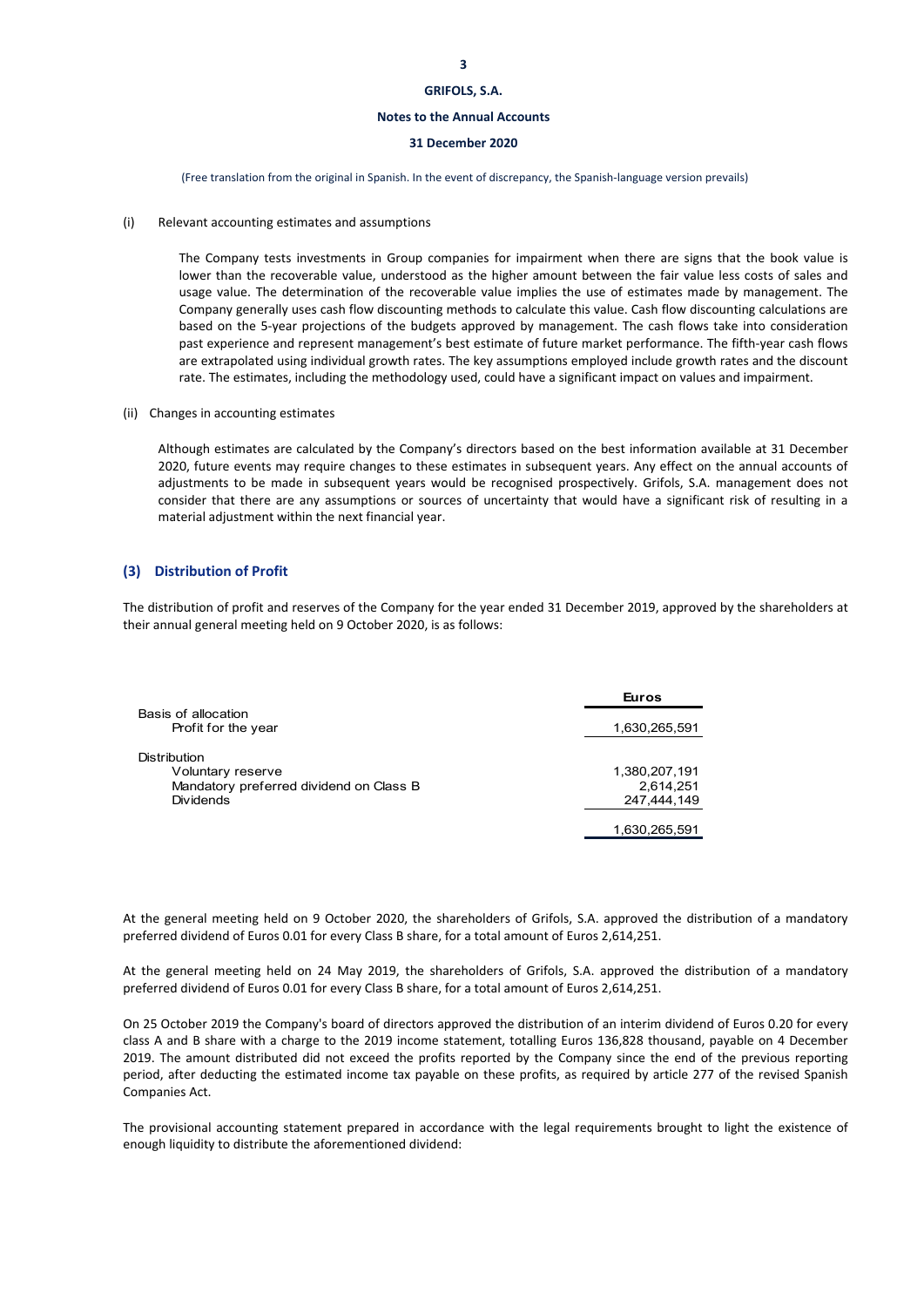(i) Relevant accounting estimates and assumptions

The Company tests investments in Group companies for impairment when there are signs that the book value is lower than the recoverable value, understood as the higher amount between the fair value less costs of sales and usage value. The determination of the recoverable value implies the use of estimates made by management. The Company generally uses cash flow discounting methods to calculate this value. Cash flow discounting calculations are based on the 5-year projections of the budgets approved by management. The cash flows take into consideration past experience and represent management's best estimate of future market performance. The fifth-year cash flows are extrapolated using individual growth rates. The key assumptions employed include growth rates and the discount rate. The estimates, including the methodology used, could have a significant impact on values and impairment.

(ii) Changes in accounting estimates

Although estimates are calculated by the Company's directors based on the best information available at 31 December 2020, future events may require changes to these estimates in subsequent years. Any effect on the annual accounts of adjustments to be made in subsequent years would be recognised prospectively. Grifols, S.A. management does not consider that there are any assumptions or sources of uncertainty that would have a significant risk of resulting in a material adjustment within the next financial year.

## (3) Distribution of Profit

The distribution of profit and reserves of the Company for the year ended 31 December 2019, approved by the shareholders at their annual general meeting held on 9 October 2020, is as follows:

| | Euros |
|---|---|
| Basis of allocation | |
| Profit for the year | 1,630,265,591 |
| Distribution | |
| Voluntary reserve | 1,380,207,191 |
| Mandatory preferred dividend on Class B | 2,614,251 |
| Dividends | 247,444,149 |
| | 1,630,265,591 |

At the general meeting held on 9 October 2020, the shareholders of Grifols, S.A. approved the distribution of a mandatory preferred dividend of Euros 0.01 for every Class B share, for a total amount of Euros 2,614,251.

At the general meeting held on 24 May 2019, the shareholders of Grifols, S.A. approved the distribution of a mandatory preferred dividend of Euros 0.01 for every Class B share, for a total amount of Euros 2,614,251.

On 25 October 2019 the Company's board of directors approved the distribution of an interim dividend of Euros 0.20 for every class A and B share with a charge to the 2019 income statement, totalling Euros 136,828 thousand, payable on 4 December 2019. The amount distributed did not exceed the profits reported by the Company since the end of the previous reporting period, after deducting the estimated income tax payable on these profits, as required by article 277 of the revised Spanish Companies Act.

The provisional accounting statement prepared in accordance with the legal requirements brought to light the existence of enough liquidity to distribute the aforementioned dividend: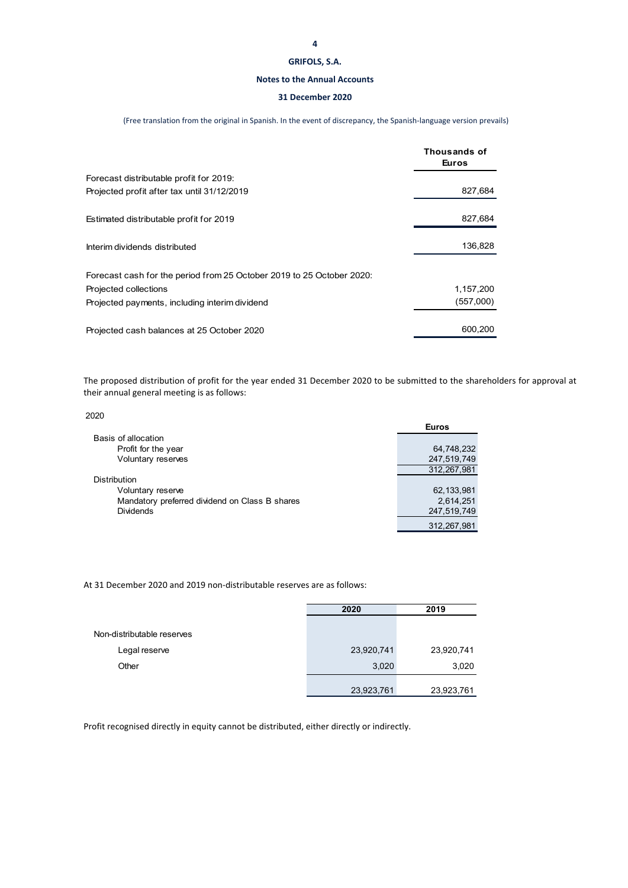**GRIFOLS, S.A.**

**Notes to the Annual Accounts**

**31 December 2020**

(Free translation from the original in Spanish. In the event of discrepancy, the Spanish-language version prevails)

| | Thousands of Euros |
|---|---|
| Forecast distributable profit for 2019: | |
| Projected profit after tax until 31/12/2019 | 827,684 |
| Estimated distributable profit for 2019 | 827,684 |
| Interim dividends distributed | 136,828 |
| Forecast cash for the period from 25 October 2019 to 25 October 2020: | |
| Projected collections | 1,157,200 |
| Projected payments, including interim dividend | (557,000) |
| Projected cash balances at 25 October 2020 | 600,200 |

The proposed distribution of profit for the year ended 31 December 2020 to be submitted to the shareholders for approval at their annual general meeting is as follows:

2020

| | Euros |
|---|---|
| Basis of allocation | |
| Profit for the year | 64,748,232 |
| Voluntary reserves | 247,519,749 |
| | 312,267,981 |
| Distribution | |
| Voluntary reserve | 62,133,981 |
| Mandatory preferred dividend on Class B shares | 2,614,251 |
| Dividends | 247,519,749 |
| | 312,267,981 |

At 31 December 2020 and 2019 non-distributable reserves are as follows:

| | 2020 | 2019 |
|---|---|---|
| Non-distributable reserves | | |
| Legal reserve | 23,920,741 | 23,920,741 |
| Other | 3,020 | 3,020 |
| | 23,923,761 | 23,923,761 |

Profit recognised directly in equity cannot be distributed, either directly or indirectly.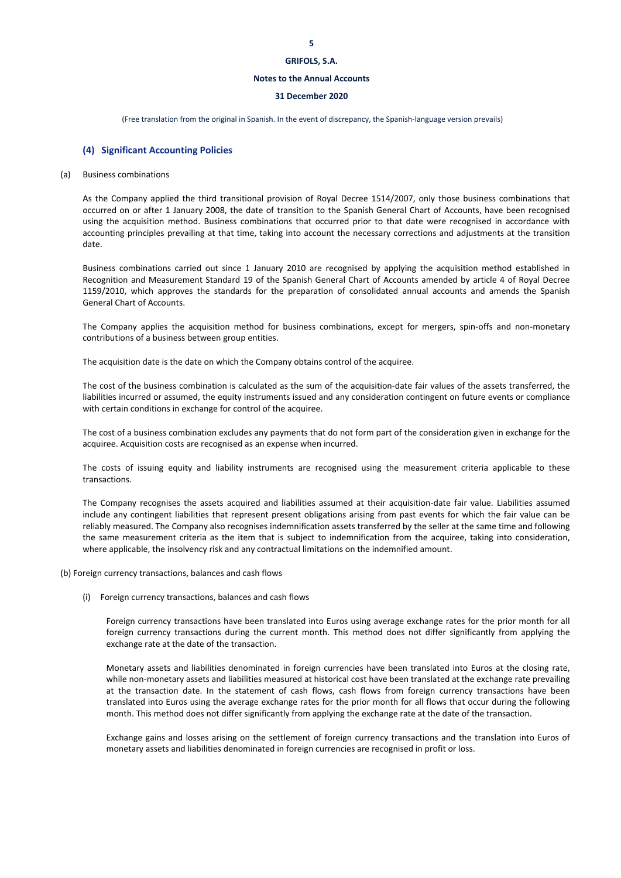## (4) Significant Accounting Policies

(a) Business combinations

As the Company applied the third transitional provision of Royal Decree 1514/2007, only those business combinations that occurred on or after 1 January 2008, the date of transition to the Spanish General Chart of Accounts, have been recognised using the acquisition method. Business combinations that occurred prior to that date were recognised in accordance with accounting principles prevailing at that time, taking into account the necessary corrections and adjustments at the transition date.

Business combinations carried out since 1 January 2010 are recognised by applying the acquisition method established in Recognition and Measurement Standard 19 of the Spanish General Chart of Accounts amended by article 4 of Royal Decree 1159/2010, which approves the standards for the preparation of consolidated annual accounts and amends the Spanish General Chart of Accounts.

The Company applies the acquisition method for business combinations, except for mergers, spin-offs and non-monetary contributions of a business between group entities.

The acquisition date is the date on which the Company obtains control of the acquiree.

The cost of the business combination is calculated as the sum of the acquisition-date fair values of the assets transferred, the liabilities incurred or assumed, the equity instruments issued and any consideration contingent on future events or compliance with certain conditions in exchange for control of the acquiree.

The cost of a business combination excludes any payments that do not form part of the consideration given in exchange for the acquiree. Acquisition costs are recognised as an expense when incurred.

The costs of issuing equity and liability instruments are recognised using the measurement criteria applicable to these transactions.

The Company recognises the assets acquired and liabilities assumed at their acquisition-date fair value. Liabilities assumed include any contingent liabilities that represent present obligations arising from past events for which the fair value can be reliably measured. The Company also recognises indemnification assets transferred by the seller at the same time and following the same measurement criteria as the item that is subject to indemnification from the acquiree, taking into consideration, where applicable, the insolvency risk and any contractual limitations on the indemnified amount.

(b) Foreign currency transactions, balances and cash flows

(i) Foreign currency transactions, balances and cash flows

Foreign currency transactions have been translated into Euros using average exchange rates for the prior month for all foreign currency transactions during the current month. This method does not differ significantly from applying the exchange rate at the date of the transaction.

Monetary assets and liabilities denominated in foreign currencies have been translated into Euros at the closing rate, while non-monetary assets and liabilities measured at historical cost have been translated at the exchange rate prevailing at the transaction date. In the statement of cash flows, cash flows from foreign currency transactions have been translated into Euros using the average exchange rates for the prior month for all flows that occur during the following month. This method does not differ significantly from applying the exchange rate at the date of the transaction.

Exchange gains and losses arising on the settlement of foreign currency transactions and the translation into Euros of monetary assets and liabilities denominated in foreign currencies are recognised in profit or loss.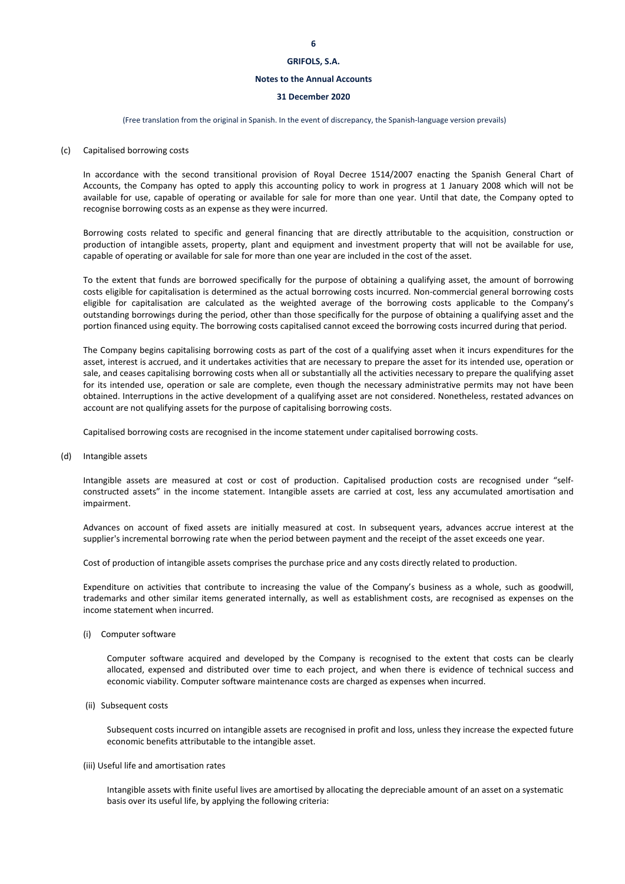(Free translation from the original in Spanish. In the event of discrepancy, the Spanish-language version prevails)

(c) Capitalised borrowing costs

In accordance with the second transitional provision of Royal Decree 1514/2007 enacting the Spanish General Chart of Accounts, the Company has opted to apply this accounting policy to work in progress at 1 January 2008 which will not be available for use, capable of operating or available for sale for more than one year. Until that date, the Company opted to recognise borrowing costs as an expense as they were incurred.

Borrowing costs related to specific and general financing that are directly attributable to the acquisition, construction or production of intangible assets, property, plant and equipment and investment property that will not be available for use, capable of operating or available for sale for more than one year are included in the cost of the asset.

To the extent that funds are borrowed specifically for the purpose of obtaining a qualifying asset, the amount of borrowing costs eligible for capitalisation is determined as the actual borrowing costs incurred. Non-commercial general borrowing costs eligible for capitalisation are calculated as the weighted average of the borrowing costs applicable to the Company's outstanding borrowings during the period, other than those specifically for the purpose of obtaining a qualifying asset and the portion financed using equity. The borrowing costs capitalised cannot exceed the borrowing costs incurred during that period.

The Company begins capitalising borrowing costs as part of the cost of a qualifying asset when it incurs expenditures for the asset, interest is accrued, and it undertakes activities that are necessary to prepare the asset for its intended use, operation or sale, and ceases capitalising borrowing costs when all or substantially all the activities necessary to prepare the qualifying asset for its intended use, operation or sale are complete, even though the necessary administrative permits may not have been obtained. Interruptions in the active development of a qualifying asset are not considered. Nonetheless, restated advances on account are not qualifying assets for the purpose of capitalising borrowing costs.

Capitalised borrowing costs are recognised in the income statement under capitalised borrowing costs.

(d) Intangible assets

Intangible assets are measured at cost or cost of production. Capitalised production costs are recognised under "self-constructed assets" in the income statement. Intangible assets are carried at cost, less any accumulated amortisation and impairment.

Advances on account of fixed assets are initially measured at cost. In subsequent years, advances accrue interest at the supplier's incremental borrowing rate when the period between payment and the receipt of the asset exceeds one year.

Cost of production of intangible assets comprises the purchase price and any costs directly related to production.

Expenditure on activities that contribute to increasing the value of the Company's business as a whole, such as goodwill, trademarks and other similar items generated internally, as well as establishment costs, are recognised as expenses on the income statement when incurred.

(i) Computer software

Computer software acquired and developed by the Company is recognised to the extent that costs can be clearly allocated, expensed and distributed over time to each project, and when there is evidence of technical success and economic viability. Computer software maintenance costs are charged as expenses when incurred.

(ii) Subsequent costs

Subsequent costs incurred on intangible assets are recognised in profit and loss, unless they increase the expected future economic benefits attributable to the intangible asset.

(iii) Useful life and amortisation rates

Intangible assets with finite useful lives are amortised by allocating the depreciable amount of an asset on a systematic basis over its useful life, by applying the following criteria: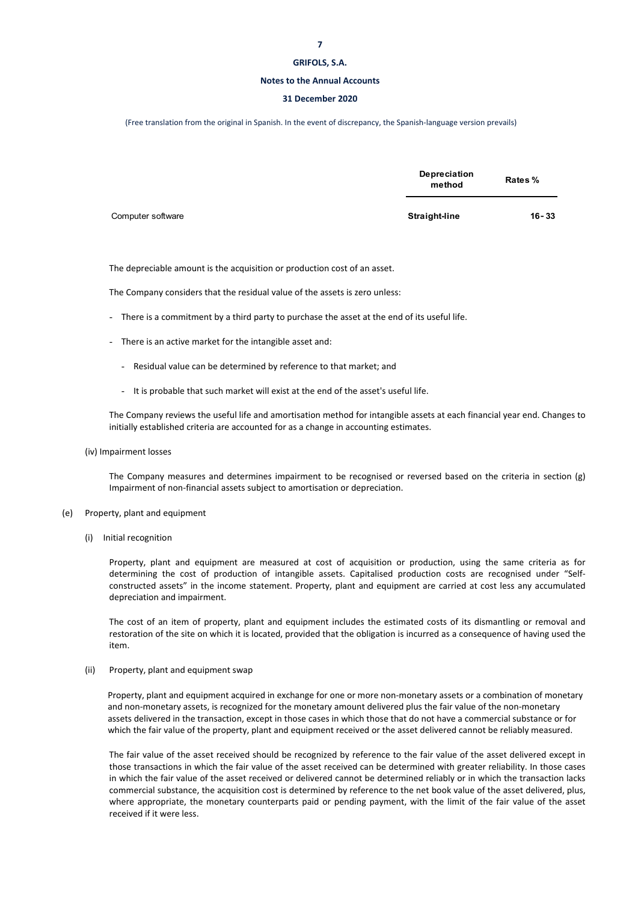| | Depreciation method | Rates % |
|---|---|---|
| Computer software | Straight-line | 16 - 33 |

The depreciable amount is the acquisition or production cost of an asset.

The Company considers that the residual value of the assets is zero unless:

- There is a commitment by a third party to purchase the asset at the end of its useful life.
- There is an active market for the intangible asset and:
  - Residual value can be determined by reference to that market; and
  - It is probable that such market will exist at the end of the asset's useful life.

The Company reviews the useful life and amortisation method for intangible assets at each financial year end. Changes to initially established criteria are accounted for as a change in accounting estimates.

(iv) Impairment losses

The Company measures and determines impairment to be recognised or reversed based on the criteria in section (g) Impairment of non-financial assets subject to amortisation or depreciation.

(e) Property, plant and equipment

(i) Initial recognition

Property, plant and equipment are measured at cost of acquisition or production, using the same criteria as for determining the cost of production of intangible assets. Capitalised production costs are recognised under "Self-constructed assets" in the income statement. Property, plant and equipment are carried at cost less any accumulated depreciation and impairment.

The cost of an item of property, plant and equipment includes the estimated costs of its dismantling or removal and restoration of the site on which it is located, provided that the obligation is incurred as a consequence of having used the item.

(ii) Property, plant and equipment swap

Property, plant and equipment acquired in exchange for one or more non-monetary assets or a combination of monetary and non-monetary assets, is recognized for the monetary amount delivered plus the fair value of the non-monetary assets delivered in the transaction, except in those cases in which those that do not have a commercial substance or for which the fair value of the property, plant and equipment received or the asset delivered cannot be reliably measured.

The fair value of the asset received should be recognized by reference to the fair value of the asset delivered except in those transactions in which the fair value of the asset received can be determined with greater reliability. In those cases in which the fair value of the asset received or delivered cannot be determined reliably or in which the transaction lacks commercial substance, the acquisition cost is determined by reference to the net book value of the asset delivered, plus, where appropriate, the monetary counterparts paid or pending payment, with the limit of the fair value of the asset received if it were less.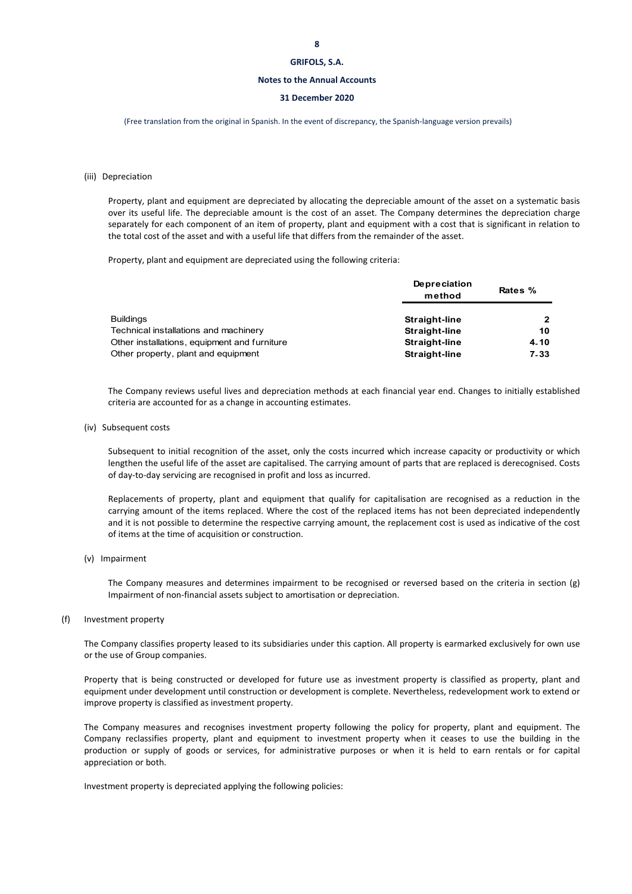(iii) Depreciation

Property, plant and equipment are depreciated by allocating the depreciable amount of the asset on a systematic basis over its useful life. The depreciable amount is the cost of an asset. The Company determines the depreciation charge separately for each component of an item of property, plant and equipment with a cost that is significant in relation to the total cost of the asset and with a useful life that differs from the remainder of the asset.

Property, plant and equipment are depreciated using the following criteria:

| | Depreciation method | Rates % |
|---|---|---|
| Buildings | Straight-line | 2 |
| Technical installations and machinery | Straight-line | 10 |
| Other installations, equipment and furniture | Straight-line | 4-10 |
| Other property, plant and equipment | Straight-line | 7-33 |

The Company reviews useful lives and depreciation methods at each financial year end. Changes to initially established criteria are accounted for as a change in accounting estimates.

(iv) Subsequent costs

Subsequent to initial recognition of the asset, only the costs incurred which increase capacity or productivity or which lengthen the useful life of the asset are capitalised. The carrying amount of parts that are replaced is derecognised. Costs of day-to-day servicing are recognised in profit and loss as incurred.

Replacements of property, plant and equipment that qualify for capitalisation are recognised as a reduction in the carrying amount of the items replaced. Where the cost of the replaced items has not been depreciated independently and it is not possible to determine the respective carrying amount, the replacement cost is used as indicative of the cost of items at the time of acquisition or construction.

(v) Impairment

The Company measures and determines impairment to be recognised or reversed based on the criteria in section (g) Impairment of non-financial assets subject to amortisation or depreciation.

(f) Investment property

The Company classifies property leased to its subsidiaries under this caption. All property is earmarked exclusively for own use or the use of Group companies.

Property that is being constructed or developed for future use as investment property is classified as property, plant and equipment under development until construction or development is complete. Nevertheless, redevelopment work to extend or improve property is classified as investment property.

The Company measures and recognises investment property following the policy for property, plant and equipment. The Company reclassifies property, plant and equipment to investment property when it ceases to use the building in the production or supply of goods or services, for administrative purposes or when it is held to earn rentals or for capital appreciation or both.

Investment property is depreciated applying the following policies: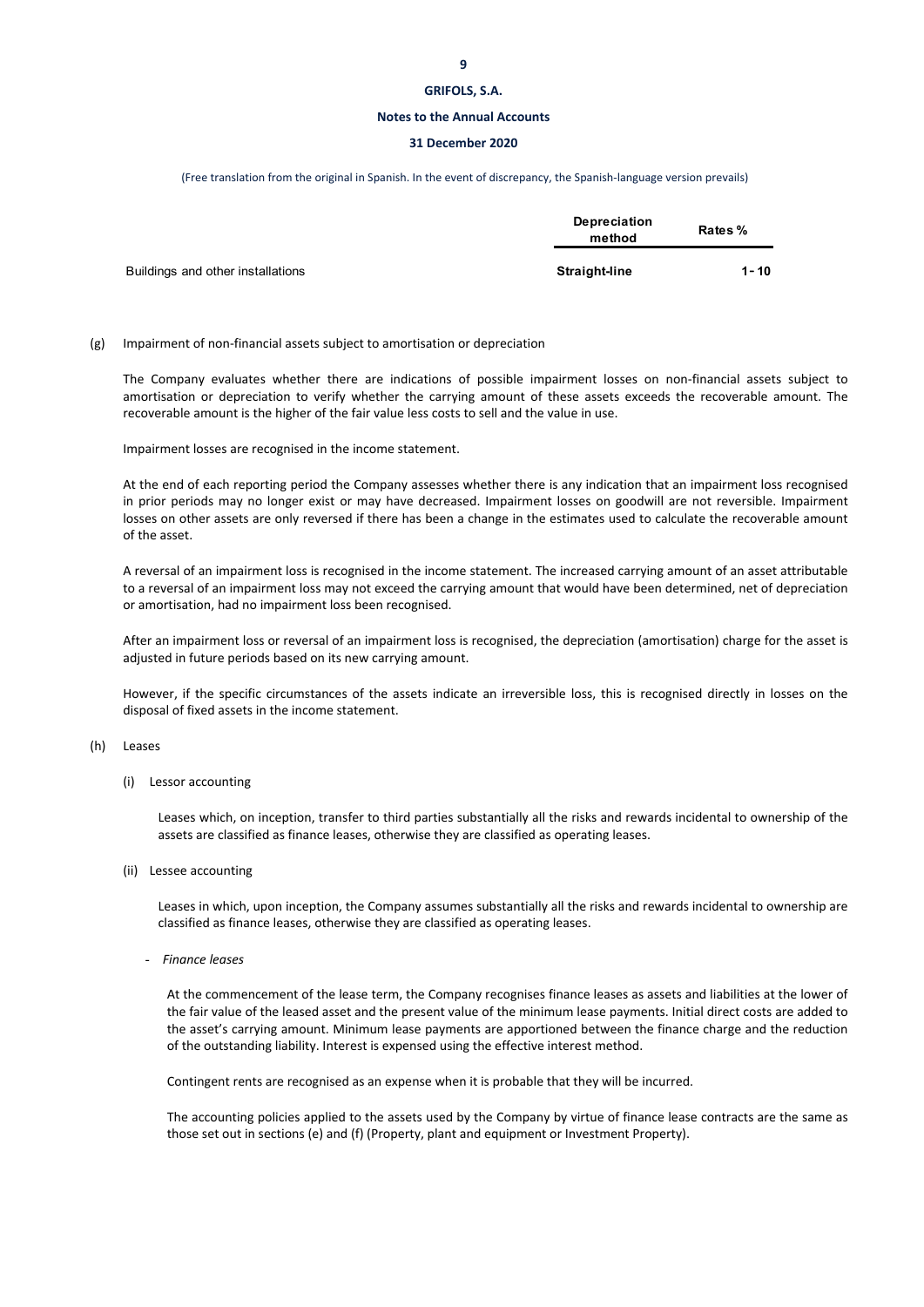| | Depreciation method | Rates % |
|---|---|---|
| Buildings and other installations | **Straight-line** | **1 - 10** |

(g) Impairment of non-financial assets subject to amortisation or depreciation

The Company evaluates whether there are indications of possible impairment losses on non-financial assets subject to amortisation or depreciation to verify whether the carrying amount of these assets exceeds the recoverable amount. The recoverable amount is the higher of the fair value less costs to sell and the value in use.

Impairment losses are recognised in the income statement.

At the end of each reporting period the Company assesses whether there is any indication that an impairment loss recognised in prior periods may no longer exist or may have decreased. Impairment losses on goodwill are not reversible. Impairment losses on other assets are only reversed if there has been a change in the estimates used to calculate the recoverable amount of the asset.

A reversal of an impairment loss is recognised in the income statement. The increased carrying amount of an asset attributable to a reversal of an impairment loss may not exceed the carrying amount that would have been determined, net of depreciation or amortisation, had no impairment loss been recognised.

After an impairment loss or reversal of an impairment loss is recognised, the depreciation (amortisation) charge for the asset is adjusted in future periods based on its new carrying amount.

However, if the specific circumstances of the assets indicate an irreversible loss, this is recognised directly in losses on the disposal of fixed assets in the income statement.

(h) Leases

(i) Lessor accounting

Leases which, on inception, transfer to third parties substantially all the risks and rewards incidental to ownership of the assets are classified as finance leases, otherwise they are classified as operating leases.

(ii) Lessee accounting

Leases in which, upon inception, the Company assumes substantially all the risks and rewards incidental to ownership are classified as finance leases, otherwise they are classified as operating leases.

- *Finance leases*

At the commencement of the lease term, the Company recognises finance leases as assets and liabilities at the lower of the fair value of the leased asset and the present value of the minimum lease payments. Initial direct costs are added to the asset's carrying amount. Minimum lease payments are apportioned between the finance charge and the reduction of the outstanding liability. Interest is expensed using the effective interest method.

Contingent rents are recognised as an expense when it is probable that they will be incurred.

The accounting policies applied to the assets used by the Company by virtue of finance lease contracts are the same as those set out in sections (e) and (f) (Property, plant and equipment or Investment Property).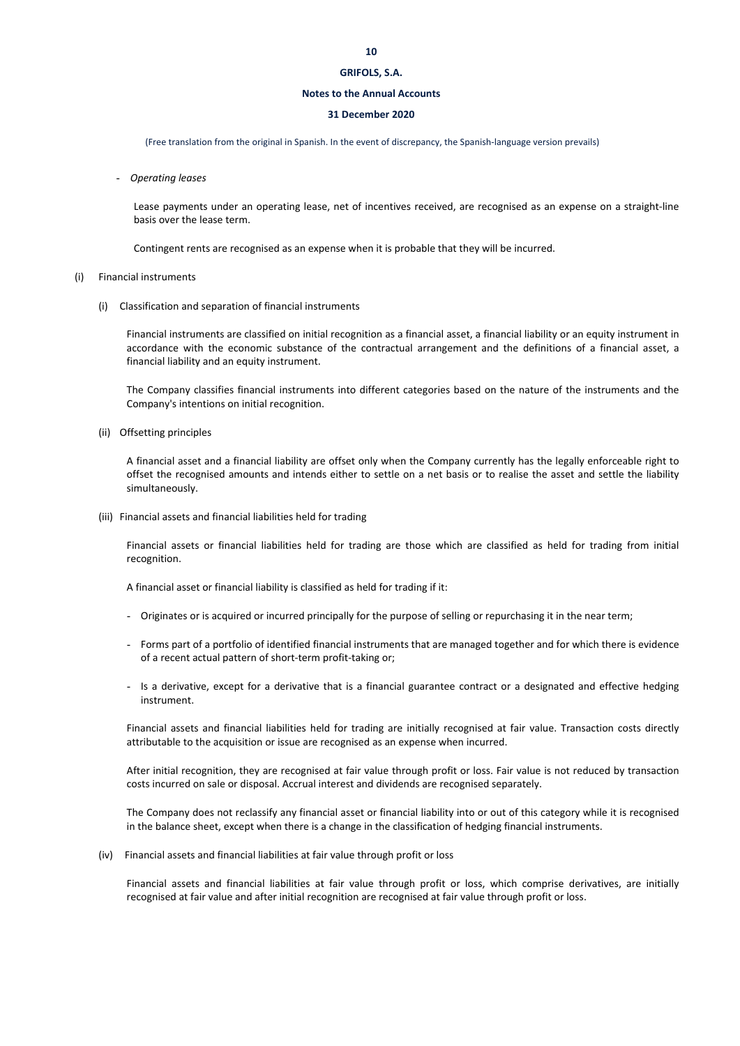- *Operating leases*

  Lease payments under an operating lease, net of incentives received, are recognised as an expense on a straight-line basis over the lease term.

  Contingent rents are recognised as an expense when it is probable that they will be incurred.

(i) Financial instruments

  (i) Classification and separation of financial instruments

  Financial instruments are classified on initial recognition as a financial asset, a financial liability or an equity instrument in accordance with the economic substance of the contractual arrangement and the definitions of a financial asset, a financial liability and an equity instrument.

  The Company classifies financial instruments into different categories based on the nature of the instruments and the Company's intentions on initial recognition.

  (ii) Offsetting principles

  A financial asset and a financial liability are offset only when the Company currently has the legally enforceable right to offset the recognised amounts and intends either to settle on a net basis or to realise the asset and settle the liability simultaneously.

  (iii) Financial assets and financial liabilities held for trading

  Financial assets or financial liabilities held for trading are those which are classified as held for trading from initial recognition.

  A financial asset or financial liability is classified as held for trading if it:

  - Originates or is acquired or incurred principally for the purpose of selling or repurchasing it in the near term;
  - Forms part of a portfolio of identified financial instruments that are managed together and for which there is evidence of a recent actual pattern of short-term profit-taking or;
  - Is a derivative, except for a derivative that is a financial guarantee contract or a designated and effective hedging instrument.

  Financial assets and financial liabilities held for trading are initially recognised at fair value. Transaction costs directly attributable to the acquisition or issue are recognised as an expense when incurred.

  After initial recognition, they are recognised at fair value through profit or loss. Fair value is not reduced by transaction costs incurred on sale or disposal. Accrual interest and dividends are recognised separately.

  The Company does not reclassify any financial asset or financial liability into or out of this category while it is recognised in the balance sheet, except when there is a change in the classification of hedging financial instruments.

  (iv) Financial assets and financial liabilities at fair value through profit or loss

  Financial assets and financial liabilities at fair value through profit or loss, which comprise derivatives, are initially recognised at fair value and after initial recognition are recognised at fair value through profit or loss.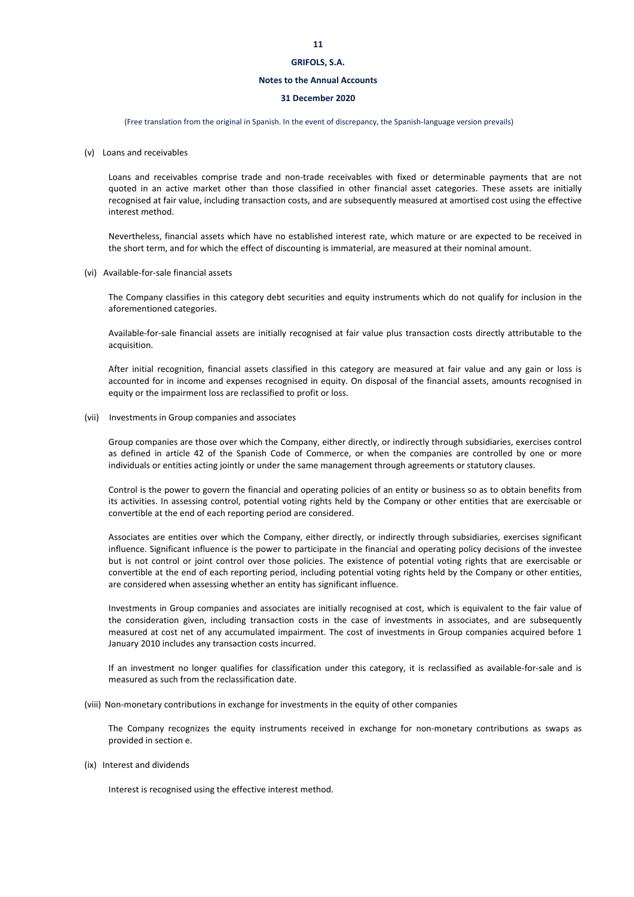(v) Loans and receivables

Loans and receivables comprise trade and non-trade receivables with fixed or determinable payments that are not quoted in an active market other than those classified in other financial asset categories. These assets are initially recognised at fair value, including transaction costs, and are subsequently measured at amortised cost using the effective interest method.

Nevertheless, financial assets which have no established interest rate, which mature or are expected to be received in the short term, and for which the effect of discounting is immaterial, are measured at their nominal amount.

(vi) Available-for-sale financial assets

The Company classifies in this category debt securities and equity instruments which do not qualify for inclusion in the aforementioned categories.

Available-for-sale financial assets are initially recognised at fair value plus transaction costs directly attributable to the acquisition.

After initial recognition, financial assets classified in this category are measured at fair value and any gain or loss is accounted for in income and expenses recognised in equity. On disposal of the financial assets, amounts recognised in equity or the impairment loss are reclassified to profit or loss.

(vii) Investments in Group companies and associates

Group companies are those over which the Company, either directly, or indirectly through subsidiaries, exercises control as defined in article 42 of the Spanish Code of Commerce, or when the companies are controlled by one or more individuals or entities acting jointly or under the same management through agreements or statutory clauses.

Control is the power to govern the financial and operating policies of an entity or business so as to obtain benefits from its activities. In assessing control, potential voting rights held by the Company or other entities that are exercisable or convertible at the end of each reporting period are considered.

Associates are entities over which the Company, either directly, or indirectly through subsidiaries, exercises significant influence. Significant influence is the power to participate in the financial and operating policy decisions of the investee but is not control or joint control over those policies. The existence of potential voting rights that are exercisable or convertible at the end of each reporting period, including potential voting rights held by the Company or other entities, are considered when assessing whether an entity has significant influence.

Investments in Group companies and associates are initially recognised at cost, which is equivalent to the fair value of the consideration given, including transaction costs in the case of investments in associates, and are subsequently measured at cost net of any accumulated impairment. The cost of investments in Group companies acquired before 1 January 2010 includes any transaction costs incurred.

If an investment no longer qualifies for classification under this category, it is reclassified as available-for-sale and is measured as such from the reclassification date.

(viii) Non-monetary contributions in exchange for investments in the equity of other companies

The Company recognizes the equity instruments received in exchange for non-monetary contributions as swaps as provided in section e.

(ix) Interest and dividends

Interest is recognised using the effective interest method.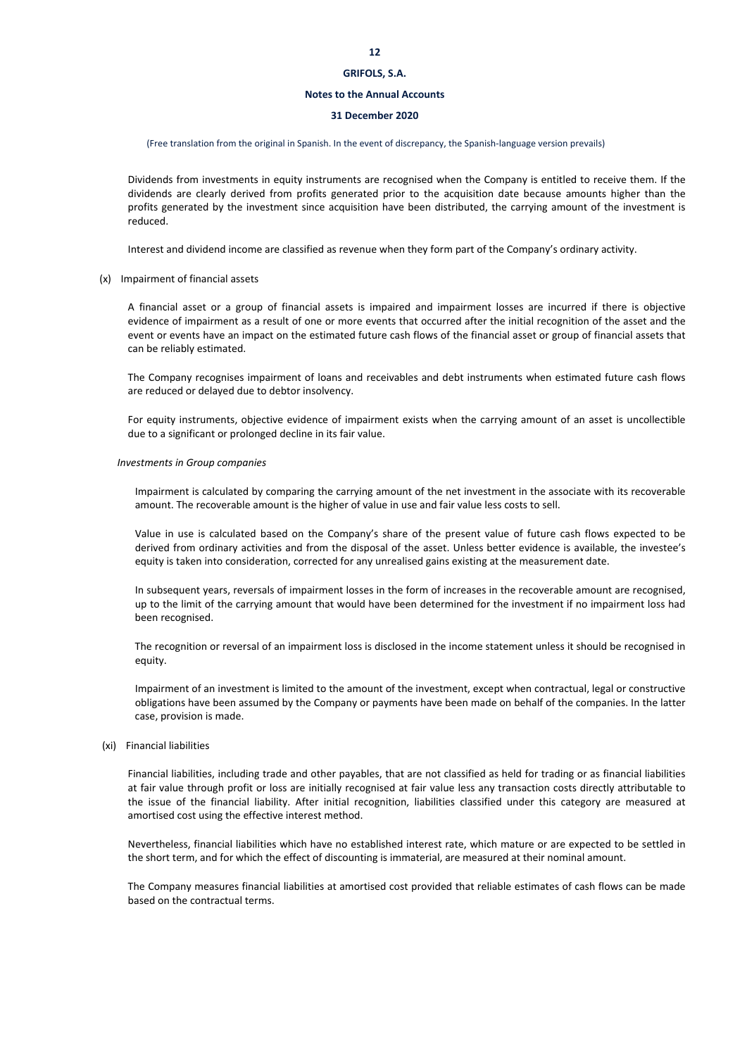Dividends from investments in equity instruments are recognised when the Company is entitled to receive them. If the dividends are clearly derived from profits generated prior to the acquisition date because amounts higher than the profits generated by the investment since acquisition have been distributed, the carrying amount of the investment is reduced.

Interest and dividend income are classified as revenue when they form part of the Company's ordinary activity.

(x) Impairment of financial assets

A financial asset or a group of financial assets is impaired and impairment losses are incurred if there is objective evidence of impairment as a result of one or more events that occurred after the initial recognition of the asset and the event or events have an impact on the estimated future cash flows of the financial asset or group of financial assets that can be reliably estimated.

The Company recognises impairment of loans and receivables and debt instruments when estimated future cash flows are reduced or delayed due to debtor insolvency.

For equity instruments, objective evidence of impairment exists when the carrying amount of an asset is uncollectible due to a significant or prolonged decline in its fair value.

*Investments in Group companies*

Impairment is calculated by comparing the carrying amount of the net investment in the associate with its recoverable amount. The recoverable amount is the higher of value in use and fair value less costs to sell.

Value in use is calculated based on the Company's share of the present value of future cash flows expected to be derived from ordinary activities and from the disposal of the asset. Unless better evidence is available, the investee's equity is taken into consideration, corrected for any unrealised gains existing at the measurement date.

In subsequent years, reversals of impairment losses in the form of increases in the recoverable amount are recognised, up to the limit of the carrying amount that would have been determined for the investment if no impairment loss had been recognised.

The recognition or reversal of an impairment loss is disclosed in the income statement unless it should be recognised in equity.

Impairment of an investment is limited to the amount of the investment, except when contractual, legal or constructive obligations have been assumed by the Company or payments have been made on behalf of the companies. In the latter case, provision is made.

(xi) Financial liabilities

Financial liabilities, including trade and other payables, that are not classified as held for trading or as financial liabilities at fair value through profit or loss are initially recognised at fair value less any transaction costs directly attributable to the issue of the financial liability. After initial recognition, liabilities classified under this category are measured at amortised cost using the effective interest method.

Nevertheless, financial liabilities which have no established interest rate, which mature or are expected to be settled in the short term, and for which the effect of discounting is immaterial, are measured at their nominal amount.

The Company measures financial liabilities at amortised cost provided that reliable estimates of cash flows can be made based on the contractual terms.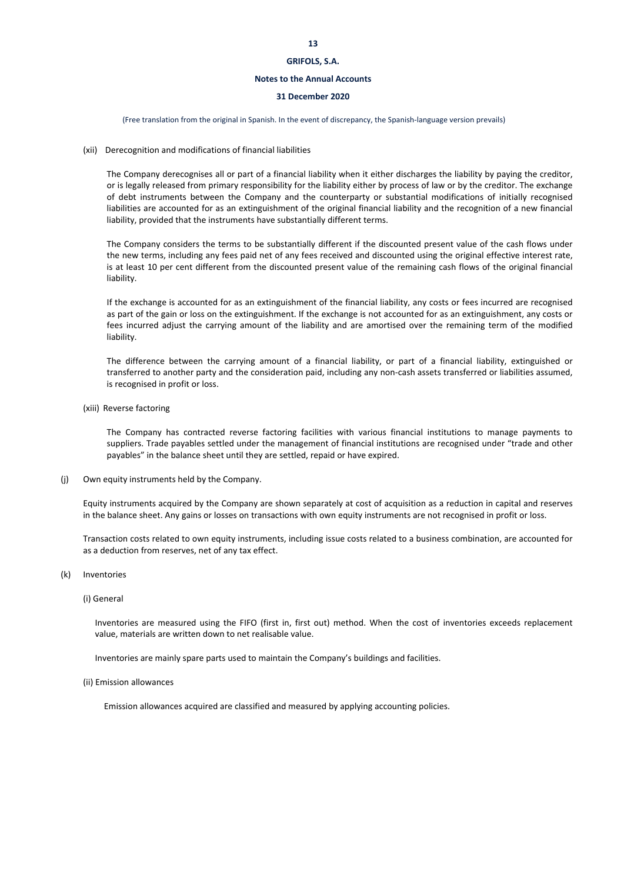(Free translation from the original in Spanish. In the event of discrepancy, the Spanish-language version prevails)

(xii) Derecognition and modifications of financial liabilities

The Company derecognises all or part of a financial liability when it either discharges the liability by paying the creditor, or is legally released from primary responsibility for the liability either by process of law or by the creditor. The exchange of debt instruments between the Company and the counterparty or substantial modifications of initially recognised liabilities are accounted for as an extinguishment of the original financial liability and the recognition of a new financial liability, provided that the instruments have substantially different terms.

The Company considers the terms to be substantially different if the discounted present value of the cash flows under the new terms, including any fees paid net of any fees received and discounted using the original effective interest rate, is at least 10 per cent different from the discounted present value of the remaining cash flows of the original financial liability.

If the exchange is accounted for as an extinguishment of the financial liability, any costs or fees incurred are recognised as part of the gain or loss on the extinguishment. If the exchange is not accounted for as an extinguishment, any costs or fees incurred adjust the carrying amount of the liability and are amortised over the remaining term of the modified liability.

The difference between the carrying amount of a financial liability, or part of a financial liability, extinguished or transferred to another party and the consideration paid, including any non-cash assets transferred or liabilities assumed, is recognised in profit or loss.

(xiii) Reverse factoring

The Company has contracted reverse factoring facilities with various financial institutions to manage payments to suppliers. Trade payables settled under the management of financial institutions are recognised under "trade and other payables" in the balance sheet until they are settled, repaid or have expired.

(j) Own equity instruments held by the Company.

Equity instruments acquired by the Company are shown separately at cost of acquisition as a reduction in capital and reserves in the balance sheet. Any gains or losses on transactions with own equity instruments are not recognised in profit or loss.

Transaction costs related to own equity instruments, including issue costs related to a business combination, are accounted for as a deduction from reserves, net of any tax effect.

(k) Inventories

(i) General

Inventories are measured using the FIFO (first in, first out) method. When the cost of inventories exceeds replacement value, materials are written down to net realisable value.

Inventories are mainly spare parts used to maintain the Company's buildings and facilities.

(ii) Emission allowances

Emission allowances acquired are classified and measured by applying accounting policies.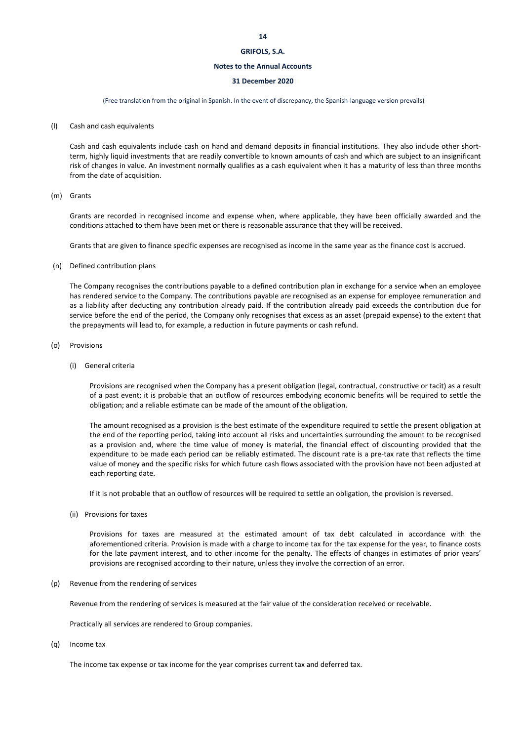(l) Cash and cash equivalents

Cash and cash equivalents include cash on hand and demand deposits in financial institutions. They also include other short-term, highly liquid investments that are readily convertible to known amounts of cash and which are subject to an insignificant risk of changes in value. An investment normally qualifies as a cash equivalent when it has a maturity of less than three months from the date of acquisition.

(m) Grants

Grants are recorded in recognised income and expense when, where applicable, they have been officially awarded and the conditions attached to them have been met or there is reasonable assurance that they will be received.

Grants that are given to finance specific expenses are recognised as income in the same year as the finance cost is accrued.

(n) Defined contribution plans

The Company recognises the contributions payable to a defined contribution plan in exchange for a service when an employee has rendered service to the Company. The contributions payable are recognised as an expense for employee remuneration and as a liability after deducting any contribution already paid. If the contribution already paid exceeds the contribution due for service before the end of the period, the Company only recognises that excess as an asset (prepaid expense) to the extent that the prepayments will lead to, for example, a reduction in future payments or cash refund.

(o) Provisions

(i) General criteria

Provisions are recognised when the Company has a present obligation (legal, contractual, constructive or tacit) as a result of a past event; it is probable that an outflow of resources embodying economic benefits will be required to settle the obligation; and a reliable estimate can be made of the amount of the obligation.

The amount recognised as a provision is the best estimate of the expenditure required to settle the present obligation at the end of the reporting period, taking into account all risks and uncertainties surrounding the amount to be recognised as a provision and, where the time value of money is material, the financial effect of discounting provided that the expenditure to be made each period can be reliably estimated. The discount rate is a pre-tax rate that reflects the time value of money and the specific risks for which future cash flows associated with the provision have not been adjusted at each reporting date.

If it is not probable that an outflow of resources will be required to settle an obligation, the provision is reversed.

(ii) Provisions for taxes

Provisions for taxes are measured at the estimated amount of tax debt calculated in accordance with the aforementioned criteria. Provision is made with a charge to income tax for the tax expense for the year, to finance costs for the late payment interest, and to other income for the penalty. The effects of changes in estimates of prior years' provisions are recognised according to their nature, unless they involve the correction of an error.

(p) Revenue from the rendering of services

Revenue from the rendering of services is measured at the fair value of the consideration received or receivable.

Practically all services are rendered to Group companies.

(q) Income tax

The income tax expense or tax income for the year comprises current tax and deferred tax.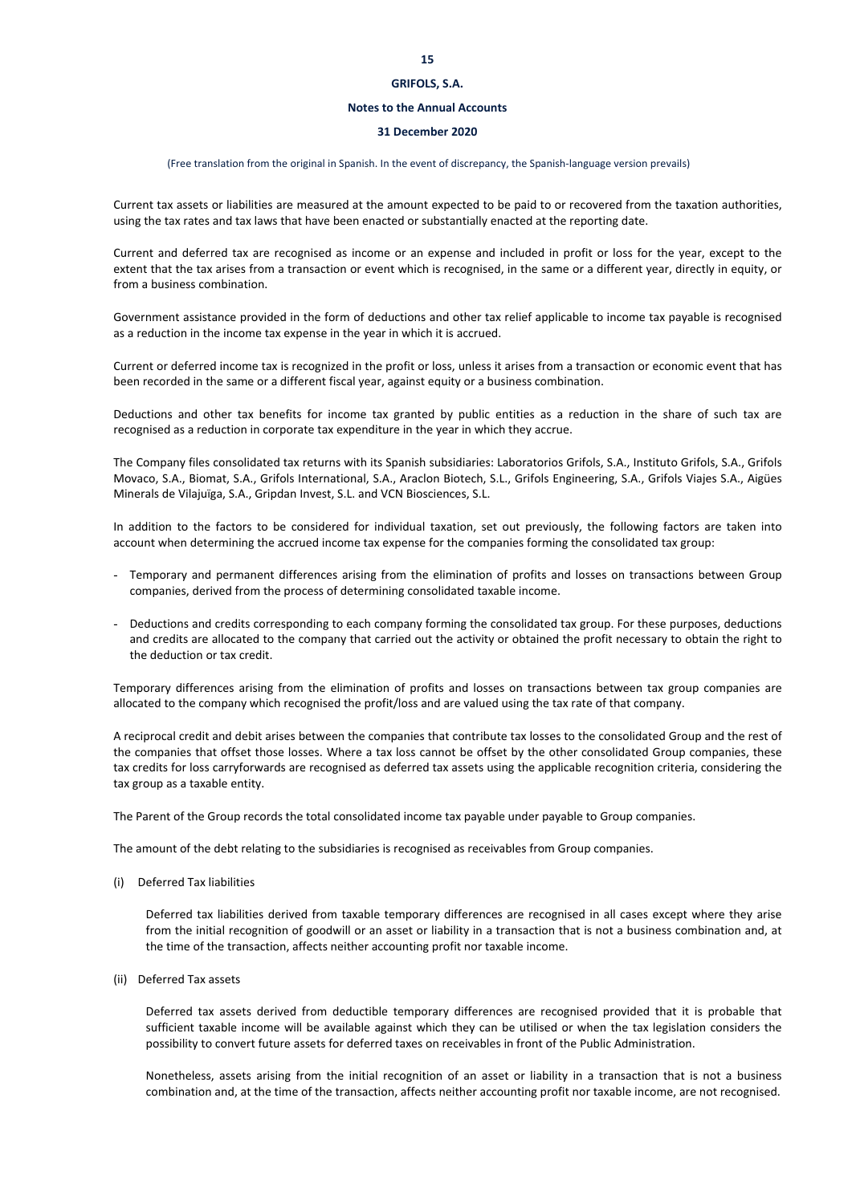Current tax assets or liabilities are measured at the amount expected to be paid to or recovered from the taxation authorities, using the tax rates and tax laws that have been enacted or substantially enacted at the reporting date.

Current and deferred tax are recognised as income or an expense and included in profit or loss for the year, except to the extent that the tax arises from a transaction or event which is recognised, in the same or a different year, directly in equity, or from a business combination.

Government assistance provided in the form of deductions and other tax relief applicable to income tax payable is recognised as a reduction in the income tax expense in the year in which it is accrued.

Current or deferred income tax is recognized in the profit or loss, unless it arises from a transaction or economic event that has been recorded in the same or a different fiscal year, against equity or a business combination.

Deductions and other tax benefits for income tax granted by public entities as a reduction in the share of such tax are recognised as a reduction in corporate tax expenditure in the year in which they accrue.

The Company files consolidated tax returns with its Spanish subsidiaries: Laboratorios Grifols, S.A., Instituto Grifols, S.A., Grifols Movaco, S.A., Biomat, S.A., Grifols International, S.A., Araclon Biotech, S.L., Grifols Engineering, S.A., Grifols Viajes S.A., Aigües Minerals de Vilajuïga, S.A., Gripdan Invest, S.L. and VCN Biosciences, S.L.

In addition to the factors to be considered for individual taxation, set out previously, the following factors are taken into account when determining the accrued income tax expense for the companies forming the consolidated tax group:

- Temporary and permanent differences arising from the elimination of profits and losses on transactions between Group companies, derived from the process of determining consolidated taxable income.

- Deductions and credits corresponding to each company forming the consolidated tax group. For these purposes, deductions and credits are allocated to the company that carried out the activity or obtained the profit necessary to obtain the right to the deduction or tax credit.

Temporary differences arising from the elimination of profits and losses on transactions between tax group companies are allocated to the company which recognised the profit/loss and are valued using the tax rate of that company.

A reciprocal credit and debit arises between the companies that contribute tax losses to the consolidated Group and the rest of the companies that offset those losses. Where a tax loss cannot be offset by the other consolidated Group companies, these tax credits for loss carryforwards are recognised as deferred tax assets using the applicable recognition criteria, considering the tax group as a taxable entity.

The Parent of the Group records the total consolidated income tax payable under payable to Group companies.

The amount of the debt relating to the subsidiaries is recognised as receivables from Group companies.

(i) Deferred Tax liabilities

Deferred tax liabilities derived from taxable temporary differences are recognised in all cases except where they arise from the initial recognition of goodwill or an asset or liability in a transaction that is not a business combination and, at the time of the transaction, affects neither accounting profit nor taxable income.

(ii) Deferred Tax assets

Deferred tax assets derived from deductible temporary differences are recognised provided that it is probable that sufficient taxable income will be available against which they can be utilised or when the tax legislation considers the possibility to convert future assets for deferred taxes on receivables in front of the Public Administration.

Nonetheless, assets arising from the initial recognition of an asset or liability in a transaction that is not a business combination and, at the time of the transaction, affects neither accounting profit nor taxable income, are not recognised.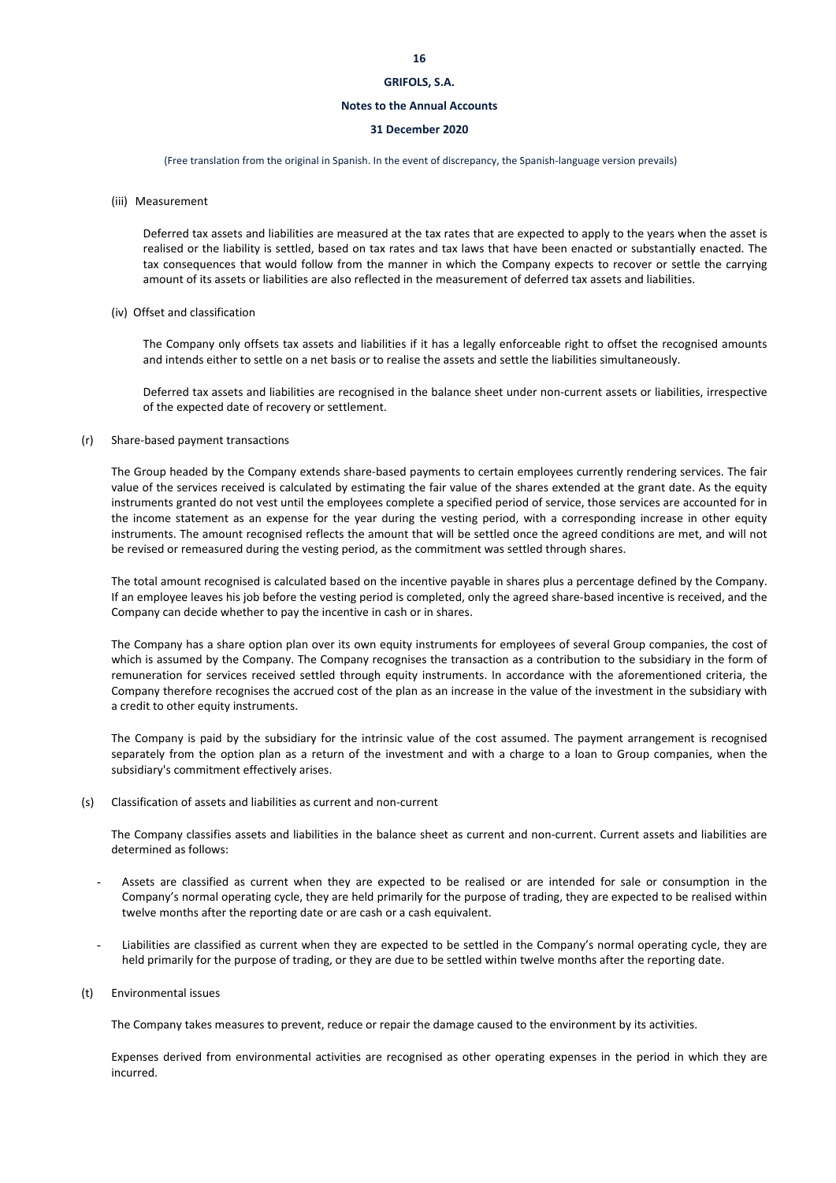(iii) Measurement

Deferred tax assets and liabilities are measured at the tax rates that are expected to apply to the years when the asset is realised or the liability is settled, based on tax rates and tax laws that have been enacted or substantially enacted. The tax consequences that would follow from the manner in which the Company expects to recover or settle the carrying amount of its assets or liabilities are also reflected in the measurement of deferred tax assets and liabilities.

(iv) Offset and classification

The Company only offsets tax assets and liabilities if it has a legally enforceable right to offset the recognised amounts and intends either to settle on a net basis or to realise the assets and settle the liabilities simultaneously.

Deferred tax assets and liabilities are recognised in the balance sheet under non-current assets or liabilities, irrespective of the expected date of recovery or settlement.

(r) Share-based payment transactions

The Group headed by the Company extends share-based payments to certain employees currently rendering services. The fair value of the services received is calculated by estimating the fair value of the shares extended at the grant date. As the equity instruments granted do not vest until the employees complete a specified period of service, those services are accounted for in the income statement as an expense for the year during the vesting period, with a corresponding increase in other equity instruments. The amount recognised reflects the amount that will be settled once the agreed conditions are met, and will not be revised or remeasured during the vesting period, as the commitment was settled through shares.

The total amount recognised is calculated based on the incentive payable in shares plus a percentage defined by the Company. If an employee leaves his job before the vesting period is completed, only the agreed share-based incentive is received, and the Company can decide whether to pay the incentive in cash or in shares.

The Company has a share option plan over its own equity instruments for employees of several Group companies, the cost of which is assumed by the Company. The Company recognises the transaction as a contribution to the subsidiary in the form of remuneration for services received settled through equity instruments. In accordance with the aforementioned criteria, the Company therefore recognises the accrued cost of the plan as an increase in the value of the investment in the subsidiary with a credit to other equity instruments.

The Company is paid by the subsidiary for the intrinsic value of the cost assumed. The payment arrangement is recognised separately from the option plan as a return of the investment and with a charge to a loan to Group companies, when the subsidiary's commitment effectively arises.

(s) Classification of assets and liabilities as current and non-current

The Company classifies assets and liabilities in the balance sheet as current and non-current. Current assets and liabilities are determined as follows:

- Assets are classified as current when they are expected to be realised or are intended for sale or consumption in the Company's normal operating cycle, they are held primarily for the purpose of trading, they are expected to be realised within twelve months after the reporting date or are cash or a cash equivalent.
- Liabilities are classified as current when they are expected to be settled in the Company's normal operating cycle, they are held primarily for the purpose of trading, or they are due to be settled within twelve months after the reporting date.

(t) Environmental issues

The Company takes measures to prevent, reduce or repair the damage caused to the environment by its activities.

Expenses derived from environmental activities are recognised as other operating expenses in the period in which they are incurred.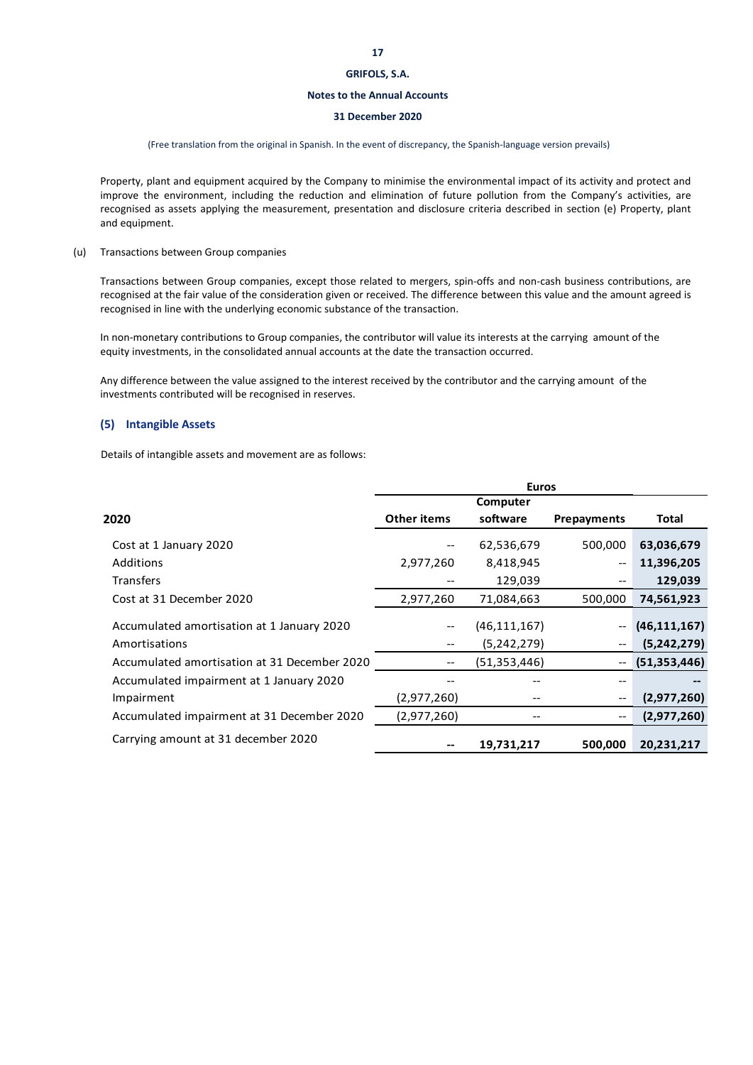Property, plant and equipment acquired by the Company to minimise the environmental impact of its activity and protect and improve the environment, including the reduction and elimination of future pollution from the Company's activities, are recognised as assets applying the measurement, presentation and disclosure criteria described in section (e) Property, plant and equipment.

(u) Transactions between Group companies

Transactions between Group companies, except those related to mergers, spin-offs and non-cash business contributions, are recognised at the fair value of the consideration given or received. The difference between this value and the amount agreed is recognised in line with the underlying economic substance of the transaction.

In non-monetary contributions to Group companies, the contributor will value its interests at the carrying amount of the equity investments, in the consolidated annual accounts at the date the transaction occurred.

Any difference between the value assigned to the interest received by the contributor and the carrying amount of the investments contributed will be recognised in reserves.

## (5) Intangible Assets

Details of intangible assets and movement are as follows:

| | Euros | | | |
|---|---|---|---|---|
| **2020** | **Other items** | **Computer software** | **Prepayments** | **Total** |
| Cost at 1 January 2020 | -- | 62,536,679 | 500,000 | **63,036,679** |
| Additions | 2,977,260 | 8,418,945 | -- | **11,396,205** |
| Transfers | -- | 129,039 | -- | **129,039** |
| Cost at 31 December 2020 | 2,977,260 | 71,084,663 | 500,000 | **74,561,923** |
| Accumulated amortisation at 1 January 2020 | -- | (46,111,167) | -- | **(46,111,167)** |
| Amortisations | -- | (5,242,279) | -- | **(5,242,279)** |
| Accumulated amortisation at 31 December 2020 | -- | (51,353,446) | -- | **(51,353,446)** |
| Accumulated impairment at 1 January 2020 | -- | -- | -- | **--** |
| Impairment | (2,977,260) | -- | -- | **(2,977,260)** |
| Accumulated impairment at 31 December 2020 | (2,977,260) | -- | -- | **(2,977,260)** |
| Carrying amount at 31 december 2020 | **--** | **19,731,217** | **500,000** | **20,231,217** |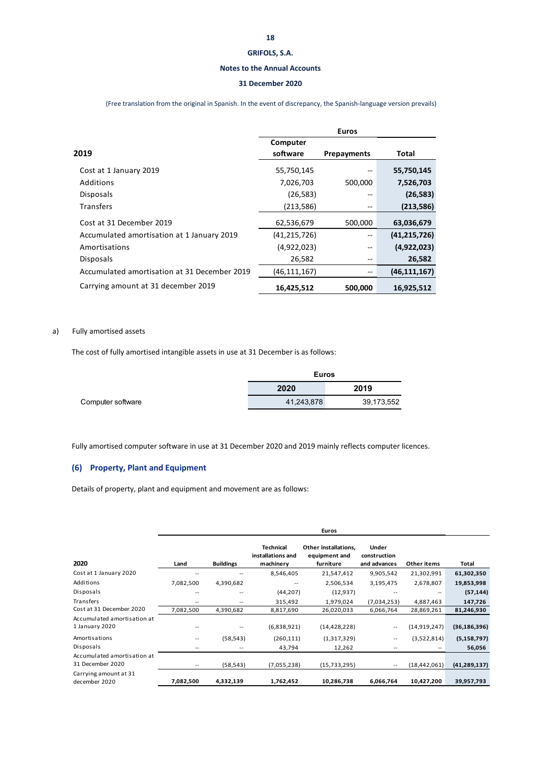| 2019 | Euros | | |
|---|---|---|---|
| | Computer software | Prepayments | Total |
| Cost at 1 January 2019 | 55,750,145 | -- | **55,750,145** |
| Additions | 7,026,703 | 500,000 | **7,526,703** |
| Disposals | (26,583) | -- | **(26,583)** |
| Transfers | (213,586) | -- | **(213,586)** |
| Cost at 31 December 2019 | 62,536,679 | 500,000 | **63,036,679** |
| Accumulated amortisation at 1 January 2019 | (41,215,726) | -- | **(41,215,726)** |
| Amortisations | (4,922,023) | -- | **(4,922,023)** |
| Disposals | 26,582 | -- | **26,582** |
| Accumulated amortisation at 31 December 2019 | (46,111,167) | -- | **(46,111,167)** |
| Carrying amount at 31 december 2019 | **16,425,512** | **500,000** | **16,925,512** |

a) Fully amortised assets

The cost of fully amortised intangible assets in use at 31 December is as follows:

| | Euros | |
|---|---|---|
| | 2020 | 2019 |
| Computer software | 41,243,878 | 39,173,552 |

Fully amortised computer software in use at 31 December 2020 and 2019 mainly reflects computer licences.

## (6) Property, Plant and Equipment

Details of property, plant and equipment and movement are as follows:

| 2020 | Euros | | | | | | |
|---|---|---|---|---|---|---|---|
| | Land | Buildings | Technical installations and machinery | Other installations, equipment and furniture | Under construction and advances | Other items | Total |
| Cost at 1 January 2020 | -- | -- | 8,546,405 | 21,547,412 | 9,905,542 | 21,302,991 | **61,302,350** |
| Additions | 7,082,500 | 4,390,682 | -- | 2,506,534 | 3,195,475 | 2,678,807 | **19,853,998** |
| Disposals | -- | -- | (44,207) | (12,937) | -- | -- | **(57,144)** |
| Transfers | -- | -- | 315,492 | 1,979,024 | (7,034,253) | 4,887,463 | **147,726** |
| Cost at 31 December 2020 | 7,082,500 | 4,390,682 | 8,817,690 | 26,020,033 | 6,066,764 | 28,869,261 | **81,246,930** |
| Accumulated amortisation at 1 January 2020 | -- | -- | (6,838,921) | (14,428,228) | -- | (14,919,247) | **(36,186,396)** |
| Amortisations | -- | (58,543) | (260,111) | (1,317,329) | -- | (3,522,814) | **(5,158,797)** |
| Disposals | -- | -- | 43,794 | 12,262 | -- | -- | **56,056** |
| Accumulated amortisation at 31 December 2020 | -- | (58,543) | (7,055,238) | (15,733,295) | -- | (18,442,061) | **(41,289,137)** |
| Carrying amount at 31 december 2020 | **7,082,500** | **4,332,139** | **1,762,452** | **10,286,738** | **6,066,764** | **10,427,200** | **39,957,793** |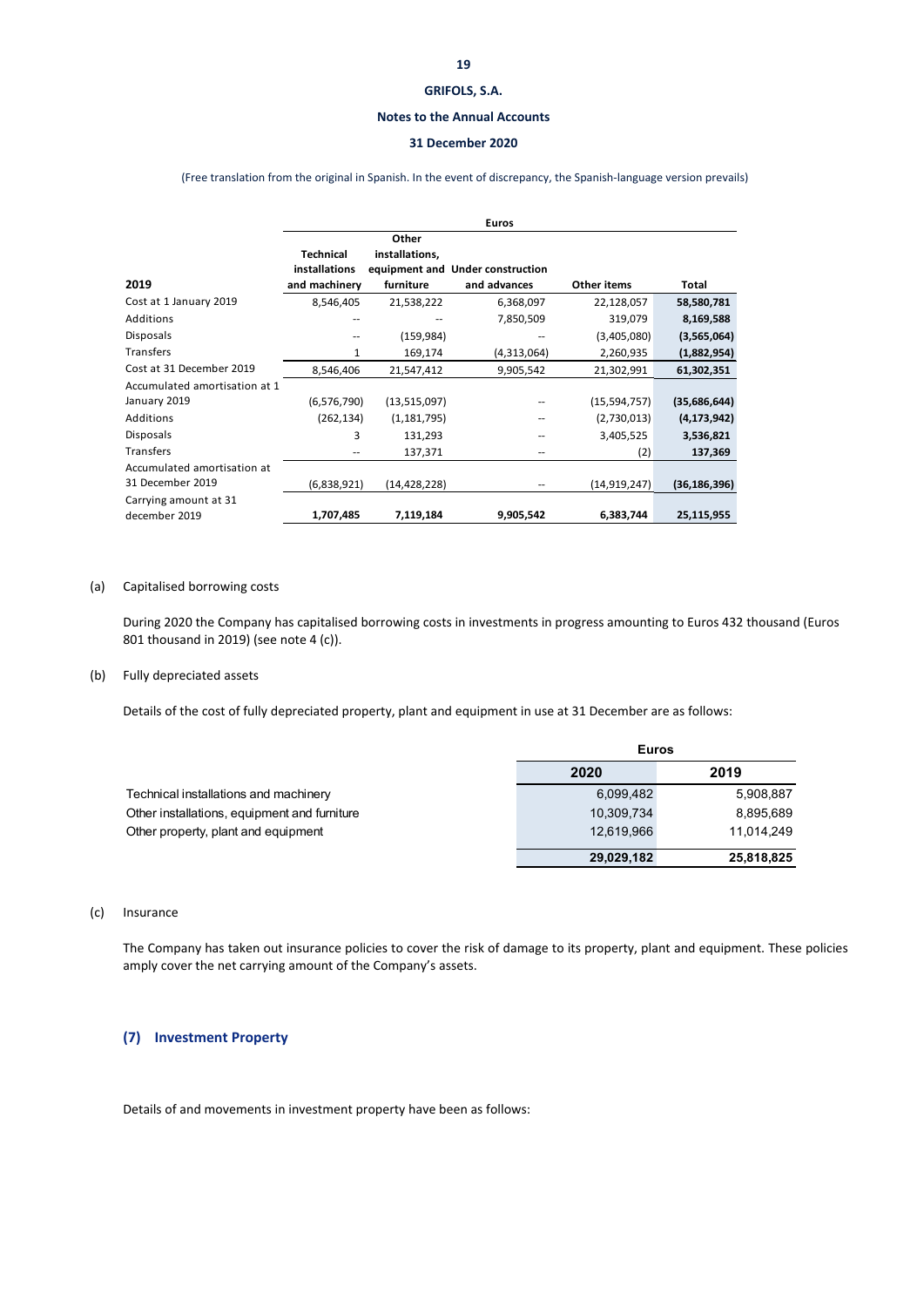(Free translation from the original in Spanish. In the event of discrepancy, the Spanish-language version prevails)

| 2019 | Euros | | | | |
|---|---|---|---|---|---|
| | Technical installations and machinery | Other installations, equipment and furniture | Under construction and advances | Other items | Total |
| Cost at 1 January 2019 | 8,546,405 | 21,538,222 | 6,368,097 | 22,128,057 | **58,580,781** |
| Additions | -- | -- | 7,850,509 | 319,079 | **8,169,588** |
| Disposals | -- | (159,984) | -- | (3,405,080) | **(3,565,064)** |
| Transfers | 1 | 169,174 | (4,313,064) | 2,260,935 | **(1,882,954)** |
| Cost at 31 December 2019 | 8,546,406 | 21,547,412 | 9,905,542 | 21,302,991 | **61,302,351** |
| Accumulated amortisation at 1 January 2019 | (6,576,790) | (13,515,097) | -- | (15,594,757) | **(35,686,644)** |
| Additions | (262,134) | (1,181,795) | -- | (2,730,013) | **(4,173,942)** |
| Disposals | 3 | 131,293 | -- | 3,405,525 | **3,536,821** |
| Transfers | -- | 137,371 | -- | (2) | **137,369** |
| Accumulated amortisation at 31 December 2019 | (6,838,921) | (14,428,228) | -- | (14,919,247) | **(36,186,396)** |
| Carrying amount at 31 december 2019 | **1,707,485** | **7,119,184** | **9,905,542** | **6,383,744** | **25,115,955** |

(a) Capitalised borrowing costs

During 2020 the Company has capitalised borrowing costs in investments in progress amounting to Euros 432 thousand (Euros 801 thousand in 2019) (see note 4 (c)).

(b) Fully depreciated assets

Details of the cost of fully depreciated property, plant and equipment in use at 31 December are as follows:

| | Euros | |
|---|---|---|
| | 2020 | 2019 |
| Technical installations and machinery | 6,099,482 | 5,908,887 |
| Other installations, equipment and furniture | 10,309,734 | 8,895,689 |
| Other property, plant and equipment | 12,619,966 | 11,014,249 |
| | **29,029,182** | **25,818,825** |

(c) Insurance

The Company has taken out insurance policies to cover the risk of damage to its property, plant and equipment. These policies amply cover the net carrying amount of the Company's assets.

## (7) Investment Property

Details of and movements in investment property have been as follows: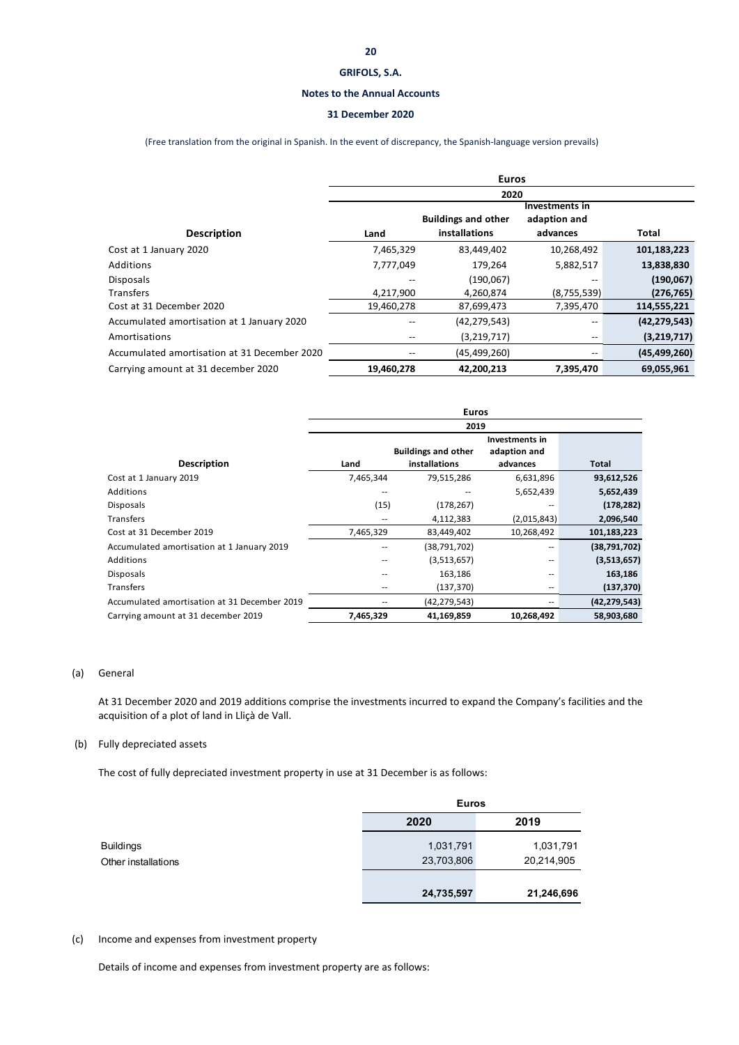| Description | Euros 2020 Land | Buildings and other installations | Investments in adaption and advances | Total |
|---|---|---|---|---|
| Cost at 1 January 2020 | 7,465,329 | 83,449,402 | 10,268,492 | **101,183,223** |
| Additions | 7,777,049 | 179,264 | 5,882,517 | **13,838,830** |
| Disposals | -- | (190,067) | -- | **(190,067)** |
| Transfers | 4,217,900 | 4,260,874 | (8,755,539) | **(276,765)** |
| Cost at 31 December 2020 | 19,460,278 | 87,699,473 | 7,395,470 | **114,555,221** |
| Accumulated amortisation at 1 January 2020 | -- | (42,279,543) | -- | **(42,279,543)** |
| Amortisations | -- | (3,219,717) | -- | **(3,219,717)** |
| Accumulated amortisation at 31 December 2020 | -- | (45,499,260) | -- | **(45,499,260)** |
| Carrying amount at 31 december 2020 | **19,460,278** | **42,200,213** | **7,395,470** | **69,055,961** |

| Description | Euros 2019 Land | Buildings and other installations | Investments in adaption and advances | Total |
|---|---|---|---|---|
| Cost at 1 January 2019 | 7,465,344 | 79,515,286 | 6,631,896 | **93,612,526** |
| Additions | -- | -- | 5,652,439 | **5,652,439** |
| Disposals | (15) | (178,267) | -- | **(178,282)** |
| Transfers | -- | 4,112,383 | (2,015,843) | **2,096,540** |
| Cost at 31 December 2019 | 7,465,329 | 83,449,402 | 10,268,492 | **101,183,223** |
| Accumulated amortisation at 1 January 2019 | -- | (38,791,702) | -- | **(38,791,702)** |
| Additions | -- | (3,513,657) | -- | **(3,513,657)** |
| Disposals | -- | 163,186 | -- | **163,186** |
| Transfers | -- | (137,370) | -- | **(137,370)** |
| Accumulated amortisation at 31 December 2019 | -- | (42,279,543) | -- | **(42,279,543)** |
| Carrying amount at 31 december 2019 | **7,465,329** | **41,169,859** | **10,268,492** | **58,903,680** |

(a) General

At 31 December 2020 and 2019 additions comprise the investments incurred to expand the Company's facilities and the acquisition of a plot of land in Lliçà de Vall.

(b) Fully depreciated assets

The cost of fully depreciated investment property in use at 31 December is as follows:

| | Euros 2020 | 2019 |
|---|---|---|
| Buildings | 1,031,791 | 1,031,791 |
| Other installations | 23,703,806 | 20,214,905 |
| | **24,735,597** | **21,246,696** |

(c) Income and expenses from investment property

Details of income and expenses from investment property are as follows: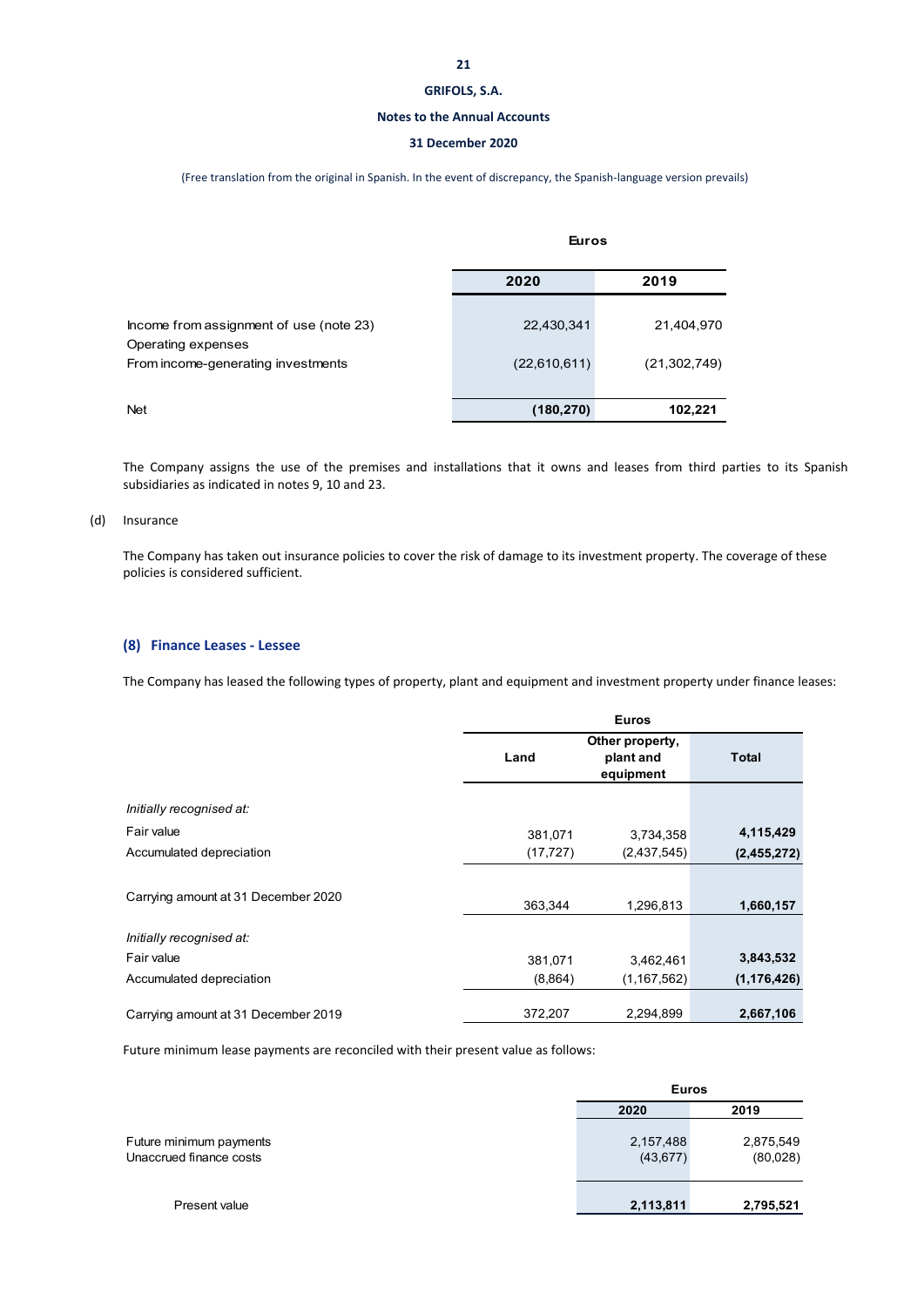| | Euros | |
|---|---|---|
| | 2020 | 2019 |
| Income from assignment of use (note 23) | 22,430,341 | 21,404,970 |
| Operating expenses | | |
| From income-generating investments | (22,610,611) | (21,302,749) |
| Net | **(180,270)** | **102,221** |

The Company assigns the use of the premises and installations that it owns and leases from third parties to its Spanish subsidiaries as indicated in notes 9, 10 and 23.

(d) Insurance

The Company has taken out insurance policies to cover the risk of damage to its investment property. The coverage of these policies is considered sufficient.

## (8) Finance Leases - Lessee

The Company has leased the following types of property, plant and equipment and investment property under finance leases:

| | Euros | | |
|---|---|---|---|
| | Land | Other property, plant and equipment | Total |
| *Initially recognised at:* | | | |
| Fair value | 381,071 | 3,734,358 | **4,115,429** |
| Accumulated depreciation | (17,727) | (2,437,545) | **(2,455,272)** |
| Carrying amount at 31 December 2020 | 363,344 | 1,296,813 | **1,660,157** |
| *Initially recognised at:* | | | |
| Fair value | 381,071 | 3,462,461 | **3,843,532** |
| Accumulated depreciation | (8,864) | (1,167,562) | **(1,176,426)** |
| Carrying amount at 31 December 2019 | 372,207 | 2,294,899 | **2,667,106** |

Future minimum lease payments are reconciled with their present value as follows:

| | Euros | |
|---|---|---|
| | 2020 | 2019 |
| Future minimum payments | 2,157,488 | 2,875,549 |
| Unaccrued finance costs | (43,677) | (80,028) |
| Present value | **2,113,811** | **2,795,521** |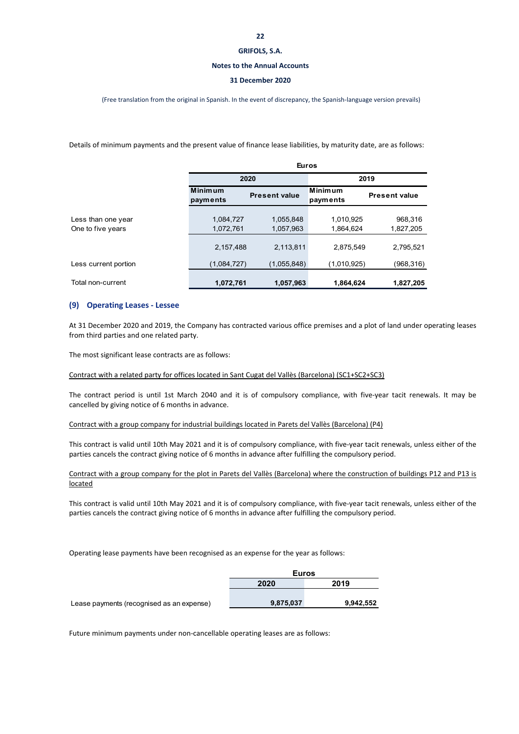Details of minimum payments and the present value of finance lease liabilities, by maturity date, are as follows:

| | Euros | | | |
|---|---|---|---|---|
| | 2020 | | 2019 | |
| | Minimum payments | Present value | Minimum payments | Present value |
| Less than one year | 1,084,727 | 1,055,848 | 1,010,925 | 968,316 |
| One to five years | 1,072,761 | 1,057,963 | 1,864,624 | 1,827,205 |
| | 2,157,488 | 2,113,811 | 2,875,549 | 2,795,521 |
| Less current portion | (1,084,727) | (1,055,848) | (1,010,925) | (968,316) |
| Total non-current | **1,072,761** | **1,057,963** | **1,864,624** | **1,827,205** |

## (9) Operating Leases - Lessee

At 31 December 2020 and 2019, the Company has contracted various office premises and a plot of land under operating leases from third parties and one related party.

The most significant lease contracts are as follows:

Contract with a related party for offices located in Sant Cugat del Vallès (Barcelona) (SC1+SC2+SC3)

The contract period is until 1st March 2040 and it is of compulsory compliance, with five-year tacit renewals. It may be cancelled by giving notice of 6 months in advance.

Contract with a group company for industrial buildings located in Parets del Vallès (Barcelona) (P4)

This contract is valid until 10th May 2021 and it is of compulsory compliance, with five-year tacit renewals, unless either of the parties cancels the contract giving notice of 6 months in advance after fulfilling the compulsory period.

Contract with a group company for the plot in Parets del Vallès (Barcelona) where the construction of buildings P12 and P13 is located

This contract is valid until 10th May 2021 and it is of compulsory compliance, with five-year tacit renewals, unless either of the parties cancels the contract giving notice of 6 months in advance after fulfilling the compulsory period.

Operating lease payments have been recognised as an expense for the year as follows:

| | Euros | |
|---|---|---|
| | 2020 | 2019 |
| Lease payments (recognised as an expense) | **9,875,037** | **9,942,552** |

Future minimum payments under non-cancellable operating leases are as follows: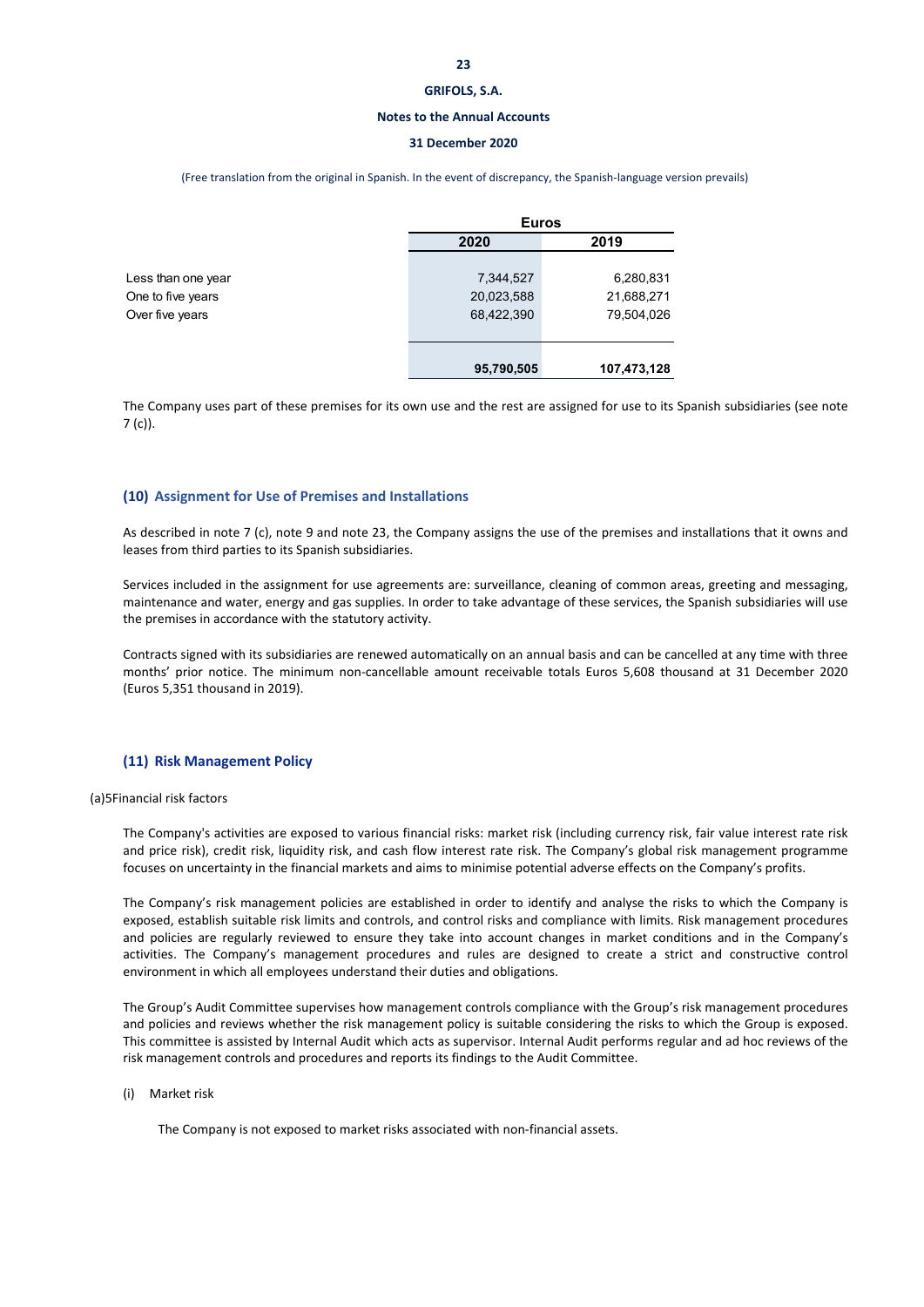| | Euros | |
|---|---|---|
| | 2020 | 2019 |
| Less than one year | 7,344,527 | 6,280,831 |
| One to five years | 20,023,588 | 21,688,271 |
| Over five years | 68,422,390 | 79,504,026 |
| | **95,790,505** | **107,473,128** |

The Company uses part of these premises for its own use and the rest are assigned for use to its Spanish subsidiaries (see note 7 (c)).

## (10) Assignment for Use of Premises and Installations

As described in note 7 (c), note 9 and note 23, the Company assigns the use of the premises and installations that it owns and leases from third parties to its Spanish subsidiaries.

Services included in the assignment for use agreements are: surveillance, cleaning of common areas, greeting and messaging, maintenance and water, energy and gas supplies. In order to take advantage of these services, the Spanish subsidiaries will use the premises in accordance with the statutory activity.

Contracts signed with its subsidiaries are renewed automatically on an annual basis and can be cancelled at any time with three months' prior notice. The minimum non-cancellable amount receivable totals Euros 5,608 thousand at 31 December 2020 (Euros 5,351 thousand in 2019).

## (11) Risk Management Policy

(a)5Financial risk factors

The Company's activities are exposed to various financial risks: market risk (including currency risk, fair value interest rate risk and price risk), credit risk, liquidity risk, and cash flow interest rate risk. The Company's global risk management programme focuses on uncertainty in the financial markets and aims to minimise potential adverse effects on the Company's profits.

The Company's risk management policies are established in order to identify and analyse the risks to which the Company is exposed, establish suitable risk limits and controls, and control risks and compliance with limits. Risk management procedures and policies are regularly reviewed to ensure they take into account changes in market conditions and in the Company's activities. The Company's management procedures and rules are designed to create a strict and constructive control environment in which all employees understand their duties and obligations.

The Group's Audit Committee supervises how management controls compliance with the Group's risk management procedures and policies and reviews whether the risk management policy is suitable considering the risks to which the Group is exposed. This committee is assisted by Internal Audit which acts as supervisor. Internal Audit performs regular and ad hoc reviews of the risk management controls and procedures and reports its findings to the Audit Committee.

(i) Market risk

The Company is not exposed to market risks associated with non-financial assets.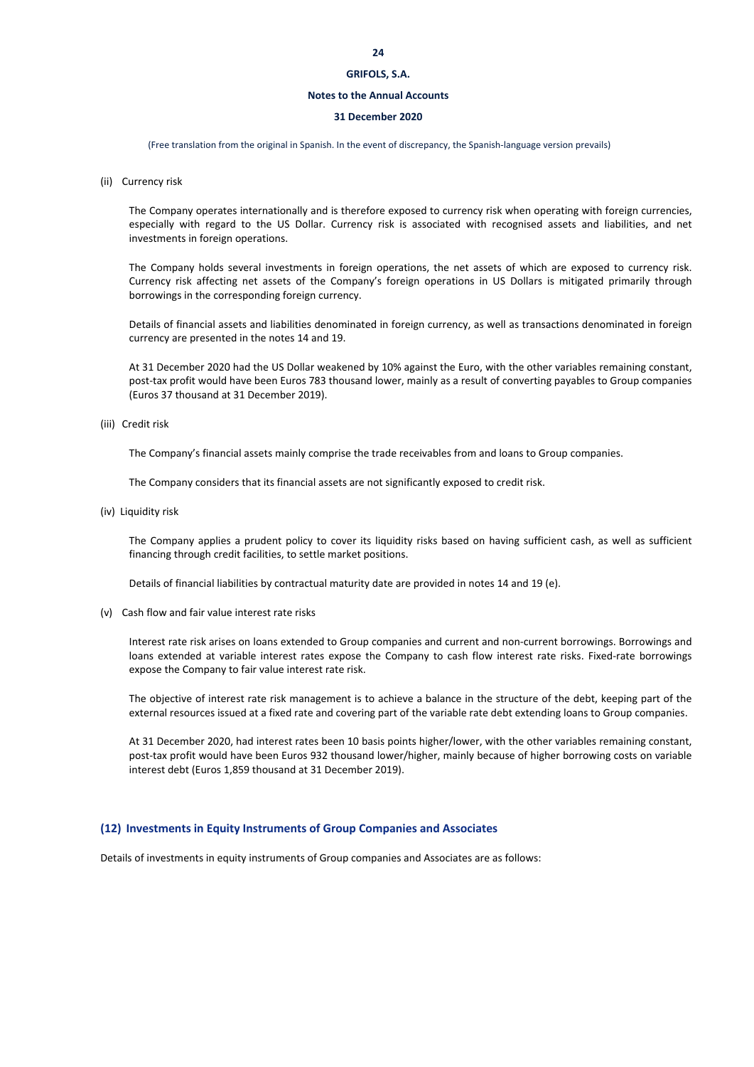(ii) Currency risk

The Company operates internationally and is therefore exposed to currency risk when operating with foreign currencies, especially with regard to the US Dollar. Currency risk is associated with recognised assets and liabilities, and net investments in foreign operations.

The Company holds several investments in foreign operations, the net assets of which are exposed to currency risk. Currency risk affecting net assets of the Company's foreign operations in US Dollars is mitigated primarily through borrowings in the corresponding foreign currency.

Details of financial assets and liabilities denominated in foreign currency, as well as transactions denominated in foreign currency are presented in the notes 14 and 19.

At 31 December 2020 had the US Dollar weakened by 10% against the Euro, with the other variables remaining constant, post-tax profit would have been Euros 783 thousand lower, mainly as a result of converting payables to Group companies (Euros 37 thousand at 31 December 2019).

(iii) Credit risk

The Company's financial assets mainly comprise the trade receivables from and loans to Group companies.

The Company considers that its financial assets are not significantly exposed to credit risk.

(iv) Liquidity risk

The Company applies a prudent policy to cover its liquidity risks based on having sufficient cash, as well as sufficient financing through credit facilities, to settle market positions.

Details of financial liabilities by contractual maturity date are provided in notes 14 and 19 (e).

(v) Cash flow and fair value interest rate risks

Interest rate risk arises on loans extended to Group companies and current and non-current borrowings. Borrowings and loans extended at variable interest rates expose the Company to cash flow interest rate risks. Fixed-rate borrowings expose the Company to fair value interest rate risk.

The objective of interest rate risk management is to achieve a balance in the structure of the debt, keeping part of the external resources issued at a fixed rate and covering part of the variable rate debt extending loans to Group companies.

At 31 December 2020, had interest rates been 10 basis points higher/lower, with the other variables remaining constant, post-tax profit would have been Euros 932 thousand lower/higher, mainly because of higher borrowing costs on variable interest debt (Euros 1,859 thousand at 31 December 2019).

## (12) Investments in Equity Instruments of Group Companies and Associates

Details of investments in equity instruments of Group companies and Associates are as follows: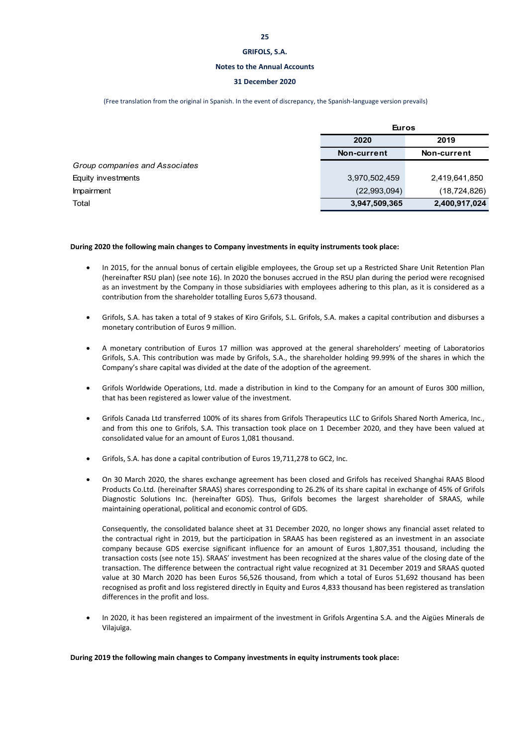| | Euros | |
|---|---|---|
| | 2020 | 2019 |
| | Non-current | Non-current |
| *Group companies and Associates* | | |
| Equity investments | 3,970,502,459 | 2,419,641,850 |
| Impairment | (22,993,094) | (18,724,826) |
| Total | **3,947,509,365** | **2,400,917,024** |

**During 2020 the following main changes to Company investments in equity instruments took place:**

- In 2015, for the annual bonus of certain eligible employees, the Group set up a Restricted Share Unit Retention Plan (hereinafter RSU plan) (see note 16). In 2020 the bonuses accrued in the RSU plan during the period were recognised as an investment by the Company in those subsidiaries with employees adhering to this plan, as it is considered as a contribution from the shareholder totalling Euros 5,673 thousand.

- Grifols, S.A. has taken a total of 9 stakes of Kiro Grifols, S.L. Grifols, S.A. makes a capital contribution and disburses a monetary contribution of Euros 9 million.

- A monetary contribution of Euros 17 million was approved at the general shareholders' meeting of Laboratorios Grifols, S.A. This contribution was made by Grifols, S.A., the shareholder holding 99.99% of the shares in which the Company's share capital was divided at the date of the adoption of the agreement.

- Grifols Worldwide Operations, Ltd. made a distribution in kind to the Company for an amount of Euros 300 million, that has been registered as lower value of the investment.

- Grifols Canada Ltd transferred 100% of its shares from Grifols Therapeutics LLC to Grifols Shared North America, Inc., and from this one to Grifols, S.A. This transaction took place on 1 December 2020, and they have been valued at consolidated value for an amount of Euros 1,081 thousand.

- Grifols, S.A. has done a capital contribution of Euros 19,711,278 to GC2, Inc.

- On 30 March 2020, the shares exchange agreement has been closed and Grifols has received Shanghai RAAS Blood Products Co.Ltd. (hereinafter SRAAS) shares corresponding to 26.2% of its share capital in exchange of 45% of Grifols Diagnostic Solutions Inc. (hereinafter GDS). Thus, Grifols becomes the largest shareholder of SRAAS, while maintaining operational, political and economic control of GDS.

  Consequently, the consolidated balance sheet at 31 December 2020, no longer shows any financial asset related to the contractual right in 2019, but the participation in SRAAS has been registered as an investment in an associate company because GDS exercise significant influence for an amount of Euros 1,807,351 thousand, including the transaction costs (see note 15). SRAAS' investment has been recognized at the shares value of the closing date of the transaction. The difference between the contractual right value recognized at 31 December 2019 and SRAAS quoted value at 30 March 2020 has been Euros 56,526 thousand, from which a total of Euros 51,692 thousand has been recognised as profit and loss registered directly in Equity and Euros 4,833 thousand has been registered as translation differences in the profit and loss.

- In 2020, it has been registered an impairment of the investment in Grifols Argentina S.A. and the Aigües Minerals de Vilajuïga.

**During 2019 the following main changes to Company investments in equity instruments took place:**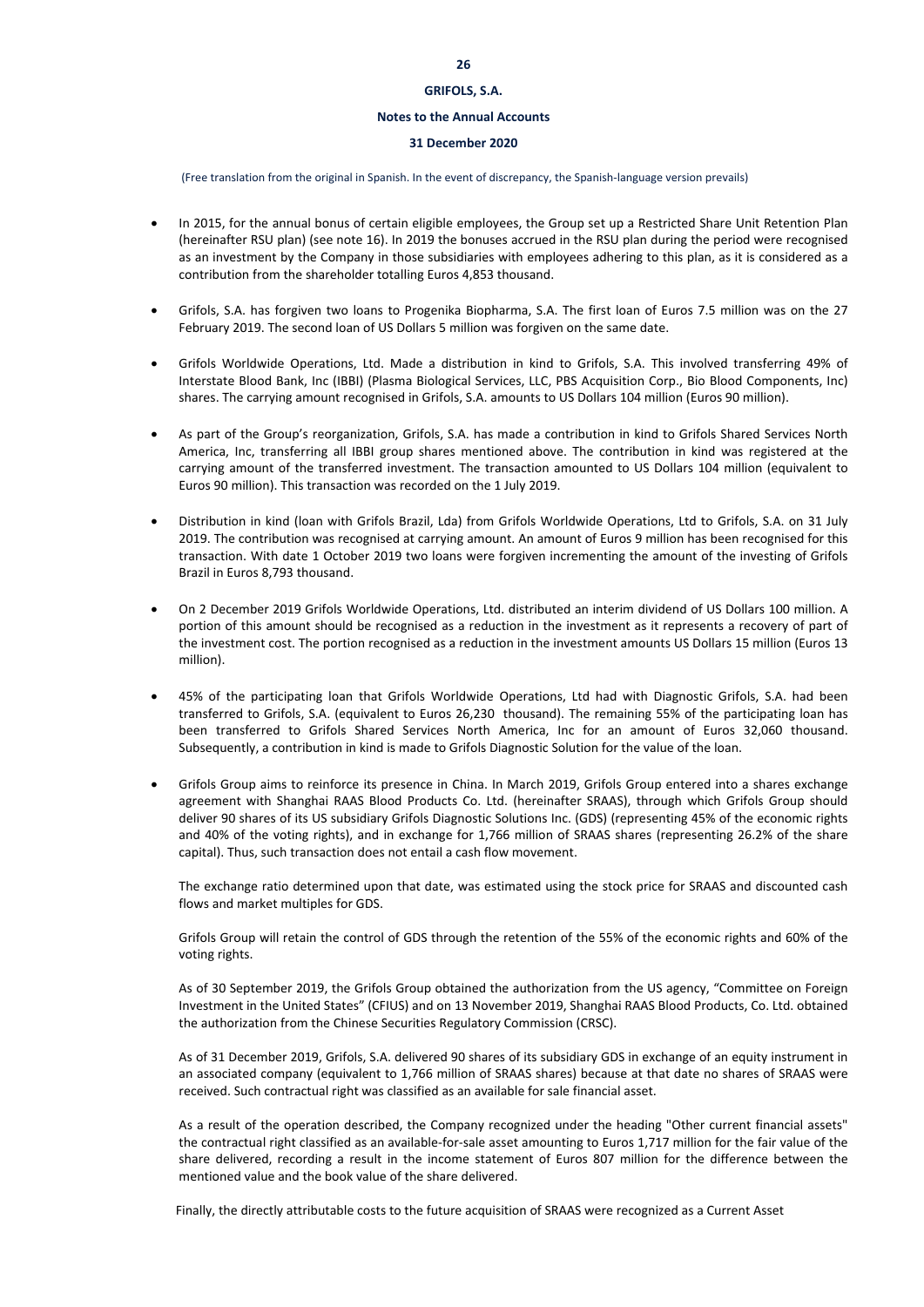(Free translation from the original in Spanish. In the event of discrepancy, the Spanish-language version prevails)

- In 2015, for the annual bonus of certain eligible employees, the Group set up a Restricted Share Unit Retention Plan (hereinafter RSU plan) (see note 16). In 2019 the bonuses accrued in the RSU plan during the period were recognised as an investment by the Company in those subsidiaries with employees adhering to this plan, as it is considered as a contribution from the shareholder totalling Euros 4,853 thousand.

- Grifols, S.A. has forgiven two loans to Progenika Biopharma, S.A. The first loan of Euros 7.5 million was on the 27 February 2019. The second loan of US Dollars 5 million was forgiven on the same date.

- Grifols Worldwide Operations, Ltd. Made a distribution in kind to Grifols, S.A. This involved transferring 49% of Interstate Blood Bank, Inc (IBBI) (Plasma Biological Services, LLC, PBS Acquisition Corp., Bio Blood Components, Inc) shares. The carrying amount recognised in Grifols, S.A. amounts to US Dollars 104 million (Euros 90 million).

- As part of the Group's reorganization, Grifols, S.A. has made a contribution in kind to Grifols Shared Services North America, Inc, transferring all IBBI group shares mentioned above. The contribution in kind was registered at the carrying amount of the transferred investment. The transaction amounted to US Dollars 104 million (equivalent to Euros 90 million). This transaction was recorded on the 1 July 2019.

- Distribution in kind (loan with Grifols Brazil, Lda) from Grifols Worldwide Operations, Ltd to Grifols, S.A. on 31 July 2019. The contribution was recognised at carrying amount. An amount of Euros 9 million has been recognised for this transaction. With date 1 October 2019 two loans were forgiven incrementing the amount of the investing of Grifols Brazil in Euros 8,793 thousand.

- On 2 December 2019 Grifols Worldwide Operations, Ltd. distributed an interim dividend of US Dollars 100 million. A portion of this amount should be recognised as a reduction in the investment as it represents a recovery of part of the investment cost. The portion recognised as a reduction in the investment amounts US Dollars 15 million (Euros 13 million).

- 45% of the participating loan that Grifols Worldwide Operations, Ltd had with Diagnostic Grifols, S.A. had been transferred to Grifols, S.A. (equivalent to Euros 26,230 thousand). The remaining 55% of the participating loan has been transferred to Grifols Shared Services North America, Inc for an amount of Euros 32,060 thousand. Subsequently, a contribution in kind is made to Grifols Diagnostic Solution for the value of the loan.

- Grifols Group aims to reinforce its presence in China. In March 2019, Grifols Group entered into a shares exchange agreement with Shanghai RAAS Blood Products Co. Ltd. (hereinafter SRAAS), through which Grifols Group should deliver 90 shares of its US subsidiary Grifols Diagnostic Solutions Inc. (GDS) (representing 45% of the economic rights and 40% of the voting rights), and in exchange for 1,766 million of SRAAS shares (representing 26.2% of the share capital). Thus, such transaction does not entail a cash flow movement.

  The exchange ratio determined upon that date, was estimated using the stock price for SRAAS and discounted cash flows and market multiples for GDS.

  Grifols Group will retain the control of GDS through the retention of the 55% of the economic rights and 60% of the voting rights.

  As of 30 September 2019, the Grifols Group obtained the authorization from the US agency, "Committee on Foreign Investment in the United States" (CFIUS) and on 13 November 2019, Shanghai RAAS Blood Products, Co. Ltd. obtained the authorization from the Chinese Securities Regulatory Commission (CRSC).

  As of 31 December 2019, Grifols, S.A. delivered 90 shares of its subsidiary GDS in exchange of an equity instrument in an associated company (equivalent to 1,766 million of SRAAS shares) because at that date no shares of SRAAS were received. Such contractual right was classified as an available for sale financial asset.

  As a result of the operation described, the Company recognized under the heading "Other current financial assets" the contractual right classified as an available-for-sale asset amounting to Euros 1,717 million for the fair value of the share delivered, recording a result in the income statement of Euros 807 million for the difference between the mentioned value and the book value of the share delivered.

  Finally, the directly attributable costs to the future acquisition of SRAAS were recognized as a Current Asset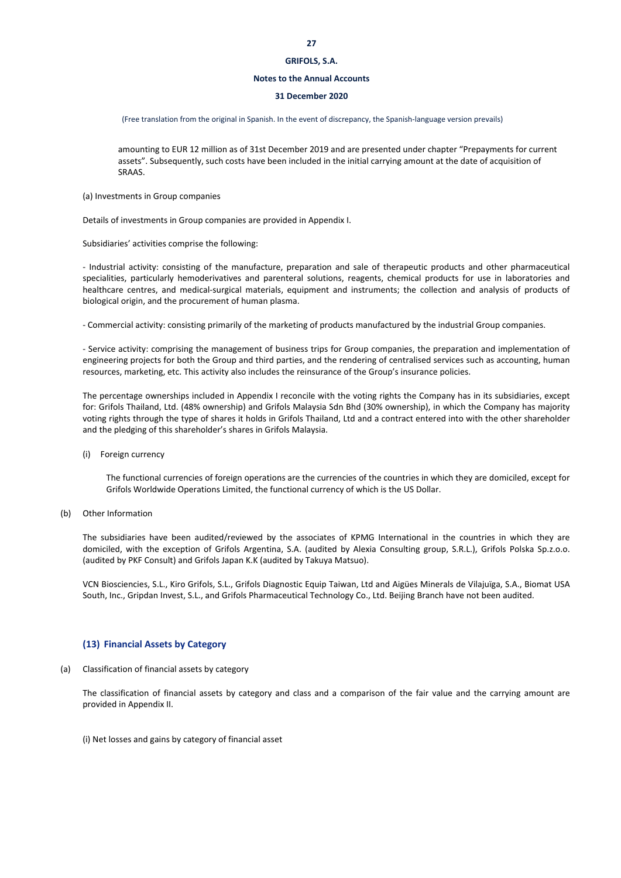amounting to EUR 12 million as of 31st December 2019 and are presented under chapter "Prepayments for current assets". Subsequently, such costs have been included in the initial carrying amount at the date of acquisition of SRAAS.

(a) Investments in Group companies

Details of investments in Group companies are provided in Appendix I.

Subsidiaries' activities comprise the following:

- Industrial activity: consisting of the manufacture, preparation and sale of therapeutic products and other pharmaceutical specialities, particularly hemoderivatives and parenteral solutions, reagents, chemical products for use in laboratories and healthcare centres, and medical-surgical materials, equipment and instruments; the collection and analysis of products of biological origin, and the procurement of human plasma.

- Commercial activity: consisting primarily of the marketing of products manufactured by the industrial Group companies.

- Service activity: comprising the management of business trips for Group companies, the preparation and implementation of engineering projects for both the Group and third parties, and the rendering of centralised services such as accounting, human resources, marketing, etc. This activity also includes the reinsurance of the Group's insurance policies.

The percentage ownerships included in Appendix I reconcile with the voting rights the Company has in its subsidiaries, except for: Grifols Thailand, Ltd. (48% ownership) and Grifols Malaysia Sdn Bhd (30% ownership), in which the Company has majority voting rights through the type of shares it holds in Grifols Thailand, Ltd and a contract entered into with the other shareholder and the pledging of this shareholder's shares in Grifols Malaysia.

(i) Foreign currency

The functional currencies of foreign operations are the currencies of the countries in which they are domiciled, except for Grifols Worldwide Operations Limited, the functional currency of which is the US Dollar.

(b) Other Information

The subsidiaries have been audited/reviewed by the associates of KPMG International in the countries in which they are domiciled, with the exception of Grifols Argentina, S.A. (audited by Alexia Consulting group, S.R.L.), Grifols Polska Sp.z.o.o. (audited by PKF Consult) and Grifols Japan K.K (audited by Takuya Matsuo).

VCN Biosciencies, S.L., Kiro Grifols, S.L., Grifols Diagnostic Equip Taiwan, Ltd and Aigües Minerals de Vilajuïga, S.A., Biomat USA South, Inc., Gripdan Invest, S.L., and Grifols Pharmaceutical Technology Co., Ltd. Beijing Branch have not been audited.

## (13) Financial Assets by Category

(a) Classification of financial assets by category

The classification of financial assets by category and class and a comparison of the fair value and the carrying amount are provided in Appendix II.

(i) Net losses and gains by category of financial asset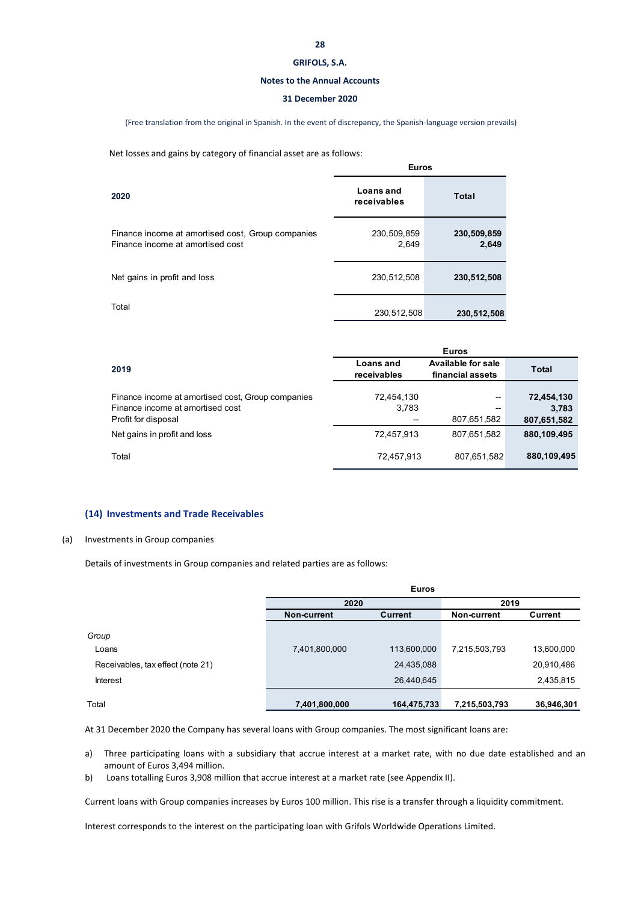Net losses and gains by category of financial asset are as follows:

| 2020 | Euros | |
|---|---|---|
| | Loans and receivables | Total |
| Finance income at amortised cost, Group companies | 230,509,859 | **230,509,859** |
| Finance income at amortised cost | 2,649 | **2,649** |
| Net gains in profit and loss | 230,512,508 | **230,512,508** |
| Total | 230,512,508 | **230,512,508** |

| 2019 | Euros | | |
|---|---|---|---|
| | Loans and receivables | Available for sale financial assets | Total |
| Finance income at amortised cost, Group companies | 72,454,130 | -- | **72,454,130** |
| Finance income at amortised cost | 3,783 | -- | **3,783** |
| Profit for disposal | -- | 807,651,582 | **807,651,582** |
| Net gains in profit and loss | 72,457,913 | 807,651,582 | **880,109,495** |
| Total | 72,457,913 | 807,651,582 | **880,109,495** |

## (14) Investments and Trade Receivables

(a) Investments in Group companies

Details of investments in Group companies and related parties are as follows:

| | Euros | | | |
|---|---|---|---|---|
| | 2020 | | 2019 | |
| | Non-current | Current | Non-current | Current |
| *Group* | | | | |
| Loans | 7,401,800,000 | 113,600,000 | 7,215,503,793 | 13,600,000 |
| Receivables, tax effect (note 21) | | 24,435,088 | | 20,910,486 |
| Interest | | 26,440,645 | | 2,435,815 |
| Total | **7,401,800,000** | **164,475,733** | **7,215,503,793** | **36,946,301** |

At 31 December 2020 the Company has several loans with Group companies. The most significant loans are:

a) Three participating loans with a subsidiary that accrue interest at a market rate, with no due date established and an amount of Euros 3,494 million.

b) Loans totalling Euros 3,908 million that accrue interest at a market rate (see Appendix II).

Current loans with Group companies increases by Euros 100 million. This rise is a transfer through a liquidity commitment.

Interest corresponds to the interest on the participating loan with Grifols Worldwide Operations Limited.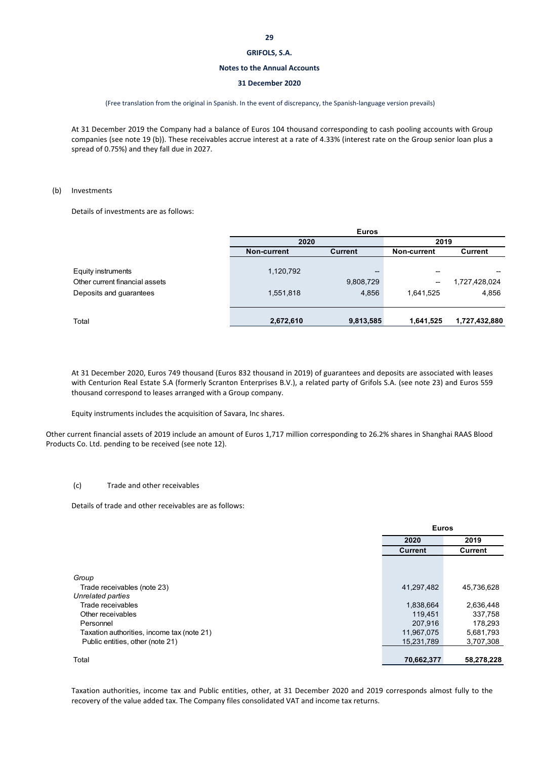At 31 December 2019 the Company had a balance of Euros 104 thousand corresponding to cash pooling accounts with Group companies (see note 19 (b)). These receivables accrue interest at a rate of 4.33% (interest rate on the Group senior loan plus a spread of 0.75%) and they fall due in 2027.

(b) Investments

Details of investments are as follows:

| | Euros | | | |
|---|---|---|---|---|
| | 2020 | | 2019 | |
| | Non-current | Current | Non-current | Current |
| Equity instruments | 1,120,792 | -- | -- | -- |
| Other current financial assets | | 9,808,729 | -- | 1,727,428,024 |
| Deposits and guarantees | 1,551,818 | 4,856 | 1,641,525 | 4,856 |
| Total | **2,672,610** | **9,813,585** | **1,641,525** | **1,727,432,880** |

At 31 December 2020, Euros 749 thousand (Euros 832 thousand in 2019) of guarantees and deposits are associated with leases with Centurion Real Estate S.A (formerly Scranton Enterprises B.V.), a related party of Grifols S.A. (see note 23) and Euros 559 thousand correspond to leases arranged with a Group company.

Equity instruments includes the acquisition of Savara, Inc shares.

Other current financial assets of 2019 include an amount of Euros 1,717 million corresponding to 26.2% shares in Shanghai RAAS Blood Products Co. Ltd. pending to be received (see note 12).

(c) Trade and other receivables

Details of trade and other receivables are as follows:

| | Euros | |
|---|---|---|
| | 2020 | 2019 |
| | Current | Current |
| *Group* | | |
| Trade receivables (note 23) | 41,297,482 | 45,736,628 |
| *Unrelated parties* | | |
| Trade receivables | 1,838,664 | 2,636,448 |
| Other receivables | 119,451 | 337,758 |
| Personnel | 207,916 | 178,293 |
| Taxation authorities, income tax (note 21) | 11,967,075 | 5,681,793 |
| Public entities, other (note 21) | 15,231,789 | 3,707,308 |
| Total | **70,662,377** | **58,278,228** |

Taxation authorities, income tax and Public entities, other, at 31 December 2020 and 2019 corresponds almost fully to the recovery of the value added tax. The Company files consolidated VAT and income tax returns.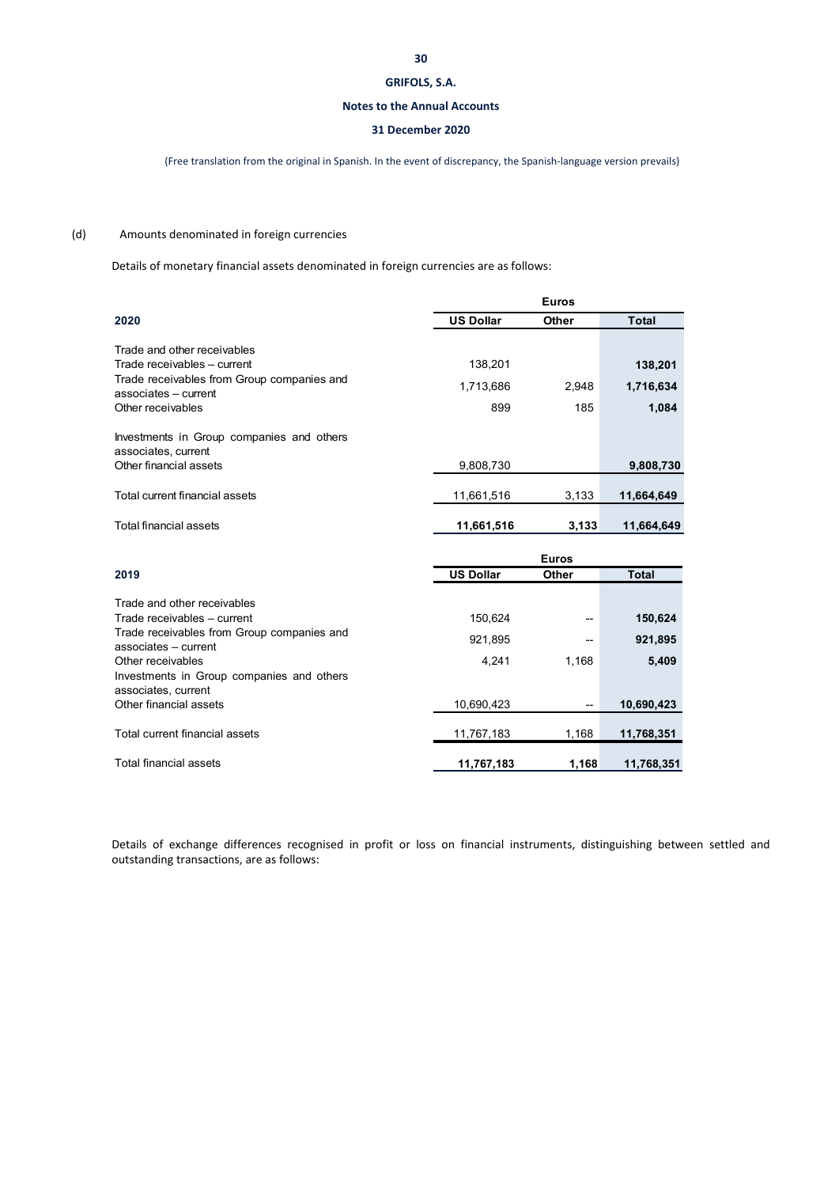(Free translation from the original in Spanish. In the event of discrepancy, the Spanish-language version prevails)

(d) Amounts denominated in foreign currencies

Details of monetary financial assets denominated in foreign currencies are as follows:

| | Euros | | |
|---|---|---|---|
| **2020** | **US Dollar** | **Other** | **Total** |
| Trade and other receivables | | | |
| Trade receivables – current | 138,201 | | **138,201** |
| Trade receivables from Group companies and associates – current | 1,713,686 | 2,948 | **1,716,634** |
| Other receivables | 899 | 185 | **1,084** |
| Investments in Group companies and others associates, current | | | |
| Other financial assets | 9,808,730 | | **9,808,730** |
| Total current financial assets | 11,661,516 | 3,133 | **11,664,649** |
| Total financial assets | **11,661,516** | **3,133** | **11,664,649** |

| | Euros | | |
|---|---|---|---|
| **2019** | **US Dollar** | **Other** | **Total** |
| Trade and other receivables | | | |
| Trade receivables – current | 150,624 | -- | **150,624** |
| Trade receivables from Group companies and associates – current | 921,895 | -- | **921,895** |
| Other receivables | 4,241 | 1,168 | **5,409** |
| Investments in Group companies and others associates, current | | | |
| Other financial assets | 10,690,423 | -- | **10,690,423** |
| Total current financial assets | 11,767,183 | 1,168 | **11,768,351** |
| Total financial assets | **11,767,183** | **1,168** | **11,768,351** |

Details of exchange differences recognised in profit or loss on financial instruments, distinguishing between settled and outstanding transactions, are as follows: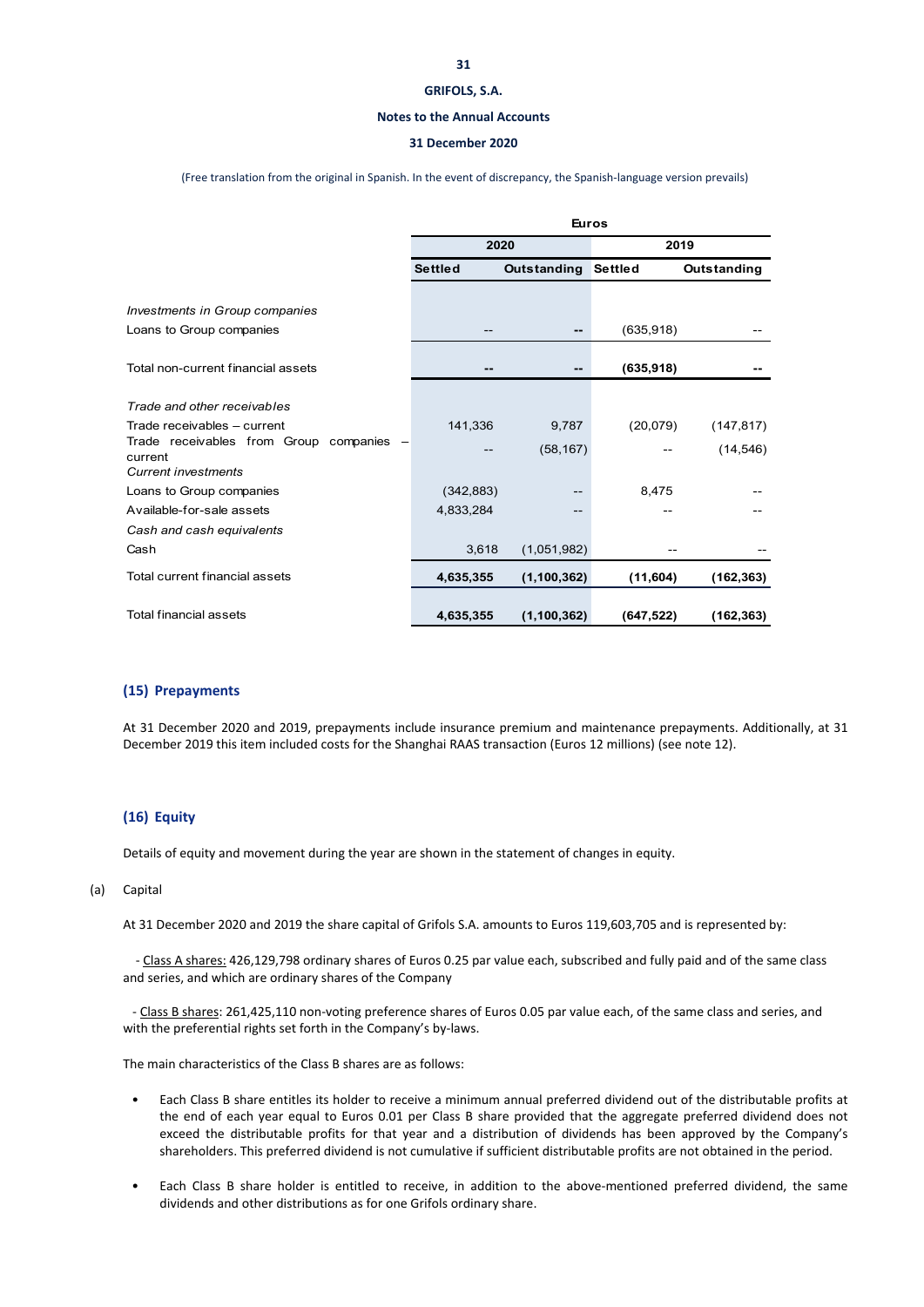| | Euros | | | |
|---|---|---|---|---|
| | 2020 | | 2019 | |
| | Settled | Outstanding | Settled | Outstanding |
| *Investments in Group companies* | | | | |
| Loans to Group companies | -- | -- | (635,918) | -- |
| Total non-current financial assets | -- | -- | (635,918) | -- |
| *Trade and other receivables* | | | | |
| Trade receivables – current | 141,336 | 9,787 | (20,079) | (147,817) |
| Trade receivables from Group companies – current | -- | (58,167) | -- | (14,546) |
| *Current investments* | | | | |
| Loans to Group companies | (342,883) | -- | 8,475 | -- |
| Available-for-sale assets | 4,833,284 | -- | -- | -- |
| *Cash and cash equivalents* | | | | |
| Cash | 3,618 | (1,051,982) | -- | -- |
| Total current financial assets | **4,635,355** | **(1,100,362)** | **(11,604)** | **(162,363)** |
| Total financial assets | **4,635,355** | **(1,100,362)** | **(647,522)** | **(162,363)** |

## (15) Prepayments

At 31 December 2020 and 2019, prepayments include insurance premium and maintenance prepayments. Additionally, at 31 December 2019 this item included costs for the Shanghai RAAS transaction (Euros 12 millions) (see note 12).

## (16) Equity

Details of equity and movement during the year are shown in the statement of changes in equity.

(a) Capital

At 31 December 2020 and 2019 the share capital of Grifols S.A. amounts to Euros 119,603,705 and is represented by:

- Class A shares: 426,129,798 ordinary shares of Euros 0.25 par value each, subscribed and fully paid and of the same class and series, and which are ordinary shares of the Company

- Class B shares: 261,425,110 non-voting preference shares of Euros 0.05 par value each, of the same class and series, and with the preferential rights set forth in the Company's by-laws.

The main characteristics of the Class B shares are as follows:

- Each Class B share entitles its holder to receive a minimum annual preferred dividend out of the distributable profits at the end of each year equal to Euros 0.01 per Class B share provided that the aggregate preferred dividend does not exceed the distributable profits for that year and a distribution of dividends has been approved by the Company's shareholders. This preferred dividend is not cumulative if sufficient distributable profits are not obtained in the period.

- Each Class B share holder is entitled to receive, in addition to the above-mentioned preferred dividend, the same dividends and other distributions as for one Grifols ordinary share.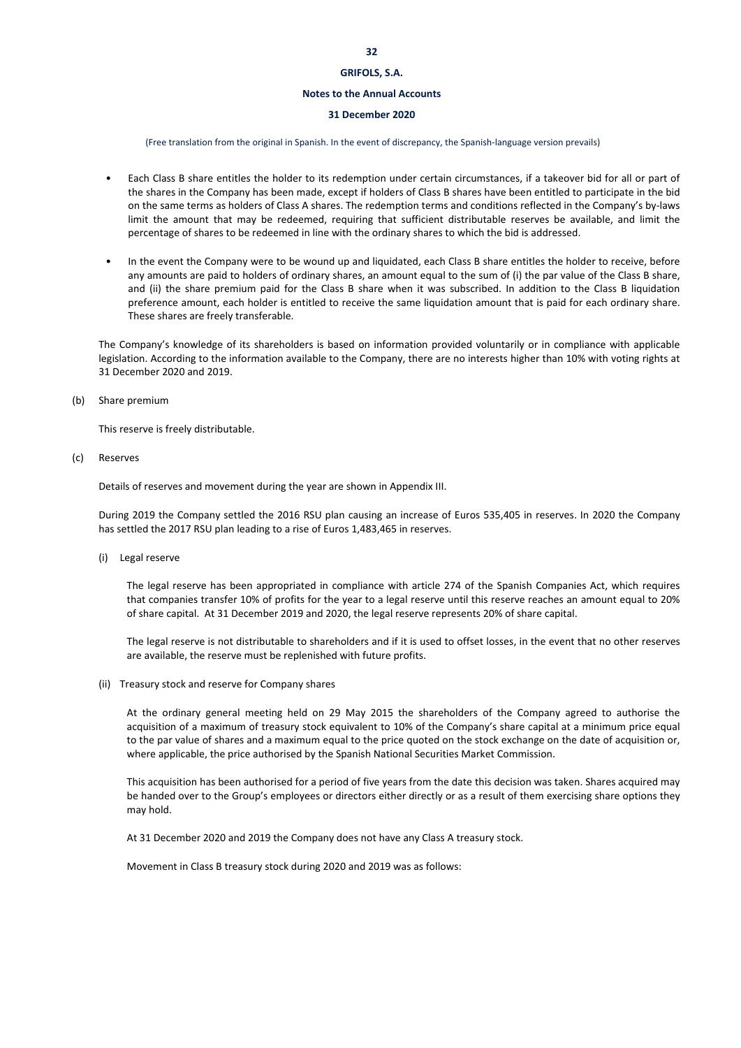- Each Class B share entitles the holder to its redemption under certain circumstances, if a takeover bid for all or part of the shares in the Company has been made, except if holders of Class B shares have been entitled to participate in the bid on the same terms as holders of Class A shares. The redemption terms and conditions reflected in the Company's by-laws limit the amount that may be redeemed, requiring that sufficient distributable reserves be available, and limit the percentage of shares to be redeemed in line with the ordinary shares to which the bid is addressed.

- In the event the Company were to be wound up and liquidated, each Class B share entitles the holder to receive, before any amounts are paid to holders of ordinary shares, an amount equal to the sum of (i) the par value of the Class B share, and (ii) the share premium paid for the Class B share when it was subscribed. In addition to the Class B liquidation preference amount, each holder is entitled to receive the same liquidation amount that is paid for each ordinary share. These shares are freely transferable.

The Company's knowledge of its shareholders is based on information provided voluntarily or in compliance with applicable legislation. According to the information available to the Company, there are no interests higher than 10% with voting rights at 31 December 2020 and 2019.

(b) Share premium

This reserve is freely distributable.

(c) Reserves

Details of reserves and movement during the year are shown in Appendix III.

During 2019 the Company settled the 2016 RSU plan causing an increase of Euros 535,405 in reserves. In 2020 the Company has settled the 2017 RSU plan leading to a rise of Euros 1,483,465 in reserves.

(i) Legal reserve

The legal reserve has been appropriated in compliance with article 274 of the Spanish Companies Act, which requires that companies transfer 10% of profits for the year to a legal reserve until this reserve reaches an amount equal to 20% of share capital. At 31 December 2019 and 2020, the legal reserve represents 20% of share capital.

The legal reserve is not distributable to shareholders and if it is used to offset losses, in the event that no other reserves are available, the reserve must be replenished with future profits.

(ii) Treasury stock and reserve for Company shares

At the ordinary general meeting held on 29 May 2015 the shareholders of the Company agreed to authorise the acquisition of a maximum of treasury stock equivalent to 10% of the Company's share capital at a minimum price equal to the par value of shares and a maximum equal to the price quoted on the stock exchange on the date of acquisition or, where applicable, the price authorised by the Spanish National Securities Market Commission.

This acquisition has been authorised for a period of five years from the date this decision was taken. Shares acquired may be handed over to the Group's employees or directors either directly or as a result of them exercising share options they may hold.

At 31 December 2020 and 2019 the Company does not have any Class A treasury stock.

Movement in Class B treasury stock during 2020 and 2019 was as follows: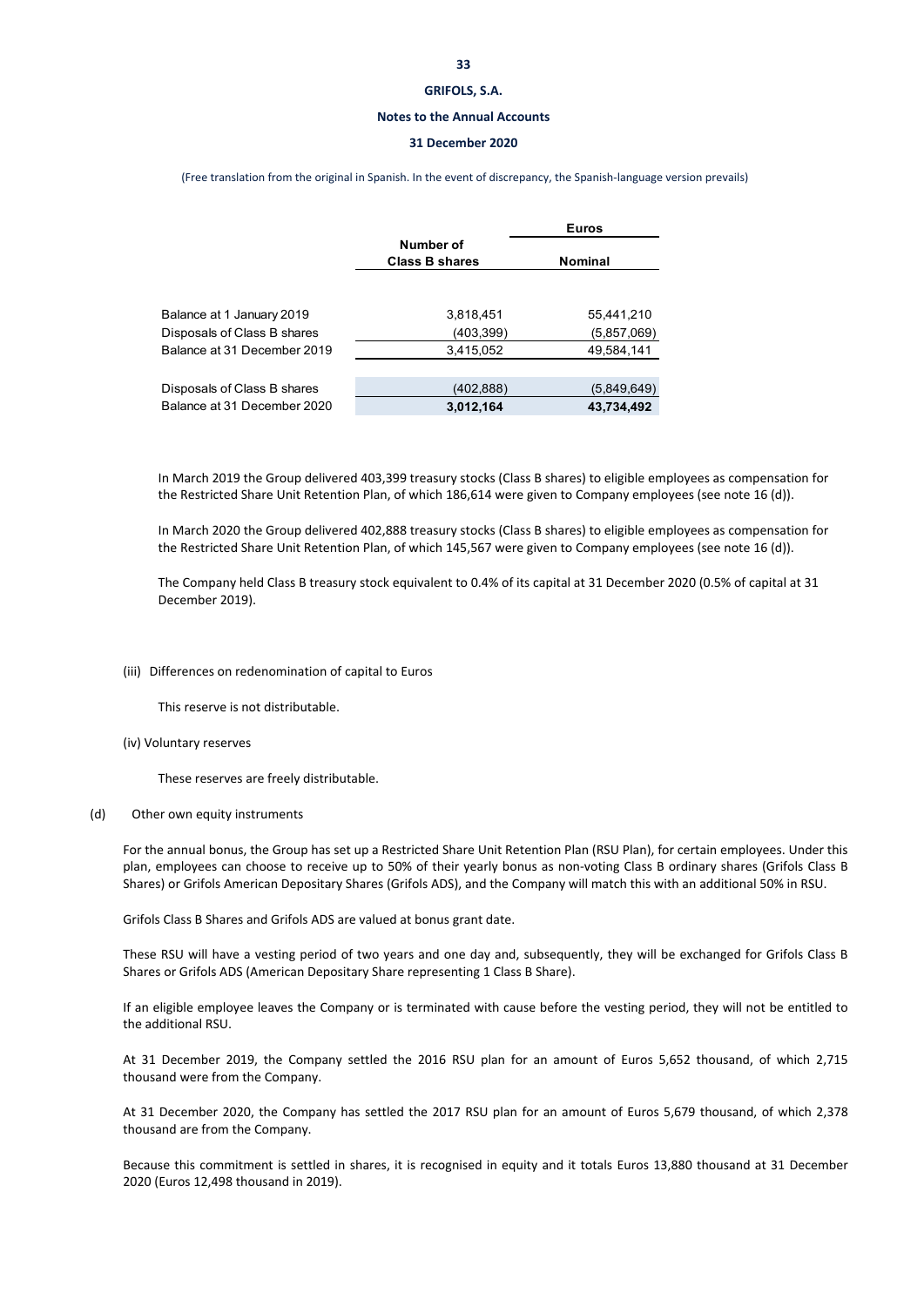| | Number of Class B shares | Euros |
|---|---|---|
| | | Nominal |
| Balance at 1 January 2019 | 3,818,451 | 55,441,210 |
| Disposals of Class B shares | (403,399) | (5,857,069) |
| Balance at 31 December 2019 | 3,415,052 | 49,584,141 |
| Disposals of Class B shares | (402,888) | (5,849,649) |
| Balance at 31 December 2020 | **3,012,164** | **43,734,492** |

In March 2019 the Group delivered 403,399 treasury stocks (Class B shares) to eligible employees as compensation for the Restricted Share Unit Retention Plan, of which 186,614 were given to Company employees (see note 16 (d)).

In March 2020 the Group delivered 402,888 treasury stocks (Class B shares) to eligible employees as compensation for the Restricted Share Unit Retention Plan, of which 145,567 were given to Company employees (see note 16 (d)).

The Company held Class B treasury stock equivalent to 0.4% of its capital at 31 December 2020 (0.5% of capital at 31 December 2019).

(iii) Differences on redenomination of capital to Euros

This reserve is not distributable.

(iv) Voluntary reserves

These reserves are freely distributable.

(d) Other own equity instruments

For the annual bonus, the Group has set up a Restricted Share Unit Retention Plan (RSU Plan), for certain employees. Under this plan, employees can choose to receive up to 50% of their yearly bonus as non-voting Class B ordinary shares (Grifols Class B Shares) or Grifols American Depositary Shares (Grifols ADS), and the Company will match this with an additional 50% in RSU.

Grifols Class B Shares and Grifols ADS are valued at bonus grant date.

These RSU will have a vesting period of two years and one day and, subsequently, they will be exchanged for Grifols Class B Shares or Grifols ADS (American Depositary Share representing 1 Class B Share).

If an eligible employee leaves the Company or is terminated with cause before the vesting period, they will not be entitled to the additional RSU.

At 31 December 2019, the Company settled the 2016 RSU plan for an amount of Euros 5,652 thousand, of which 2,715 thousand were from the Company.

At 31 December 2020, the Company has settled the 2017 RSU plan for an amount of Euros 5,679 thousand, of which 2,378 thousand are from the Company.

Because this commitment is settled in shares, it is recognised in equity and it totals Euros 13,880 thousand at 31 December 2020 (Euros 12,498 thousand in 2019).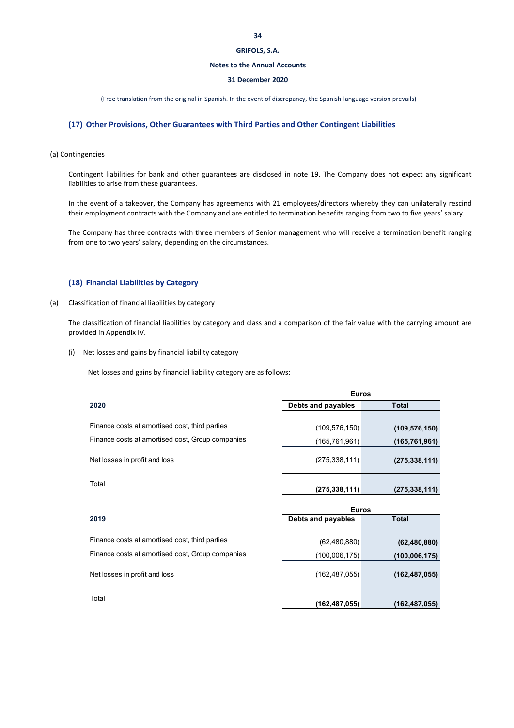## (17) Other Provisions, Other Guarantees with Third Parties and Other Contingent Liabilities

(a) Contingencies

Contingent liabilities for bank and other guarantees are disclosed in note 19. The Company does not expect any significant liabilities to arise from these guarantees.

In the event of a takeover, the Company has agreements with 21 employees/directors whereby they can unilaterally rescind their employment contracts with the Company and are entitled to termination benefits ranging from two to five years' salary.

The Company has three contracts with three members of Senior management who will receive a termination benefit ranging from one to two years' salary, depending on the circumstances.

## (18) Financial Liabilities by Category

(a) Classification of financial liabilities by category

The classification of financial liabilities by category and class and a comparison of the fair value with the carrying amount are provided in Appendix IV.

(i) Net losses and gains by financial liability category

Net losses and gains by financial liability category are as follows:

| | Euros | |
|---|---|---|
| **2020** | **Debts and payables** | **Total** |
| Finance costs at amortised cost, third parties | (109,576,150) | **(109,576,150)** |
| Finance costs at amortised cost, Group companies | (165,761,961) | **(165,761,961)** |
| Net losses in profit and loss | (275,338,111) | **(275,338,111)** |
| Total | **(275,338,111)** | **(275,338,111)** |

| | Euros | |
|---|---|---|
| **2019** | **Debts and payables** | **Total** |
| Finance costs at amortised cost, third parties | (62,480,880) | **(62,480,880)** |
| Finance costs at amortised cost, Group companies | (100,006,175) | **(100,006,175)** |
| Net losses in profit and loss | (162,487,055) | **(162,487,055)** |
| Total | **(162,487,055)** | **(162,487,055)** |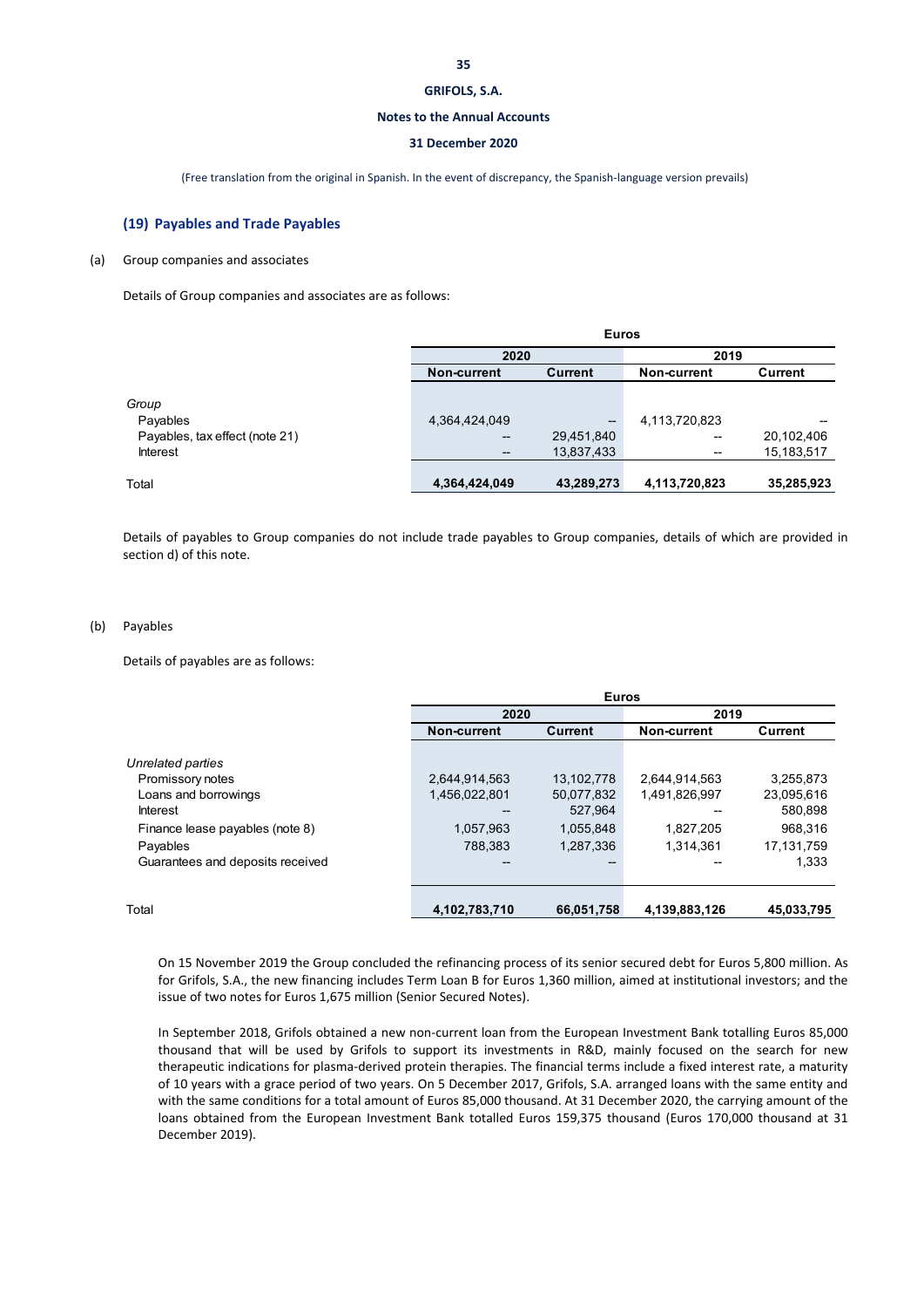## (19) Payables and Trade Payables

(a) Group companies and associates

Details of Group companies and associates are as follows:

| | Euros | | | |
|---|---|---|---|---|
| | 2020 | | 2019 | |
| | Non-current | Current | Non-current | Current |
| *Group* | | | | |
| Payables | 4,364,424,049 | -- | 4,113,720,823 | -- |
| Payables, tax effect (note 21) | -- | 29,451,840 | -- | 20,102,406 |
| Interest | -- | 13,837,433 | -- | 15,183,517 |
| Total | **4,364,424,049** | **43,289,273** | **4,113,720,823** | **35,285,923** |

Details of payables to Group companies do not include trade payables to Group companies, details of which are provided in section d) of this note.

(b) Payables

Details of payables are as follows:

| | Euros | | | |
|---|---|---|---|---|
| | 2020 | | 2019 | |
| | Non-current | Current | Non-current | Current |
| *Unrelated parties* | | | | |
| Promissory notes | 2,644,914,563 | 13,102,778 | 2,644,914,563 | 3,255,873 |
| Loans and borrowings | 1,456,022,801 | 50,077,832 | 1,491,826,997 | 23,095,616 |
| Interest | -- | 527,964 | -- | 580,898 |
| Finance lease payables (note 8) | 1,057,963 | 1,055,848 | 1,827,205 | 968,316 |
| Payables | 788,383 | 1,287,336 | 1,314,361 | 17,131,759 |
| Guarantees and deposits received | -- | -- | -- | 1,333 |
| Total | **4,102,783,710** | **66,051,758** | **4,139,883,126** | **45,033,795** |

On 15 November 2019 the Group concluded the refinancing process of its senior secured debt for Euros 5,800 million. As for Grifols, S.A., the new financing includes Term Loan B for Euros 1,360 million, aimed at institutional investors; and the issue of two notes for Euros 1,675 million (Senior Secured Notes).

In September 2018, Grifols obtained a new non-current loan from the European Investment Bank totalling Euros 85,000 thousand that will be used by Grifols to support its investments in R&D, mainly focused on the search for new therapeutic indications for plasma-derived protein therapies. The financial terms include a fixed interest rate, a maturity of 10 years with a grace period of two years. On 5 December 2017, Grifols, S.A. arranged loans with the same entity and with the same conditions for a total amount of Euros 85,000 thousand. At 31 December 2020, the carrying amount of the loans obtained from the European Investment Bank totalled Euros 159,375 thousand (Euros 170,000 thousand at 31 December 2019).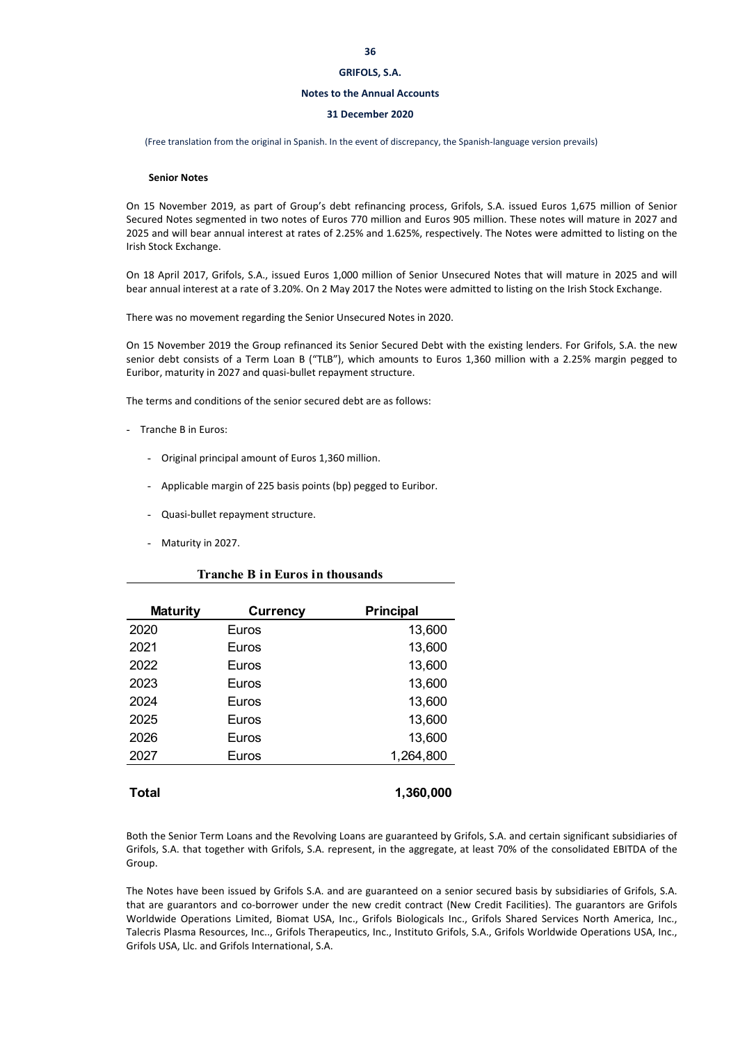(Free translation from the original in Spanish. In the event of discrepancy, the Spanish-language version prevails)

**Senior Notes**

On 15 November 2019, as part of Group's debt refinancing process, Grifols, S.A. issued Euros 1,675 million of Senior Secured Notes segmented in two notes of Euros 770 million and Euros 905 million. These notes will mature in 2027 and 2025 and will bear annual interest at rates of 2.25% and 1.625%, respectively. The Notes were admitted to listing on the Irish Stock Exchange.

On 18 April 2017, Grifols, S.A., issued Euros 1,000 million of Senior Unsecured Notes that will mature in 2025 and will bear annual interest at a rate of 3.20%. On 2 May 2017 the Notes were admitted to listing on the Irish Stock Exchange.

There was no movement regarding the Senior Unsecured Notes in 2020.

On 15 November 2019 the Group refinanced its Senior Secured Debt with the existing lenders. For Grifols, S.A. the new senior debt consists of a Term Loan B ("TLB"), which amounts to Euros 1,360 million with a 2.25% margin pegged to Euribor, maturity in 2027 and quasi-bullet repayment structure.

The terms and conditions of the senior secured debt are as follows:

- Tranche B in Euros:
  - Original principal amount of Euros 1,360 million.
  - Applicable margin of 225 basis points (bp) pegged to Euribor.
  - Quasi-bullet repayment structure.
  - Maturity in 2027.

**Tranche B in Euros in thousands**

| Maturity | Currency | Principal |
|---|---|---|
| 2020 | Euros | 13,600 |
| 2021 | Euros | 13,600 |
| 2022 | Euros | 13,600 |
| 2023 | Euros | 13,600 |
| 2024 | Euros | 13,600 |
| 2025 | Euros | 13,600 |
| 2026 | Euros | 13,600 |
| 2027 | Euros | 1,264,800 |
| **Total** | | **1,360,000** |

Both the Senior Term Loans and the Revolving Loans are guaranteed by Grifols, S.A. and certain significant subsidiaries of Grifols, S.A. that together with Grifols, S.A. represent, in the aggregate, at least 70% of the consolidated EBITDA of the Group.

The Notes have been issued by Grifols S.A. and are guaranteed on a senior secured basis by subsidiaries of Grifols, S.A. that are guarantors and co-borrower under the new credit contract (New Credit Facilities). The guarantors are Grifols Worldwide Operations Limited, Biomat USA, Inc., Grifols Biologicals Inc., Grifols Shared Services North America, Inc., Talecris Plasma Resources, Inc., Grifols Therapeutics, Inc., Instituto Grifols, S.A., Grifols Worldwide Operations USA, Inc., Grifols USA, Llc. and Grifols International, S.A.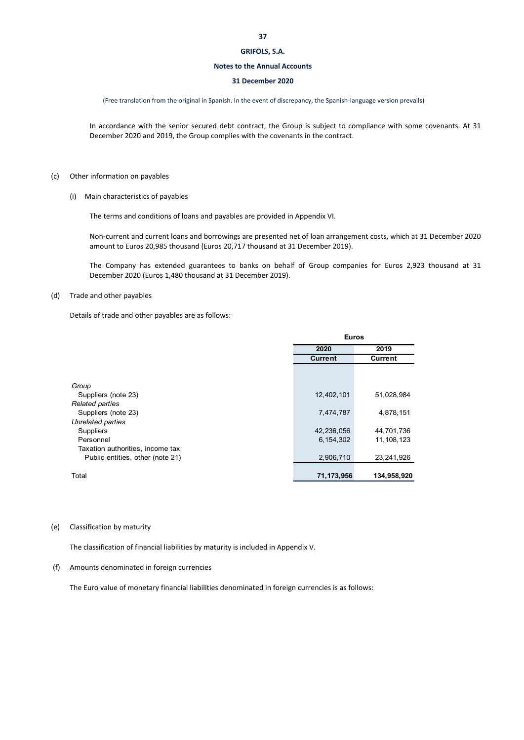In accordance with the senior secured debt contract, the Group is subject to compliance with some covenants. At 31 December 2020 and 2019, the Group complies with the covenants in the contract.

(c) Other information on payables

(i) Main characteristics of payables

The terms and conditions of loans and payables are provided in Appendix VI.

Non-current and current loans and borrowings are presented net of loan arrangement costs, which at 31 December 2020 amount to Euros 20,985 thousand (Euros 20,717 thousand at 31 December 2019).

The Company has extended guarantees to banks on behalf of Group companies for Euros 2,923 thousand at 31 December 2020 (Euros 1,480 thousand at 31 December 2019).

(d) Trade and other payables

Details of trade and other payables are as follows:

| | Euros | |
|---|---|---|
| | 2020 | 2019 |
| | Current | Current |
| *Group* | | |
| Suppliers (note 23) | 12,402,101 | 51,028,984 |
| *Related parties* | | |
| Suppliers (note 23) | 7,474,787 | 4,878,151 |
| *Unrelated parties* | | |
| Suppliers | 42,236,056 | 44,701,736 |
| Personnel | 6,154,302 | 11,108,123 |
| Taxation authorities, income tax | | |
| Public entities, other (note 21) | 2,906,710 | 23,241,926 |
| Total | **71,173,956** | **134,958,920** |

(e) Classification by maturity

The classification of financial liabilities by maturity is included in Appendix V.

(f) Amounts denominated in foreign currencies

The Euro value of monetary financial liabilities denominated in foreign currencies is as follows: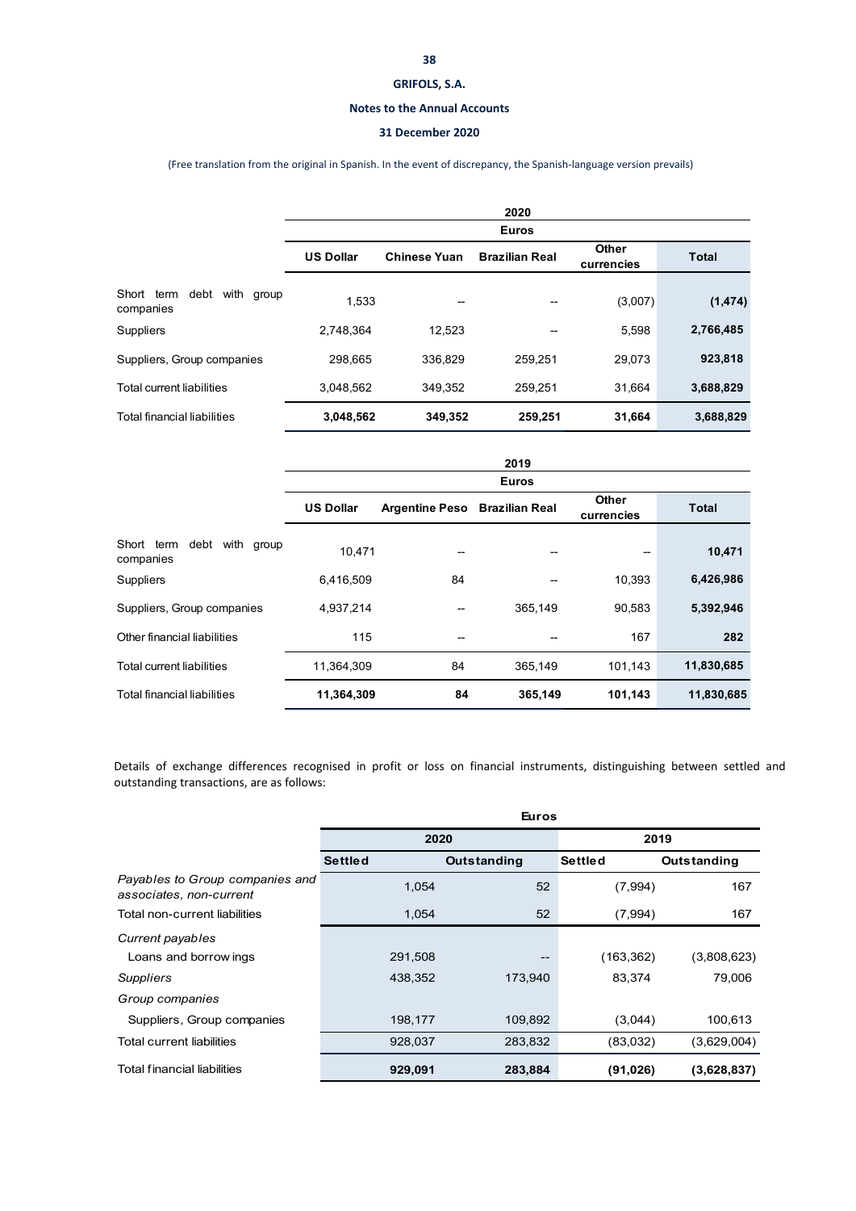(Free translation from the original in Spanish. In the event of discrepancy, the Spanish-language version prevails)

| | 2020 | | | | |
|---|---|---|---|---|---|
| | Euros | | | | |
| | US Dollar | Chinese Yuan | Brazilian Real | Other currencies | Total |
| Short term debt with group companies | 1,533 | -- | -- | (3,007) | **(1,474)** |
| Suppliers | 2,748,364 | 12,523 | -- | 5,598 | **2,766,485** |
| Suppliers, Group companies | 298,665 | 336,829 | 259,251 | 29,073 | **923,818** |
| Total current liabilities | 3,048,562 | 349,352 | 259,251 | 31,664 | **3,688,829** |
| Total financial liabilities | **3,048,562** | **349,352** | **259,251** | **31,664** | **3,688,829** |

| | 2019 | | | | |
|---|---|---|---|---|---|
| | Euros | | | | |
| | US Dollar | Argentine Peso | Brazilian Real | Other currencies | Total |
| Short term debt with group companies | 10,471 | -- | -- | -- | **10,471** |
| Suppliers | 6,416,509 | 84 | -- | 10,393 | **6,426,986** |
| Suppliers, Group companies | 4,937,214 | -- | 365,149 | 90,583 | **5,392,946** |
| Other financial liabilities | 115 | -- | -- | 167 | **282** |
| Total current liabilities | 11,364,309 | 84 | 365,149 | 101,143 | **11,830,685** |
| Total financial liabilities | **11,364,309** | **84** | **365,149** | **101,143** | **11,830,685** |

Details of exchange differences recognised in profit or loss on financial instruments, distinguishing between settled and outstanding transactions, are as follows:

| | Euros | | | |
|---|---|---|---|---|
| | 2020 | | 2019 | |
| | Settled | Outstanding | Settled | Outstanding |
| *Payables to Group companies and associates, non-current* | 1,054 | 52 | (7,994) | 167 |
| Total non-current liabilities | 1,054 | 52 | (7,994) | 167 |
| *Current payables* | | | | |
| Loans and borrowings | 291,508 | -- | (163,362) | (3,808,623) |
| *Suppliers* | 438,352 | 173,940 | 83,374 | 79,006 |
| *Group companies* | | | | |
| Suppliers, Group companies | 198,177 | 109,892 | (3,044) | 100,613 |
| Total current liabilities | 928,037 | 283,832 | (83,032) | (3,629,004) |
| Total financial liabilities | **929,091** | **283,884** | **(91,026)** | **(3,628,837)** |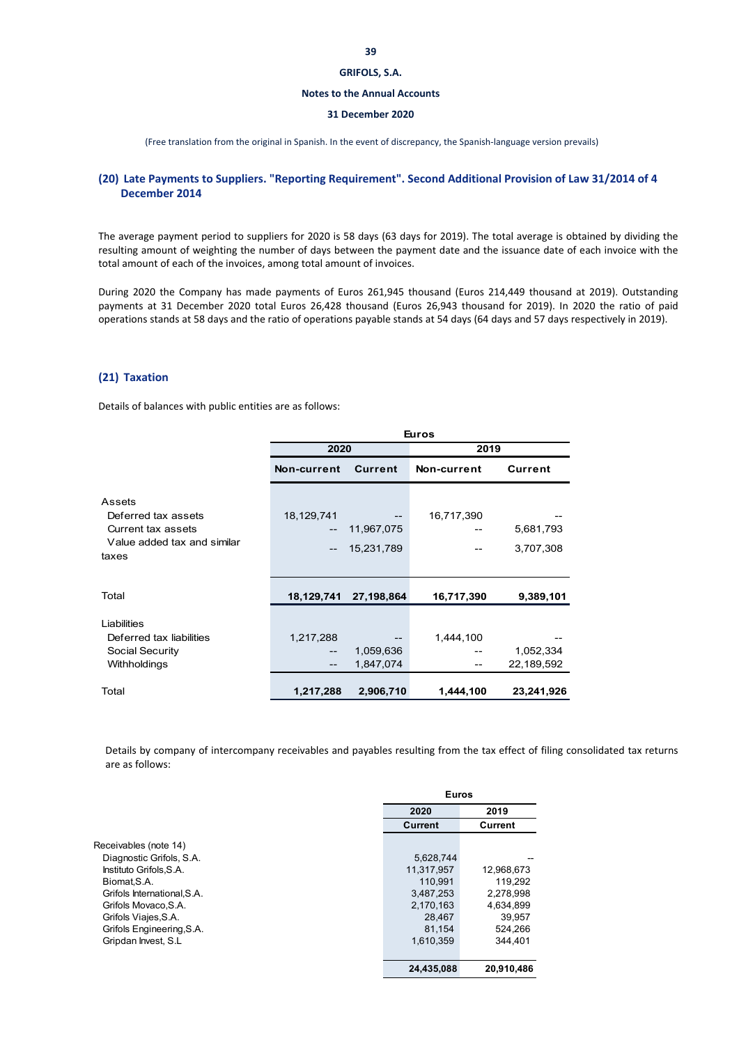## (20) Late Payments to Suppliers. "Reporting Requirement". Second Additional Provision of Law 31/2014 of 4 December 2014

The average payment period to suppliers for 2020 is 58 days (63 days for 2019). The total average is obtained by dividing the resulting amount of weighting the number of days between the payment date and the issuance date of each invoice with the total amount of each of the invoices, among total amount of invoices.

During 2020 the Company has made payments of Euros 261,945 thousand (Euros 214,449 thousand at 2019). Outstanding payments at 31 December 2020 total Euros 26,428 thousand (Euros 26,943 thousand for 2019). In 2020 the ratio of paid operations stands at 58 days and the ratio of operations payable stands at 54 days (64 days and 57 days respectively in 2019).

## (21) Taxation

Details of balances with public entities are as follows:

| | Euros | | | |
|---|---|---|---|---|
| | 2020 | | 2019 | |
| | Non-current | Current | Non-current | Current |
| **Assets** | | | | |
| Deferred tax assets | 18,129,741 | -- | 16,717,390 | -- |
| Current tax assets | -- | 11,967,075 | -- | 5,681,793 |
| Value added tax and similar taxes | -- | 15,231,789 | -- | 3,707,308 |
| Total | **18,129,741** | **27,198,864** | **16,717,390** | **9,389,101** |
| **Liabilities** | | | | |
| Deferred tax liabilities | 1,217,288 | -- | 1,444,100 | -- |
| Social Security | -- | 1,059,636 | -- | 1,052,334 |
| Withholdings | -- | 1,847,074 | -- | 22,189,592 |
| Total | **1,217,288** | **2,906,710** | **1,444,100** | **23,241,926** |

Details by company of intercompany receivables and payables resulting from the tax effect of filing consolidated tax returns are as follows:

| | Euros | |
|---|---|---|
| | 2020 | 2019 |
| | Current | Current |
| Receivables (note 14) | | |
| Diagnostic Grifols, S.A. | 5,628,744 | -- |
| Instituto Grifols,S.A. | 11,317,957 | 12,968,673 |
| Biomat,S.A. | 110,991 | 119,292 |
| Grifols International,S.A. | 3,487,253 | 2,278,998 |
| Grifols Movaco,S.A. | 2,170,163 | 4,634,899 |
| Grifols Viajes,S.A. | 28,467 | 39,957 |
| Grifols Engineering,S.A. | 81,154 | 524,266 |
| Gripdan Invest, S.L | 1,610,359 | 344,401 |
| | **24,435,088** | **20,910,486** |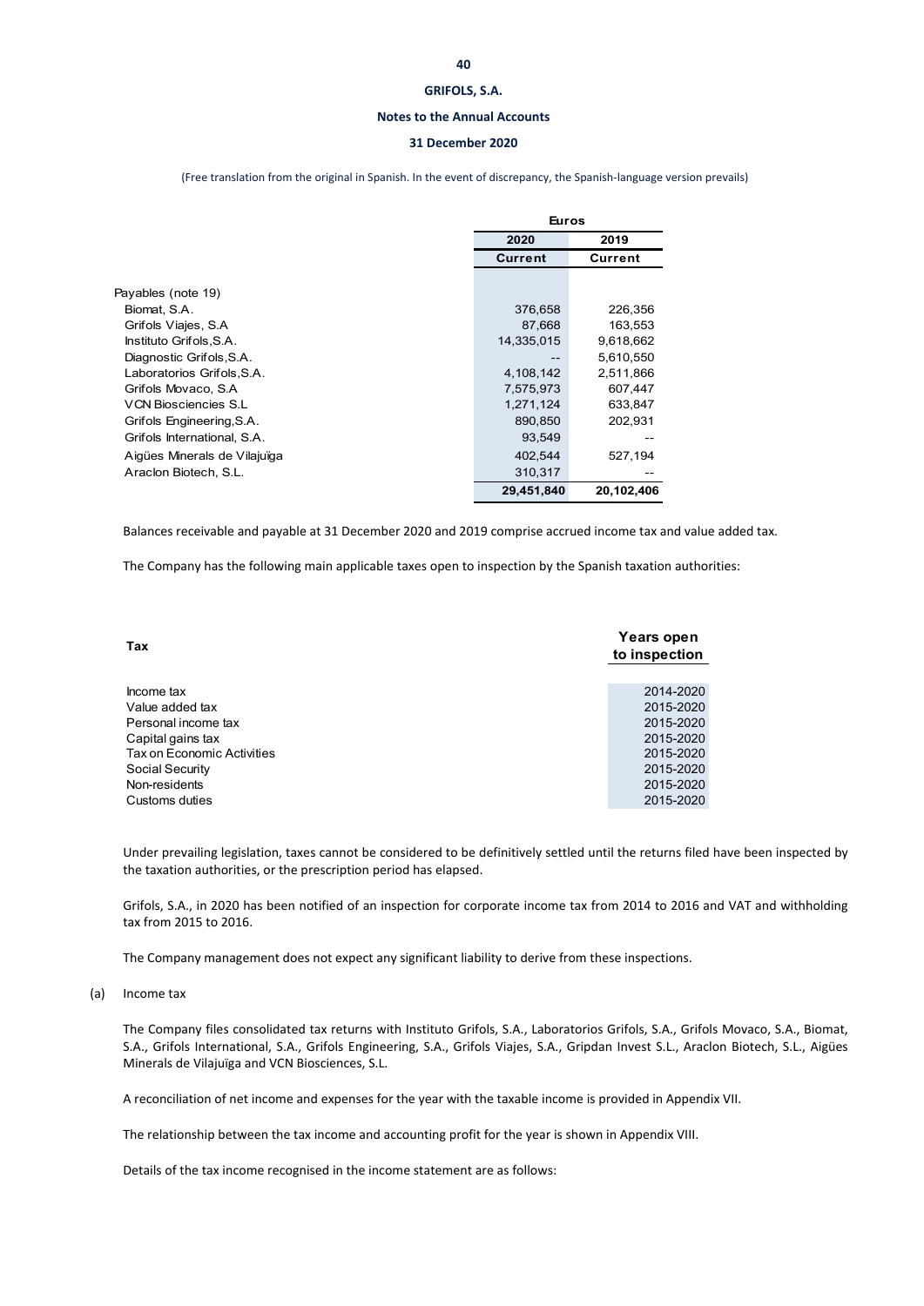| | Euros | |
|---|---|---|
| | 2020 | 2019 |
| | Current | Current |
| Payables (note 19) | | |
| Biomat, S.A. | 376,658 | 226,356 |
| Grifols Viajes, S.A | 87,668 | 163,553 |
| Instituto Grifols,S.A. | 14,335,015 | 9,618,662 |
| Diagnostic Grifols,S.A. | -- | 5,610,550 |
| Laboratorios Grifols,S.A. | 4,108,142 | 2,511,866 |
| Grifols Movaco, S.A | 7,575,973 | 607,447 |
| VCN Biosciences S.L | 1,271,124 | 633,847 |
| Grifols Engineering,S.A. | 890,850 | 202,931 |
| Grifols International, S.A. | 93,549 | -- |
| Aigües Minerals de Vilajuïga | 402,544 | 527,194 |
| Araclon Biotech, S.L. | 310,317 | -- |
| | **29,451,840** | **20,102,406** |

Balances receivable and payable at 31 December 2020 and 2019 comprise accrued income tax and value added tax.

The Company has the following main applicable taxes open to inspection by the Spanish taxation authorities:

| Tax | Years open to inspection |
|---|---|
| Income tax | 2014-2020 |
| Value added tax | 2015-2020 |
| Personal income tax | 2015-2020 |
| Capital gains tax | 2015-2020 |
| Tax on Economic Activities | 2015-2020 |
| Social Security | 2015-2020 |
| Non-residents | 2015-2020 |
| Customs duties | 2015-2020 |

Under prevailing legislation, taxes cannot be considered to be definitively settled until the returns filed have been inspected by the taxation authorities, or the prescription period has elapsed.

Grifols, S.A., in 2020 has been notified of an inspection for corporate income tax from 2014 to 2016 and VAT and withholding tax from 2015 to 2016.

The Company management does not expect any significant liability to derive from these inspections.

(a) Income tax

The Company files consolidated tax returns with Instituto Grifols, S.A., Laboratorios Grifols, S.A., Grifols Movaco, S.A., Biomat, S.A., Grifols International, S.A., Grifols Engineering, S.A., Grifols Viajes, S.A., Gripdan Invest S.L., Araclon Biotech, S.L., Aigües Minerals de Vilajuïga and VCN Biosciences, S.L.

A reconciliation of net income and expenses for the year with the taxable income is provided in Appendix VII.

The relationship between the tax income and accounting profit for the year is shown in Appendix VIII.

Details of the tax income recognised in the income statement are as follows: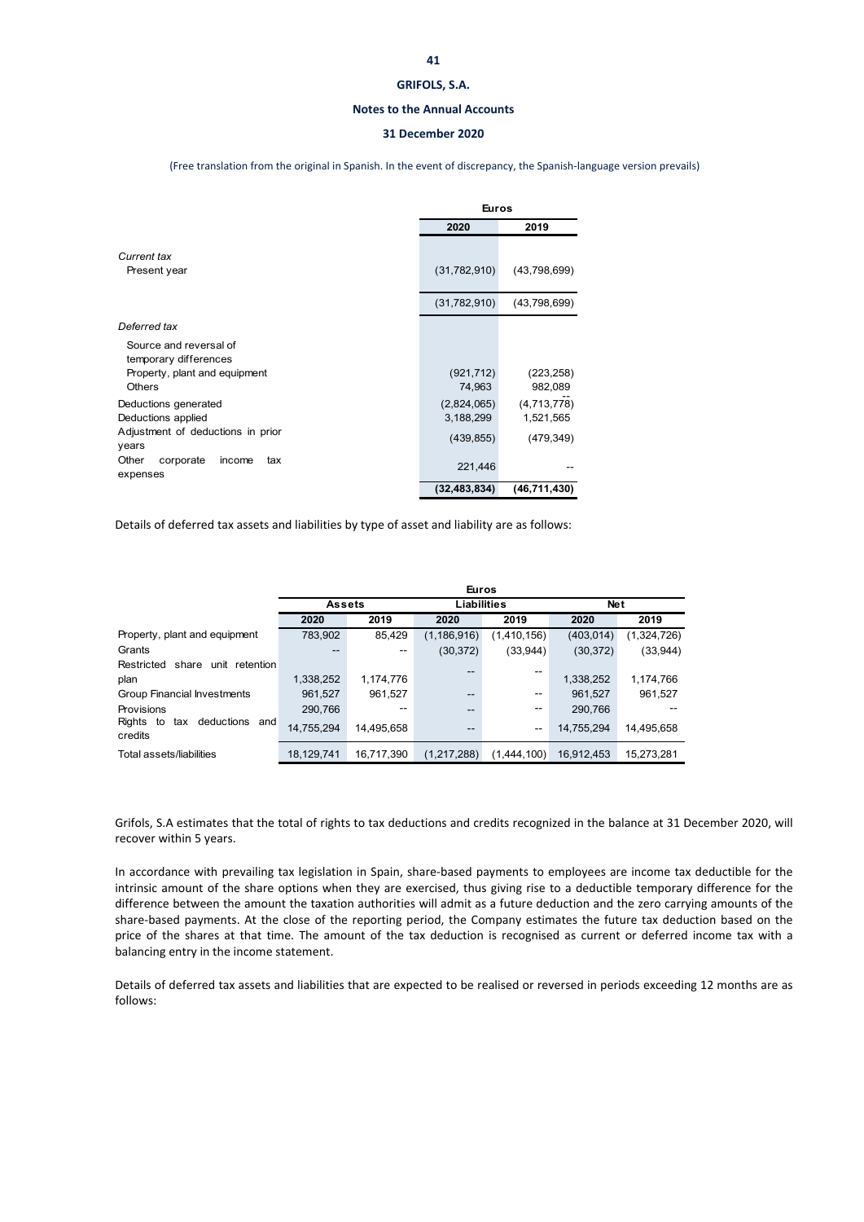| | Euros | |
|---|---|---|
| | 2020 | 2019 |
| *Current tax* | | |
| Present year | (31,782,910) | (43,798,699) |
| | (31,782,910) | (43,798,699) |
| *Deferred tax* | | |
| Source and reversal of temporary differences | | |
| Property, plant and equipment | (921,712) | (223,258) |
| Others | 74,963 | 982,089 |
| Deductions generated | (2,824,065) | (4,713,778) |
| Deductions applied | 3,188,299 | 1,521,565 |
| Adjustment of deductions in prior years | (439,855) | (479,349) |
| Other corporate income tax expenses | 221,446 | -- |
| | **(32,483,834)** | **(46,711,430)** |

Details of deferred tax assets and liabilities by type of asset and liability are as follows:

| | Euros | | | | | |
|---|---|---|---|---|---|---|
| | Assets | | Liabilities | | Net | |
| | 2020 | 2019 | 2020 | 2019 | 2020 | 2019 |
| Property, plant and equipment | 783,902 | 85,429 | (1,186,916) | (1,410,156) | (403,014) | (1,324,726) |
| Grants | -- | -- | (30,372) | (33,944) | (30,372) | (33,944) |
| Restricted share unit retention plan | 1,338,252 | 1,174,776 | -- | -- | 1,338,252 | 1,174,766 |
| Group Financial Investments | 961,527 | 961,527 | -- | -- | 961,527 | 961,527 |
| Provisions | 290,766 | -- | -- | -- | 290,766 | -- |
| Rights to tax deductions and credits | 14,755,294 | 14,495,658 | -- | -- | 14,755,294 | 14,495,658 |
| Total assets/liabilities | 18,129,741 | 16,717,390 | (1,217,288) | (1,444,100) | 16,912,453 | 15,273,281 |

Grifols, S.A estimates that the total of rights to tax deductions and credits recognized in the balance at 31 December 2020, will recover within 5 years.

In accordance with prevailing tax legislation in Spain, share-based payments to employees are income tax deductible for the intrinsic amount of the share options when they are exercised, thus giving rise to a deductible temporary difference for the difference between the amount the taxation authorities will admit as a future deduction and the zero carrying amounts of the share-based payments. At the close of the reporting period, the Company estimates the future tax deduction based on the price of the shares at that time. The amount of the tax deduction is recognised as current or deferred income tax with a balancing entry in the income statement.

Details of deferred tax assets and liabilities that are expected to be realised or reversed in periods exceeding 12 months are as follows: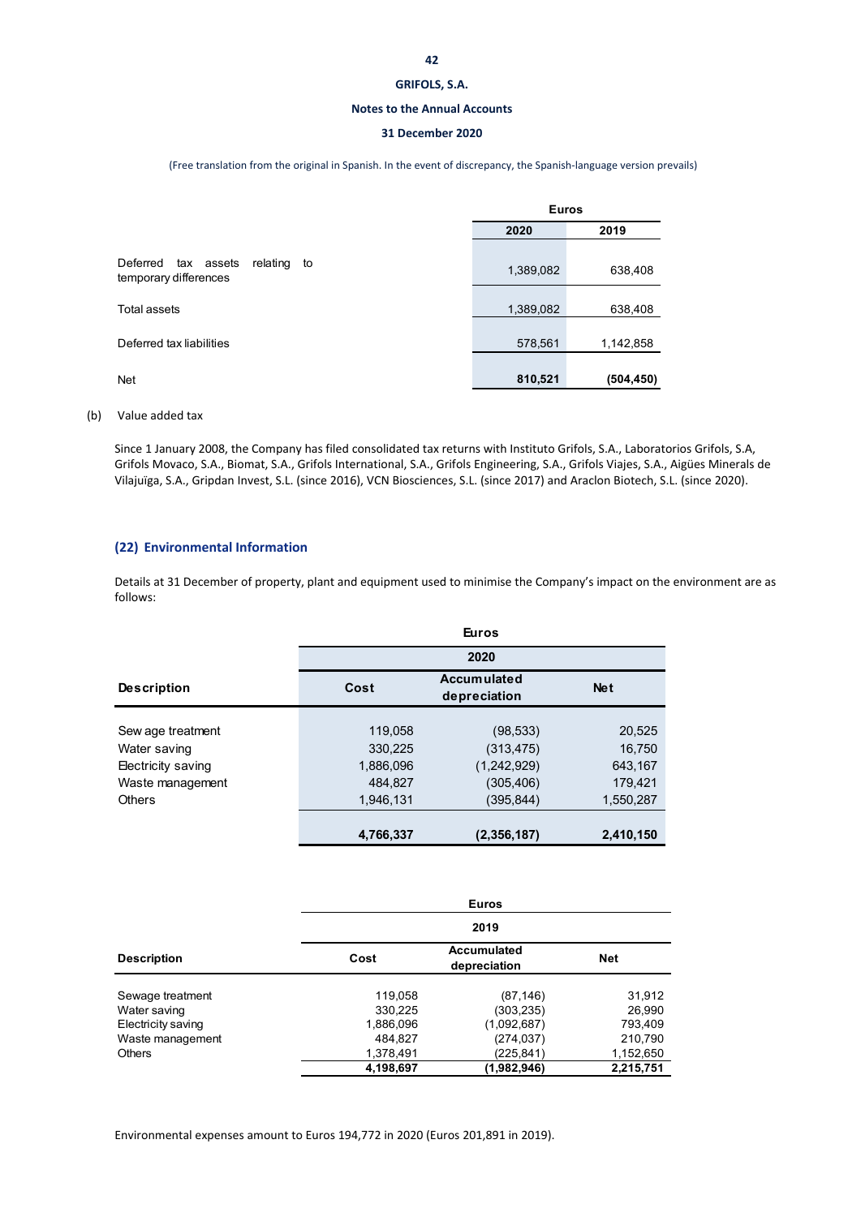| | Euros | |
|---|---|---|
| | 2020 | 2019 |
| Deferred tax assets relating to temporary differences | 1,389,082 | 638,408 |
| Total assets | 1,389,082 | 638,408 |
| Deferred tax liabilities | 578,561 | 1,142,858 |
| Net | **810,521** | **(504,450)** |

(b) Value added tax

Since 1 January 2008, the Company has filed consolidated tax returns with Instituto Grifols, S.A., Laboratorios Grifols, S.A, Grifols Movaco, S.A., Biomat, S.A., Grifols International, S.A., Grifols Engineering, S.A., Grifols Viajes, S.A., Aigües Minerals de Vilajuïga, S.A., Gripdan Invest, S.L. (since 2016), VCN Biosciences, S.L. (since 2017) and Araclon Biotech, S.L. (since 2020).

## (22) Environmental Information

Details at 31 December of property, plant and equipment used to minimise the Company's impact on the environment are as follows:

| | Euros | | |
|---|---|---|---|
| | 2020 | | |
| **Description** | **Cost** | **Accumulated depreciation** | **Net** |
| Sewage treatment | 119,058 | (98,533) | 20,525 |
| Water saving | 330,225 | (313,475) | 16,750 |
| Electricity saving | 1,886,096 | (1,242,929) | 643,167 |
| Waste management | 484,827 | (305,406) | 179,421 |
| Others | 1,946,131 | (395,844) | 1,550,287 |
| | **4,766,337** | **(2,356,187)** | **2,410,150** |

| | Euros | | |
|---|---|---|---|
| | 2019 | | |
| **Description** | **Cost** | **Accumulated depreciation** | **Net** |
| Sewage treatment | 119,058 | (87,146) | 31,912 |
| Water saving | 330,225 | (303,235) | 26,990 |
| Electricity saving | 1,886,096 | (1,092,687) | 793,409 |
| Waste management | 484,827 | (274,037) | 210,790 |
| Others | 1,378,491 | (225,841) | 1,152,650 |
| | **4,198,697** | **(1,982,946)** | **2,215,751** |

Environmental expenses amount to Euros 194,772 in 2020 (Euros 201,891 in 2019).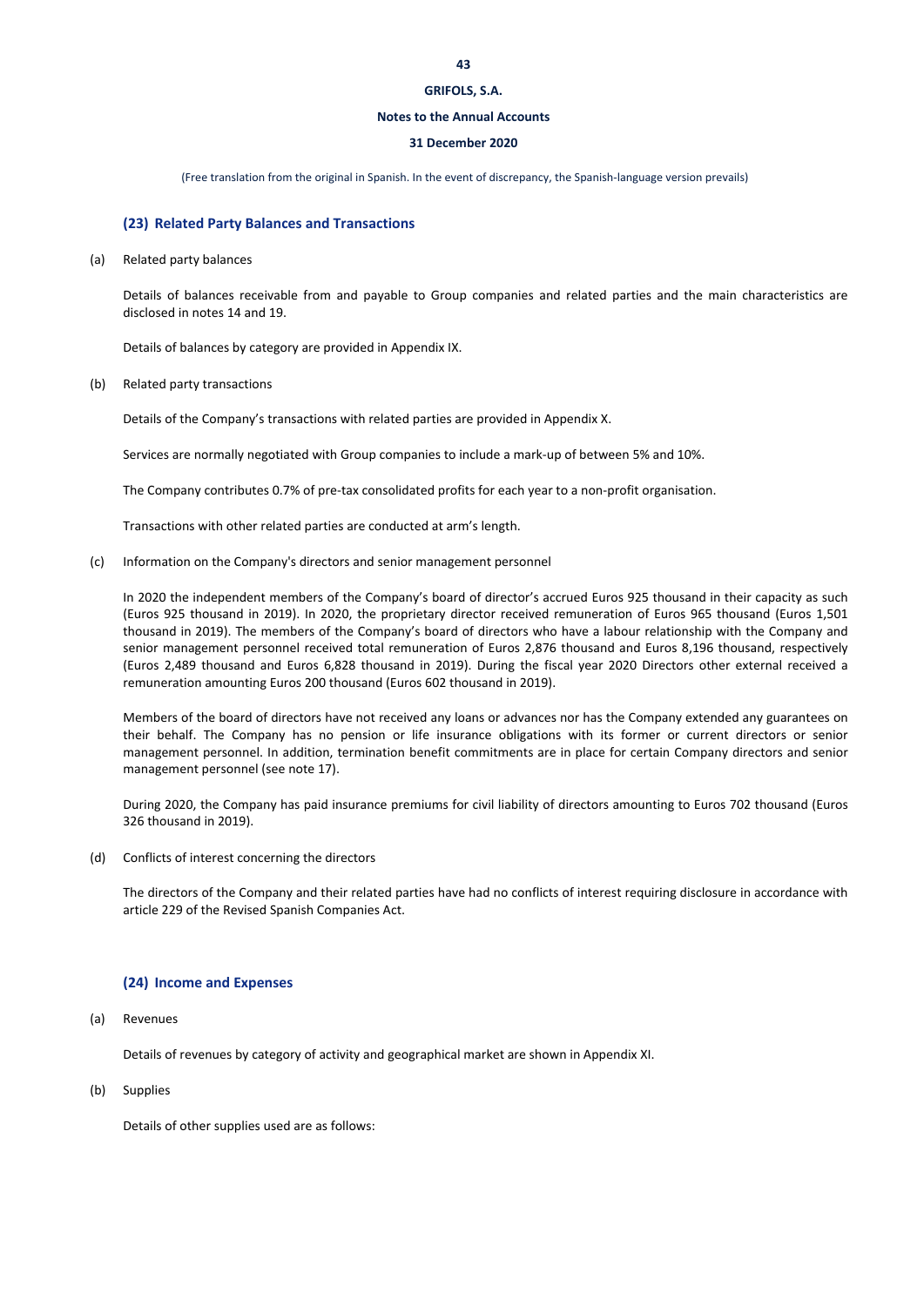## (23) Related Party Balances and Transactions

(a) Related party balances

Details of balances receivable from and payable to Group companies and related parties and the main characteristics are disclosed in notes 14 and 19.

Details of balances by category are provided in Appendix IX.

(b) Related party transactions

Details of the Company's transactions with related parties are provided in Appendix X.

Services are normally negotiated with Group companies to include a mark-up of between 5% and 10%.

The Company contributes 0.7% of pre-tax consolidated profits for each year to a non-profit organisation.

Transactions with other related parties are conducted at arm's length.

(c) Information on the Company's directors and senior management personnel

In 2020 the independent members of the Company's board of director's accrued Euros 925 thousand in their capacity as such (Euros 925 thousand in 2019). In 2020, the proprietary director received remuneration of Euros 965 thousand (Euros 1,501 thousand in 2019). The members of the Company's board of directors who have a labour relationship with the Company and senior management personnel received total remuneration of Euros 2,876 thousand and Euros 8,196 thousand, respectively (Euros 2,489 thousand and Euros 6,828 thousand in 2019). During the fiscal year 2020 Directors other external received a remuneration amounting Euros 200 thousand (Euros 602 thousand in 2019).

Members of the board of directors have not received any loans or advances nor has the Company extended any guarantees on their behalf. The Company has no pension or life insurance obligations with its former or current directors or senior management personnel. In addition, termination benefit commitments are in place for certain Company directors and senior management personnel (see note 17).

During 2020, the Company has paid insurance premiums for civil liability of directors amounting to Euros 702 thousand (Euros 326 thousand in 2019).

(d) Conflicts of interest concerning the directors

The directors of the Company and their related parties have had no conflicts of interest requiring disclosure in accordance with article 229 of the Revised Spanish Companies Act.

## (24) Income and Expenses

(a) Revenues

Details of revenues by category of activity and geographical market are shown in Appendix XI.

(b) Supplies

Details of other supplies used are as follows: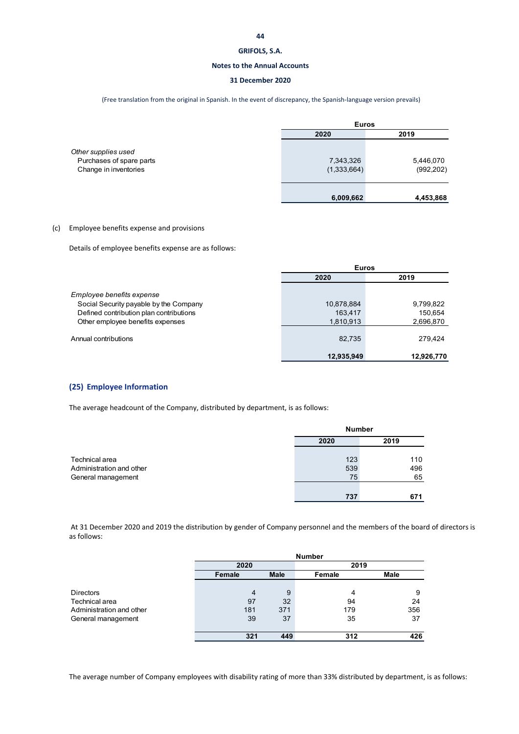(Free translation from the original in Spanish. In the event of discrepancy, the Spanish-language version prevails)

| | Euros | |
|---|---|---|
| | 2020 | 2019 |
| *Other supplies used* | | |
| Purchases of spare parts | 7,343,326 | 5,446,070 |
| Change in inventories | (1,333,664) | (992,202) |
| | **6,009,662** | **4,453,868** |

(c) Employee benefits expense and provisions

Details of employee benefits expense are as follows:

| | Euros | |
|---|---|---|
| | 2020 | 2019 |
| *Employee benefits expense* | | |
| Social Security payable by the Company | 10,878,884 | 9,799,822 |
| Defined contribution plan contributions | 163,417 | 150,654 |
| Other employee benefits expenses | 1,810,913 | 2,696,870 |
| Annual contributions | 82,735 | 279,424 |
| | **12,935,949** | **12,926,770** |

## (25) Employee Information

The average headcount of the Company, distributed by department, is as follows:

| | Number | |
|---|---|---|
| | 2020 | 2019 |
| Technical area | 123 | 110 |
| Administration and other | 539 | 496 |
| General management | 75 | 65 |
| | **737** | **671** |

At 31 December 2020 and 2019 the distribution by gender of Company personnel and the members of the board of directors is as follows:

| | Number | | | |
|---|---|---|---|---|
| | 2020 | | 2019 | |
| | Female | Male | Female | Male |
| Directors | 4 | 9 | 4 | 9 |
| Technical area | 97 | 32 | 94 | 24 |
| Administration and other | 181 | 371 | 179 | 356 |
| General management | 39 | 37 | 35 | 37 |
| | **321** | **449** | **312** | **426** |

The average number of Company employees with disability rating of more than 33% distributed by department, is as follows: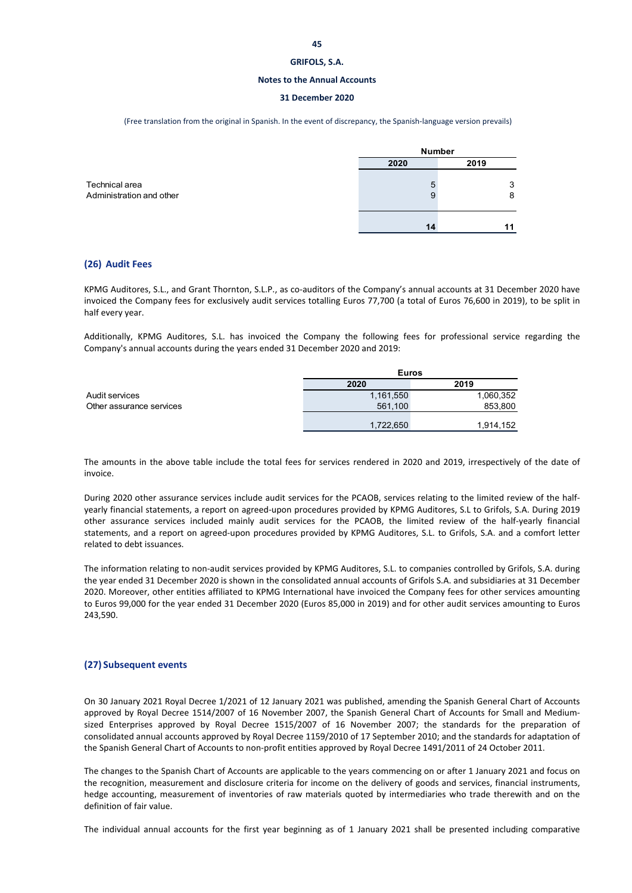| | Number | |
|---|---|---|
| | 2020 | 2019 |
| Technical area | 5 | 3 |
| Administration and other | 9 | 8 |
| | 14 | 11 |

## (26) Audit Fees

KPMG Auditores, S.L., and Grant Thornton, S.L.P., as co-auditors of the Company's annual accounts at 31 December 2020 have invoiced the Company fees for exclusively audit services totalling Euros 77,700 (a total of Euros 76,600 in 2019), to be split in half every year.

Additionally, KPMG Auditores, S.L. has invoiced the Company the following fees for professional service regarding the Company's annual accounts during the years ended 31 December 2020 and 2019:

| | Euros | |
|---|---|---|
| | 2020 | 2019 |
| Audit services | 1,161,550 | 1,060,352 |
| Other assurance services | 561,100 | 853,800 |
| | 1,722,650 | 1,914,152 |

The amounts in the above table include the total fees for services rendered in 2020 and 2019, irrespectively of the date of invoice.

During 2020 other assurance services include audit services for the PCAOB, services relating to the limited review of the half-yearly financial statements, a report on agreed-upon procedures provided by KPMG Auditores, S.L to Grifols, S.A. During 2019 other assurance services included mainly audit services for the PCAOB, the limited review of the half-yearly financial statements, and a report on agreed-upon procedures provided by KPMG Auditores, S.L. to Grifols, S.A. and a comfort letter related to debt issuances.

The information relating to non-audit services provided by KPMG Auditores, S.L. to companies controlled by Grifols, S.A. during the year ended 31 December 2020 is shown in the consolidated annual accounts of Grifols S.A. and subsidiaries at 31 December 2020. Moreover, other entities affiliated to KPMG International have invoiced the Company fees for other services amounting to Euros 99,000 for the year ended 31 December 2020 (Euros 85,000 in 2019) and for other audit services amounting to Euros 243,590.

## (27) Subsequent events

On 30 January 2021 Royal Decree 1/2021 of 12 January 2021 was published, amending the Spanish General Chart of Accounts approved by Royal Decree 1514/2007 of 16 November 2007, the Spanish General Chart of Accounts for Small and Medium-sized Enterprises approved by Royal Decree 1515/2007 of 16 November 2007; the standards for the preparation of consolidated annual accounts approved by Royal Decree 1159/2010 of 17 September 2010; and the standards for adaptation of the Spanish General Chart of Accounts to non-profit entities approved by Royal Decree 1491/2011 of 24 October 2011.

The changes to the Spanish Chart of Accounts are applicable to the years commencing on or after 1 January 2021 and focus on the recognition, measurement and disclosure criteria for income on the delivery of goods and services, financial instruments, hedge accounting, measurement of inventories of raw materials quoted by intermediaries who trade therewith and on the definition of fair value.

The individual annual accounts for the first year beginning as of 1 January 2021 shall be presented including comparative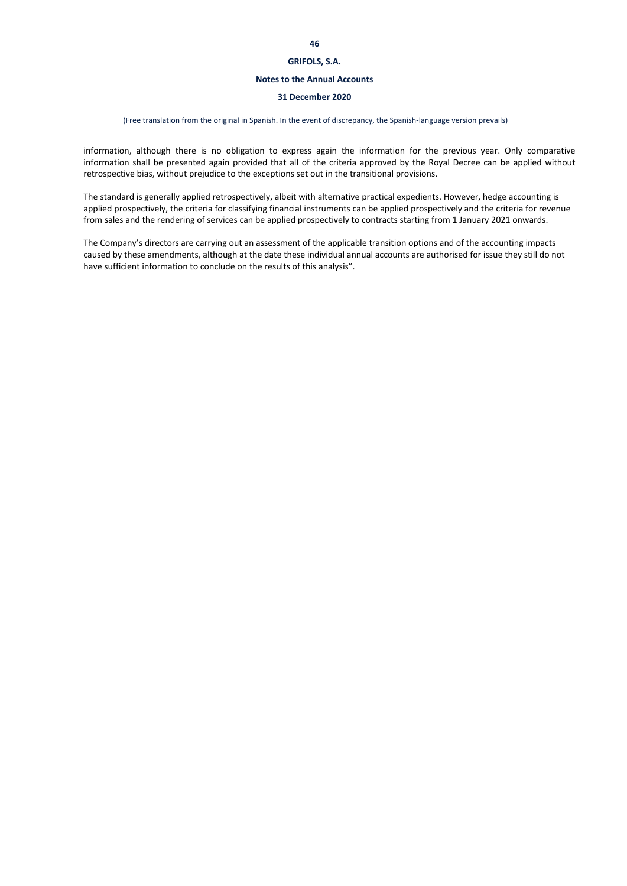information, although there is no obligation to express again the information for the previous year. Only comparative information shall be presented again provided that all of the criteria approved by the Royal Decree can be applied without retrospective bias, without prejudice to the exceptions set out in the transitional provisions.

The standard is generally applied retrospectively, albeit with alternative practical expedients. However, hedge accounting is applied prospectively, the criteria for classifying financial instruments can be applied prospectively and the criteria for revenue from sales and the rendering of services can be applied prospectively to contracts starting from 1 January 2021 onwards.

The Company's directors are carrying out an assessment of the applicable transition options and of the accounting impacts caused by these amendments, although at the date these individual annual accounts are authorised for issue they still do not have sufficient information to conclude on the results of this analysis".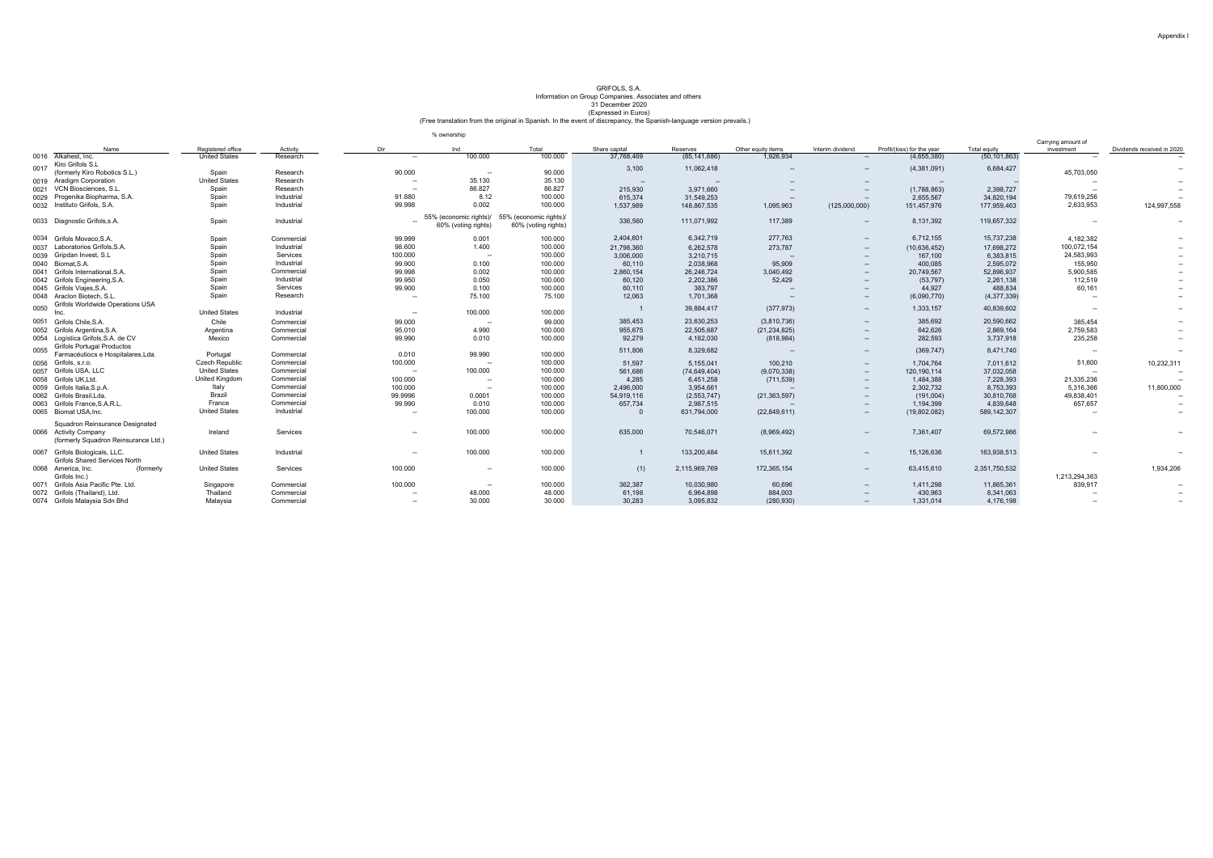Appendix I

GRIFOLS, S.A.
Information on Group Companies, Associates and others
31 December 2020
(Expressed in Euros)
(Free translation from the original in Spanish. In the event of discrepancy, the Spanish-language version prevails.)

| | Name | Registered office | Activity | % ownership Dir | Ind | Total | Share capital | Reserves | Other equity items | Interim dividend | Profit/(loss) for the year | Total equity | Carrying amount of investment | Dividends received in 2020 |
|---|---|---|---|---|---|---|---|---|---|---|---|---|---|---|
| 0016 | Alkahest, Inc. | United States | Research | -- | 100.000 | 100.000 | 37,768,469 | (85,141,886) | 1,926,934 | -- | (4,655,380) | (50,101,863) | -- | -- |
| 0017 | Kiro Grifols S.L (formerly Kiro Robotics S.L.) | Spain | Research | 90.000 | -- | 90.000 | 3,100 | 11,062,418 | -- | -- | (4,381,091) | 6,684,427 | 45,703,050 | -- |
| 0019 | Aradigm Corporation | United States | Research | -- | 35.130 | 35.130 | -- | -- | -- | -- | -- | -- | -- | -- |
| 0021 | VCN Biosciences, S.L. | Spain | Research | -- | 86.827 | 86.827 | 215,930 | 3,971,660 | -- | -- | (1,788,863) | 2,398,727 | -- | -- |
| 0029 | Progenika Biopharma, S.A. | Spain | Industrial | 91.880 | 8.12 | 100.000 | 615,374 | 31,549,253 | -- | -- | 2,655,567 | 34,820,194 | 79,619,256 | -- |
| 0032 | Instituto Grifols, S.A. | Spain | Industrial | 99.998 | 0.002 | 100.000 | 1,537,989 | 148,867,535 | 1,095,963 | (125,000,000) | 151,457,976 | 177,959,463 | 2,633,953 | 124,997,558 |
| 0033 | Diagnostic Grifols,s.A. | Spain | Industrial | -- | 55% (economic rights)/ 60% (voting rights) | 55% (economic rights)/ 60% (voting rights) | 336,560 | 111,071,992 | 117,389 | -- | 8,131,392 | 119,657,332 | -- | -- |
| 0034 | Grifols Movaco,S.A. | Spain | Commercial | 99.999 | 0.001 | 100.000 | 2,404,601 | 6,342,719 | 277,763 | -- | 6,712,155 | 15,737,238 | 4,182,382 | -- |
| 0037 | Laboratorios Grifols,S.A. | Spain | Industrial | 98.600 | 1.400 | 100.000 | 21,798,360 | 6,262,578 | 273,787 | -- | (10,636,452) | 17,698,272 | 100,072,154 | -- |
| 0039 | Gripdan Invest, S.L | Spain | Services | 100.000 | -- | 100.000 | 3,006,000 | 3,210,715 | -- | -- | 167,100 | 6,383,815 | 24,583,993 | -- |
| 0040 | Biomat,S.A. | Spain | Industrial | 99.900 | 0.100 | 100.000 | 60,110 | 2,038,968 | 95,909 | -- | 400,085 | 2,595,072 | 155,950 | -- |
| 0041 | Grifols International,S.A. | Spain | Commercial | 99.998 | 0.002 | 100.000 | 2,860,154 | 26,246,724 | 3,040,492 | -- | 20,749,567 | 52,896,937 | 5,900,585 | -- |
| 0042 | Grifols Engineering,S.A. | Spain | Industrial | 99.950 | 0.050 | 100.000 | 60,120 | 2,202,386 | 52,429 | -- | (53,797) | 2,261,138 | 112,519 | -- |
| 0045 | Grifols Viajes,S.A. | Spain | Services | 99.900 | 0.100 | 100.000 | 60,110 | 383,797 | -- | -- | 44,927 | 488,834 | 60,161 | -- |
| 0048 | Araclon Biotech, S.L. | Spain | Research | -- | 75.100 | 75.100 | 12,063 | 1,701,368 | -- | -- | (6,090,770) | (4,377,339) | -- | -- |
| 0050 | Grifols Worldwide Operations USA Inc. | United States | Industrial | -- | 100.000 | 100.000 | 1 | 39,884,417 | (377,973) | -- | 1,333,157 | 40,839,602 | -- | -- |
| 0051 | Grifols Chile,S.A. | Chile | Commercial | 99.000 | -- | 99.000 | 385,453 | 23,630,253 | (3,810,736) | -- | 385,692 | 20,590,662 | 385,454 | -- |
| 0052 | Grifols Argentina,S.A. | Argentina | Commercial | 95.010 | 4.990 | 100.000 | 955,675 | 22,505,687 | (21,234,825) | -- | 642,626 | 2,869,164 | 2,759,583 | -- |
| 0054 | Logística Grifols,S.A. de CV | Mexico | Commercial | 99.990 | 0.010 | 100.000 | 92,279 | 4,182,030 | (818,984) | -- | 282,593 | 3,737,918 | 235,258 | -- |
| 0055 | Grifols Portugal Productos Farmacéuticos e Hospitalares,Lda. | Portugal | Commercial | 0.010 | 99.990 | 100.000 | 511,806 | 8,329,682 | -- | -- | (369,747) | 8,471,740 | -- | -- |
| 0056 | Grifols, s.r.o. | Czech Republic | Commercial | 100.000 | -- | 100.000 | 51,597 | 5,155,041 | 100,210 | -- | 1,704,764 | 7,011,612 | 51,600 | 10,232,311 |
| 0057 | Grifols USA, LLC | United States | Commercial | -- | 100.000 | 100.000 | 561,686 | (74,649,404) | (9,070,338) | -- | 120,190,114 | 37,032,058 | -- | -- |
| 0058 | Grifols UK,Ltd. | United Kingdom | Commercial | 100.000 | -- | 100.000 | 4,285 | 6,451,258 | (711,539) | -- | 1,484,388 | 7,228,393 | 21,335,236 | -- |
| 0059 | Grifols Italia,S.p.A. | Italy | Commercial | 100.000 | -- | 100.000 | 2,496,000 | 3,954,661 | -- | -- | 2,302,732 | 8,753,393 | 5,316,366 | 11,800,000 |
| 0062 | Grifols Brasil,Lda. | Brazil | Commercial | 99.9996 | 0.0001 | 100.000 | 54,919,116 | (2,553,747) | (21,363,597) | -- | (191,004) | 30,810,768 | 49,838,401 | -- |
| 0063 | Grifols France,S.A.R.L. | France | Commercial | 99.990 | 0.010 | 100.000 | 657,734 | 2,987,515 | -- | -- | 1,194,399 | 4,839,648 | 657,657 | -- |
| 0065 | Biomat USA,Inc. | United States | Industrial | -- | 100.000 | 100.000 | 0 | 631,794,000 | (22,849,611) | -- | (19,802,082) | 589,142,307 | -- | -- |
| 0066 | Squadron Reinsurance Designated Activity Company (formerly Squadron Reinsurance Ltd.) | Ireland | Services | -- | 100.000 | 100.000 | 635,000 | 70,546,071 | (8,969,492) | -- | 7,361,407 | 69,572,986 | -- | -- |
| 0067 | Grifols Biologicals, LLC. | United States | Industrial | -- | 100.000 | 100.000 | 1 | 133,200,484 | 15,611,392 | -- | 15,126,636 | 163,938,513 | -- | -- |
| 0068 | Grifols Shared Services North America, Inc. (formerly Grifols Inc.) | United States | Services | 100.000 | -- | 100.000 | (1) | 2,115,969,769 | 172,365,154 | -- | 63,415,610 | 2,351,750,532 | 1,213,294,363 | 1,934,206 |
| 0071 | Grifols Asia Pacific Pte. Ltd. | Singapore | Commercial | 100.000 | -- | 100.000 | 362,387 | 10,030,980 | 60,696 | -- | 1,411,298 | 11,865,361 | 839,917 | -- |
| 0072 | Grifols (Thailand), Ltd. | Thailand | Commercial | -- | 48.000 | 48.000 | 61,198 | 6,964,898 | 884,003 | -- | 430,963 | 8,341,063 | -- | -- |
| 0074 | Grifols Malaysia Sdn Bhd | Malaysia | Commercial | -- | 30.000 | 30.000 | 30,283 | 3,095,832 | (280,930) | -- | 1,331,014 | 4,176,198 | -- | -- |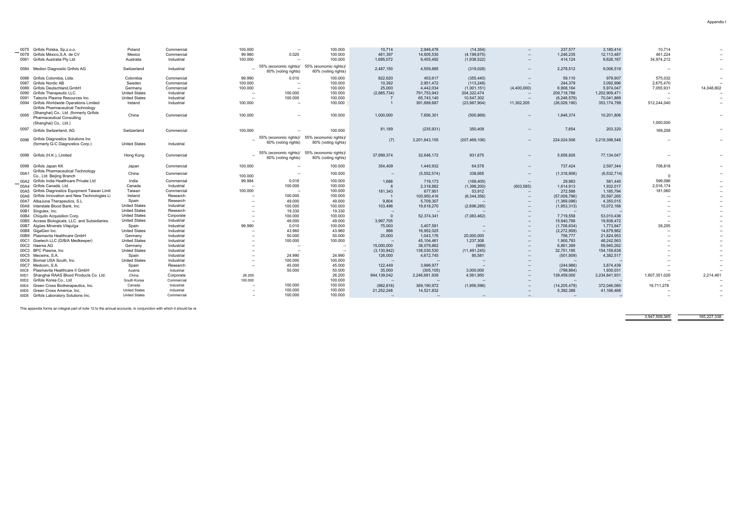| | | | | | | | | | | | | | | |
|---|---|---|---|---|---|---|---|---|---|---|---|---|---|---|
| 0075 | Grifols Polska, Sp.z.o.o. | Poland | Commercial | 100.000 | -- | 100.000 | 10,714 | 2,946,476 | (14,354) | -- | 237,577 | 3,180,414 | 10,714 | -- |
| 0078 | Grifols México,S.A. de CV | Mexico | Commercial | 99.980 | 0.020 | 100.000 | 461,397 | 14,605,530 | (4,199,675) | -- | 1,246,235 | 12,113,487 | 461,224 | -- |
| 0081 | Grifols Australia Pty Ltd | Australia | Industrial | 100.000 | -- | 100.000 | 1,695,072 | 9,455,492 | (1,938,522) | -- | 414,124 | 9,626,167 | 34,974,212 | -- |
| 0084 | Medion Diagnostic Grifols AG | Switzerland | Industrial | -- | 55% (economic rights)/ 60% (voting rights) | 55% (economic rights)/ 60% (voting rights) | 2,487,150 | 4,559,885 | (319,028) | -- | 2,278,512 | 9,006,519 | -- | -- |
| 0086 | Grifols Colombia, Ltda. | Colombia | Commercial | 99.990 | 0.010 | 100.000 | 822,620 | 453,617 | (355,440) | -- | 59,110 | 979,907 | 575,032 | -- |
| 0087 | Grifols Nordic AB | Sweden | Commercial | 100.000 | -- | 100.000 | 10,392 | 2,951,472 | (113,248) | -- | 244,379 | 3,092,996 | 2,675,470 | -- |
| 0089 | Grifols Deutschland,GmbH | Germany | Commercial | 100.000 | -- | 100.000 | 25,000 | 4,442,034 | (1,001,151) | (4,400,000) | 6,908,164 | 5,974,047 | 7,055,931 | 14,048,802 |
| 0090 | Grifols Therapeutic LLC. | United States | Industrial | -- | 100.000 | 100.000 | (2,885,734) | 791,753,943 | 204,322,474 | -- | 209,718,788 | 1,202,909,471 | -- | -- |
| 0091 | Talecris Plasma Resources Inc. | United States | Industrial | -- | 100.000 | 100.000 | 7 | 65,743,140 | 10,547,302 | -- | (6,248,579) | 70,041,869 | -- | -- |
| 0094 | Grifols Worldwide Operations Limited | Ireland | Industrial | 100.000 | -- | 100.000 | 1 | 391,889,687 | (23,987,904) | 11,302,205 | (26,029,190) | 353,174,799 | 512,244,040 | -- |
| 0095 | Grifols Pharmaceutical Technology (Shanghai) Co., Ltd. (formerly Grifols Pharmaceutical Consulting (Shanghai) Co., Ltd.) | China | Commercial | 100.000 | -- | 100.000 | 1,000,000 | 7,856,301 | (500,869) | -- | 1,846,374 | 10,201,806 | 1,000,000 | -- |
| 0097 | Grifols Switzerland, AG | Switzerland | Commercial | 100.000 | -- | 100.000 | 81,189 | (235,931) | 350,409 | -- | 7,654 | 203,320 | 169,208 | -- |
| 0096 | Grifols Diagnostics Solutions Inc (formerly G-C Diagnostics Corp.) | United States | Industrial | -- | 55% (economic rights)/ 60% (voting rights) | 55% (economic rights)/ 60% (voting rights) | (7) | 3,201,843,155 | (207,469,106) | -- | 224,024,506 | 3,218,398,548 | -- | -- |
| 0098 | Grifols (H.K.), Limited | Hong Kong | Commercial | -- | 55% (economic rights)/ 60% (voting rights) | 55% (economic rights)/ 60% (voting rights) | 37,899,374 | 32,646,172 | 931,675 | -- | 5,656,826 | 77,134,047 | -- | -- |
| 0099 | Grifols Japan KK | Japan | Commercial | 100.000 | -- | 100.000 | 354,409 | 1,440,932 | 64,578 | -- | 737,424 | 2,597,344 | 708,818 | -- |
| 00A1 | Grifols Pharmaceutical Technology Co., Ltd. Beijing Branch | China | Commercial | 100.000 | -- | 100.000 | -- | (5,552,574) | 338,665 | -- | (1,318,806) | (6,532,714) | 0 | -- |
| 00A2 | Grifols India Healthcare Private Ltd | India | Commercial | 99.984 | 0.016 | 100.000 | 1,688 | 719,173 | (169,405) | -- | 29,983 | 581,440 | 599,086 | -- |
| 00A4 | Grifols Canadá, Ltd. | Canada | Industrial | -- | 100.000 | 100.000 | 6 | 2,318,882 | (1,398,200) | (603,585) | 1,614,913 | 1,932,017 | 2,016,174 | -- |
| 00A5 | Grifols Diagnostics Equipment Taiwan Limit | Taiwan | Commercial | 100.000 | -- | 100.000 | 181,343 | 677,951 | 53,912 | -- | 272,588 | 1,185,794 | 181,060 | -- |
| 00A6 | Grifols Innovation and New Technologies Li | Ireland | Research | -- | 100.000 | 100.000 | 1 | 100,950,416 | (8,344,356) | -- | (57,008,796) | 35,597,265 | -- | -- |
| 00A7 | AlbaJuna Therapeutics, S.L | Spain | Research | -- | 49.000 | 49.000 | 9,804 | 5,709,307 | -- | -- | (1,369,096) | 4,350,015 | -- | -- |
| 00A8 | Interstate Blood Bank, Inc. | United States | Industrial | -- | 100.000 | 100.000 | 103,496 | 19,618,270 | (2,696,285) | -- | (1,953,313) | 15,072,168 | -- | -- |
| 00B1 | Singulex, Inc. | United States | Research | -- | 19.330 | 19.330 | -- | -- | -- | -- | -- | -- | -- | -- |
| 00B4 | Chiquito Acquisition Corp. | United States | Corporate | -- | 100.000 | 100.000 | 0 | 52,374,341 | (7,083,462) | -- | 7,719,558 | 53,010,436 | -- | -- |
| 00B5 | Access Biologicals, LLC. and Subsidiaries. | United States | Industrial | -- | 49.000 | 49.000 | 3,997,705 | | | -- | 15,940,768 | 19,938,472 | -- | -- |
| 00B7 | Aigües Minerals Vilajuïga | Spain | Industrial | 99.990 | 0.010 | 100.000 | 75,000 | 3,407,581 | -- | -- | (1,708,634) | 1,773,947 | 38,255 | -- |
| 00B8 | GigaGen Inc. | United States | Industrial | -- | 43.960 | 43.960 | 866 | 16,952,025 | -- | -- | (2,272,909) | 14,679,982 | -- | -- |
| 00B9 | Plasmavita Healthcare GmbH | Germany | Industrial | -- | 50.000 | 50.000 | 25,000 | 1,043,176 | 20,000,000 | -- | 756,777 | 21,824,953 | -- | -- |
| 00C1 | Goetech LLC (D/B/A Medkeeper) | United States | Industrial | -- | 100.000 | 100.000 | -- | 45,104,461 | 1,237,308 | -- | 1,900,793 | 48,242,563 | -- | -- |
| 00C2 | Haema AG | Germany | Industrial | -- | -- | -- | 15,000,000 | 38,079,862 | (989) | -- | 6,861,389 | 59,940,262 | -- | -- |
| 00C3 | BPC Plasma, Inc | United States | Industrial | -- | -- | -- | (3,130,842) | 136,030,530 | (11,491,245) | -- | 32,751,195 | 154,159,638 | -- | -- |
| 00C5 | Mecwins, S.A. | Spain | Industrial | -- | 24.990 | 24.990 | 126,000 | 4,672,745 | 85,581 | -- | (501,809) | 4,382,517 | -- | -- |
| 00C6 | Biomat USA South, Inc. | United States | Industrial | -- | 100.000 | 100.000 | -- | -- | -- | -- | -- | -- | -- | -- |
| 00C7 | Medcom, S.A. | Spain | Research | -- | 45.000 | 45.000 | 122,449 | 3,996,977 | -- | -- | (244,986) | 3,874,439 | -- | -- |
| 00C8 | Plasmavita Healthcare II GmbH | Austria | Industrial | | 50.000 | 50.000 | 35,000 | (305,105) | 3,000,000 | -- | (799,864) | 1,930,031 | -- | -- |
| 00D1 | Shanghai RAAS Blood Products Co. Ltd. | China | Corporate | 26.200 | | 26.200 | 844,139,042 | 2,246,681,939 | 4,561,950 | -- | 139,459,000 | 3,234,841,931 | 1,807,351,026 | 2,214,461 |
| 00D2 | Grifols Korea Co., Ltd | South Korea | Commercial | 100.000 | | 100.000 | -- | -- | -- | -- | -- | -- | -- | -- |
| 00D4 | Green Cross Biotherapeutics, Inc. | Canada | Industrial | -- | 100.000 | 100.000 | (982,816) | 389,190,972 | (1,956,596) | -- | (14,205,479) | 372,046,080 | 19,711,278 | -- |
| 00D5 | Green Cross America, Inc. | United States | Industrial | -- | 100.000 | 100.000 | 21,252,248 | 14,521,832 | | -- | 5,392,388 | 41,166,468 | -- | -- |
| 00D8 | Grifols Laboratory Solutions Inc. | United States | Commercial | -- | 100.000 | 100.000 | -- | -- | -- | -- | -- | -- | -- | -- |
| | | | | | | | | | | | | | 3,947,509,365 | 165,227,338 |

This appendix forms an integral part of note 12 to the annual accounts, in conjunction with which it should be re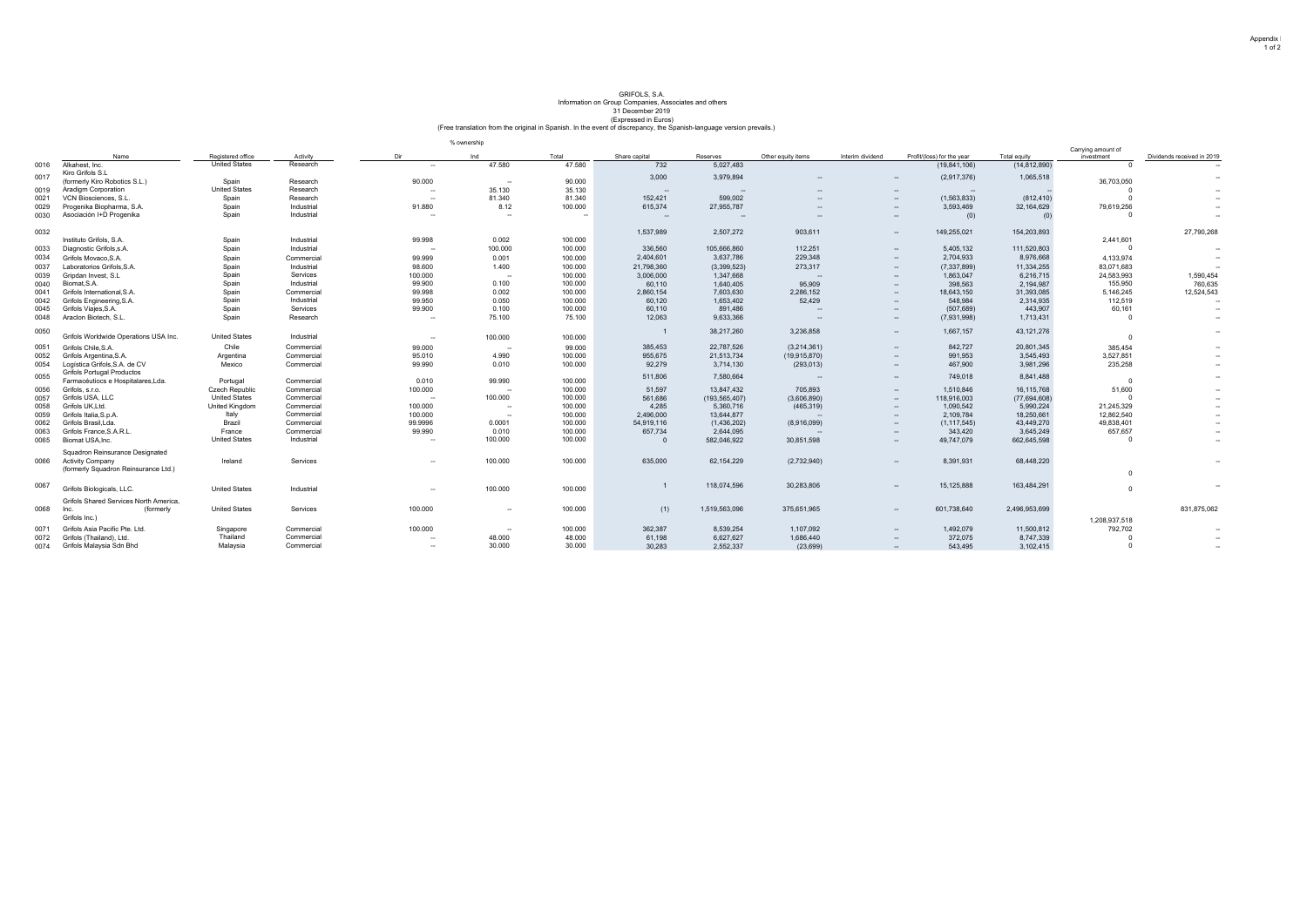Appendix I

GRIFOLS, S.A.
Information on Group Companies, Associates and others
31 December 2019
(Expressed in Euros)
(Free translation from the original in Spanish. In the event of discrepancy, the Spanish-language version prevails.)

| | Name | Registered office | Activity | % ownership Dir | Ind | Total | Share capital | Reserves | Other equity items | Interim dividend | Profit/(loss) for the year | Total equity | Carrying amount of investment | Dividends received in 2019 |
|---|---|---|---|---|---|---|---|---|---|---|---|---|---|---|
| 0016 | Alkahest, Inc. | United States | Research | -- | 47.580 | 47.580 | 732 | 5,027,483 | | | (19,841,106) | (14,812,890) | 0 | -- |
| 0017 | Kiro Grifols S.L (formerly Kiro Robotics S.L.) | Spain | Research | 90.000 | -- | 90.000 | 3,000 | 3,979,894 | -- | -- | (2,917,376) | 1,065,518 | 36,703,050 | -- |
| 0019 | Aradigm Corporation | United States | Research | -- | 35.130 | 35.130 | -- | -- | -- | -- | -- | -- | 0 | -- |
| 0021 | VCN Biosciences, S.L. | Spain | Research | -- | 81.340 | 81.340 | 152,421 | 599,002 | -- | -- | (1,563,833) | (812,410) | 0 | -- |
| 0029 | Progenika Biopharma, S.A. | Spain | Industrial | 91.880 | 8.12 | 100.000 | 615,374 | 27,955,787 | -- | -- | 3,593,469 | 32,164,629 | 79,619,256 | -- |
| 0030 | Asociación I+D Progenika | Spain | Industrial | -- | -- | -- | -- | -- | -- | -- | (0) | (0) | 0 | -- |
| 0032 | Instituto Grifols, S.A. | Spain | Industrial | 99.998 | 0.002 | 100.000 | 1,537,989 | 2,507,272 | 903,611 | -- | 149,255,021 | 154,203,893 | 2,441,601 | 27,790,268 |
| 0033 | Diagnostic Grifols,s.A. | Spain | Industrial | -- | 100.000 | 100.000 | 336,560 | 105,666,860 | 112,251 | -- | 5,405,132 | 111,520,803 | 0 | -- |
| 0034 | Grifols Movaco,S.A. | Spain | Commercial | 99.999 | 0.001 | 100.000 | 2,404,601 | 3,637,786 | 229,348 | -- | 2,704,933 | 8,976,668 | 4,133,974 | -- |
| 0037 | Laboratorios Grifols,S.A. | Spain | Industrial | 98.600 | 1.400 | 100.000 | 21,798,360 | (3,399,523) | 273,317 | -- | (7,337,899) | 11,334,255 | 83,071,683 | -- |
| 0039 | Gripdan Invest, S.L | Spain | Services | 100.000 | -- | 100.000 | 3,006,000 | 1,347,668 | -- | -- | 1,863,047 | 6,216,715 | 24,583,993 | 1,590,454 |
| 0040 | Biomat,S.A. | Spain | Industrial | 99.900 | 0.100 | 100.000 | 60,110 | 1,640,405 | 95,909 | -- | 398,563 | 2,194,987 | 155,950 | 760,635 |
| 0041 | Grifols International,S.A. | Spain | Commercial | 99.998 | 0.002 | 100.000 | 2,860,154 | 7,603,630 | 2,286,152 | -- | 18,643,150 | 31,393,085 | 5,146,245 | 12,524,543 |
| 0042 | Grifols Engineering,S.A. | Spain | Industrial | 99.950 | 0.050 | 100.000 | 60,120 | 1,653,402 | 52,429 | -- | 548,984 | 2,314,935 | 112,519 | -- |
| 0045 | Grifols Viajes,S.A. | Spain | Services | 99.900 | 0.100 | 100.000 | 60,110 | 891,486 | -- | -- | (507,689) | 443,907 | 60,161 | -- |
| 0048 | Araclon Biotech, S.L. | Spain | Research | -- | 75.100 | 75.100 | 12,063 | 9,633,366 | -- | -- | (7,931,998) | 1,713,431 | 0 | -- |
| 0050 | Grifols Worldwide Operations USA Inc. | United States | Industrial | -- | 100.000 | 100.000 | 1 | 38,217,260 | 3,236,858 | -- | 1,667,157 | 43,121,276 | 0 | -- |
| 0051 | Grifols Chile,S.A. | Chile | Commercial | 99.000 | -- | 99.000 | 385,453 | 22,787,526 | (3,214,361) | -- | 842,727 | 20,801,345 | 385,454 | -- |
| 0052 | Grifols Argentina,S.A. | Argentina | Commercial | 95.010 | 4.990 | 100.000 | 955,675 | 21,513,734 | (19,915,870) | -- | 991,953 | 3,545,493 | 3,527,851 | -- |
| 0054 | Logistica Grifols,S.A. de CV | Mexico | Commercial | 99.990 | 0.010 | 100.000 | 92,279 | 3,714,130 | (293,013) | -- | 467,900 | 3,981,296 | 235,258 | -- |
| 0055 | Grifols Portugal Productos Farmacéutiocs e Hospitalares,Lda. | Portugal | Commercial | 0.010 | 99.990 | 100.000 | 511,806 | 7,580,664 | -- | -- | 749,018 | 8,841,488 | 0 | -- |
| 0056 | Grifols, s.r.o. | Czech Republic | Commercial | 100.000 | -- | 100.000 | 51,597 | 13,847,432 | 705,893 | -- | 1,510,846 | 16,115,768 | 51,600 | -- |
| 0057 | Grifols USA, LLC | United States | Commercial | -- | 100.000 | 100.000 | 561,686 | (193,565,407) | (3,606,890) | -- | 118,916,003 | (77,694,608) | 0 | -- |
| 0058 | Grifols UK,Ltd. | United Kingdom | Commercial | 100.000 | -- | 100.000 | 4,285 | 5,360,716 | (465,319) | -- | 1,090,542 | 5,990,224 | 21,245,329 | -- |
| 0059 | Grifols Italia,S.p.A. | Italy | Commercial | 100.000 | -- | 100.000 | 2,496,000 | 13,644,877 | -- | -- | 2,109,784 | 18,250,661 | 12,862,540 | -- |
| 0062 | Grifols Brasil,Lda. | Brazil | Commercial | 99.9996 | 0.0001 | 100.000 | 54,919,116 | (1,436,202) | (8,916,099) | -- | (1,117,545) | 43,449,270 | 49,838,401 | -- |
| 0063 | Grifols France,S.A.R.L. | France | Commercial | 99.990 | 0.010 | 100.000 | 657,734 | 2,644,095 | -- | -- | 343,420 | 3,645,249 | 657,657 | -- |
| 0065 | Biomat USA,Inc. | United States | Industrial | -- | 100.000 | 100.000 | 0 | 582,046,922 | 30,851,598 | -- | 49,747,079 | 662,645,598 | 0 | -- |
| 0066 | Squadron Reinsurance Designated Activity Company (formerly Squadron Reinsurance Ltd.) | Ireland | Services | -- | 100.000 | 100.000 | 635,000 | 62,154,229 | (2,732,940) | -- | 8,391,931 | 68,448,220 | 0 | -- |
| 0067 | Grifols Biologicals, LLC. | United States | Industrial | -- | 100.000 | 100.000 | 1 | 118,074,596 | 30,283,806 | -- | 15,125,888 | 163,484,291 | 0 | -- |
| 0068 | Grifols Shared Services North America, Inc. (formerly Grifols Inc.) | United States | Services | 100.000 | -- | 100.000 | (1) | 1,519,563,096 | 375,651,965 | -- | 601,738,640 | 2,496,953,699 | 1,208,937,518 | 831,875,062 |
| 0071 | Grifols Asia Pacific Pte. Ltd. | Singapore | Commercial | 100.000 | -- | 100.000 | 362,387 | 8,539,254 | 1,107,092 | -- | 1,492,079 | 11,500,812 | 792,702 | -- |
| 0072 | Grifols (Thailand), Ltd. | Thailand | Commercial | -- | 48.000 | 48.000 | 61,198 | 6,627,627 | 1,686,440 | -- | 372,075 | 8,747,339 | 0 | -- |
| 0074 | Grifols Malaysia Sdn Bhd | Malaysia | Commercial | -- | 30.000 | 30.000 | 30,283 | 2,552,337 | (23,699) | -- | 543,495 | 3,102,415 | 0 | -- |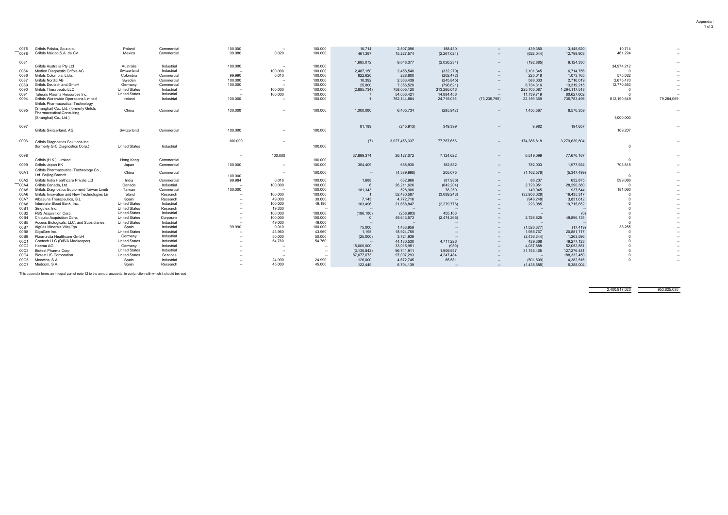| | | | | | | | | | | | | | | |
|---|---|---|---|---|---|---|---|---|---|---|---|---|---|---|
| 0075 | Grifols Polska, Sp.z.o.o. | Poland | Commercial | 100.000 | -- | 100.000 | 10,714 | 2,507,096 | 188,430 | -- | 439,380 | 3,145,620 | 10,714 | -- |
| 0078 | Grifols México,S.A. de CV | Mexico | Commercial | 99.980 | 0.020 | 100.000 | 461,397 | 15,227,574 | (2,267,024) | -- | (622,044) | 12,799,903 | 461,224 | -- |
| 0081 | Grifols Australia Pty Ltd | Australia | Industrial | 100.000 | -- | 100.000 | 1,695,072 | 9,648,377 | (2,026,234) | -- | (192,885) | 9,124,330 | 34,974,212 | -- |
| 0084 | Medion Diagnostic Grifols AG | Switzerland | Industrial | -- | 100.000 | 100.000 | 2,487,150 | 2,458,540 | (332,279) | -- | 2,101,345 | 6,714,756 | 0 | -- |
| 0086 | Grifols Colombia, Ltda. | Colombia | Commercial | 99.990 | 0.010 | 100.000 | 822,620 | 228,600 | (202,472) | -- | 225,018 | 1,073,765 | 575,032 | -- |
| 0087 | Grifols Nordic AB | Sweden | Commercial | 100.000 | -- | 100.000 | 10,392 | 2,363,439 | (245,845) | -- | 588,033 | 2,716,019 | 2,675,470 | -- |
| 0089 | Grifols Deutschland,GmbH | Germany | Commercial | 100.000 | -- | 100.000 | 25,000 | 7,356,520 | (796,621) | | 6,734,316 | 13,319,215 | 12,770,553 | -- |
| 0090 | Grifols Therapeutic LLC. | United States | Industrial | -- | 100.000 | 100.000 | (2,885,734) | 758,005,120 | 313,295,046 | -- | 225,703,087 | 1,294,117,518 | 0 | -- |
| 0091 | Talecris Plasma Resources Inc. | United States | Industrial | -- | 100.000 | 100.000 | 7 | 54,003,421 | 14,884,456 | -- | 11,739,719 | 80,627,602 | 0 | -- |
| 0094 | Grifols Worldwide Operations Limited | Ireland | Industrial | 100.000 | -- | 100.000 | 1 | 762,144,884 | 24,715,036 | (73,235,795) | 22,159,369 | 735,783,496 | 812,190,649 | 79,284,069 |
| 0095 | Grifols Pharmaceutical Technology (Shanghai) Co., Ltd. (formerly Grifols Pharmaceutical Consulting (Shanghai) Co., Ltd.) | China | Commercial | 100.000 | -- | 100.000 | 1,000,000 | 6,405,734 | (285,942) | -- | 1,450,567 | 8,570,359 | 1,000,000 | -- |
| 0097 | Grifols Switzerland, AG | Switzerland | Commercial | 100.000 | -- | 100.000 | 81,189 | (245,913) | 349,399 | -- | 9,982 | 194,657 | 169,207 | -- |
| 0096 | Grifols Diagnostics Solutions Inc (formerly G-C Diagnostics Corp.) | United States | Industrial | 100.000 | -- | 100.000 | (7) | 3,027,456,337 | 77,787,656 | -- | 174,386,818 | 3,279,630,804 | 0 | -- |
| 0098 | Grifols (H.K.), Limited | Hong Kong | Commercial | -- | 100.000 | 100.000 | 37,899,374 | 26,127,072 | 7,124,622 | -- | 6,519,099 | 77,670,167 | 0 | -- |
| 0099 | Grifols Japan KK | Japan | Commercial | 100.000 | -- | 100.000 | 354,409 | 658,930 | 182,582 | -- | 782,003 | 1,977,924 | 708,818 | -- |
| 00A1 | Grifols Pharmaceutical Technology Co., Ltd. Beijing Branch | China | Commercial | 100.000 | -- | 100.000 | -- | (4,389,998) | 205,075 | -- | (1,162,576) | (5,347,499) | 0 | -- |
| 00A2 | Grifols India Healthcare Private Ltd | India | Commercial | 99.984 | 0.016 | 100.000 | 1,688 | 632,966 | (87,986) | -- | 86,207 | 632,875 | 599,086 | -- |
| 00A4 | Grifols Canadá, Ltd. | Canada | Industrial | -- | 100.000 | 100.000 | 6 | 26,211,626 | (642,204) | -- | 2,720,951 | 28,290,380 | 0 | -- |
| 00A5 | Grifols Diagnostics Equipment Taiwan Limite | Taiwan | Commercial | 100.000 | -- | 100.000 | 181,343 | 528,906 | 78,250 | -- | 149,045 | 937,544 | 181,060 | -- |
| 00A6 | Grifols Innovation and New Technologies Lir | Ireland | Research | -- | 100.000 | 100.000 | 1 | 52,480,587 | (3,089,243) | -- | (32,956,028) | 16,435,317 | 0 | -- |
| 00A7 | AlbaJuna Therapeutics, S.L | Spain | Research | -- | 49.000 | 30.000 | 7,143 | 4,772,716 | -- | -- | (948,248) | 3,831,612 | 0 | -- |
| 00A8 | Interstate Blood Bank, Inc. | United States | Industrial | -- | 100.000 | 49.190 | 103,496 | 21,668,847 | (2,279,776) | -- | 223,085 | 19,715,652 | 0 | -- |
| 00B1 | Singulex, Inc. | United States | Research | -- | 19.330 | -- | -- | -- | -- | -- | -- | -- | 0 | -- |
| 00B2 | PBS Acquisition Corp. | United States | Industrial | -- | 100.000 | 100.000 | (196,180) | (258,983) | 455,163 | -- | -- | (0) | 0 | -- |
| 00B4 | Chiquito Acquisition Corp. | United States | Corporate | -- | 100.000 | 100.000 | 0 | 49,643,573 | (2,474,265) | -- | 2,726,825 | 49,896,134 | 0 | -- |
| 00B5 | Access Biologicals, LLC. and Subsidiaries. | United States | Industrial | -- | 49.000 | 49.000 | -- | -- | -- | -- | -- | -- | 0 | -- |
| 00B7 | Aigües Minerals Vilajuïga | Spain | Industrial | 99.990 | 0.010 | 100.000 | 75,000 | 1,433,959 | -- | -- | (1,526,377) | (17,419) | 38,255 | -- |
| 00B8 | GigaGen Inc. | United States | Industrial | -- | 43.960 | 43.960 | 1,195 | 18,924,755 | -- | -- | 1,955,767 | 20,881,717 | 0 | -- |
| 00B9 | Plasmavita Healthcare GmbH | Germany | Industrial | -- | 50.000 | 50.000 | (25,000) | 3,724,939 | -- | -- | (2,436,344) | 1,263,596 | 0 | -- |
| 00C1 | Goetech LLC (D/B/A Medkeeper) | United States | Industrial | -- | 54.760 | 54.760 | -- | 44,130,530 | 4,717,226 | -- | 429,368 | 49,277,123 | 0 | -- |
| 00C2 | Haema AG | Germany | Industrial | -- | -- | -- | 15,000,000 | 33,015,951 | (989) | -- | 4,037,888 | 52,052,851 | 0 | -- |
| 00C3 | Biotest Pharma Corp | United States | Industrial | -- | -- | -- | (3,130,842) | 96,741,911 | 1,909,947 | -- | 31,755,465 | 127,276,481 | 0 | -- |
| 00C4 | Biotest US Corporation | United States | Services | -- | -- | -- | 87,077,673 | 97,007,293 | 4,247,484 | -- | -- | 188,332,450 | 0 | -- |
| 00C5 | Mecwins, S.A. | Spain | Industrial | -- | 24.990 | 24.990 | 126,000 | 4,672,745 | 85,581 | -- | (501,809) | 4,382,516 | 0 | -- |
| 00C7 | Medcom, S.A. | Spain | Research | -- | 45.000 | 45.000 | 122,449 | 6,704,139 | -- | -- | (1,438,585) | 5,388,004 | | |
| | | | | | | | | | | | | | 2,400,917,023 | 953,825,030 |

This appendix forms an integral part of note 12 to the annual accounts, in conjunction with which it should be read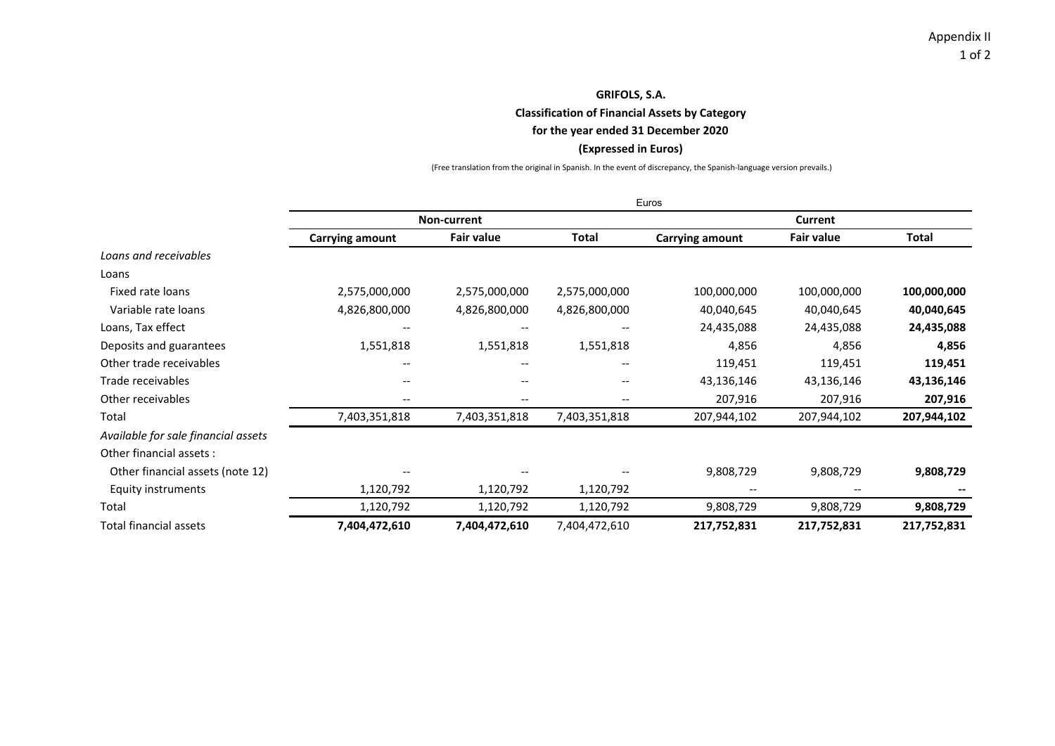Appendix II

**GRIFOLS, S.A.**

**Classification of Financial Assets by Category**

**for the year ended 31 December 2020**

**(Expressed in Euros)**

(Free translation from the original in Spanish. In the event of discrepancy, the Spanish-language version prevails.)

| | Euros | | | | | |
|---|---|---|---|---|---|---|
| | Non-current | | | Current | | |
| | Carrying amount | Fair value | Total | Carrying amount | Fair value | Total |
| *Loans and receivables* | | | | | | |
| Loans | | | | | | |
| Fixed rate loans | 2,575,000,000 | 2,575,000,000 | 2,575,000,000 | 100,000,000 | 100,000,000 | **100,000,000** |
| Variable rate loans | 4,826,800,000 | 4,826,800,000 | 4,826,800,000 | 40,040,645 | 40,040,645 | **40,040,645** |
| Loans, Tax effect | -- | -- | -- | 24,435,088 | 24,435,088 | **24,435,088** |
| Deposits and guarantees | 1,551,818 | 1,551,818 | 1,551,818 | 4,856 | 4,856 | **4,856** |
| Other trade receivables | -- | -- | -- | 119,451 | 119,451 | **119,451** |
| Trade receivables | -- | -- | -- | 43,136,146 | 43,136,146 | **43,136,146** |
| Other receivables | -- | -- | -- | 207,916 | 207,916 | **207,916** |
| Total | 7,403,351,818 | 7,403,351,818 | 7,403,351,818 | 207,944,102 | 207,944,102 | **207,944,102** |
| *Available for sale financial assets* | | | | | | |
| Other financial assets : | | | | | | |
| Other financial assets (note 12) | -- | -- | -- | 9,808,729 | 9,808,729 | **9,808,729** |
| Equity instruments | 1,120,792 | 1,120,792 | 1,120,792 | -- | -- | **--** |
| Total | 1,120,792 | 1,120,792 | 1,120,792 | 9,808,729 | 9,808,729 | **9,808,729** |
| Total financial assets | **7,404,472,610** | **7,404,472,610** | 7,404,472,610 | **217,752,831** | **217,752,831** | 217,752,831 |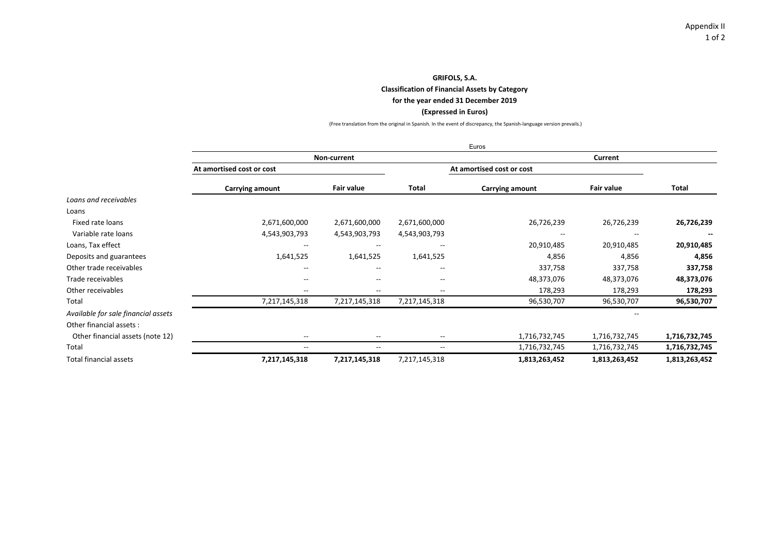Appendix II

**GRIFOLS, S.A.**

**Classification of Financial Assets by Category**

**for the year ended 31 December 2019**

**(Expressed in Euros)**

(Free translation from the original in Spanish. In the event of discrepancy, the Spanish-language version prevails.)

| | Euros | | | | | |
|---|---|---|---|---|---|---|
| | Non-current | | | Current | | |
| | At amortised cost or cost | | | At amortised cost or cost | | |
| | Carrying amount | Fair value | Total | Carrying amount | Fair value | Total |
| *Loans and receivables* | | | | | | |
| Loans | | | | | | |
| Fixed rate loans | 2,671,600,000 | 2,671,600,000 | 2,671,600,000 | 26,726,239 | 26,726,239 | **26,726,239** |
| Variable rate loans | 4,543,903,793 | 4,543,903,793 | 4,543,903,793 | -- | -- | **--** |
| Loans, Tax effect | -- | -- | -- | 20,910,485 | 20,910,485 | **20,910,485** |
| Deposits and guarantees | 1,641,525 | 1,641,525 | 1,641,525 | 4,856 | 4,856 | **4,856** |
| Other trade receivables | -- | -- | -- | 337,758 | 337,758 | **337,758** |
| Trade receivables | -- | -- | -- | 48,373,076 | 48,373,076 | **48,373,076** |
| Other receivables | -- | -- | -- | 178,293 | 178,293 | **178,293** |
| Total | 7,217,145,318 | 7,217,145,318 | 7,217,145,318 | 96,530,707 | 96,530,707 | **96,530,707** |
| *Available for sale financial assets* | | | | | -- | |
| Other financial assets : | | | | | | |
| Other financial assets (note 12) | -- | -- | -- | 1,716,732,745 | 1,716,732,745 | **1,716,732,745** |
| Total | -- | -- | -- | 1,716,732,745 | 1,716,732,745 | 1,716,732,745 |
| Total financial assets | **7,217,145,318** | **7,217,145,318** | 7,217,145,318 | **1,813,263,452** | **1,813,263,452** | **1,813,263,452** |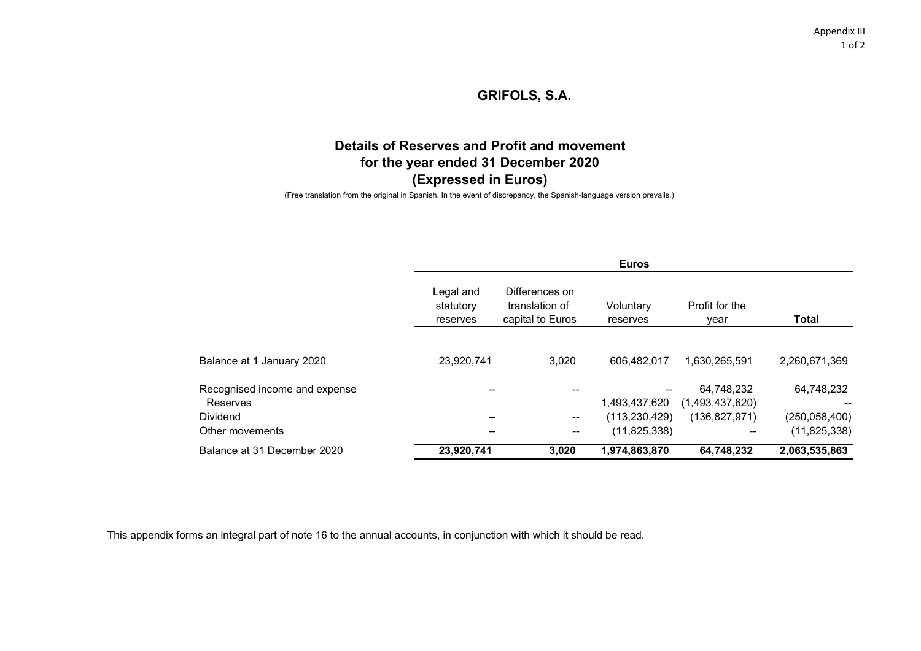Appendix III

# GRIFOLS, S.A.

## Details of Reserves and Profit and movement for the year ended 31 December 2020 (Expressed in Euros)

(Free translation from the original in Spanish. In the event of discrepancy, the Spanish-language version prevails.)

| | Euros | | | | |
|---|---|---|---|---|---|
| | Legal and statutory reserves | Differences on translation of capital to Euros | Voluntary reserves | Profit for the year | **Total** |
| Balance at 1 January 2020 | 23,920,741 | 3,020 | 606,482,017 | 1,630,265,591 | 2,260,671,369 |
| Recognised income and expense | -- | -- | -- | 64,748,232 | 64,748,232 |
| Reserves | | | 1,493,437,620 | (1,493,437,620) | -- |
| Dividend | -- | -- | (113,230,429) | (136,827,971) | (250,058,400) |
| Other movements | -- | -- | (11,825,338) | -- | (11,825,338) |
| Balance at 31 December 2020 | **23,920,741** | **3,020** | **1,974,863,870** | **64,748,232** | **2,063,535,863** |

This appendix forms an integral part of note 16 to the annual accounts, in conjunction with which it should be read.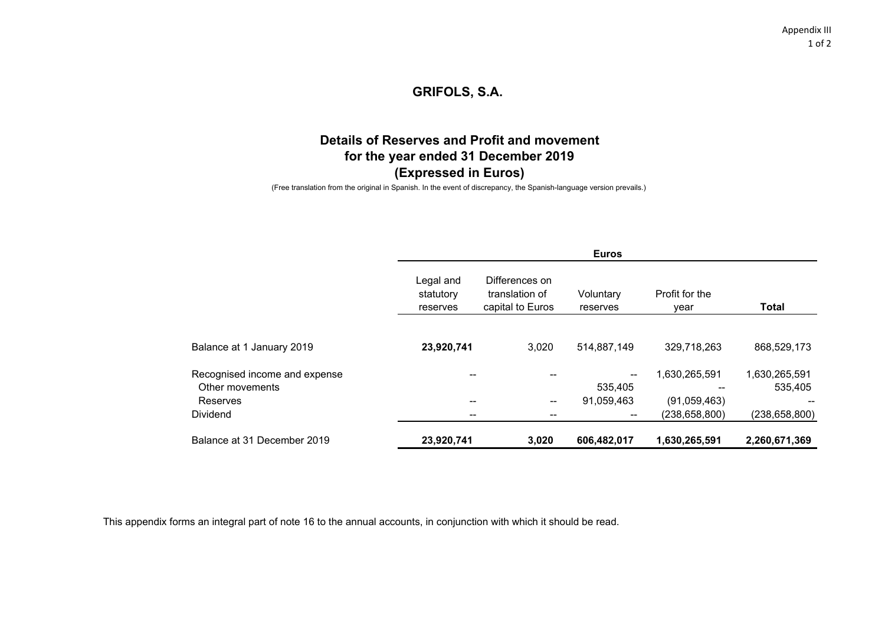Appendix III

# GRIFOLS, S.A.

## Details of Reserves and Profit and movement for the year ended 31 December 2019 (Expressed in Euros)

(Free translation from the original in Spanish. In the event of discrepancy, the Spanish-language version prevails.)

| | Euros | | | | |
|---|---|---|---|---|---|
| | Legal and statutory reserves | Differences on translation of capital to Euros | Voluntary reserves | Profit for the year | **Total** |
| Balance at 1 January 2019 | **23,920,741** | 3,020 | 514,887,149 | 329,718,263 | 868,529,173 |
| Recognised income and expense | -- | -- | -- | 1,630,265,591 | 1,630,265,591 |
| Other movements | | | 535,405 | -- | 535,405 |
| Reserves | -- | -- | 91,059,463 | (91,059,463) | -- |
| Dividend | -- | -- | -- | (238,658,800) | (238,658,800) |
| Balance at 31 December 2019 | **23,920,741** | **3,020** | **606,482,017** | **1,630,265,591** | **2,260,671,369** |

This appendix forms an integral part of note 16 to the annual accounts, in conjunction with which it should be read.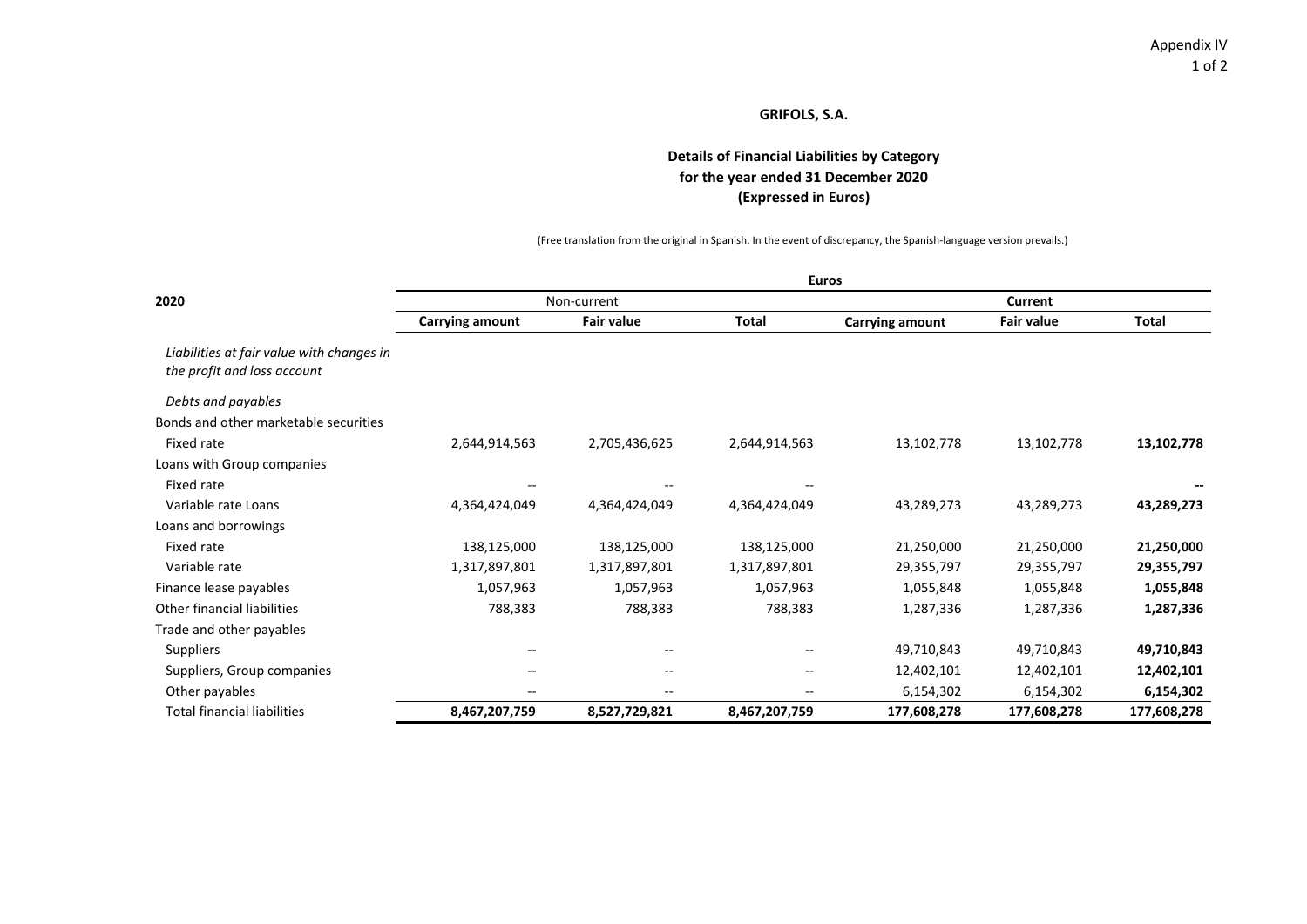Appendix IV

**GRIFOLS, S.A.**

**Details of Financial Liabilities by Category for the year ended 31 December 2020 (Expressed in Euros)**

(Free translation from the original in Spanish. In the event of discrepancy, the Spanish-language version prevails.)

| 2020 | Euros | | | | | |
|---|---|---|---|---|---|---|
| | Non-current | | | Current | | |
| | **Carrying amount** | **Fair value** | **Total** | **Carrying amount** | **Fair value** | **Total** |
| *Liabilities at fair value with changes in the profit and loss account* | | | | | | |
| *Debts and payables* | | | | | | |
| Bonds and other marketable securities | | | | | | |
| Fixed rate | 2,644,914,563 | 2,705,436,625 | 2,644,914,563 | 13,102,778 | 13,102,778 | **13,102,778** |
| Loans with Group companies | | | | | | |
| Fixed rate | -- | -- | -- | | | **--** |
| Variable rate Loans | 4,364,424,049 | 4,364,424,049 | 4,364,424,049 | 43,289,273 | 43,289,273 | **43,289,273** |
| Loans and borrowings | | | | | | |
| Fixed rate | 138,125,000 | 138,125,000 | 138,125,000 | 21,250,000 | 21,250,000 | **21,250,000** |
| Variable rate | 1,317,897,801 | 1,317,897,801 | 1,317,897,801 | 29,355,797 | 29,355,797 | **29,355,797** |
| Finance lease payables | 1,057,963 | 1,057,963 | 1,057,963 | 1,055,848 | 1,055,848 | **1,055,848** |
| Other financial liabilities | 788,383 | 788,383 | 788,383 | 1,287,336 | 1,287,336 | **1,287,336** |
| Trade and other payables | | | | | | |
| Suppliers | -- | -- | -- | 49,710,843 | 49,710,843 | **49,710,843** |
| Suppliers, Group companies | -- | -- | -- | 12,402,101 | 12,402,101 | **12,402,101** |
| Other payables | -- | -- | -- | 6,154,302 | 6,154,302 | **6,154,302** |
| Total financial liabilities | **8,467,207,759** | **8,527,729,821** | **8,467,207,759** | **177,608,278** | **177,608,278** | **177,608,278** |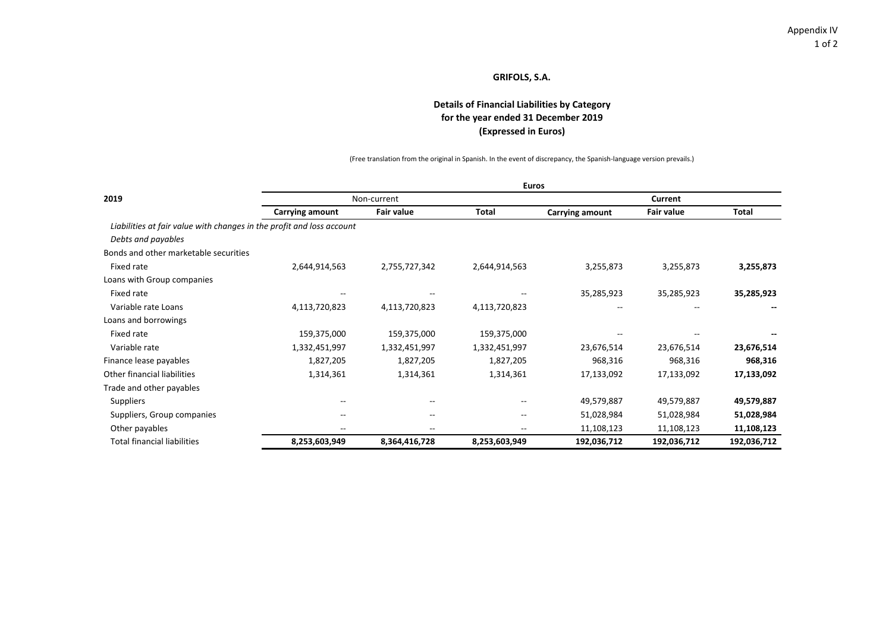Appendix IV

**GRIFOLS, S.A.**

**Details of Financial Liabilities by Category**
**for the year ended 31 December 2019**
**(Expressed in Euros)**

(Free translation from the original in Spanish. In the event of discrepancy, the Spanish-language version prevails.)

| | Euros | | | | | |
|---|---|---|---|---|---|---|
| **2019** | Non-current | | | **Current** | | |
| | **Carrying amount** | **Fair value** | **Total** | **Carrying amount** | **Fair value** | **Total** |
| *Liabilities at fair value with changes in the profit and loss account* | | | | | | |
| *Debts and payables* | | | | | | |
| Bonds and other marketable securities | | | | | | |
| Fixed rate | 2,644,914,563 | 2,755,727,342 | 2,644,914,563 | 3,255,873 | 3,255,873 | **3,255,873** |
| Loans with Group companies | | | | | | |
| Fixed rate | -- | -- | -- | 35,285,923 | 35,285,923 | **35,285,923** |
| Variable rate Loans | 4,113,720,823 | 4,113,720,823 | 4,113,720,823 | -- | -- | **--** |
| Loans and borrowings | | | | | | |
| Fixed rate | 159,375,000 | 159,375,000 | 159,375,000 | -- | -- | **--** |
| Variable rate | 1,332,451,997 | 1,332,451,997 | 1,332,451,997 | 23,676,514 | 23,676,514 | **23,676,514** |
| Finance lease payables | 1,827,205 | 1,827,205 | 1,827,205 | 968,316 | 968,316 | **968,316** |
| Other financial liabilities | 1,314,361 | 1,314,361 | 1,314,361 | 17,133,092 | 17,133,092 | **17,133,092** |
| Trade and other payables | | | | | | |
| Suppliers | -- | -- | -- | 49,579,887 | 49,579,887 | **49,579,887** |
| Suppliers, Group companies | -- | -- | -- | 51,028,984 | 51,028,984 | **51,028,984** |
| Other payables | -- | -- | -- | 11,108,123 | 11,108,123 | **11,108,123** |
| Total financial liabilities | **8,253,603,949** | **8,364,416,728** | **8,253,603,949** | **192,036,712** | **192,036,712** | **192,036,712** |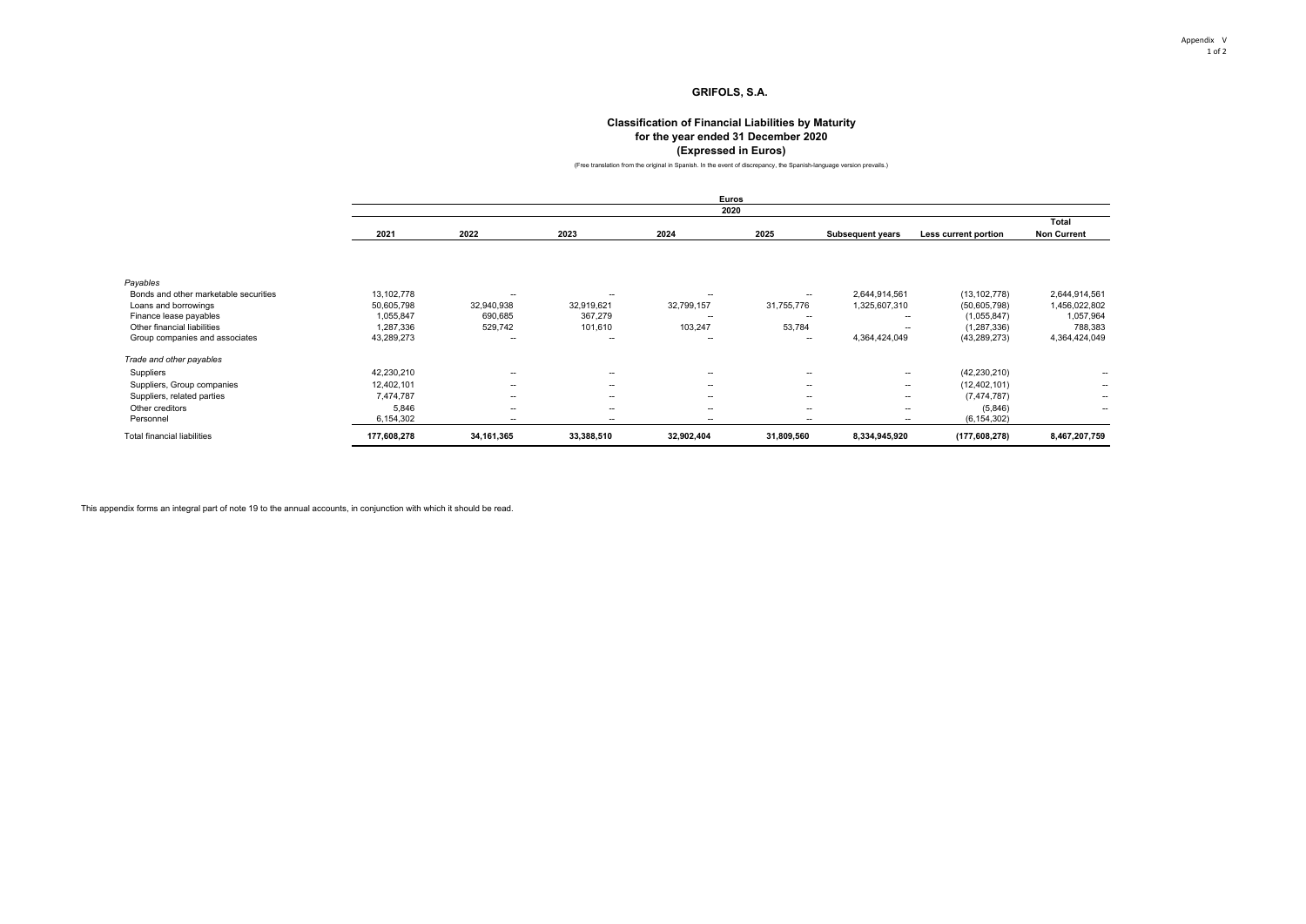Appendix V

# GRIFOLS, S.A.

### Classification of Financial Liabilities by Maturity
### for the year ended 31 December 2020
### (Expressed in Euros)

(Free translation from the original in Spanish. In the event of discrepancy, the Spanish-language version prevails.)

| | Euros | | | | | | | |
|---|---|---|---|---|---|---|---|---|
| | 2020 | | | | | | | |
| | 2021 | 2022 | 2023 | 2024 | 2025 | Subsequent years | Less current portion | Total Non Current |
| *Payables* | | | | | | | | |
| Bonds and other marketable securities | 13,102,778 | -- | -- | -- | -- | 2,644,914,561 | (13,102,778) | 2,644,914,561 |
| Loans and borrowings | 50,605,798 | 32,940,938 | 32,919,621 | 32,799,157 | 31,755,776 | 1,325,607,310 | (50,605,798) | 1,456,022,802 |
| Finance lease payables | 1,055,847 | 690,685 | 367,279 | -- | -- | -- | (1,055,847) | 1,057,964 |
| Other financial liabilities | 1,287,336 | 529,742 | 101,610 | 103,247 | 53,784 | -- | (1,287,336) | 788,383 |
| Group companies and associates | 43,289,273 | -- | -- | -- | -- | 4,364,424,049 | (43,289,273) | 4,364,424,049 |
| *Trade and other payables* | | | | | | | | |
| Suppliers | 42,230,210 | -- | -- | -- | -- | -- | (42,230,210) | -- |
| Suppliers, Group companies | 12,402,101 | -- | -- | -- | -- | -- | (12,402,101) | -- |
| Suppliers, related parties | 7,474,787 | -- | -- | -- | -- | -- | (7,474,787) | -- |
| Other creditors | 5,846 | -- | -- | -- | -- | -- | (5,846) | -- |
| Personnel | 6,154,302 | -- | -- | -- | -- | -- | (6,154,302) | |
| Total financial liabilities | **177,608,278** | **34,161,365** | **33,388,510** | **32,902,404** | **31,809,560** | **8,334,945,920** | **(177,608,278)** | **8,467,207,759** |

This appendix forms an integral part of note 19 to the annual accounts, in conjunction with which it should be read.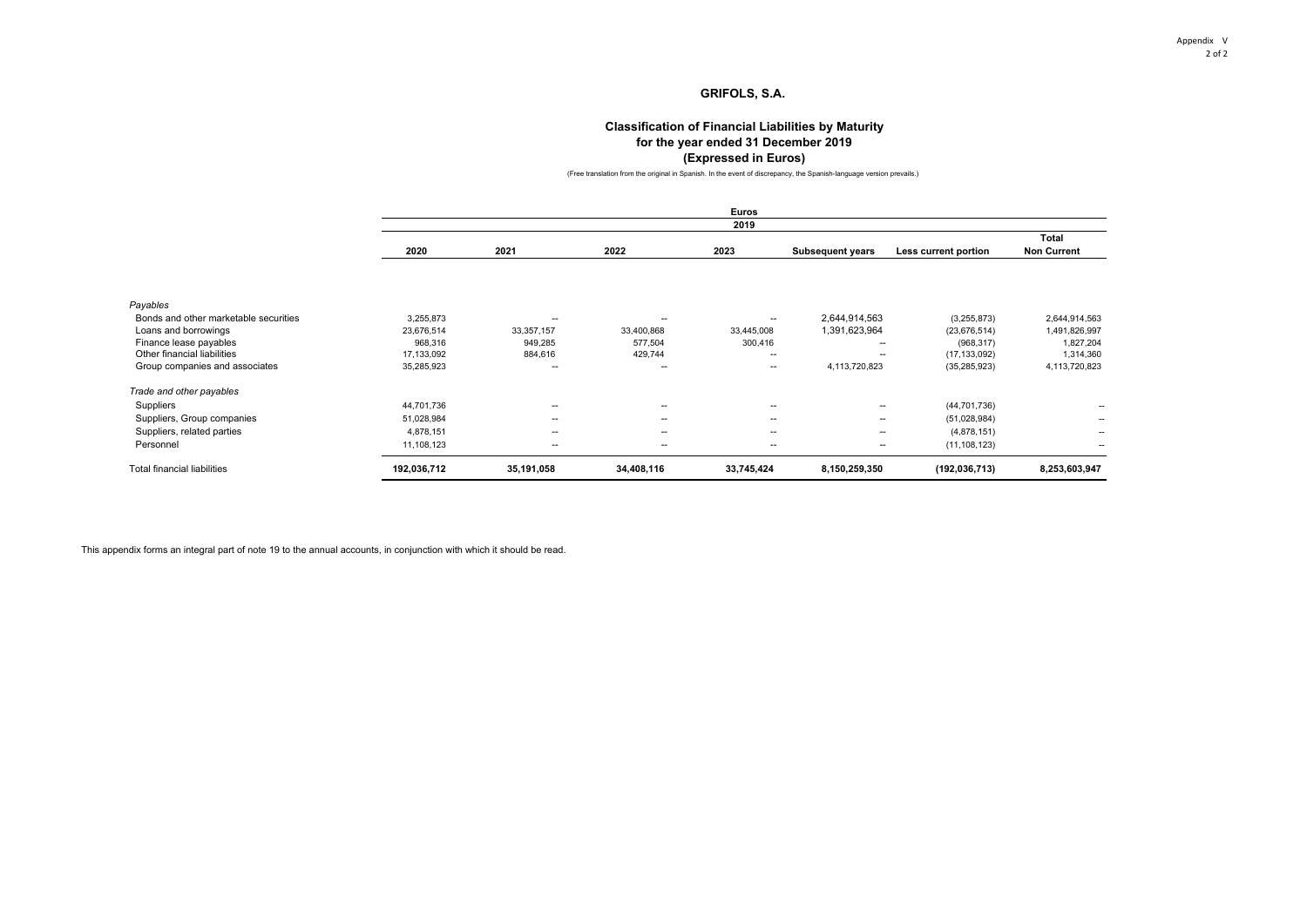Appendix V

# GRIFOLS, S.A.

## Classification of Financial Liabilities by Maturity for the year ended 31 December 2019 (Expressed in Euros)

(Free translation from the original in Spanish. In the event of discrepancy, the Spanish-language version prevails.)

| | Euros | | | | | | |
|---|---|---|---|---|---|---|---|
| | 2019 | | | | | | |
| | 2020 | 2021 | 2022 | 2023 | Subsequent years | Less current portion | Total Non Current |
| *Payables* | | | | | | | |
| Bonds and other marketable securities | 3,255,873 | -- | -- | -- | 2,644,914,563 | (3,255,873) | 2,644,914,563 |
| Loans and borrowings | 23,676,514 | 33,357,157 | 33,400,868 | 33,445,008 | 1,391,623,964 | (23,676,514) | 1,491,826,997 |
| Finance lease payables | 968,316 | 949,285 | 577,504 | 300,416 | -- | (968,317) | 1,827,204 |
| Other financial liabilities | 17,133,092 | 884,616 | 429,744 | -- | -- | (17,133,092) | 1,314,360 |
| Group companies and associates | 35,285,923 | -- | -- | -- | 4,113,720,823 | (35,285,923) | 4,113,720,823 |
| *Trade and other payables* | | | | | | | |
| Suppliers | 44,701,736 | -- | -- | -- | -- | (44,701,736) | -- |
| Suppliers, Group companies | 51,028,984 | -- | -- | -- | -- | (51,028,984) | -- |
| Suppliers, related parties | 4,878,151 | -- | -- | -- | -- | (4,878,151) | -- |
| Personnel | 11,108,123 | -- | -- | -- | -- | (11,108,123) | -- |
| Total financial liabilities | **192,036,712** | **35,191,058** | **34,408,116** | **33,745,424** | **8,150,259,350** | **(192,036,713)** | **8,253,603,947** |

This appendix forms an integral part of note 19 to the annual accounts, in conjunction with which it should be read.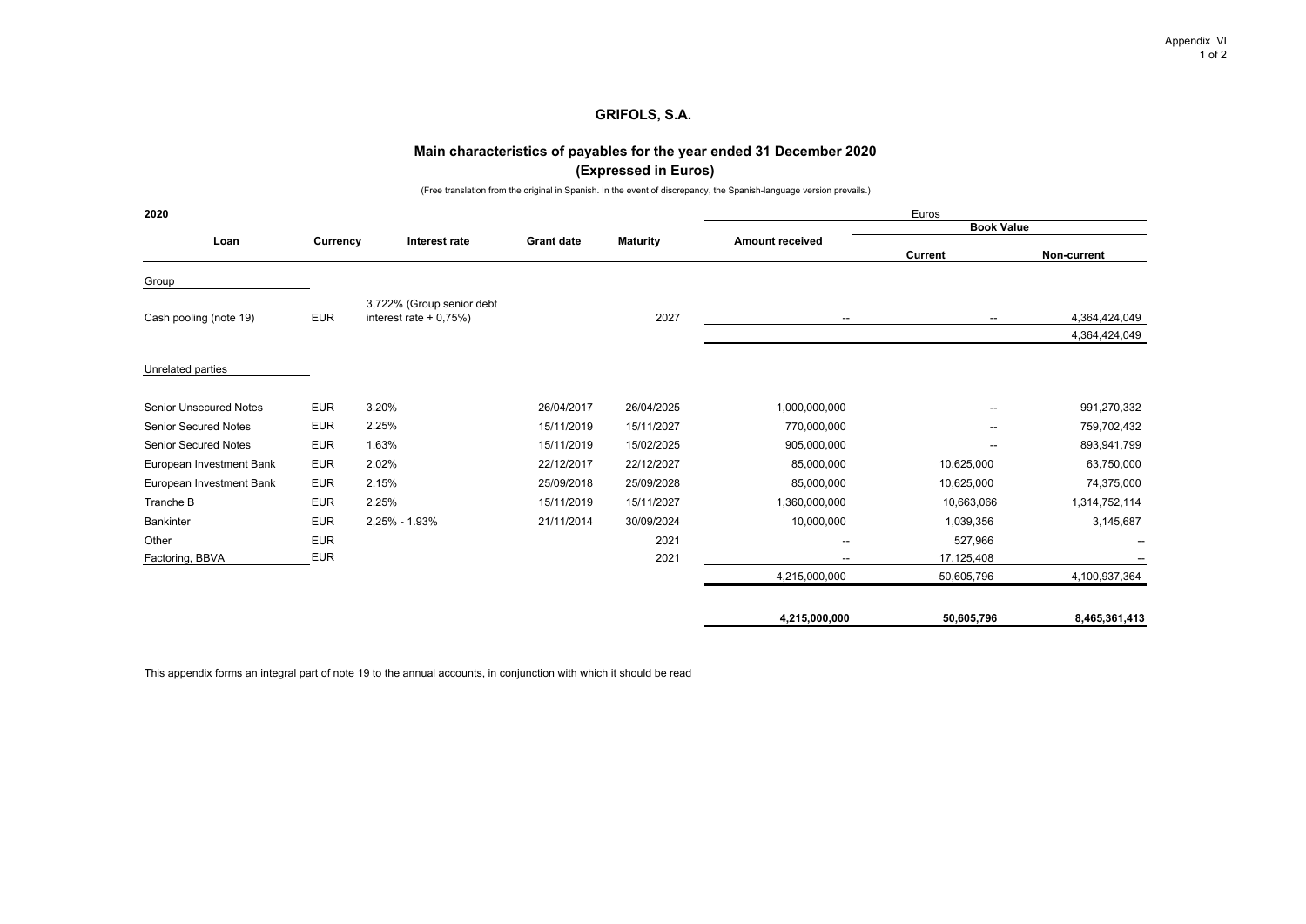Appendix VI

# GRIFOLS, S.A.

## Main characteristics of payables for the year ended 31 December 2020
## (Expressed in Euros)

(Free translation from the original in Spanish. In the event of discrepancy, the Spanish-language version prevails.)

| 2020 | | | | | Euros | | |
|---|---|---|---|---|---|---|---|
| | | | | | | Book Value | |
| Loan | Currency | Interest rate | Grant date | Maturity | Amount received | Current | Non-current |
| Group | | | | | | | |
| Cash pooling (note 19) | EUR | 3,722% (Group senior debt interest rate + 0,75%) | | 2027 | -- | -- | 4,364,424,049 |
| | | | | | | | 4,364,424,049 |
| Unrelated parties | | | | | | | |
| Senior Unsecured Notes | EUR | 3.20% | 26/04/2017 | 26/04/2025 | 1,000,000,000 | -- | 991,270,332 |
| Senior Secured Notes | EUR | 2.25% | 15/11/2019 | 15/11/2027 | 770,000,000 | -- | 759,702,432 |
| Senior Secured Notes | EUR | 1.63% | 15/11/2019 | 15/02/2025 | 905,000,000 | -- | 893,941,799 |
| European Investment Bank | EUR | 2.02% | 22/12/2017 | 22/12/2027 | 85,000,000 | 10,625,000 | 63,750,000 |
| European Investment Bank | EUR | 2.15% | 25/09/2018 | 25/09/2028 | 85,000,000 | 10,625,000 | 74,375,000 |
| Tranche B | EUR | 2.25% | 15/11/2019 | 15/11/2027 | 1,360,000,000 | 10,663,066 | 1,314,752,114 |
| Bankinter | EUR | 2,25% - 1.93% | 21/11/2014 | 30/09/2024 | 10,000,000 | 1,039,356 | 3,145,687 |
| Other | EUR | | | 2021 | -- | 527,966 | -- |
| Factoring, BBVA | EUR | | | 2021 | -- | 17,125,408 | -- |
| | | | | | 4,215,000,000 | 50,605,796 | 4,100,937,364 |
| | | | | | **4,215,000,000** | **50,605,796** | **8,465,361,413** |

This appendix forms an integral part of note 19 to the annual accounts, in conjunction with which it should be read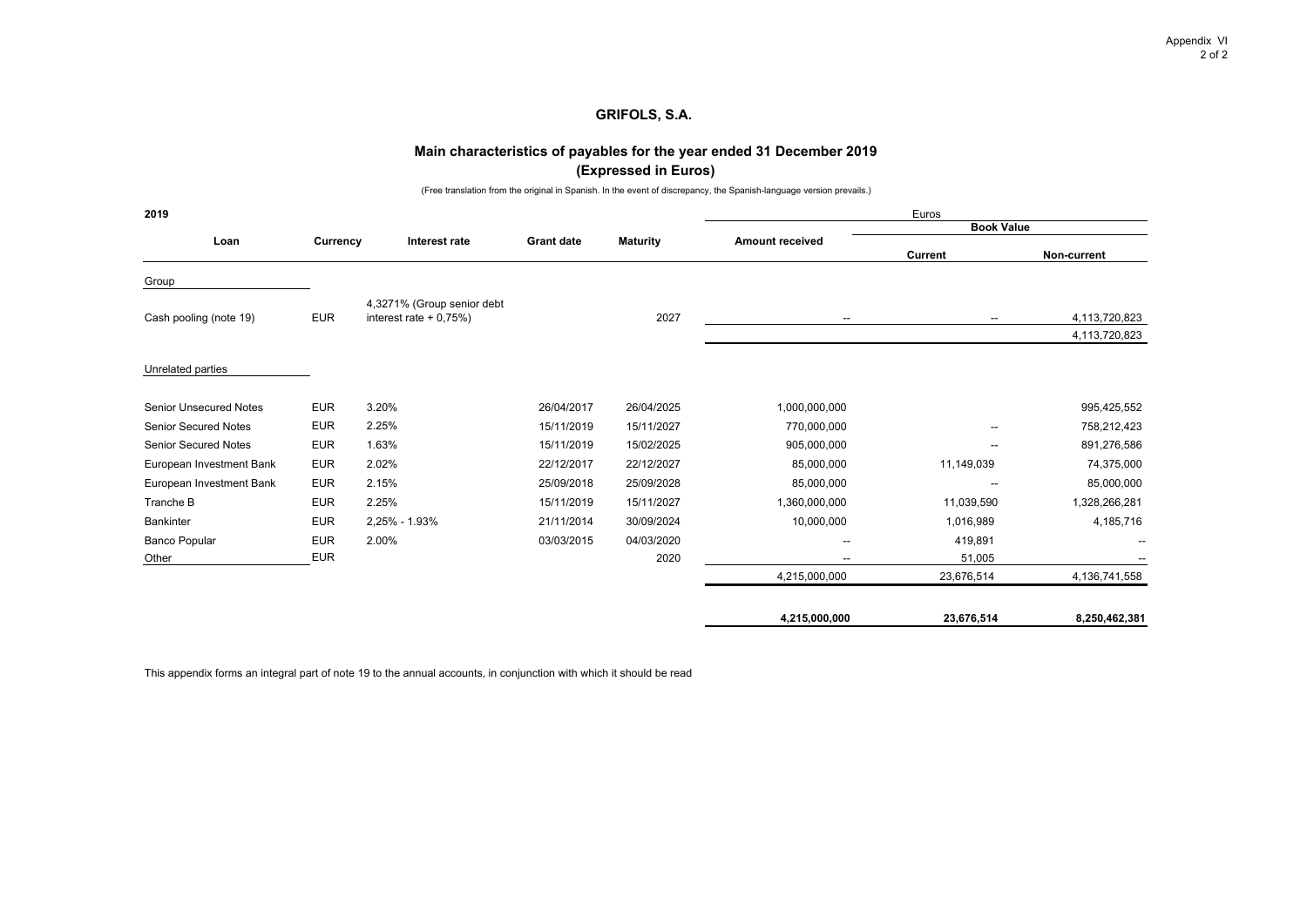# GRIFOLS, S.A.

## Main characteristics of payables for the year ended 31 December 2019
## (Expressed in Euros)

(Free translation from the original in Spanish. In the event of discrepancy, the Spanish-language version prevails.)

| 2019 | | | | | Euros | | |
|---|---|---|---|---|---|---|---|
| | | | | | | Book Value | |
| Loan | Currency | Interest rate | Grant date | Maturity | Amount received | Current | Non-current |
| Group | | | | | | | |
| Cash pooling (note 19) | EUR | 4,3271% (Group senior debt interest rate + 0,75%) | | 2027 | -- | -- | 4,113,720,823 |
| | | | | | | | 4,113,720,823 |
| Unrelated parties | | | | | | | |
| Senior Unsecured Notes | EUR | 3.20% | 26/04/2017 | 26/04/2025 | 1,000,000,000 | | 995,425,552 |
| Senior Secured Notes | EUR | 2.25% | 15/11/2019 | 15/11/2027 | 770,000,000 | -- | 758,212,423 |
| Senior Secured Notes | EUR | 1.63% | 15/11/2019 | 15/02/2025 | 905,000,000 | -- | 891,276,586 |
| European Investment Bank | EUR | 2.02% | 22/12/2017 | 22/12/2027 | 85,000,000 | 11,149,039 | 74,375,000 |
| European Investment Bank | EUR | 2.15% | 25/09/2018 | 25/09/2028 | 85,000,000 | -- | 85,000,000 |
| Tranche B | EUR | 2.25% | 15/11/2019 | 15/11/2027 | 1,360,000,000 | 11,039,590 | 1,328,266,281 |
| Bankinter | EUR | 2,25% - 1.93% | 21/11/2014 | 30/09/2024 | 10,000,000 | 1,016,989 | 4,185,716 |
| Banco Popular | EUR | 2.00% | 03/03/2015 | 04/03/2020 | -- | 419,891 | -- |
| Other | EUR | | | 2020 | -- | 51,005 | -- |
| | | | | | 4,215,000,000 | 23,676,514 | 4,136,741,558 |
| | | | | | **4,215,000,000** | **23,676,514** | **8,250,462,381** |

This appendix forms an integral part of note 19 to the annual accounts, in conjunction with which it should be read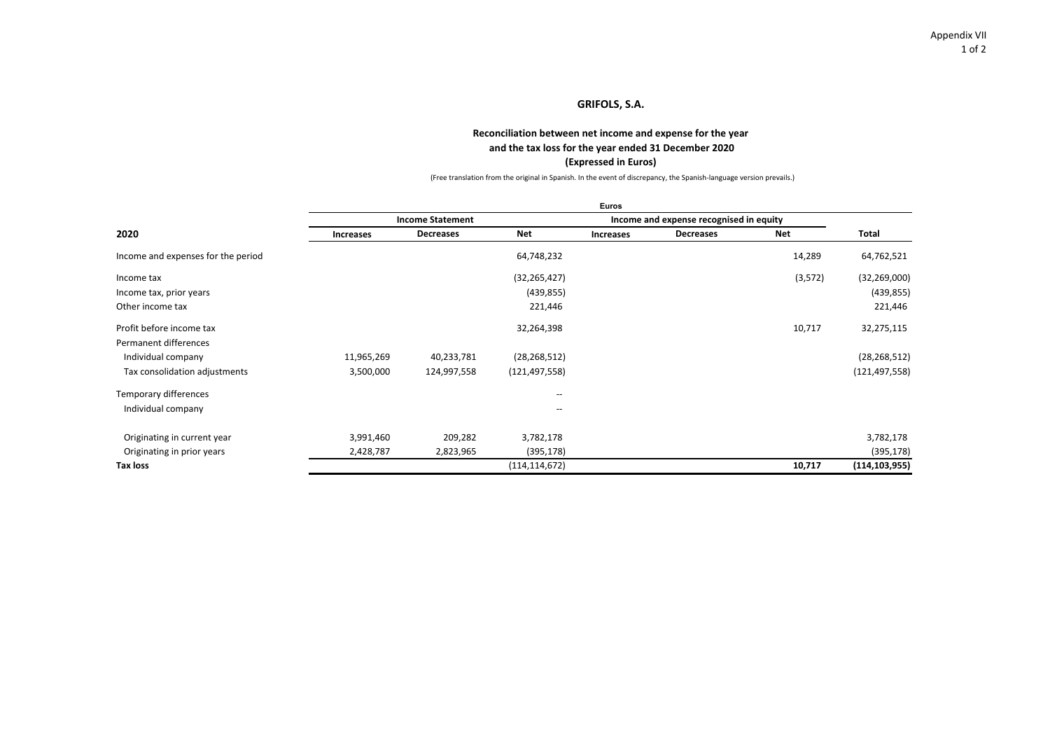Appendix VII

# GRIFOLS, S.A.

## Reconciliation between net income and expense for the year and the tax loss for the year ended 31 December 2020 (Expressed in Euros)

(Free translation from the original in Spanish. In the event of discrepancy, the Spanish-language version prevails.)

| | Euros | | | | | | |
|---|---|---|---|---|---|---|---|
| | Income Statement | | | Income and expense recognised in equity | | | |
| 2020 | Increases | Decreases | Net | Increases | Decreases | Net | Total |
| Income and expenses for the period | | | 64,748,232 | | | 14,289 | 64,762,521 |
| Income tax | | | (32,265,427) | | | (3,572) | (32,269,000) |
| Income tax, prior years | | | (439,855) | | | | (439,855) |
| Other income tax | | | 221,446 | | | | 221,446 |
| Profit before income tax | | | 32,264,398 | | | 10,717 | 32,275,115 |
| Permanent differences | | | | | | | |
| Individual company | 11,965,269 | 40,233,781 | (28,268,512) | | | | (28,268,512) |
| Tax consolidation adjustments | 3,500,000 | 124,997,558 | (121,497,558) | | | | (121,497,558) |
| Temporary differences | | | -- | | | | |
| Individual company | | | -- | | | | |
| Originating in current year | 3,991,460 | 209,282 | 3,782,178 | | | | 3,782,178 |
| Originating in prior years | 2,428,787 | 2,823,965 | (395,178) | | | | (395,178) |
| **Tax loss** | | | (114,114,672) | | | **10,717** | **(114,103,955)** |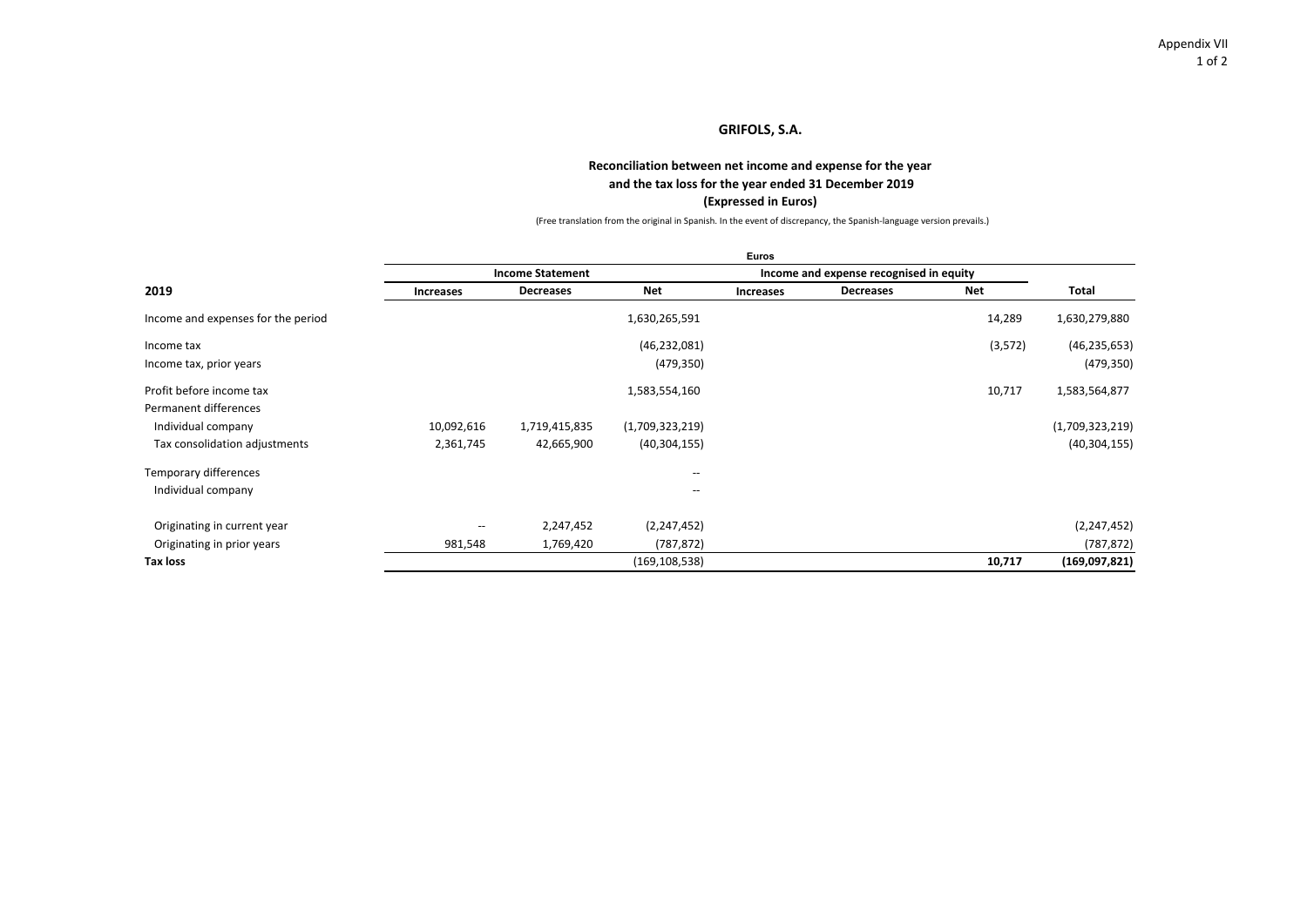Appendix VII

# GRIFOLS, S.A.

## Reconciliation between net income and expense for the year and the tax loss for the year ended 31 December 2019 (Expressed in Euros)

(Free translation from the original in Spanish. In the event of discrepancy, the Spanish-language version prevails.)

| | Euros | | | | | | |
|---|---|---|---|---|---|---|---|
| | Income Statement | | | Income and expense recognised in equity | | | |
| **2019** | **Increases** | **Decreases** | **Net** | **Increases** | **Decreases** | **Net** | **Total** |
| Income and expenses for the period | | | 1,630,265,591 | | | 14,289 | 1,630,279,880 |
| Income tax | | | (46,232,081) | | | (3,572) | (46,235,653) |
| Income tax, prior years | | | (479,350) | | | | (479,350) |
| Profit before income tax | | | 1,583,554,160 | | | 10,717 | 1,583,564,877 |
| Permanent differences | | | | | | | |
| Individual company | 10,092,616 | 1,719,415,835 | (1,709,323,219) | | | | (1,709,323,219) |
| Tax consolidation adjustments | 2,361,745 | 42,665,900 | (40,304,155) | | | | (40,304,155) |
| Temporary differences | | | -- | | | | |
| Individual company | | | -- | | | | |
| Originating in current year | -- | 2,247,452 | (2,247,452) | | | | (2,247,452) |
| Originating in prior years | 981,548 | 1,769,420 | (787,872) | | | | (787,872) |
| **Tax loss** | | | (169,108,538) | | | **10,717** | **(169,097,821)** |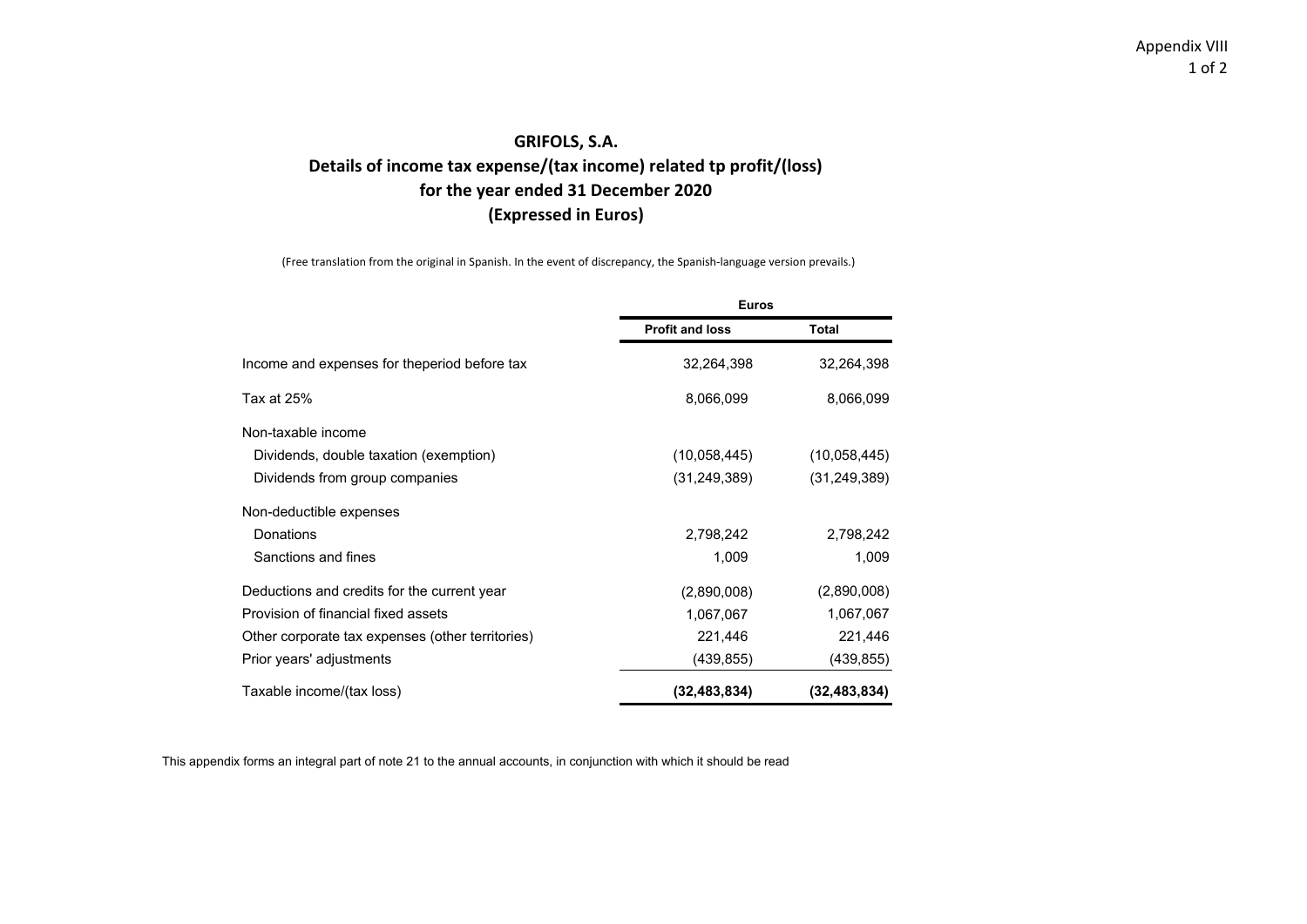Appendix VIII

## GRIFOLS, S.A.
## Details of income tax expense/(tax income) related tp profit/(loss)
## for the year ended 31 December 2020
## (Expressed in Euros)

(Free translation from the original in Spanish. In the event of discrepancy, the Spanish-language version prevails.)

| | Euros | |
|---|---|---|
| | **Profit and loss** | **Total** |
| Income and expenses for theperiod before tax | 32,264,398 | 32,264,398 |
| Tax at 25% | 8,066,099 | 8,066,099 |
| Non-taxable income | | |
| Dividends, double taxation (exemption) | (10,058,445) | (10,058,445) |
| Dividends from group companies | (31,249,389) | (31,249,389) |
| Non-deductible expenses | | |
| Donations | 2,798,242 | 2,798,242 |
| Sanctions and fines | 1,009 | 1,009 |
| Deductions and credits for the current year | (2,890,008) | (2,890,008) |
| Provision of financial fixed assets | 1,067,067 | 1,067,067 |
| Other corporate tax expenses (other territories) | 221,446 | 221,446 |
| Prior years' adjustments | (439,855) | (439,855) |
| Taxable income/(tax loss) | **(32,483,834)** | **(32,483,834)** |

This appendix forms an integral part of note 21 to the annual accounts, in conjunction with which it should be read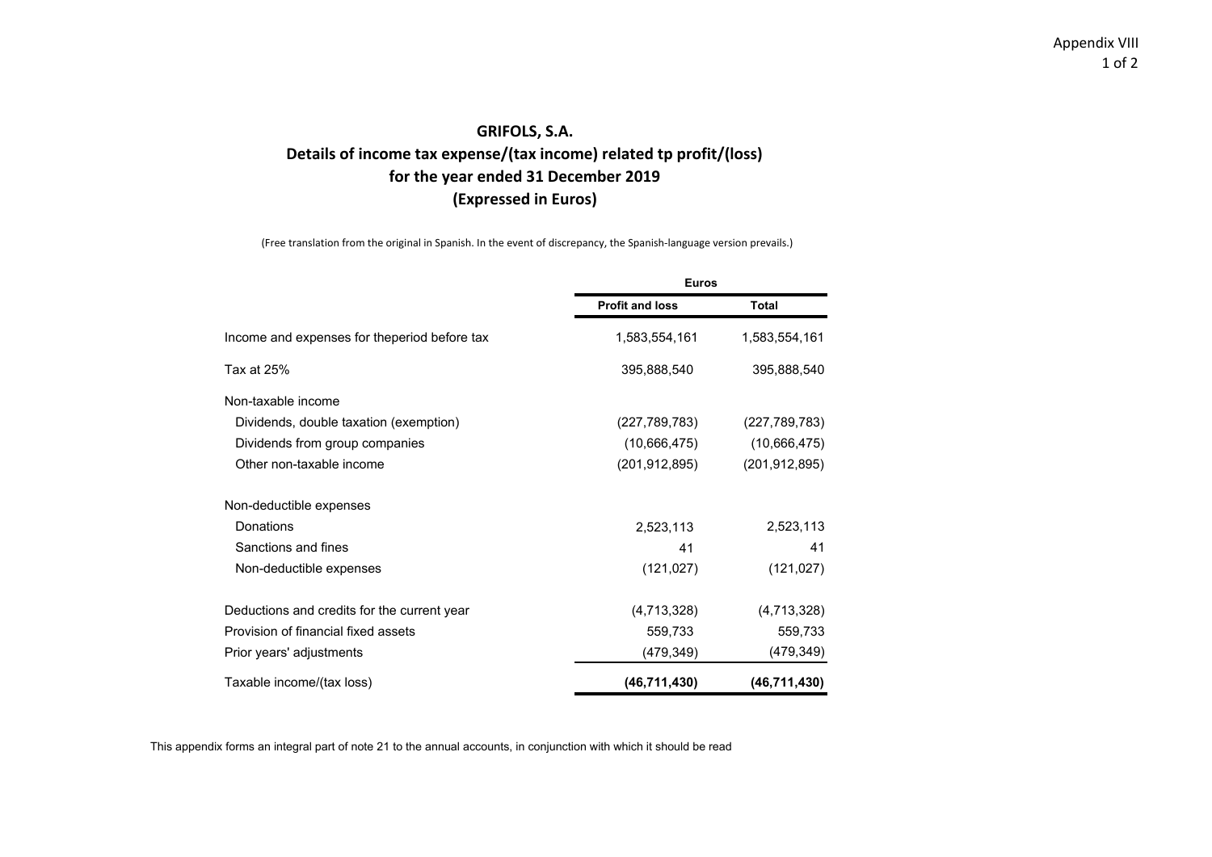Appendix VIII

# GRIFOLS, S.A.
## Details of income tax expense/(tax income) related tp profit/(loss)
## for the year ended 31 December 2019
## (Expressed in Euros)

(Free translation from the original in Spanish. In the event of discrepancy, the Spanish-language version prevails.)

| | Euros | |
|---|---|---|
| | **Profit and loss** | **Total** |
| Income and expenses for theperiod before tax | 1,583,554,161 | 1,583,554,161 |
| Tax at 25% | 395,888,540 | 395,888,540 |
| Non-taxable income | | |
| Dividends, double taxation (exemption) | (227,789,783) | (227,789,783) |
| Dividends from group companies | (10,666,475) | (10,666,475) |
| Other non-taxable income | (201,912,895) | (201,912,895) |
| Non-deductible expenses | | |
| Donations | 2,523,113 | 2,523,113 |
| Sanctions and fines | 41 | 41 |
| Non-deductible expenses | (121,027) | (121,027) |
| Deductions and credits for the current year | (4,713,328) | (4,713,328) |
| Provision of financial fixed assets | 559,733 | 559,733 |
| Prior years' adjustments | (479,349) | (479,349) |
| Taxable income/(tax loss) | **(46,711,430)** | **(46,711,430)** |

This appendix forms an integral part of note 21 to the annual accounts, in conjunction with which it should be read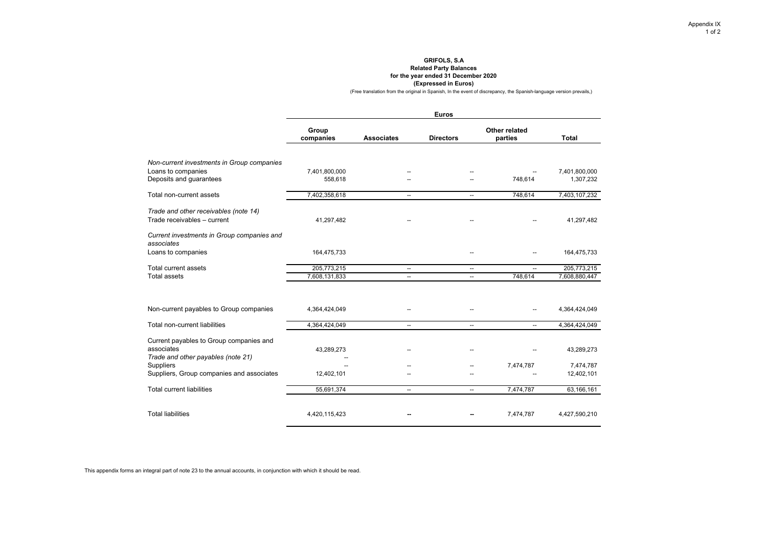Appendix IX

**GRIFOLS, S.A**
**Related Party Balances**
**for the year ended 31 December 2020**
**(Expressed in Euros)**

(Free translation from the original in Spanish, In the event of discrepancy, the Spanish-language version prevails,)

| | Euros | | | | |
|---|---|---|---|---|---|
| | **Group companies** | **Associates** | **Directors** | **Other related parties** | **Total** |
| *Non-current investments in Group companies* | | | | | |
| Loans to companies | 7,401,800,000 | -- | -- | -- | 7,401,800,000 |
| Deposits and guarantees | 558,618 | -- | -- | 748,614 | 1,307,232 |
| Total non-current assets | 7,402,358,618 | -- | -- | 748,614 | 7,403,107,232 |
| *Trade and other receivables (note 14)* | | | | | |
| Trade receivables – current | 41,297,482 | -- | -- | -- | 41,297,482 |
| *Current investments in Group companies and associates* | | | | | |
| Loans to companies | 164,475,733 | | -- | -- | 164,475,733 |
| Total current assets | 205,773,215 | -- | -- | -- | 205,773,215 |
| Total assets | 7,608,131,833 | -- | -- | 748,614 | 7,608,880,447 |
| Non-current payables to Group companies | 4,364,424,049 | -- | -- | -- | 4,364,424,049 |
| Total non-current liabilities | 4,364,424,049 | -- | -- | -- | 4,364,424,049 |
| Current payables to Group companies and associates | 43,289,273 | -- | -- | -- | 43,289,273 |
| *Trade and other payables (note 21)* | -- | | | | |
| Suppliers | -- | -- | -- | 7,474,787 | 7,474,787 |
| Suppliers, Group companies and associates | 12,402,101 | -- | -- | -- | 12,402,101 |
| Total current liabilities | 55,691,374 | -- | -- | 7,474,787 | 63,166,161 |
| Total liabilities | 4,420,115,423 | -- | -- | 7,474,787 | 4,427,590,210 |

This appendix forms an integral part of note 23 to the annual accounts, in conjunction with which it should be read.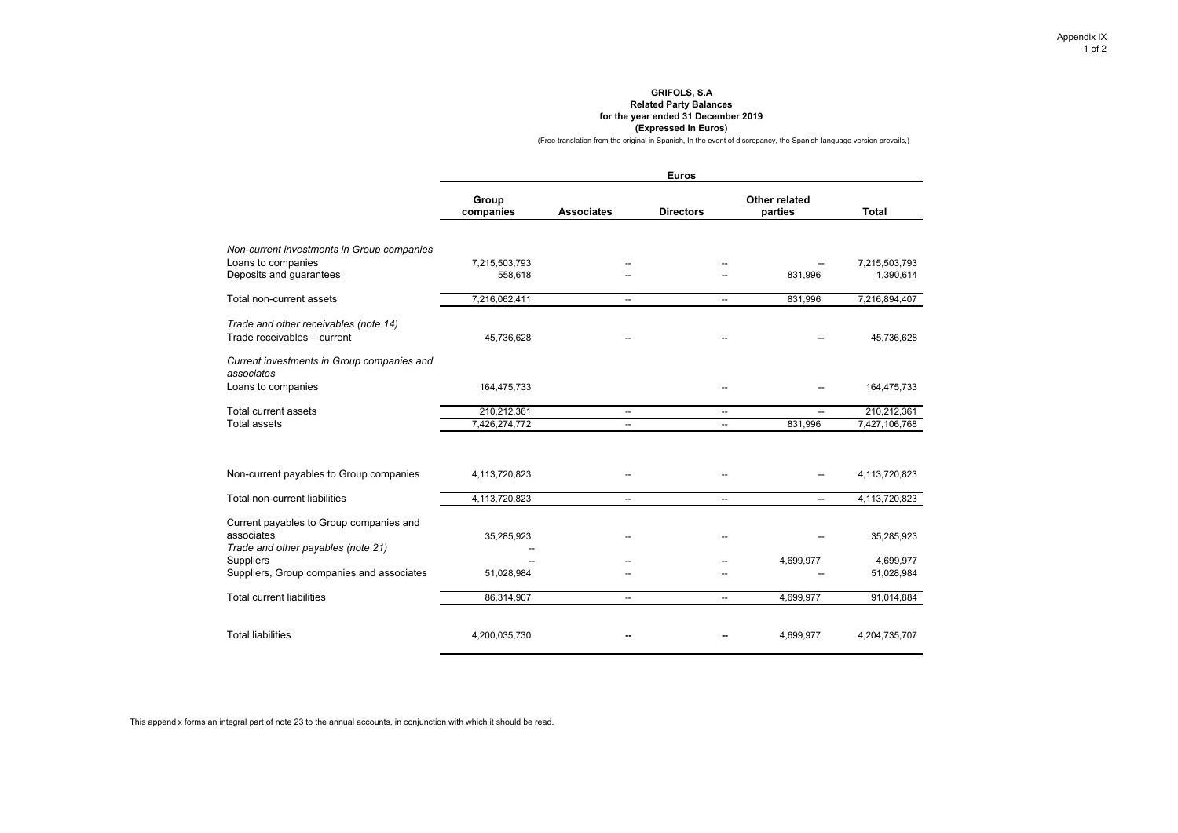Appendix IX

**GRIFOLS, S.A**
**Related Party Balances**
**for the year ended 31 December 2019**
**(Expressed in Euros)**

(Free translation from the original in Spanish, In the event of discrepancy, the Spanish-language version prevails,)

| | **Euros** | | | | |
|---|---|---|---|---|---|
| | **Group companies** | **Associates** | **Directors** | **Other related parties** | **Total** |
| *Non-current investments in Group companies* | | | | | |
| Loans to companies | 7,215,503,793 | -- | -- | -- | 7,215,503,793 |
| Deposits and guarantees | 558,618 | -- | -- | 831,996 | 1,390,614 |
| Total non-current assets | 7,216,062,411 | -- | -- | 831,996 | 7,216,894,407 |
| *Trade and other receivables (note 14)* | | | | | |
| Trade receivables – current | 45,736,628 | -- | -- | -- | 45,736,628 |
| *Current investments in Group companies and associates* | | | | | |
| Loans to companies | 164,475,733 | | -- | -- | 164,475,733 |
| Total current assets | 210,212,361 | -- | -- | -- | 210,212,361 |
| Total assets | 7,426,274,772 | -- | -- | 831,996 | 7,427,106,768 |
| Non-current payables to Group companies | 4,113,720,823 | -- | -- | -- | 4,113,720,823 |
| Total non-current liabilities | 4,113,720,823 | -- | -- | -- | 4,113,720,823 |
| Current payables to Group companies and associates | 35,285,923 | -- | -- | -- | 35,285,923 |
| *Trade and other payables (note 21)* | -- | | | | |
| Suppliers | -- | -- | -- | 4,699,977 | 4,699,977 |
| Suppliers, Group companies and associates | 51,028,984 | -- | -- | -- | 51,028,984 |
| Total current liabilities | 86,314,907 | -- | -- | 4,699,977 | 91,014,884 |
| Total liabilities | 4,200,035,730 | -- | -- | 4,699,977 | 4,204,735,707 |

This appendix forms an integral part of note 23 to the annual accounts, in conjunction with which it should be read.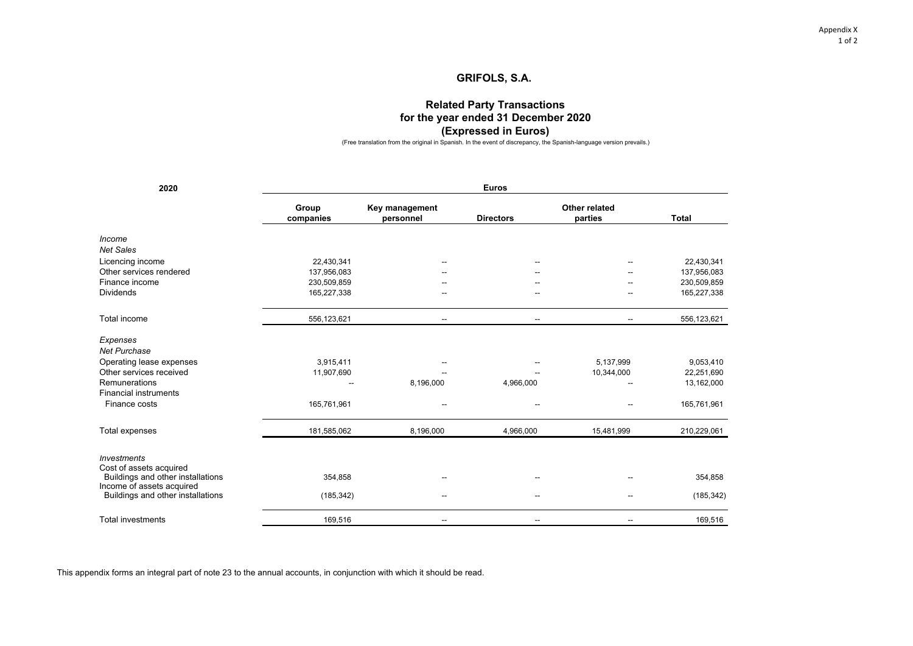Appendix X

# GRIFOLS, S.A.

## Related Party Transactions for the year ended 31 December 2020 (Expressed in Euros)

(Free translation from the original in Spanish. In the event of discrepancy, the Spanish-language version prevails.)

| 2020 | Euros | | | | |
|---|---|---|---|---|---|
| | Group companies | Key management personnel | Directors | Other related parties | Total |
| *Income* | | | | | |
| *Net Sales* | | | | | |
| Licencing income | 22,430,341 | -- | -- | -- | 22,430,341 |
| Other services rendered | 137,956,083 | -- | -- | -- | 137,956,083 |
| Finance income | 230,509,859 | -- | -- | -- | 230,509,859 |
| Dividends | 165,227,338 | -- | -- | -- | 165,227,338 |
| Total income | 556,123,621 | -- | -- | -- | 556,123,621 |
| *Expenses* | | | | | |
| *Net Purchase* | | | | | |
| Operating lease expenses | 3,915,411 | -- | -- | 5,137,999 | 9,053,410 |
| Other services received | 11,907,690 | -- | -- | 10,344,000 | 22,251,690 |
| Remunerations | -- | 8,196,000 | 4,966,000 | -- | 13,162,000 |
| Financial instruments | | | | | |
| Finance costs | 165,761,961 | -- | -- | -- | 165,761,961 |
| Total expenses | 181,585,062 | 8,196,000 | 4,966,000 | 15,481,999 | 210,229,061 |
| *Investments* | | | | | |
| Cost of assets acquired | | | | | |
| Buildings and other installations | 354,858 | -- | -- | -- | 354,858 |
| Income of assets acquired | | | | | |
| Buildings and other installations | (185,342) | -- | -- | -- | (185,342) |
| Total investments | 169,516 | -- | -- | -- | 169,516 |

This appendix forms an integral part of note 23 to the annual accounts, in conjunction with which it should be read.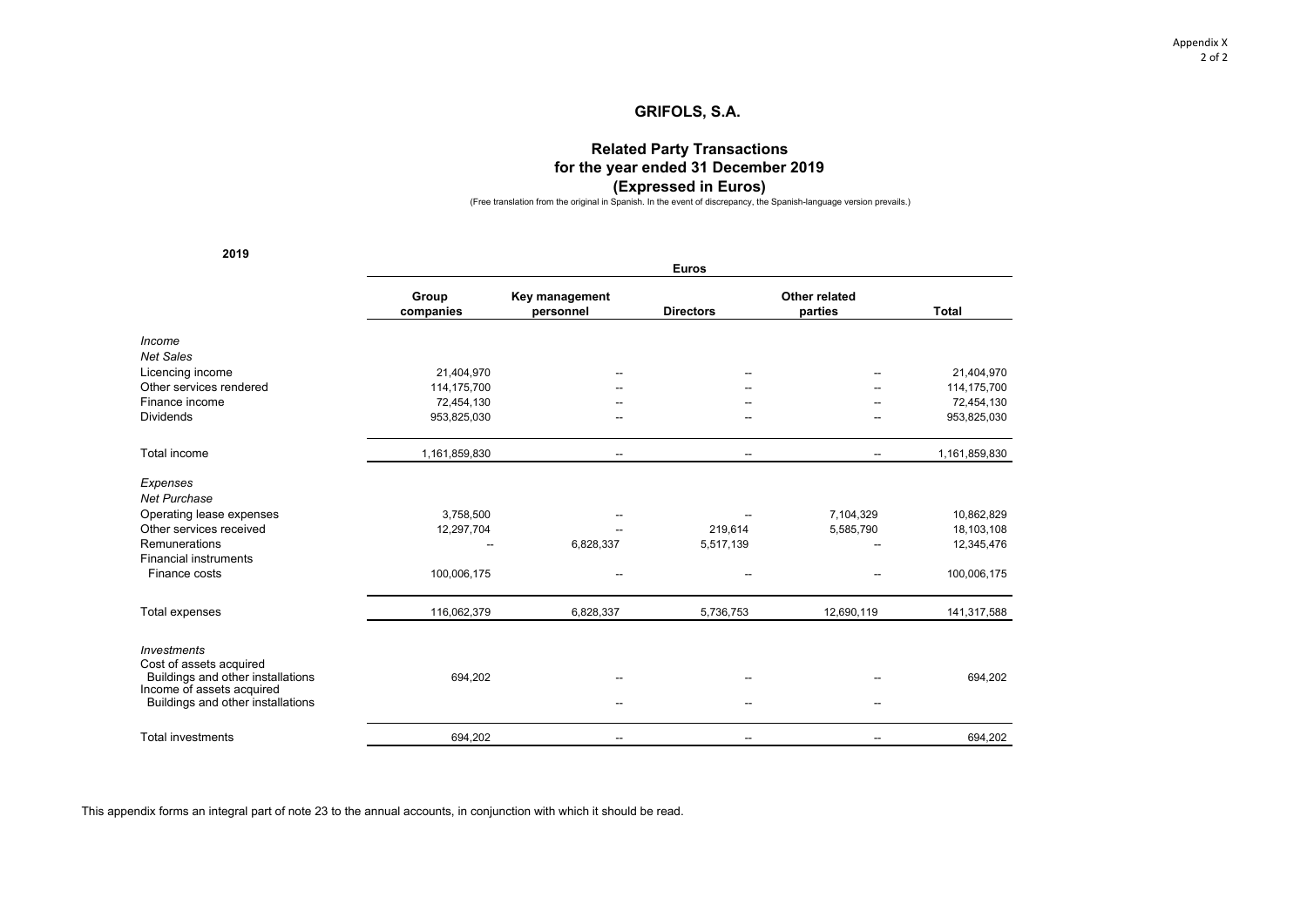# GRIFOLS, S.A.

## Related Party Transactions for the year ended 31 December 2019 (Expressed in Euros)

(Free translation from the original in Spanish. In the event of discrepancy, the Spanish-language version prevails.)

**2019**

| | Euros | | | | |
|---|---|---|---|---|---|
| | **Group companies** | **Key management personnel** | **Directors** | **Other related parties** | **Total** |
| *Income* | | | | | |
| *Net Sales* | | | | | |
| Licencing income | 21,404,970 | -- | -- | -- | 21,404,970 |
| Other services rendered | 114,175,700 | -- | -- | -- | 114,175,700 |
| Finance income | 72,454,130 | -- | -- | -- | 72,454,130 |
| Dividends | 953,825,030 | -- | -- | -- | 953,825,030 |
| Total income | 1,161,859,830 | -- | -- | -- | 1,161,859,830 |
| *Expenses* | | | | | |
| *Net Purchase* | | | | | |
| Operating lease expenses | 3,758,500 | -- | -- | 7,104,329 | 10,862,829 |
| Other services received | 12,297,704 | -- | 219,614 | 5,585,790 | 18,103,108 |
| Remunerations | -- | 6,828,337 | 5,517,139 | -- | 12,345,476 |
| Financial instruments | | | | | |
| Finance costs | 100,006,175 | -- | -- | -- | 100,006,175 |
| Total expenses | 116,062,379 | 6,828,337 | 5,736,753 | 12,690,119 | 141,317,588 |
| *Investments* | | | | | |
| Cost of assets acquired | | | | | |
| Buildings and other installations | 694,202 | -- | -- | -- | 694,202 |
| Income of assets acquired | | | | | |
| Buildings and other installations | | -- | -- | -- | |
| Total investments | 694,202 | -- | -- | -- | 694,202 |

This appendix forms an integral part of note 23 to the annual accounts, in conjunction with which it should be read.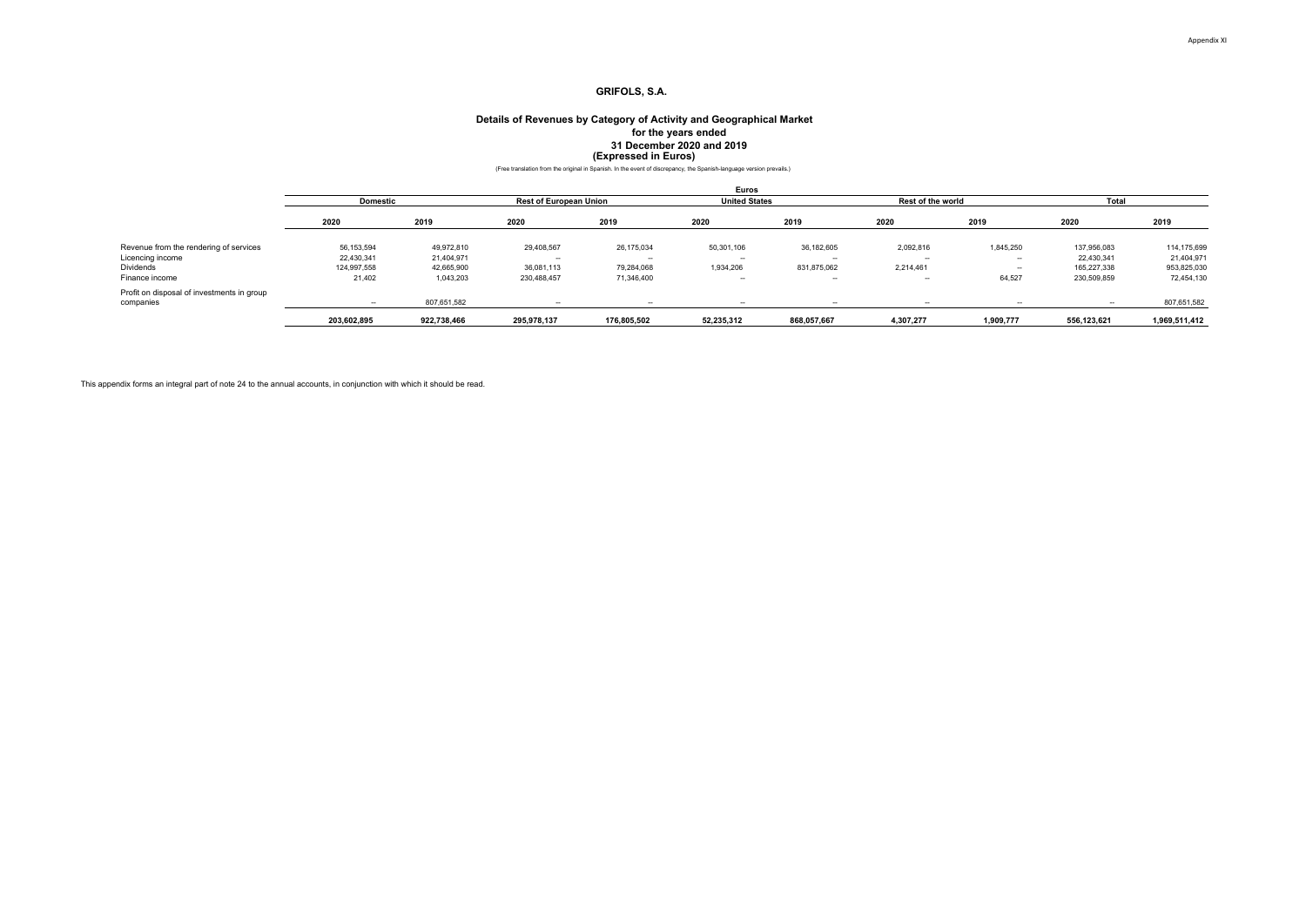Appendix XI

# GRIFOLS, S.A.

## Details of Revenues by Category of Activity and Geographical Market for the years ended 31 December 2020 and 2019 (Expressed in Euros)

(Free translation from the original in Spanish. In the event of discrepancy, the Spanish-language version prevails.)

| | Euros | | | | | | | | | |
|---|---|---|---|---|---|---|---|---|---|---|
| | Domestic | | Rest of European Union | | United States | | Rest of the world | | Total | |
| | 2020 | 2019 | 2020 | 2019 | 2020 | 2019 | 2020 | 2019 | 2020 | 2019 |
| Revenue from the rendering of services | 56,153,594 | 49,972,810 | 29,408,567 | 26,175,034 | 50,301,106 | 36,182,605 | 2,092,816 | 1,845,250 | 137,956,083 | 114,175,699 |
| Licencing income | 22,430,341 | 21,404,971 | -- | -- | -- | -- | -- | -- | 22,430,341 | 21,404,971 |
| Dividends | 124,997,558 | 42,665,900 | 36,081,113 | 79,284,068 | 1,934,206 | 831,875,062 | 2,214,461 | -- | 165,227,338 | 953,825,030 |
| Finance income | 21,402 | 1,043,203 | 230,488,457 | 71,346,400 | -- | -- | -- | 64,527 | 230,509,859 | 72,454,130 |
| Profit on disposal of investments in group companies | -- | 807,651,582 | -- | -- | -- | -- | -- | -- | -- | 807,651,582 |
| | **203,602,895** | **922,738,466** | **295,978,137** | **176,805,502** | **52,235,312** | **868,057,667** | **4,307,277** | **1,909,777** | **556,123,621** | **1,969,511,412** |

This appendix forms an integral part of note 24 to the annual accounts, in conjunction with which it should be read.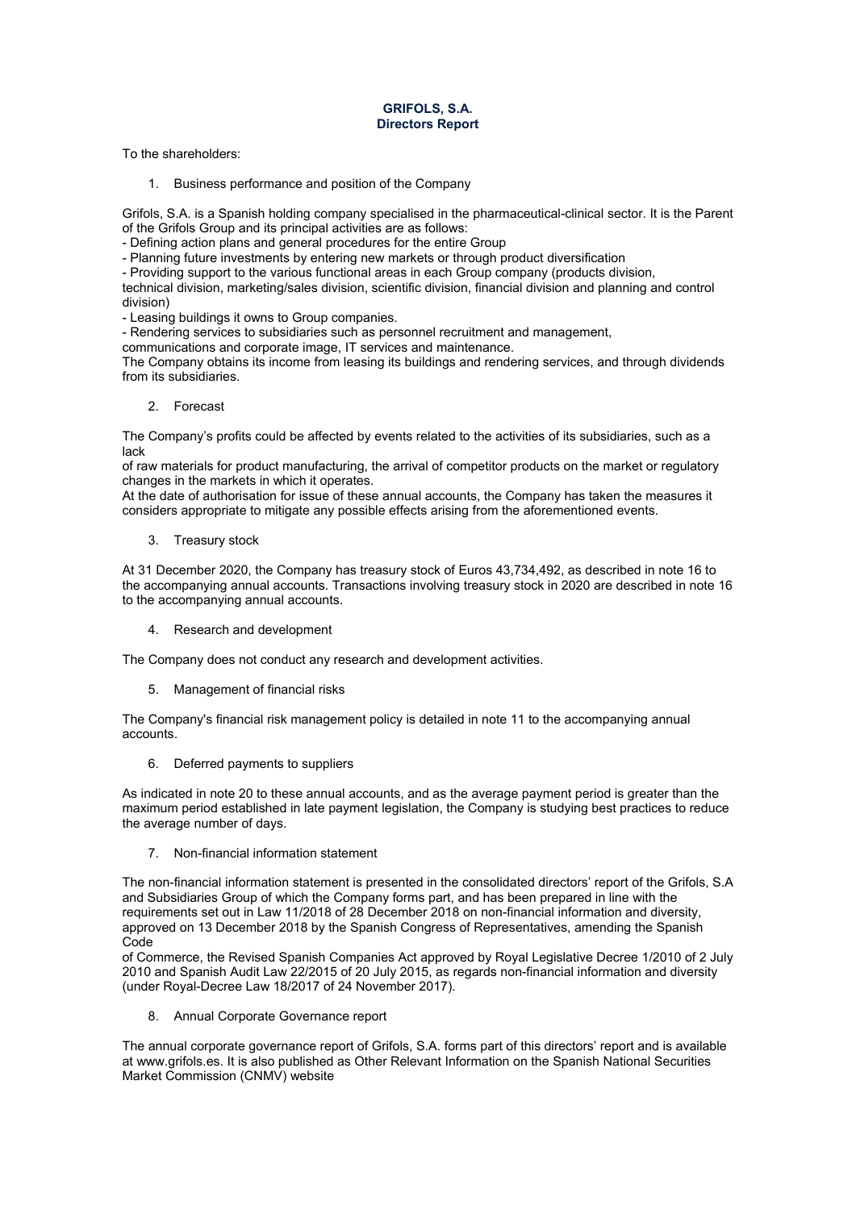# GRIFOLS, S.A.
## Directors Report

To the shareholders:

1. Business performance and position of the Company

Grifols, S.A. is a Spanish holding company specialised in the pharmaceutical-clinical sector. It is the Parent of the Grifols Group and its principal activities are as follows:
- Defining action plans and general procedures for the entire Group
- Planning future investments by entering new markets or through product diversification
- Providing support to the various functional areas in each Group company (products division, technical division, marketing/sales division, scientific division, financial division and planning and control division)
- Leasing buildings it owns to Group companies.
- Rendering services to subsidiaries such as personnel recruitment and management, communications and corporate image, IT services and maintenance.

The Company obtains its income from leasing its buildings and rendering services, and through dividends from its subsidiaries.

2. Forecast

The Company's profits could be affected by events related to the activities of its subsidiaries, such as a lack of raw materials for product manufacturing, the arrival of competitor products on the market or regulatory changes in the markets in which it operates.
At the date of authorisation for issue of these annual accounts, the Company has taken the measures it considers appropriate to mitigate any possible effects arising from the aforementioned events.

3. Treasury stock

At 31 December 2020, the Company has treasury stock of Euros 43,734,492, as described in note 16 to the accompanying annual accounts. Transactions involving treasury stock in 2020 are described in note 16 to the accompanying annual accounts.

4. Research and development

The Company does not conduct any research and development activities.

5. Management of financial risks

The Company's financial risk management policy is detailed in note 11 to the accompanying annual accounts.

6. Deferred payments to suppliers

As indicated in note 20 to these annual accounts, and as the average payment period is greater than the maximum period established in late payment legislation, the Company is studying best practices to reduce the average number of days.

7. Non-financial information statement

The non-financial information statement is presented in the consolidated directors' report of the Grifols, S.A and Subsidiaries Group of which the Company forms part, and has been prepared in line with the requirements set out in Law 11/2018 of 28 December 2018 on non-financial information and diversity, approved on 13 December 2018 by the Spanish Congress of Representatives, amending the Spanish Code of Commerce, the Revised Spanish Companies Act approved by Royal Legislative Decree 1/2010 of 2 July 2010 and Spanish Audit Law 22/2015 of 20 July 2015, as regards non-financial information and diversity (under Royal-Decree Law 18/2017 of 24 November 2017).

8. Annual Corporate Governance report

The annual corporate governance report of Grifols, S.A. forms part of this directors' report and is available at www.grifols.es. It is also published as Other Relevant Information on the Spanish National Securities Market Commission (CNMV) website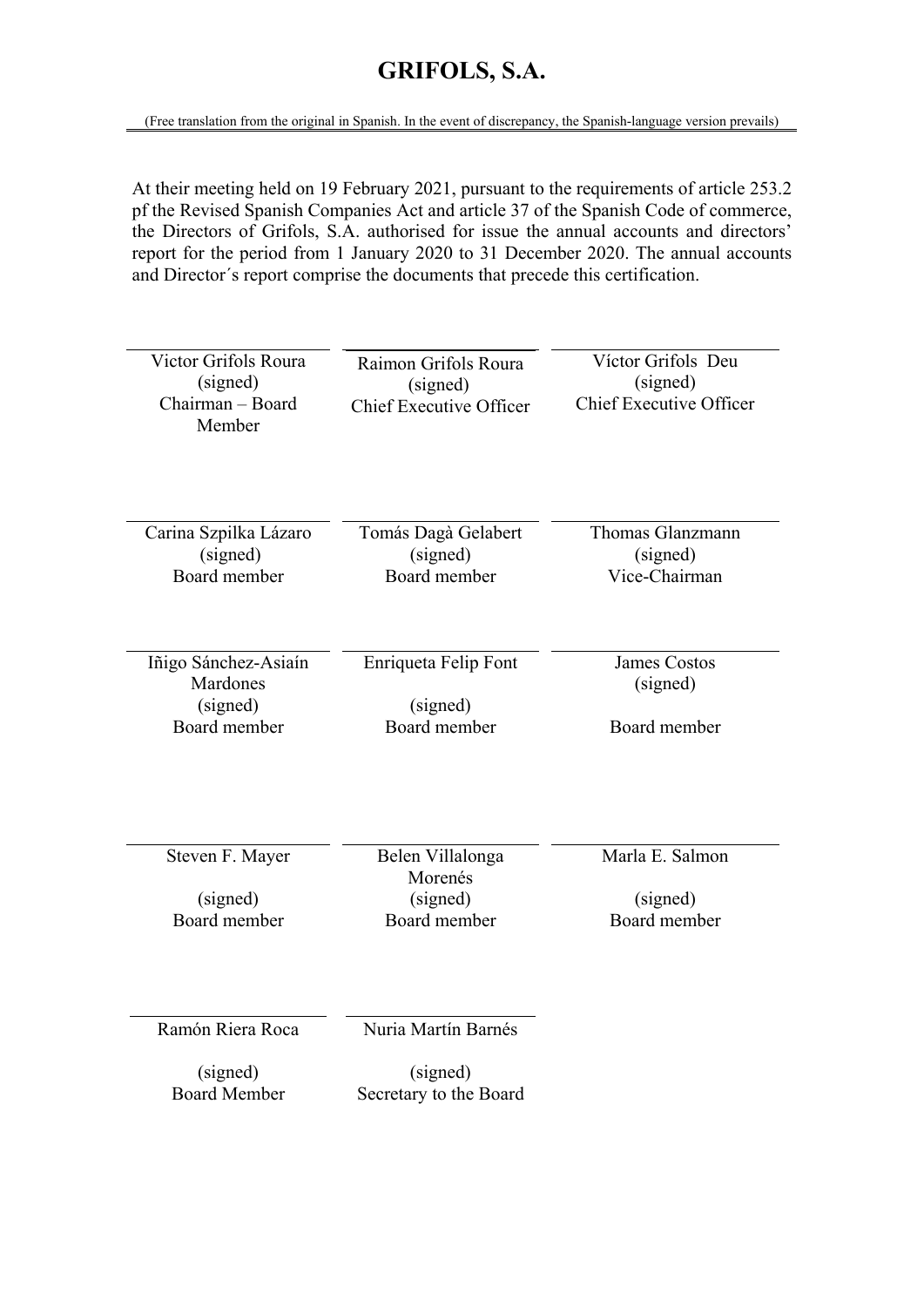# GRIFOLS, S.A.

(Free translation from the original in Spanish. In the event of discrepancy, the Spanish-language version prevails)

At their meeting held on 19 February 2021, pursuant to the requirements of article 253.2 pf the Revised Spanish Companies Act and article 37 of the Spanish Code of commerce, the Directors of Grifols, S.A. authorised for issue the annual accounts and directors' report for the period from 1 January 2020 to 31 December 2020. The annual accounts and Director´s report comprise the documents that precede this certification.

| | | |
|---|---|---|
| Victor Grifols Roura<br>(signed)<br>Chairman – Board Member | Raimon Grifols Roura<br>(signed)<br>Chief Executive Officer | Víctor Grifols Deu<br>(signed)<br>Chief Executive Officer |
| Carina Szpilka Lázaro<br>(signed)<br>Board member | Tomás Dagà Gelabert<br>(signed)<br>Board member | Thomas Glanzmann<br>(signed)<br>Vice-Chairman |
| Iñigo Sánchez-Asiaín Mardones<br>(signed)<br>Board member | Enriqueta Felip Font<br>(signed)<br>Board member | James Costos<br>(signed)<br>Board member |
| Steven F. Mayer<br>(signed)<br>Board member | Belen Villalonga Morenés<br>(signed)<br>Board member | Marla E. Salmon<br>(signed)<br>Board member |
| Ramón Riera Roca<br>(signed)<br>Board Member | Nuria Martín Barnés<br>(signed)<br>Secretary to the Board | |